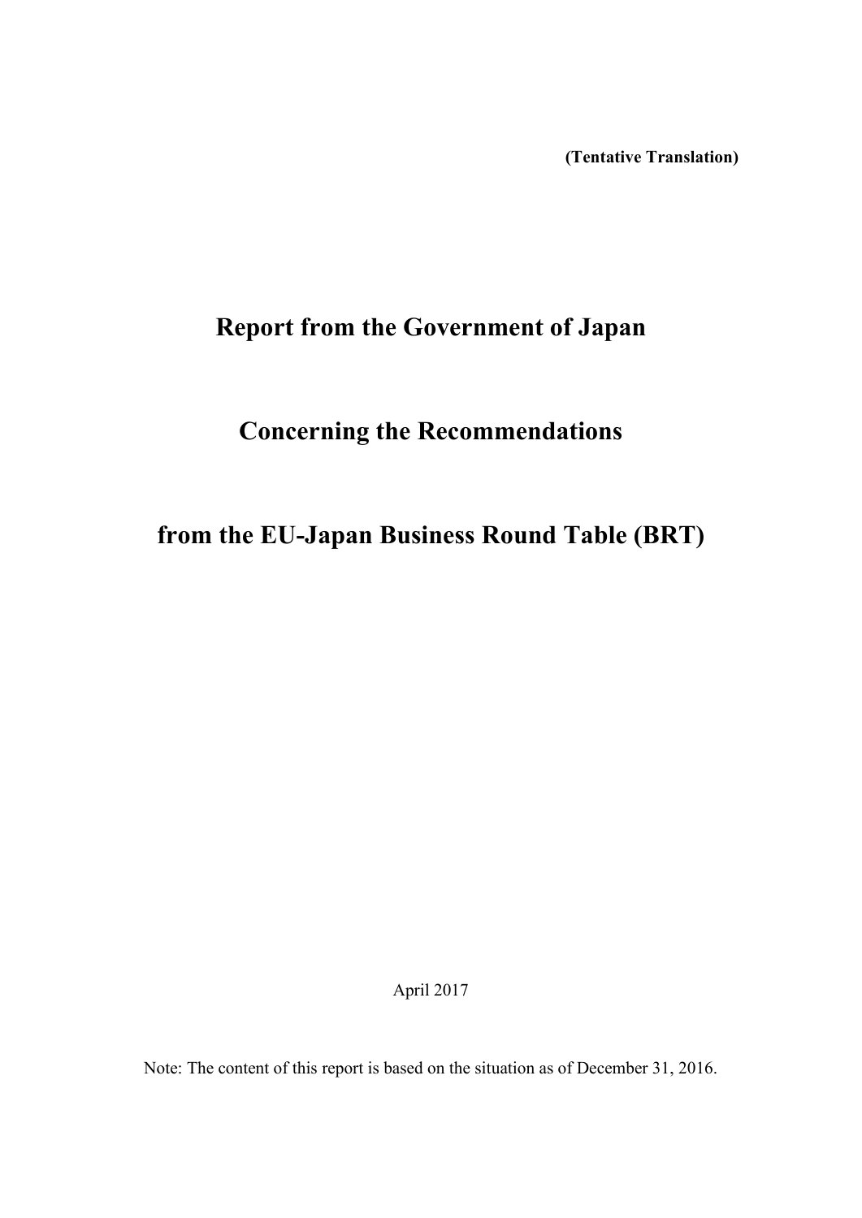**(Tentative Translation)**

# Report from the Government of Japan

# Concerning the Recommendations

# from the EU-Japan Business Round Table (BRT)

April 2017

Note: The content of this report is based on the situation as of December 31, 2016.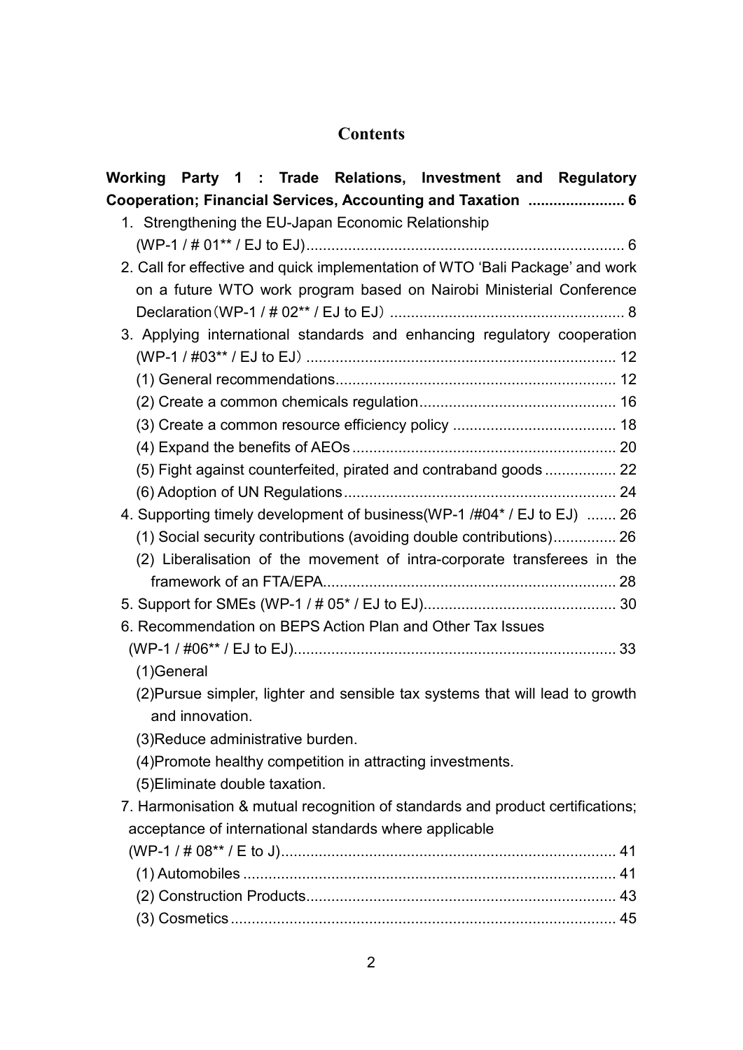# Contents

**Working Party 1 : Trade Relations, Investment and Regulatory Cooperation; Financial Services, Accounting and Taxation ....................... 6**

1. Strengthening the EU-Japan Economic Relationship (WP-1 / # 01** / EJ to EJ)........................................................................... 6
2. Call for effective and quick implementation of WTO 'Bali Package' and work on a future WTO work program based on Nairobi Ministerial Conference Declaration（WP-1 / # 02** / EJ to EJ）....................................................... 8
3. Applying international standards and enhancing regulatory cooperation (WP-1 / #03** / EJ to EJ）......................................................................... 12
   - (1) General recommendations.................................................................. 12
   - (2) Create a common chemicals regulation.............................................. 16
   - (3) Create a common resource efficiency policy ....................................... 18
   - (4) Expand the benefits of AEOs .............................................................. 20
   - (5) Fight against counterfeited, pirated and contraband goods ................. 22
   - (6) Adoption of UN Regulations ................................................................ 24
4. Supporting timely development of business(WP-1 /#04* / EJ to EJ) ....... 26
   - (1) Social security contributions (avoiding double contributions)............... 26
   - (2) Liberalisation of the movement of intra-corporate transferees in the framework of an FTA/EPA..................................................................... 28
5. Support for SMEs (WP-1 / # 05* / EJ to EJ)............................................. 30
6. Recommendation on BEPS Action Plan and Other Tax Issues (WP-1 / #06** / EJ to EJ)............................................................................ 33
   - (1)General
   - (2)Pursue simpler, lighter and sensible tax systems that will lead to growth and innovation.
   - (3)Reduce administrative burden.
   - (4)Promote healthy competition in attracting investments.
   - (5)Eliminate double taxation.
7. Harmonisation & mutual recognition of standards and product certifications; acceptance of international standards where applicable (WP-1 / # 08** / E to J)............................................................................... 41
   - (1) Automobiles ........................................................................................ 41
   - (2) Construction Products......................................................................... 43
   - (3) Cosmetics ........................................................................................... 45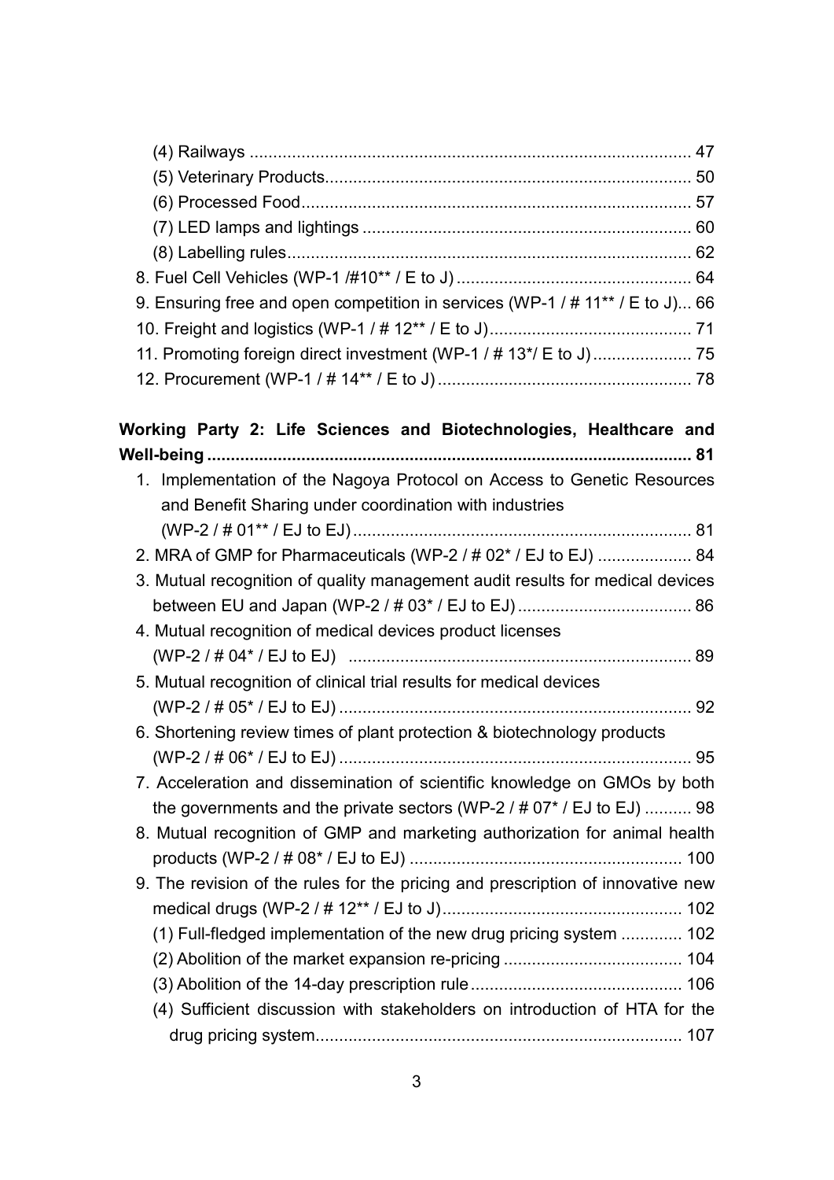(4) Railways ............................................................................................ 47
(5) Veterinary Products............................................................................ 50
(6) Processed Food.................................................................................. 57
(7) LED lamps and lightings ..................................................................... 60
(8) Labelling rules..................................................................................... 62

8. Fuel Cell Vehicles (WP-1 /#10** / E to J) .................................................. 64

9. Ensuring free and open competition in services (WP-1 / # 11** / E to J)... 66

10. Freight and logistics (WP-1 / # 12** / E to J)........................................... 71

11. Promoting foreign direct investment (WP-1 / # 13*/ E to J)..................... 75

12. Procurement (WP-1 / # 14** / E to J)...................................................... 78

**Working Party 2: Life Sciences and Biotechnologies, Healthcare and Well-being ...................................................................................................... 81**

1. Implementation of the Nagoya Protocol on Access to Genetic Resources and Benefit Sharing under coordination with industries (WP-2 / # 01** / EJ to EJ)........................................................................ 81
2. MRA of GMP for Pharmaceuticals (WP-2 / # 02* / EJ to EJ) .................... 84
3. Mutual recognition of quality management audit results for medical devices between EU and Japan (WP-2 / # 03* / EJ to EJ) ..................................... 86
4. Mutual recognition of medical devices product licenses (WP-2 / # 04* / EJ to EJ) ......................................................................... 89
5. Mutual recognition of clinical trial results for medical devices (WP-2 / # 05* / EJ to EJ) ........................................................................... 92
6. Shortening review times of plant protection & biotechnology products (WP-2 / # 06* / EJ to EJ) ........................................................................... 95
7. Acceleration and dissemination of scientific knowledge on GMOs by both the governments and the private sectors (WP-2 / # 07* / EJ to EJ) .......... 98
8. Mutual recognition of GMP and marketing authorization for animal health products (WP-2 / # 08* / EJ to EJ) .......................................................... 100
9. The revision of the rules for the pricing and prescription of innovative new medical drugs (WP-2 / # 12** / EJ to J)................................................... 102
   - (1) Full-fledged implementation of the new drug pricing system ............. 102
   - (2) Abolition of the market expansion re-pricing ...................................... 104
   - (3) Abolition of the 14-day prescription rule............................................. 106
   - (4) Sufficient discussion with stakeholders on introduction of HTA for the drug pricing system............................................................................. 107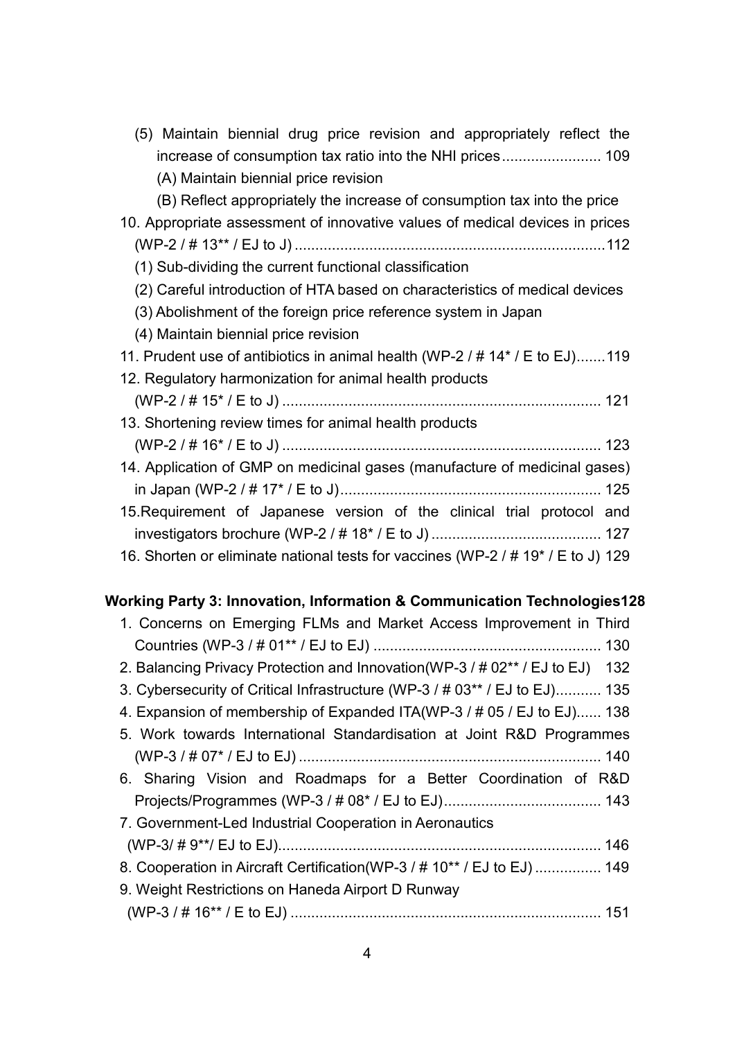(5) Maintain biennial drug price revision and appropriately reflect the increase of consumption tax ratio into the NHI prices........................ 109

(A) Maintain biennial price revision

(B) Reflect appropriately the increase of consumption tax into the price

10. Appropriate assessment of innovative values of medical devices in prices (WP-2 / # 13** / EJ to J) ...........................................................................112

(1) Sub-dividing the current functional classification

(2) Careful introduction of HTA based on characteristics of medical devices

(3) Abolishment of the foreign price reference system in Japan

(4) Maintain biennial price revision

11. Prudent use of antibiotics in animal health (WP-2 / # 14* / E to EJ).......119

12. Regulatory harmonization for animal health products (WP-2 / # 15* / E to J) ............................................................................ 121

13. Shortening review times for animal health products (WP-2 / # 16* / E to J) ............................................................................ 123

14. Application of GMP on medicinal gases (manufacture of medicinal gases) in Japan (WP-2 / # 17* / E to J)............................................................... 125

15.Requirement of Japanese version of the clinical trial protocol and investigators brochure (WP-2 / # 18* / E to J) ......................................... 127

16. Shorten or eliminate national tests for vaccines (WP-2 / # 19* / E to J) 129

**Working Party 3: Innovation, Information & Communication Technologies128**

1. Concerns on Emerging FLMs and Market Access Improvement in Third Countries (WP-3 / # 01** / EJ to EJ) ....................................................... 130
2. Balancing Privacy Protection and Innovation(WP-3 / # 02** / EJ to EJ) 132
3. Cybersecurity of Critical Infrastructure (WP-3 / # 03** / EJ to EJ)........... 135
4. Expansion of membership of Expanded ITA(WP-3 / # 05 / EJ to EJ)...... 138
5. Work towards International Standardisation at Joint R&D Programmes (WP-3 / # 07* / EJ to EJ) ......................................................................... 140
6. Sharing Vision and Roadmaps for a Better Coordination of R&D Projects/Programmes (WP-3 / # 08* / EJ to EJ)...................................... 143
7. Government-Led Industrial Cooperation in Aeronautics (WP-3/ # 9**/ EJ to EJ)............................................................................. 146
8. Cooperation in Aircraft Certification(WP-3 / # 10** / EJ to EJ) ................ 149
9. Weight Restrictions on Haneda Airport D Runway (WP-3 / # 16** / E to EJ) .......................................................................... 151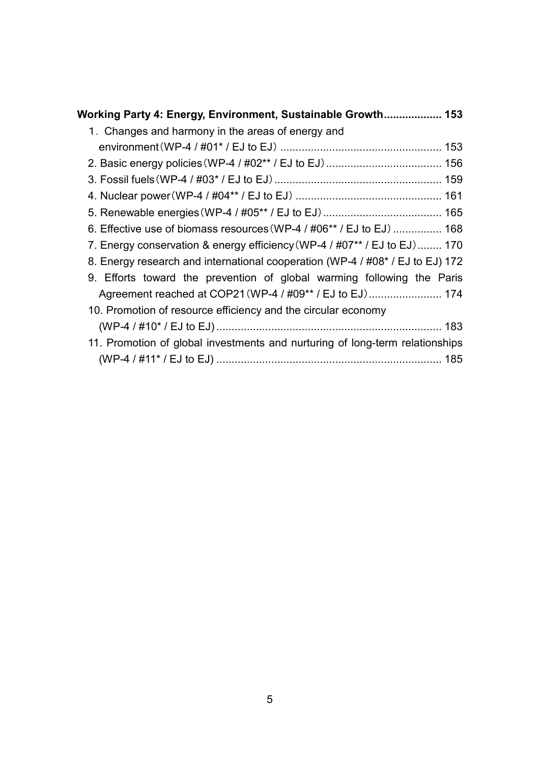**Working Party 4: Energy, Environment, Sustainable Growth.................. 153**

1．Changes and harmony in the areas of energy and environment（WP-4 / #01* / EJ to EJ） .................................................... 153

2. Basic energy policies（WP-4 / #02** / EJ to EJ）...................................... 156

3. Fossil fuels（WP-4 / #03* / EJ to EJ）....................................................... 159

4. Nuclear power（WP-4 / #04** / EJ to EJ） ................................................ 161

5. Renewable energies（WP-4 / #05** / EJ to EJ）....................................... 165

6. Effective use of biomass resources（WP-4 / #06** / EJ to EJ） ................ 168

7. Energy conservation & energy efficiency（WP-4 / #07** / EJ to EJ）........ 170

8. Energy research and international cooperation (WP-4 / #08* / EJ to EJ) 172

9. Efforts toward the prevention of global warming following the Paris Agreement reached at COP21（WP-4 / #09** / EJ to EJ）........................ 174

10. Promotion of resource efficiency and the circular economy (WP-4 / #10* / EJ to EJ)......................................................................... 183

11. Promotion of global investments and nurturing of long-term relationships (WP-4 / #11* / EJ to EJ) ......................................................................... 185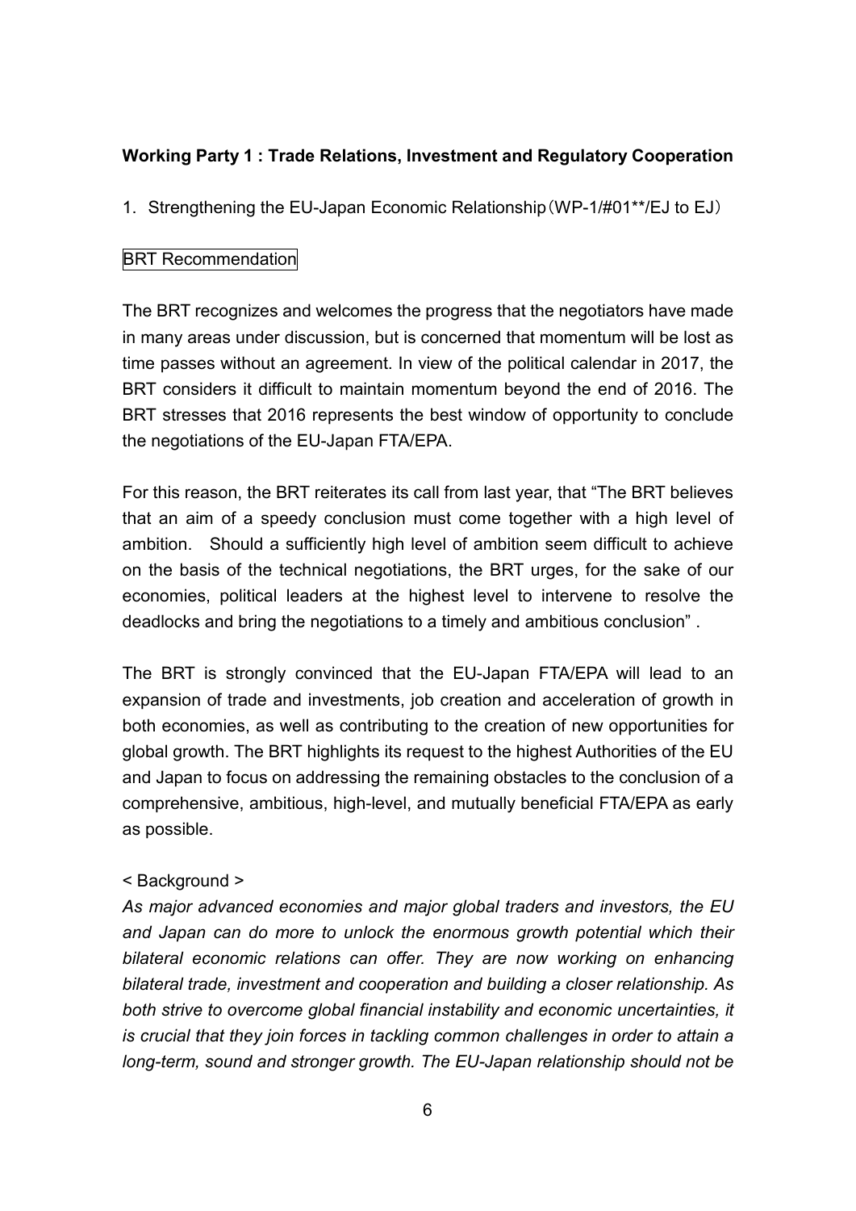**Working Party 1 : Trade Relations, Investment and Regulatory Cooperation**

1. Strengthening the EU-Japan Economic Relationship（WP-1/#01**/EJ to EJ）

BRT Recommendation

The BRT recognizes and welcomes the progress that the negotiators have made in many areas under discussion, but is concerned that momentum will be lost as time passes without an agreement. In view of the political calendar in 2017, the BRT considers it difficult to maintain momentum beyond the end of 2016. The BRT stresses that 2016 represents the best window of opportunity to conclude the negotiations of the EU-Japan FTA/EPA.

For this reason, the BRT reiterates its call from last year, that "The BRT believes that an aim of a speedy conclusion must come together with a high level of ambition. Should a sufficiently high level of ambition seem difficult to achieve on the basis of the technical negotiations, the BRT urges, for the sake of our economies, political leaders at the highest level to intervene to resolve the deadlocks and bring the negotiations to a timely and ambitious conclusion" .

The BRT is strongly convinced that the EU-Japan FTA/EPA will lead to an expansion of trade and investments, job creation and acceleration of growth in both economies, as well as contributing to the creation of new opportunities for global growth. The BRT highlights its request to the highest Authorities of the EU and Japan to focus on addressing the remaining obstacles to the conclusion of a comprehensive, ambitious, high-level, and mutually beneficial FTA/EPA as early as possible.

< Background >

*As major advanced economies and major global traders and investors, the EU and Japan can do more to unlock the enormous growth potential which their bilateral economic relations can offer. They are now working on enhancing bilateral trade, investment and cooperation and building a closer relationship. As both strive to overcome global financial instability and economic uncertainties, it is crucial that they join forces in tackling common challenges in order to attain a long-term, sound and stronger growth. The EU-Japan relationship should not be*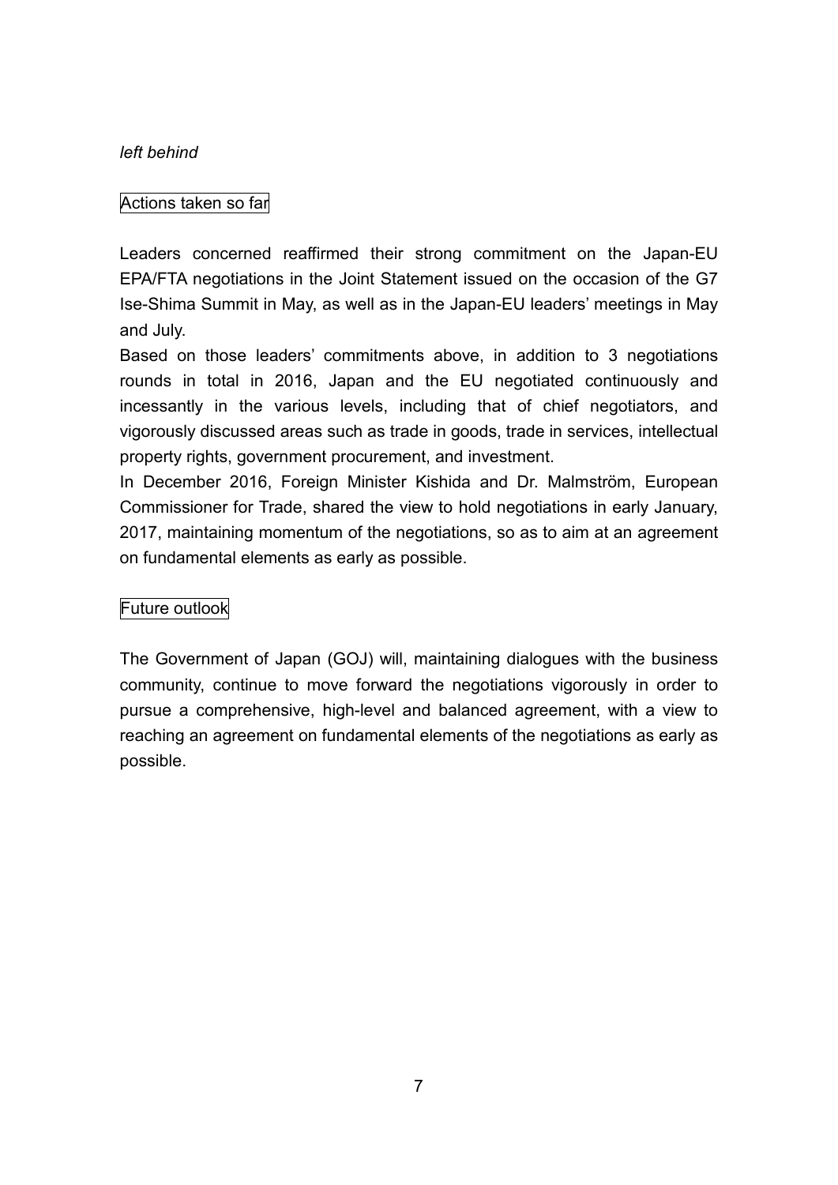*left behind*

Actions taken so far

Leaders concerned reaffirmed their strong commitment on the Japan-EU EPA/FTA negotiations in the Joint Statement issued on the occasion of the G7 Ise-Shima Summit in May, as well as in the Japan-EU leaders' meetings in May and July.

Based on those leaders' commitments above, in addition to 3 negotiations rounds in total in 2016, Japan and the EU negotiated continuously and incessantly in the various levels, including that of chief negotiators, and vigorously discussed areas such as trade in goods, trade in services, intellectual property rights, government procurement, and investment.

In December 2016, Foreign Minister Kishida and Dr. Malmström, European Commissioner for Trade, shared the view to hold negotiations in early January, 2017, maintaining momentum of the negotiations, so as to aim at an agreement on fundamental elements as early as possible.

Future outlook

The Government of Japan (GOJ) will, maintaining dialogues with the business community, continue to move forward the negotiations vigorously in order to pursue a comprehensive, high-level and balanced agreement, with a view to reaching an agreement on fundamental elements of the negotiations as early as possible.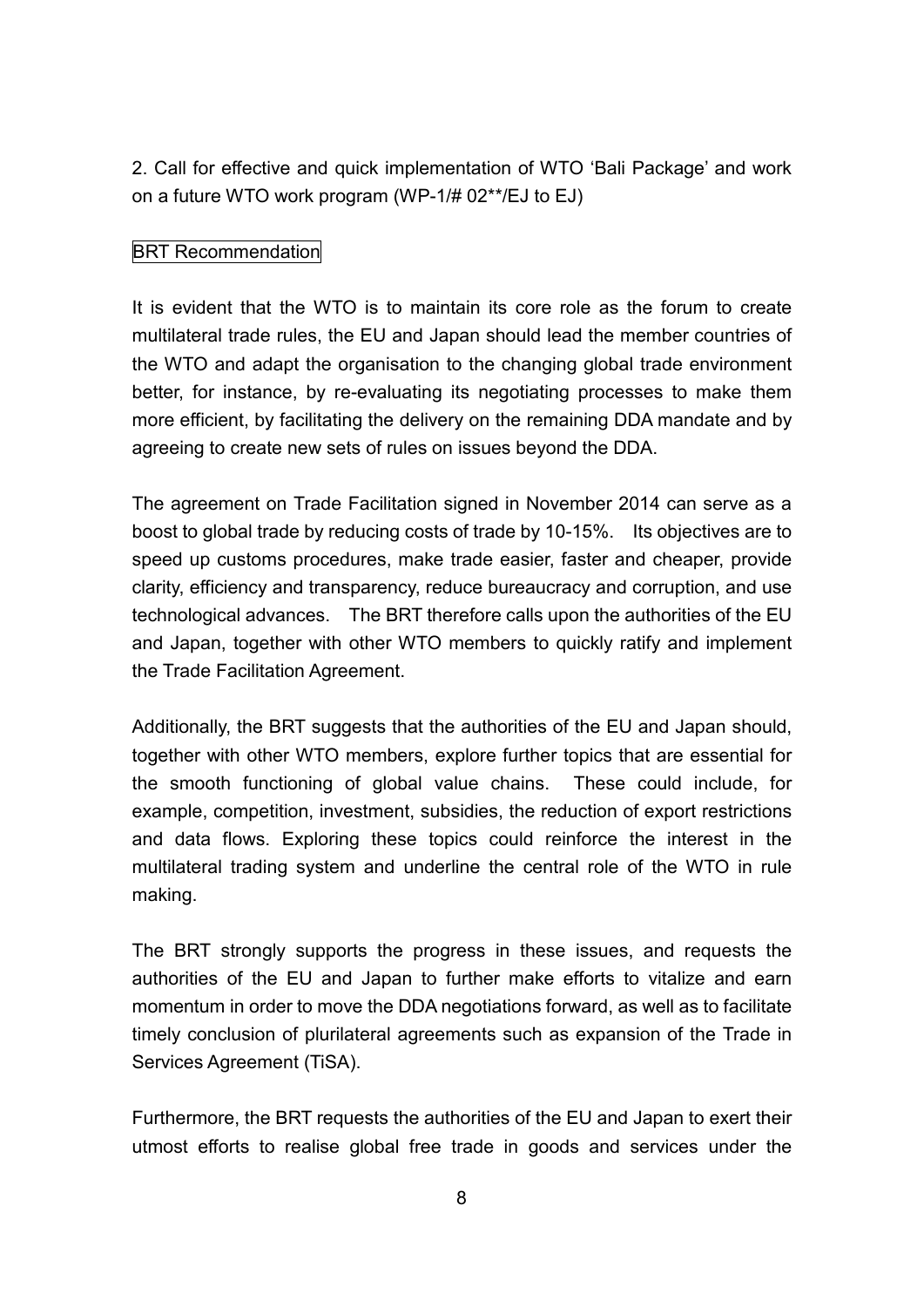2. Call for effective and quick implementation of WTO 'Bali Package' and work on a future WTO work program (WP-1/# 02**/EJ to EJ)

BRT Recommendation

It is evident that the WTO is to maintain its core role as the forum to create multilateral trade rules, the EU and Japan should lead the member countries of the WTO and adapt the organisation to the changing global trade environment better, for instance, by re-evaluating its negotiating processes to make them more efficient, by facilitating the delivery on the remaining DDA mandate and by agreeing to create new sets of rules on issues beyond the DDA.

The agreement on Trade Facilitation signed in November 2014 can serve as a boost to global trade by reducing costs of trade by 10-15%. Its objectives are to speed up customs procedures, make trade easier, faster and cheaper, provide clarity, efficiency and transparency, reduce bureaucracy and corruption, and use technological advances. The BRT therefore calls upon the authorities of the EU and Japan, together with other WTO members to quickly ratify and implement the Trade Facilitation Agreement.

Additionally, the BRT suggests that the authorities of the EU and Japan should, together with other WTO members, explore further topics that are essential for the smooth functioning of global value chains. These could include, for example, competition, investment, subsidies, the reduction of export restrictions and data flows. Exploring these topics could reinforce the interest in the multilateral trading system and underline the central role of the WTO in rule making.

The BRT strongly supports the progress in these issues, and requests the authorities of the EU and Japan to further make efforts to vitalize and earn momentum in order to move the DDA negotiations forward, as well as to facilitate timely conclusion of plurilateral agreements such as expansion of the Trade in Services Agreement (TiSA).

Furthermore, the BRT requests the authorities of the EU and Japan to exert their utmost efforts to realise global free trade in goods and services under the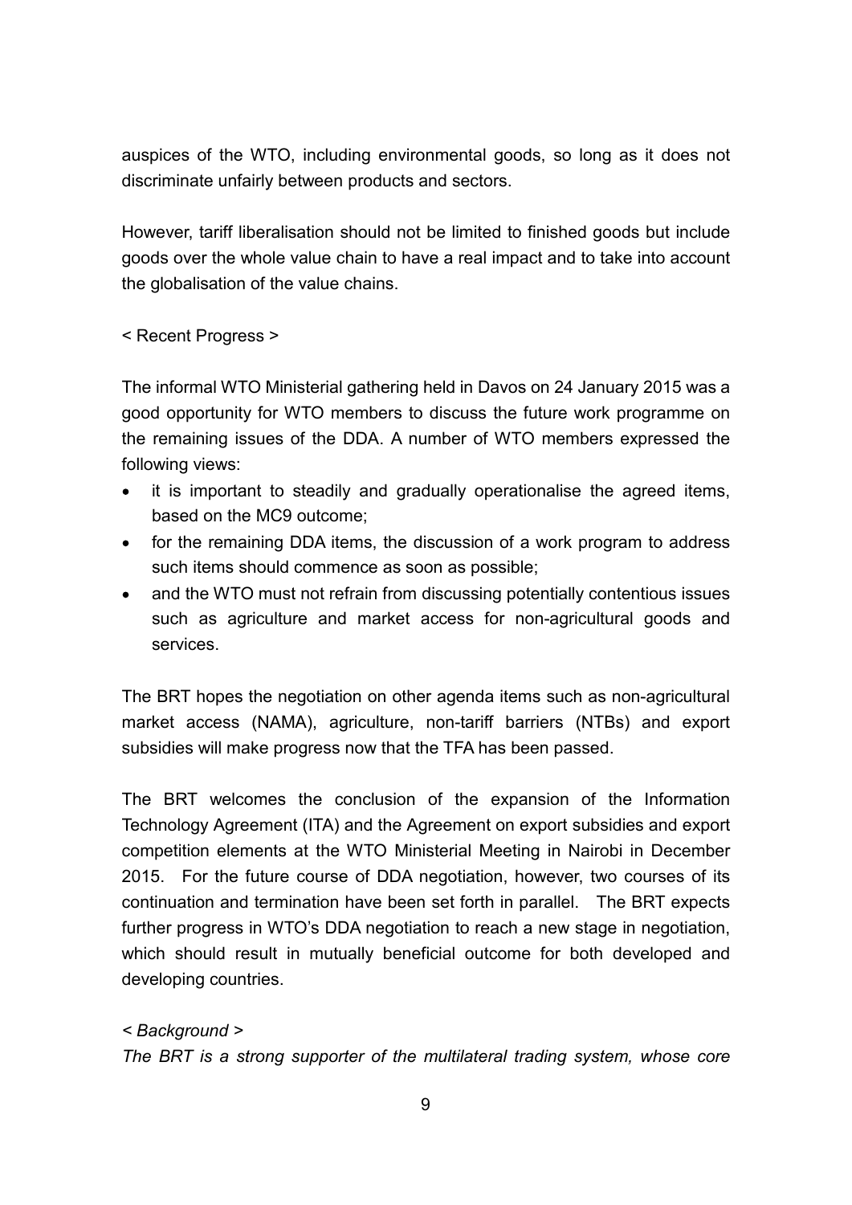auspices of the WTO, including environmental goods, so long as it does not discriminate unfairly between products and sectors.

However, tariff liberalisation should not be limited to finished goods but include goods over the whole value chain to have a real impact and to take into account the globalisation of the value chains.

< Recent Progress >

The informal WTO Ministerial gathering held in Davos on 24 January 2015 was a good opportunity for WTO members to discuss the future work programme on the remaining issues of the DDA. A number of WTO members expressed the following views:

- it is important to steadily and gradually operationalise the agreed items, based on the MC9 outcome;
- for the remaining DDA items, the discussion of a work program to address such items should commence as soon as possible;
- and the WTO must not refrain from discussing potentially contentious issues such as agriculture and market access for non-agricultural goods and services.

The BRT hopes the negotiation on other agenda items such as non-agricultural market access (NAMA), agriculture, non-tariff barriers (NTBs) and export subsidies will make progress now that the TFA has been passed.

The BRT welcomes the conclusion of the expansion of the Information Technology Agreement (ITA) and the Agreement on export subsidies and export competition elements at the WTO Ministerial Meeting in Nairobi in December 2015. For the future course of DDA negotiation, however, two courses of its continuation and termination have been set forth in parallel. The BRT expects further progress in WTO's DDA negotiation to reach a new stage in negotiation, which should result in mutually beneficial outcome for both developed and developing countries.

*< Background >*

*The BRT is a strong supporter of the multilateral trading system, whose core*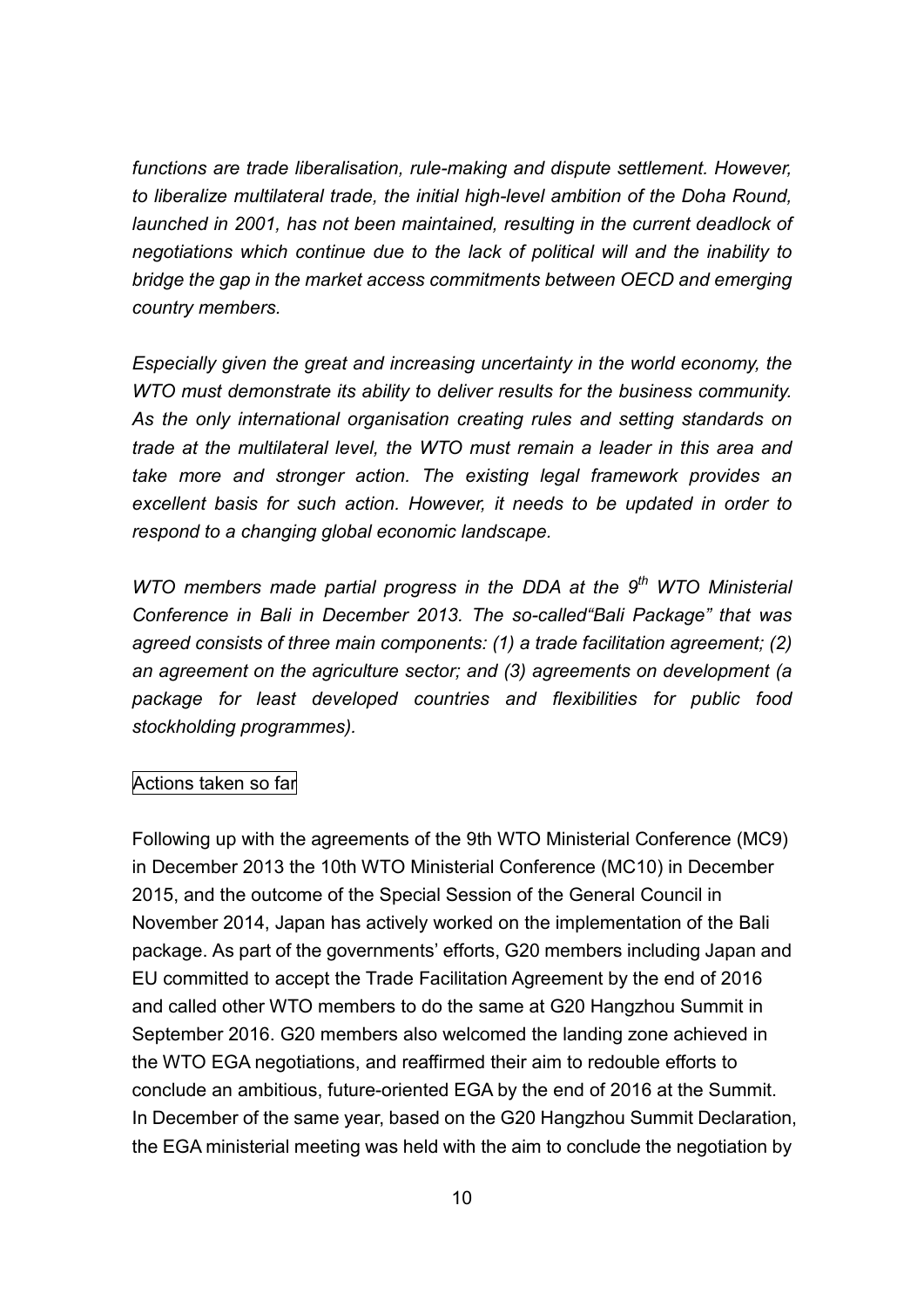*functions are trade liberalisation, rule-making and dispute settlement. However, to liberalize multilateral trade, the initial high-level ambition of the Doha Round, launched in 2001, has not been maintained, resulting in the current deadlock of negotiations which continue due to the lack of political will and the inability to bridge the gap in the market access commitments between OECD and emerging country members.*

*Especially given the great and increasing uncertainty in the world economy, the WTO must demonstrate its ability to deliver results for the business community. As the only international organisation creating rules and setting standards on trade at the multilateral level, the WTO must remain a leader in this area and take more and stronger action. The existing legal framework provides an excellent basis for such action. However, it needs to be updated in order to respond to a changing global economic landscape.*

*WTO members made partial progress in the DDA at the 9th WTO Ministerial Conference in Bali in December 2013. The so-called"Bali Package" that was agreed consists of three main components: (1) a trade facilitation agreement; (2) an agreement on the agriculture sector; and (3) agreements on development (a package for least developed countries and flexibilities for public food stockholding programmes).*

Actions taken so far

Following up with the agreements of the 9th WTO Ministerial Conference (MC9) in December 2013 the 10th WTO Ministerial Conference (MC10) in December 2015, and the outcome of the Special Session of the General Council in November 2014, Japan has actively worked on the implementation of the Bali package. As part of the governments' efforts, G20 members including Japan and EU committed to accept the Trade Facilitation Agreement by the end of 2016 and called other WTO members to do the same at G20 Hangzhou Summit in September 2016. G20 members also welcomed the landing zone achieved in the WTO EGA negotiations, and reaffirmed their aim to redouble efforts to conclude an ambitious, future-oriented EGA by the end of 2016 at the Summit. In December of the same year, based on the G20 Hangzhou Summit Declaration, the EGA ministerial meeting was held with the aim to conclude the negotiation by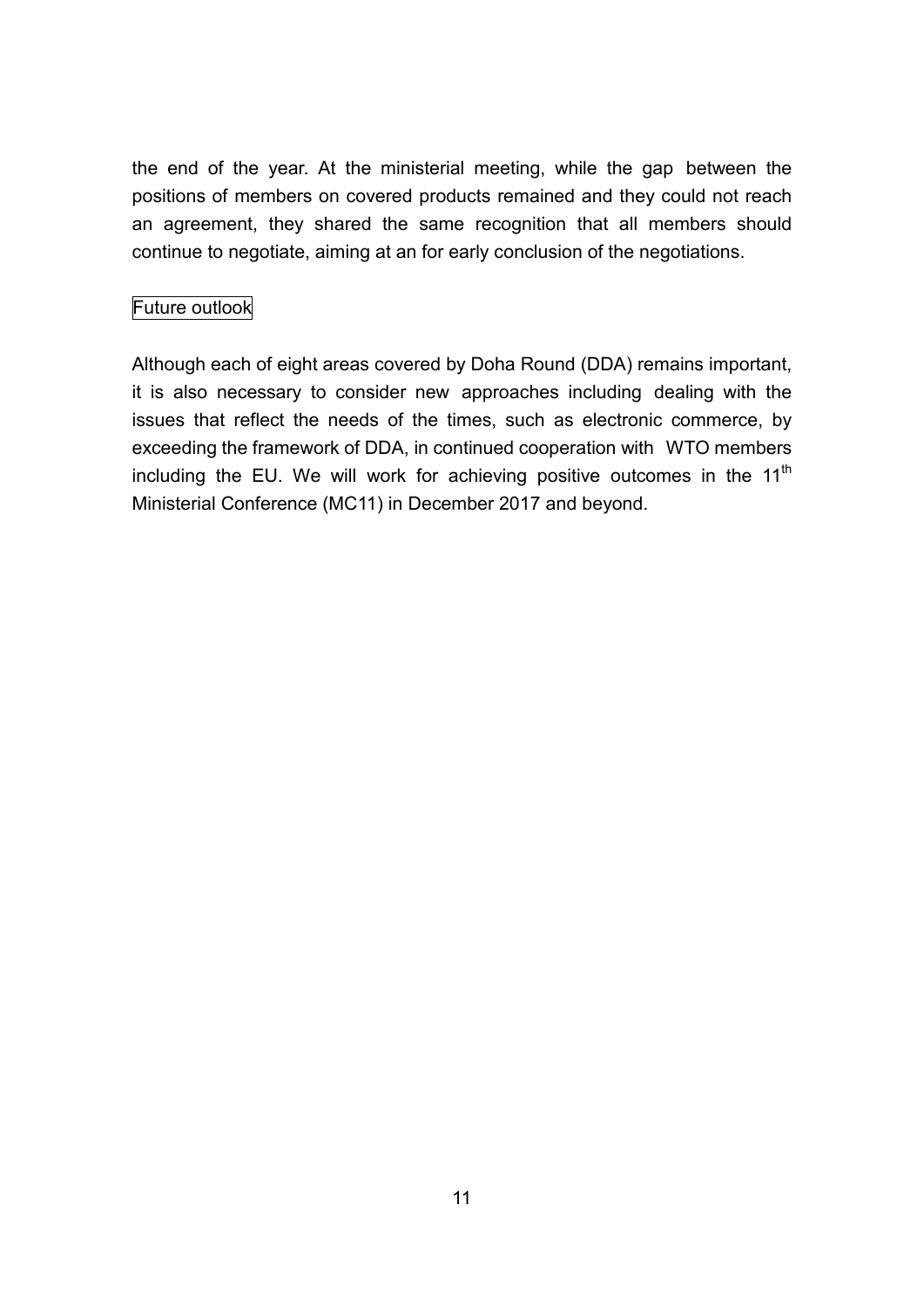the end of the year. At the ministerial meeting, while the gap between the positions of members on covered products remained and they could not reach an agreement, they shared the same recognition that all members should continue to negotiate, aiming at an for early conclusion of the negotiations.

### Future outlook

Although each of eight areas covered by Doha Round (DDA) remains important, it is also necessary to consider new approaches including dealing with the issues that reflect the needs of the times, such as electronic commerce, by exceeding the framework of DDA, in continued cooperation with WTO members including the EU. We will work for achieving positive outcomes in the 11th Ministerial Conference (MC11) in December 2017 and beyond.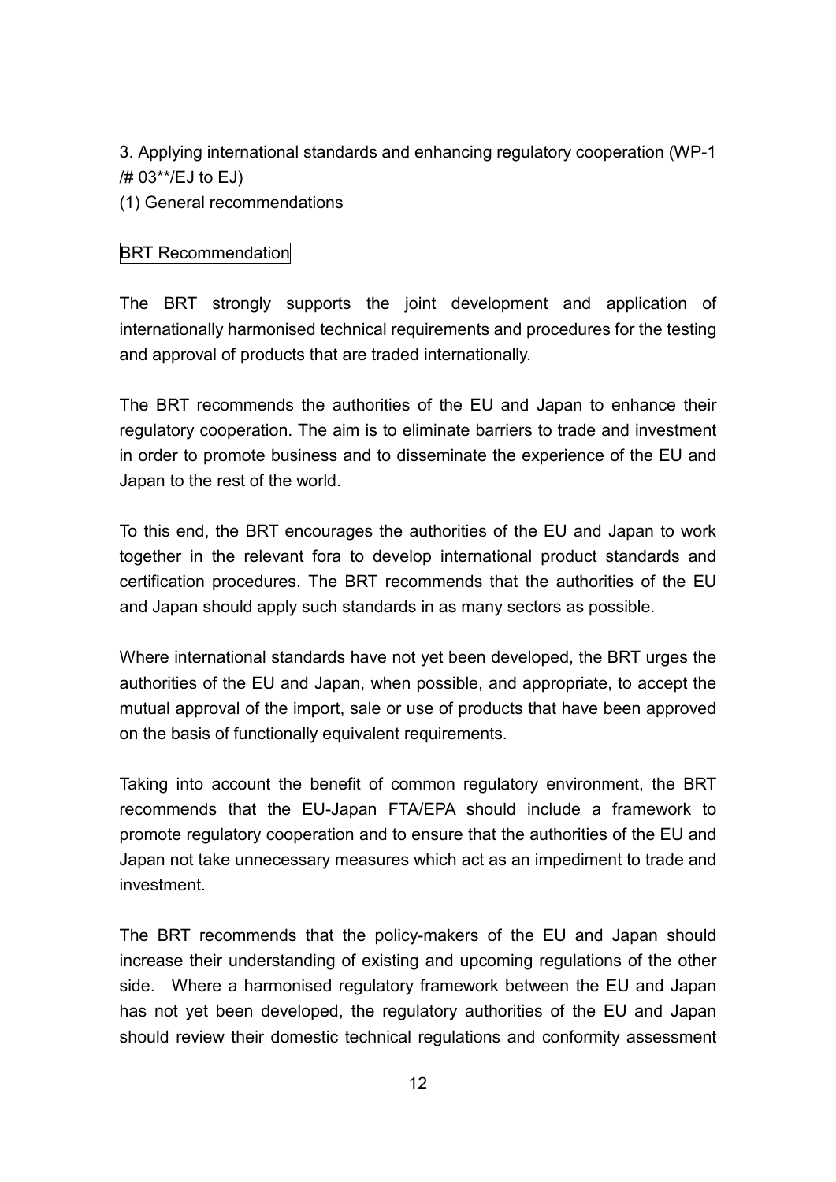3. Applying international standards and enhancing regulatory cooperation (WP-1 /# 03**/EJ to EJ)

(1) General recommendations

BRT Recommendation

The BRT strongly supports the joint development and application of internationally harmonised technical requirements and procedures for the testing and approval of products that are traded internationally.

The BRT recommends the authorities of the EU and Japan to enhance their regulatory cooperation. The aim is to eliminate barriers to trade and investment in order to promote business and to disseminate the experience of the EU and Japan to the rest of the world.

To this end, the BRT encourages the authorities of the EU and Japan to work together in the relevant fora to develop international product standards and certification procedures. The BRT recommends that the authorities of the EU and Japan should apply such standards in as many sectors as possible.

Where international standards have not yet been developed, the BRT urges the authorities of the EU and Japan, when possible, and appropriate, to accept the mutual approval of the import, sale or use of products that have been approved on the basis of functionally equivalent requirements.

Taking into account the benefit of common regulatory environment, the BRT recommends that the EU-Japan FTA/EPA should include a framework to promote regulatory cooperation and to ensure that the authorities of the EU and Japan not take unnecessary measures which act as an impediment to trade and investment.

The BRT recommends that the policy-makers of the EU and Japan should increase their understanding of existing and upcoming regulations of the other side. Where a harmonised regulatory framework between the EU and Japan has not yet been developed, the regulatory authorities of the EU and Japan should review their domestic technical regulations and conformity assessment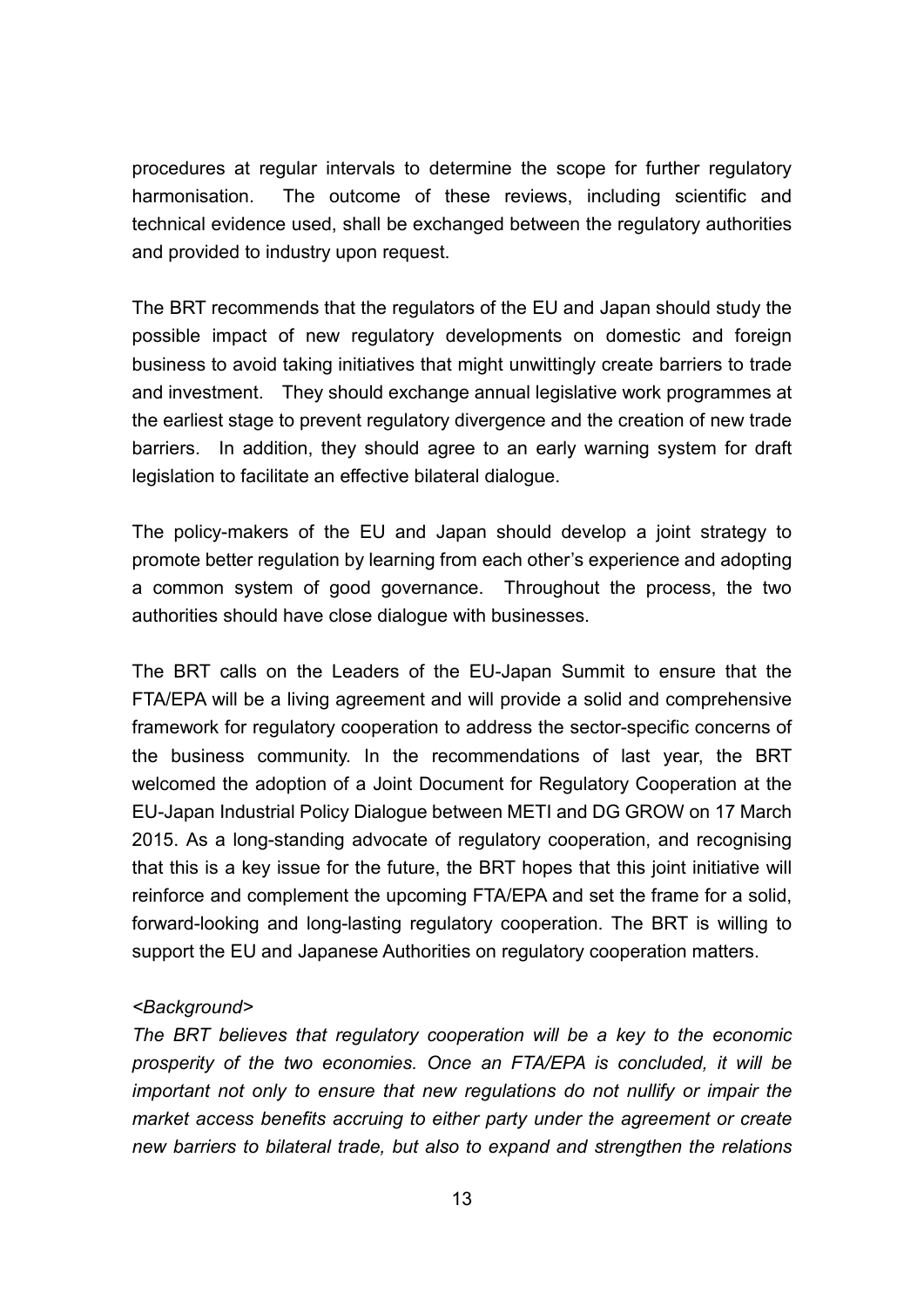procedures at regular intervals to determine the scope for further regulatory harmonisation. The outcome of these reviews, including scientific and technical evidence used, shall be exchanged between the regulatory authorities and provided to industry upon request.

The BRT recommends that the regulators of the EU and Japan should study the possible impact of new regulatory developments on domestic and foreign business to avoid taking initiatives that might unwittingly create barriers to trade and investment. They should exchange annual legislative work programmes at the earliest stage to prevent regulatory divergence and the creation of new trade barriers. In addition, they should agree to an early warning system for draft legislation to facilitate an effective bilateral dialogue.

The policy-makers of the EU and Japan should develop a joint strategy to promote better regulation by learning from each other's experience and adopting a common system of good governance. Throughout the process, the two authorities should have close dialogue with businesses.

The BRT calls on the Leaders of the EU-Japan Summit to ensure that the FTA/EPA will be a living agreement and will provide a solid and comprehensive framework for regulatory cooperation to address the sector-specific concerns of the business community. In the recommendations of last year, the BRT welcomed the adoption of a Joint Document for Regulatory Cooperation at the EU-Japan Industrial Policy Dialogue between METI and DG GROW on 17 March 2015. As a long-standing advocate of regulatory cooperation, and recognising that this is a key issue for the future, the BRT hopes that this joint initiative will reinforce and complement the upcoming FTA/EPA and set the frame for a solid, forward-looking and long-lasting regulatory cooperation. The BRT is willing to support the EU and Japanese Authorities on regulatory cooperation matters.

*<Background>*

*The BRT believes that regulatory cooperation will be a key to the economic prosperity of the two economies. Once an FTA/EPA is concluded, it will be important not only to ensure that new regulations do not nullify or impair the market access benefits accruing to either party under the agreement or create new barriers to bilateral trade, but also to expand and strengthen the relations*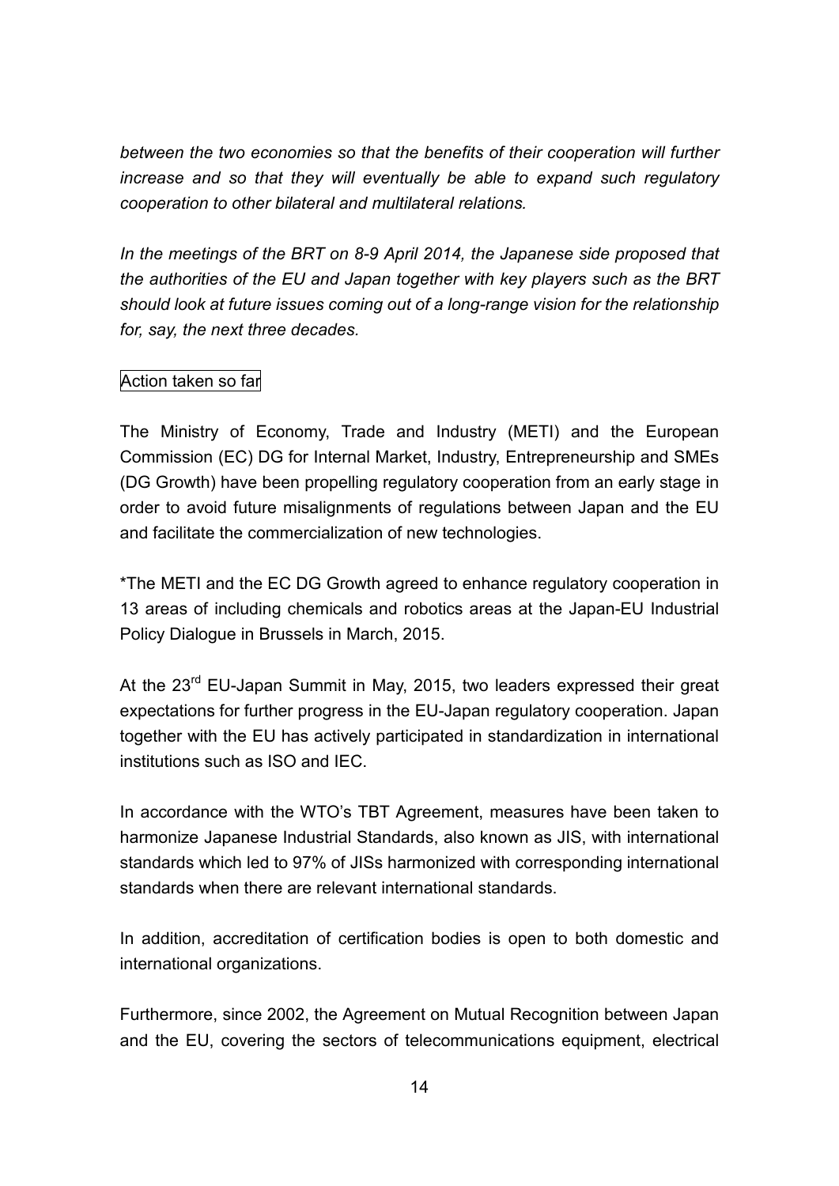*between the two economies so that the benefits of their cooperation will further increase and so that they will eventually be able to expand such regulatory cooperation to other bilateral and multilateral relations.*

*In the meetings of the BRT on 8-9 April 2014, the Japanese side proposed that the authorities of the EU and Japan together with key players such as the BRT should look at future issues coming out of a long-range vision for the relationship for, say, the next three decades.*

Action taken so far

The Ministry of Economy, Trade and Industry (METI) and the European Commission (EC) DG for Internal Market, Industry, Entrepreneurship and SMEs (DG Growth) have been propelling regulatory cooperation from an early stage in order to avoid future misalignments of regulations between Japan and the EU and facilitate the commercialization of new technologies.

*The METI and the EC DG Growth agreed to enhance regulatory cooperation in 13 areas of including chemicals and robotics areas at the Japan-EU Industrial Policy Dialogue in Brussels in March, 2015.

At the 23rd EU-Japan Summit in May, 2015, two leaders expressed their great expectations for further progress in the EU-Japan regulatory cooperation. Japan together with the EU has actively participated in standardization in international institutions such as ISO and IEC.

In accordance with the WTO's TBT Agreement, measures have been taken to harmonize Japanese Industrial Standards, also known as JIS, with international standards which led to 97% of JISs harmonized with corresponding international standards when there are relevant international standards.

In addition, accreditation of certification bodies is open to both domestic and international organizations.

Furthermore, since 2002, the Agreement on Mutual Recognition between Japan and the EU, covering the sectors of telecommunications equipment, electrical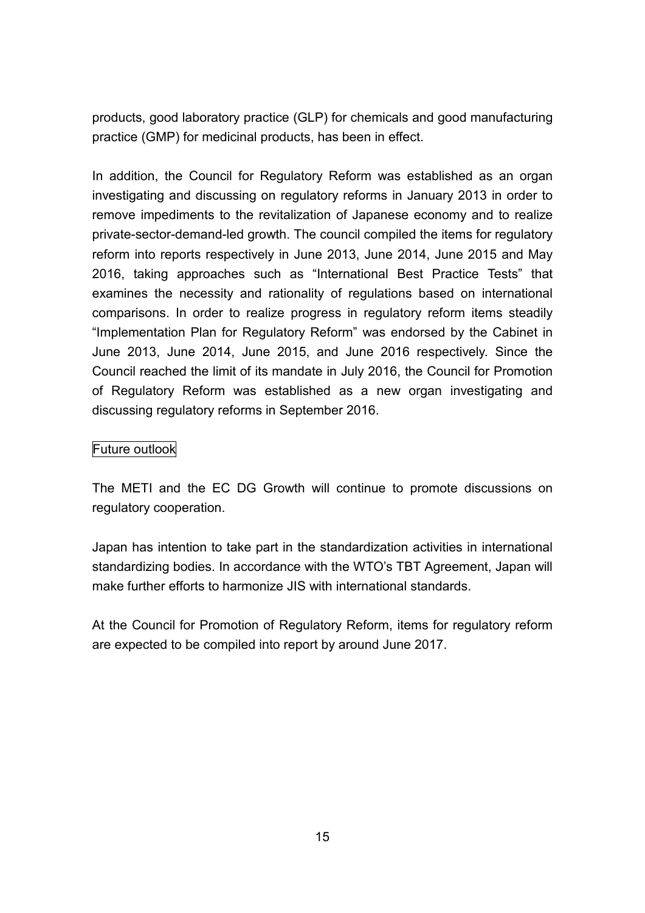products, good laboratory practice (GLP) for chemicals and good manufacturing practice (GMP) for medicinal products, has been in effect.

In addition, the Council for Regulatory Reform was established as an organ investigating and discussing on regulatory reforms in January 2013 in order to remove impediments to the revitalization of Japanese economy and to realize private-sector-demand-led growth. The council compiled the items for regulatory reform into reports respectively in June 2013, June 2014, June 2015 and May 2016, taking approaches such as "International Best Practice Tests" that examines the necessity and rationality of regulations based on international comparisons. In order to realize progress in regulatory reform items steadily "Implementation Plan for Regulatory Reform" was endorsed by the Cabinet in June 2013, June 2014, June 2015, and June 2016 respectively. Since the Council reached the limit of its mandate in July 2016, the Council for Promotion of Regulatory Reform was established as a new organ investigating and discussing regulatory reforms in September 2016.

Future outlook

The METI and the EC DG Growth will continue to promote discussions on regulatory cooperation.

Japan has intention to take part in the standardization activities in international standardizing bodies. In accordance with the WTO's TBT Agreement, Japan will make further efforts to harmonize JIS with international standards.

At the Council for Promotion of Regulatory Reform, items for regulatory reform are expected to be compiled into report by around June 2017.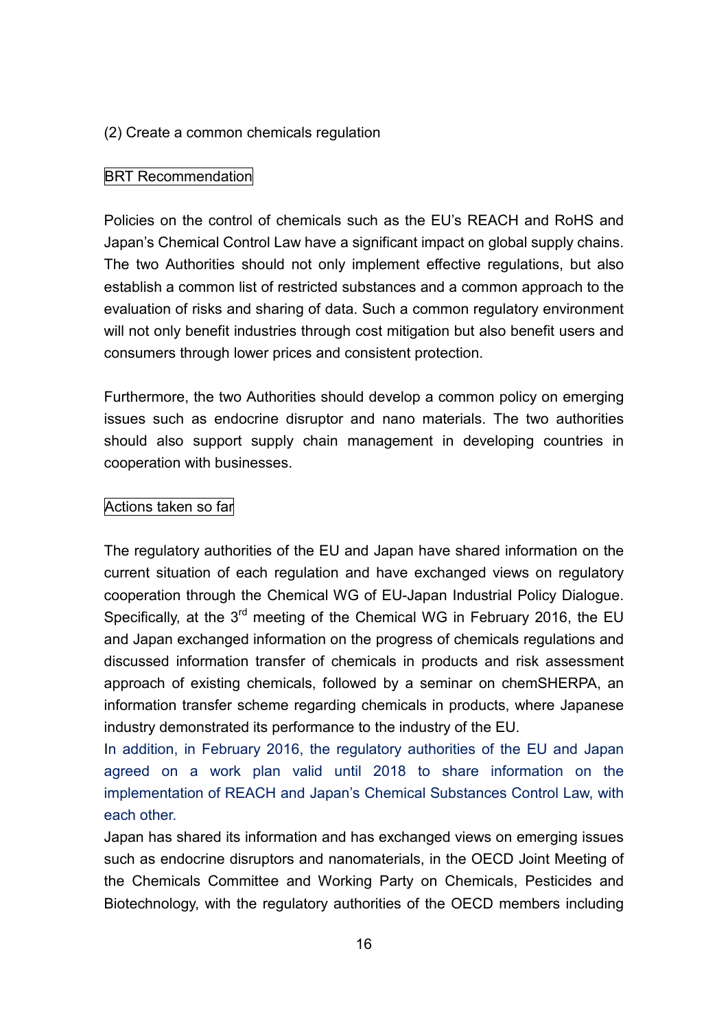(2) Create a common chemicals regulation

BRT Recommendation

Policies on the control of chemicals such as the EU's REACH and RoHS and Japan's Chemical Control Law have a significant impact on global supply chains. The two Authorities should not only implement effective regulations, but also establish a common list of restricted substances and a common approach to the evaluation of risks and sharing of data. Such a common regulatory environment will not only benefit industries through cost mitigation but also benefit users and consumers through lower prices and consistent protection.

Furthermore, the two Authorities should develop a common policy on emerging issues such as endocrine disruptor and nano materials. The two authorities should also support supply chain management in developing countries in cooperation with businesses.

Actions taken so far

The regulatory authorities of the EU and Japan have shared information on the current situation of each regulation and have exchanged views on regulatory cooperation through the Chemical WG of EU-Japan Industrial Policy Dialogue. Specifically, at the 3rd meeting of the Chemical WG in February 2016, the EU and Japan exchanged information on the progress of chemicals regulations and discussed information transfer of chemicals in products and risk assessment approach of existing chemicals, followed by a seminar on chemSHERPA, an information transfer scheme regarding chemicals in products, where Japanese industry demonstrated its performance to the industry of the EU.
In addition, in February 2016, the regulatory authorities of the EU and Japan agreed on a work plan valid until 2018 to share information on the implementation of REACH and Japan's Chemical Substances Control Law, with each other.
Japan has shared its information and has exchanged views on emerging issues such as endocrine disruptors and nanomaterials, in the OECD Joint Meeting of the Chemicals Committee and Working Party on Chemicals, Pesticides and Biotechnology, with the regulatory authorities of the OECD members including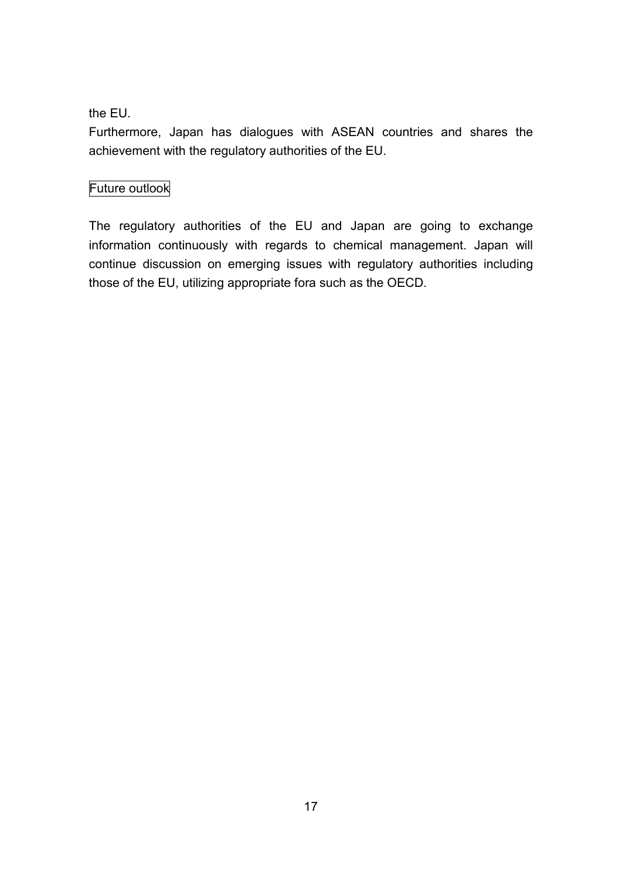the EU.

Furthermore, Japan has dialogues with ASEAN countries and shares the achievement with the regulatory authorities of the EU.

Future outlook

The regulatory authorities of the EU and Japan are going to exchange information continuously with regards to chemical management. Japan will continue discussion on emerging issues with regulatory authorities including those of the EU, utilizing appropriate fora such as the OECD.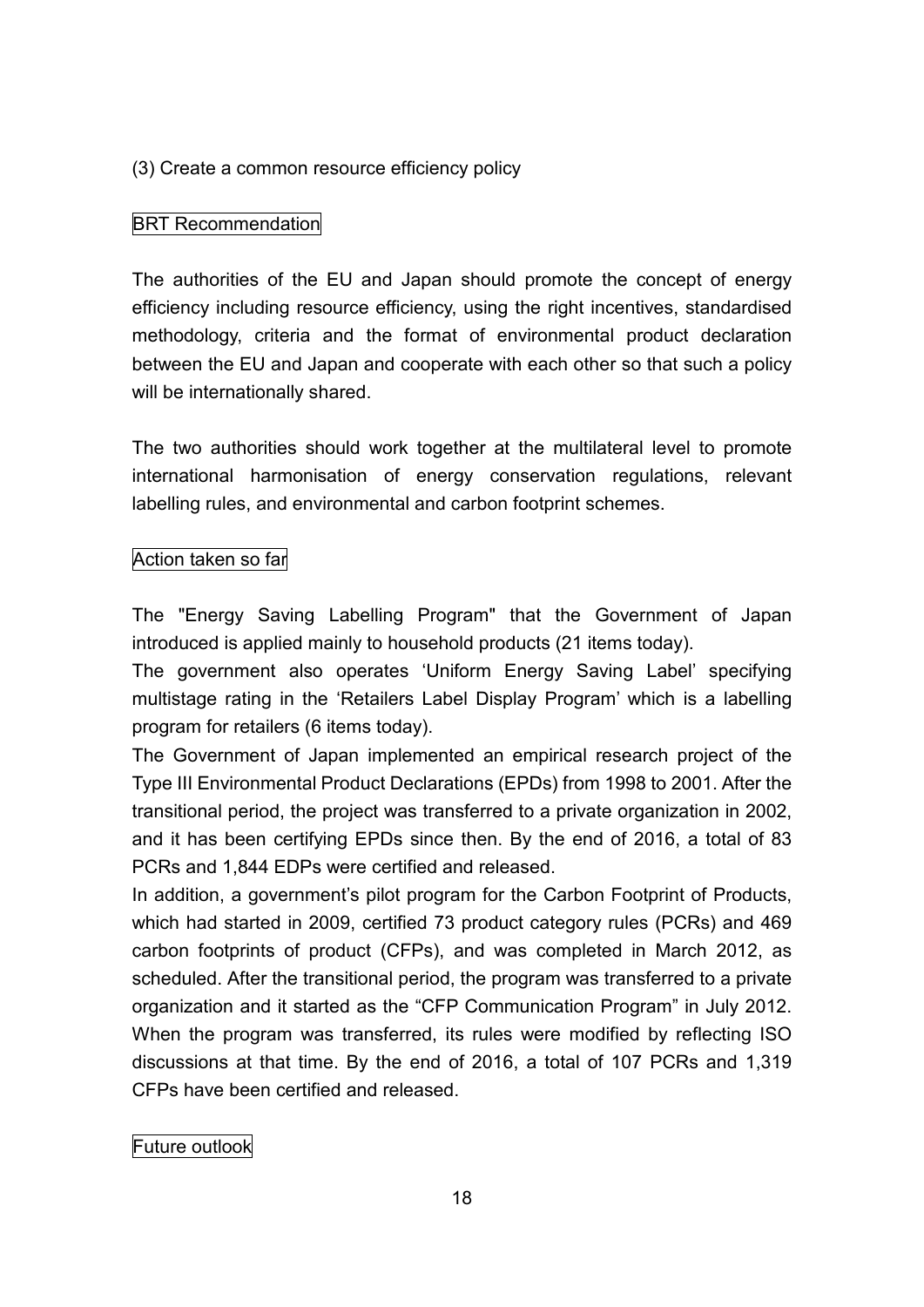### (3) Create a common resource efficiency policy

BRT Recommendation

The authorities of the EU and Japan should promote the concept of energy efficiency including resource efficiency, using the right incentives, standardised methodology, criteria and the format of environmental product declaration between the EU and Japan and cooperate with each other so that such a policy will be internationally shared.

The two authorities should work together at the multilateral level to promote international harmonisation of energy conservation regulations, relevant labelling rules, and environmental and carbon footprint schemes.

Action taken so far

The "Energy Saving Labelling Program" that the Government of Japan introduced is applied mainly to household products (21 items today).
The government also operates 'Uniform Energy Saving Label' specifying multistage rating in the 'Retailers Label Display Program' which is a labelling program for retailers (6 items today).
The Government of Japan implemented an empirical research project of the Type III Environmental Product Declarations (EPDs) from 1998 to 2001. After the transitional period, the project was transferred to a private organization in 2002, and it has been certifying EPDs since then. By the end of 2016, a total of 83 PCRs and 1,844 EDPs were certified and released.
In addition, a government's pilot program for the Carbon Footprint of Products, which had started in 2009, certified 73 product category rules (PCRs) and 469 carbon footprints of product (CFPs), and was completed in March 2012, as scheduled. After the transitional period, the program was transferred to a private organization and it started as the "CFP Communication Program" in July 2012. When the program was transferred, its rules were modified by reflecting ISO discussions at that time. By the end of 2016, a total of 107 PCRs and 1,319 CFPs have been certified and released.

Future outlook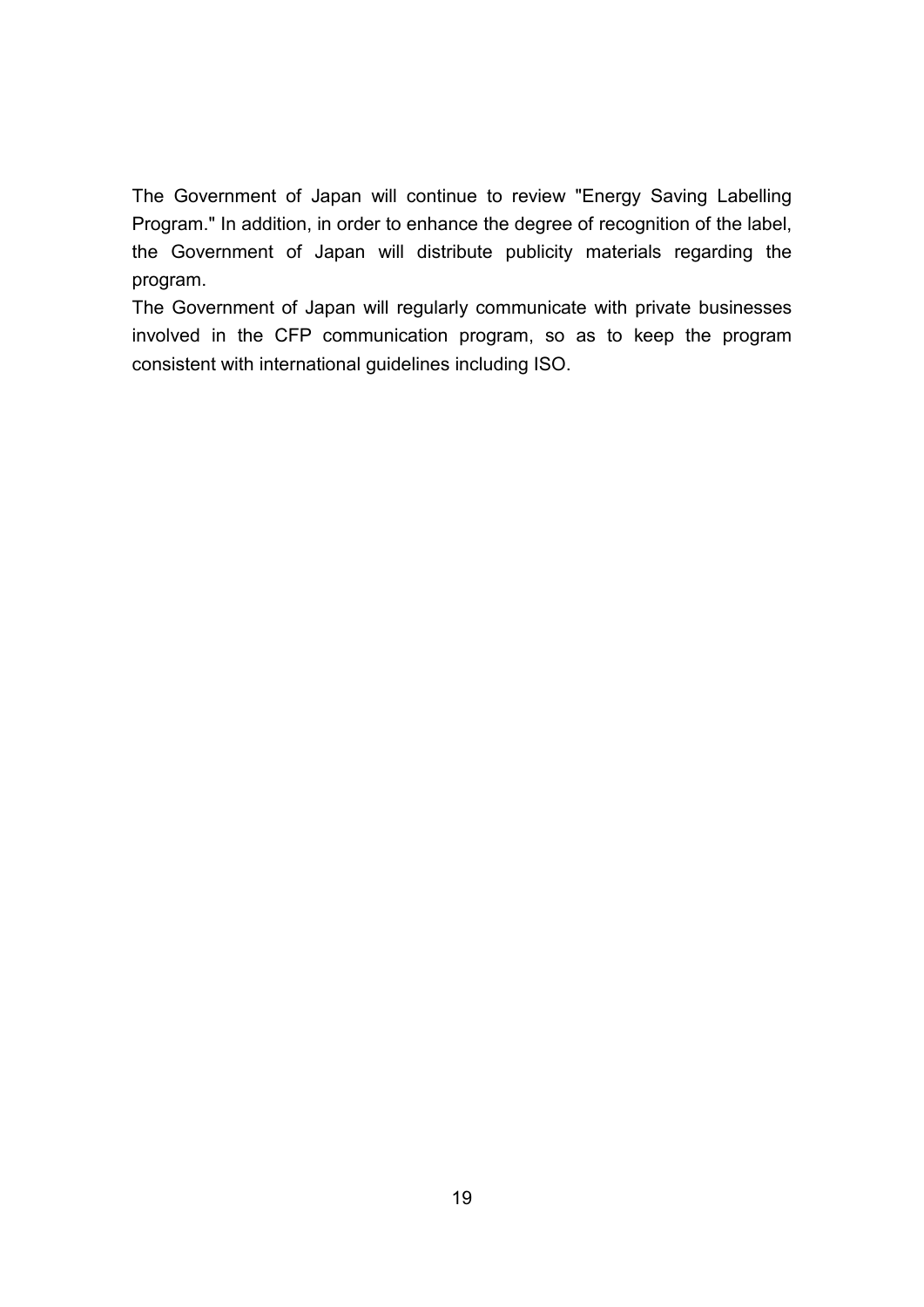The Government of Japan will continue to review "Energy Saving Labelling Program." In addition, in order to enhance the degree of recognition of the label, the Government of Japan will distribute publicity materials regarding the program.

The Government of Japan will regularly communicate with private businesses involved in the CFP communication program, so as to keep the program consistent with international guidelines including ISO.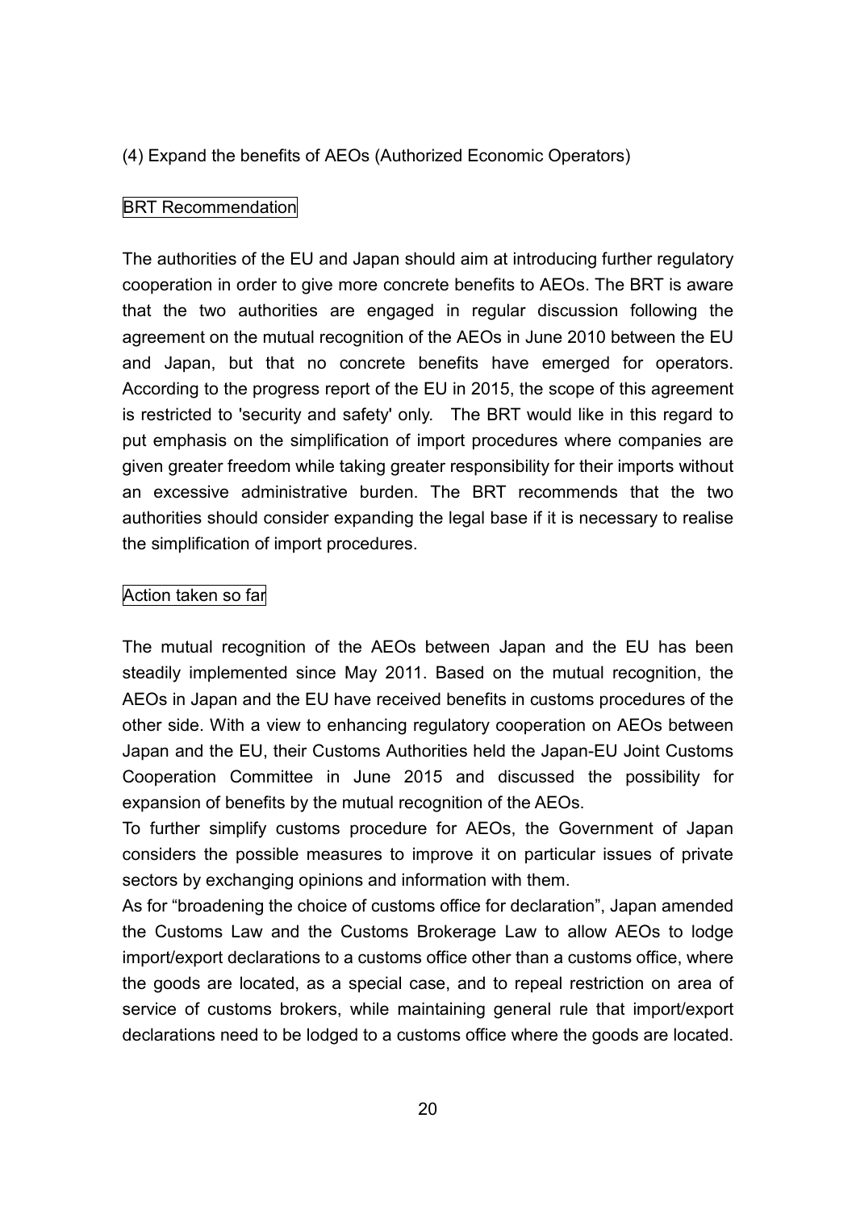(4) Expand the benefits of AEOs (Authorized Economic Operators)

BRT Recommendation

The authorities of the EU and Japan should aim at introducing further regulatory cooperation in order to give more concrete benefits to AEOs. The BRT is aware that the two authorities are engaged in regular discussion following the agreement on the mutual recognition of the AEOs in June 2010 between the EU and Japan, but that no concrete benefits have emerged for operators. According to the progress report of the EU in 2015, the scope of this agreement is restricted to 'security and safety' only. The BRT would like in this regard to put emphasis on the simplification of import procedures where companies are given greater freedom while taking greater responsibility for their imports without an excessive administrative burden. The BRT recommends that the two authorities should consider expanding the legal base if it is necessary to realise the simplification of import procedures.

Action taken so far

The mutual recognition of the AEOs between Japan and the EU has been steadily implemented since May 2011. Based on the mutual recognition, the AEOs in Japan and the EU have received benefits in customs procedures of the other side. With a view to enhancing regulatory cooperation on AEOs between Japan and the EU, their Customs Authorities held the Japan-EU Joint Customs Cooperation Committee in June 2015 and discussed the possibility for expansion of benefits by the mutual recognition of the AEOs.

To further simplify customs procedure for AEOs, the Government of Japan considers the possible measures to improve it on particular issues of private sectors by exchanging opinions and information with them.

As for “broadening the choice of customs office for declaration”, Japan amended the Customs Law and the Customs Brokerage Law to allow AEOs to lodge import/export declarations to a customs office other than a customs office, where the goods are located, as a special case, and to repeal restriction on area of service of customs brokers, while maintaining general rule that import/export declarations need to be lodged to a customs office where the goods are located.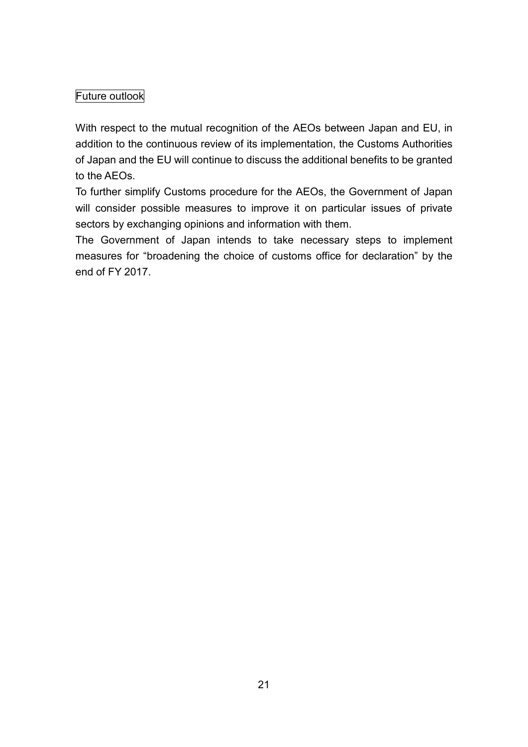## Future outlook

With respect to the mutual recognition of the AEOs between Japan and EU, in addition to the continuous review of its implementation, the Customs Authorities of Japan and the EU will continue to discuss the additional benefits to be granted to the AEOs.

To further simplify Customs procedure for the AEOs, the Government of Japan will consider possible measures to improve it on particular issues of private sectors by exchanging opinions and information with them.

The Government of Japan intends to take necessary steps to implement measures for "broadening the choice of customs office for declaration" by the end of FY 2017.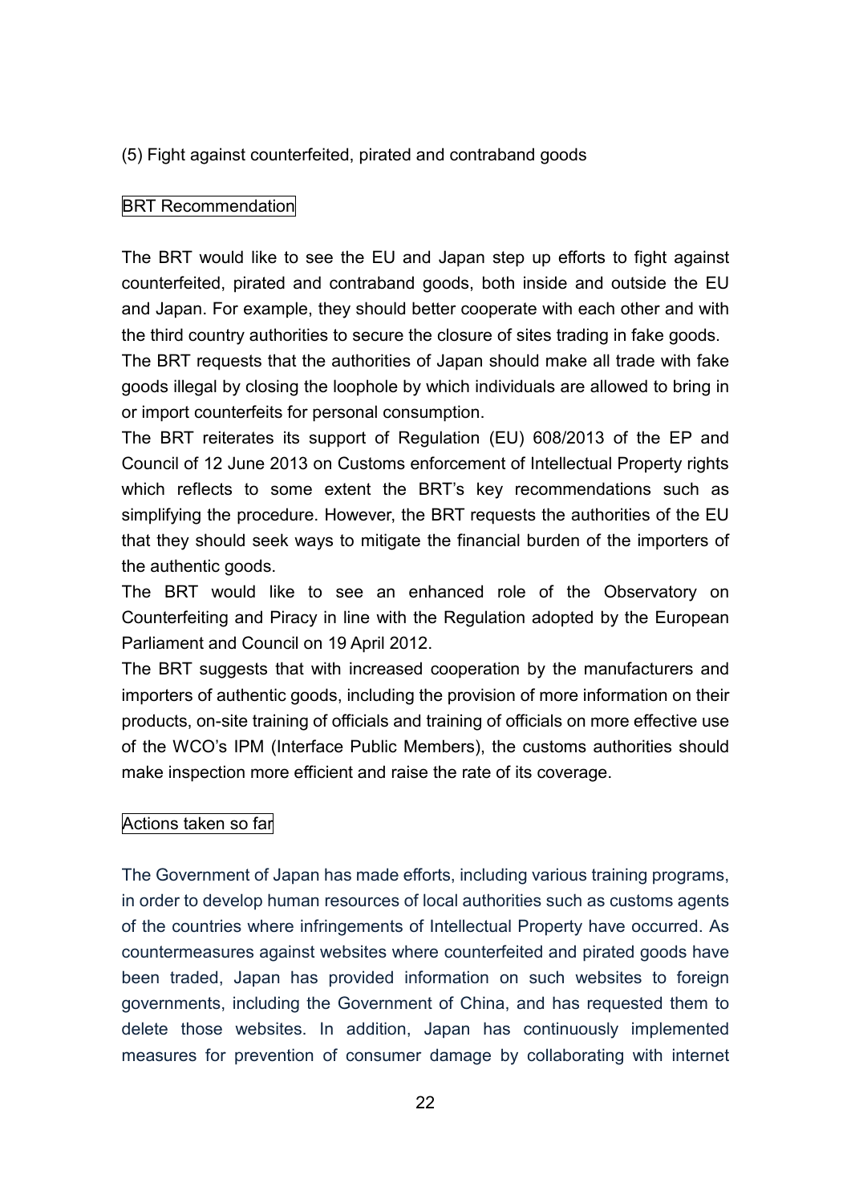### (5) Fight against counterfeited, pirated and contraband goods

BRT Recommendation

The BRT would like to see the EU and Japan step up efforts to fight against counterfeited, pirated and contraband goods, both inside and outside the EU and Japan. For example, they should better cooperate with each other and with the third country authorities to secure the closure of sites trading in fake goods.

The BRT requests that the authorities of Japan should make all trade with fake goods illegal by closing the loophole by which individuals are allowed to bring in or import counterfeits for personal consumption.

The BRT reiterates its support of Regulation (EU) 608/2013 of the EP and Council of 12 June 2013 on Customs enforcement of Intellectual Property rights which reflects to some extent the BRT's key recommendations such as simplifying the procedure. However, the BRT requests the authorities of the EU that they should seek ways to mitigate the financial burden of the importers of the authentic goods.

The BRT would like to see an enhanced role of the Observatory on Counterfeiting and Piracy in line with the Regulation adopted by the European Parliament and Council on 19 April 2012.

The BRT suggests that with increased cooperation by the manufacturers and importers of authentic goods, including the provision of more information on their products, on-site training of officials and training of officials on more effective use of the WCO's IPM (Interface Public Members), the customs authorities should make inspection more efficient and raise the rate of its coverage.

Actions taken so far

The Government of Japan has made efforts, including various training programs, in order to develop human resources of local authorities such as customs agents of the countries where infringements of Intellectual Property have occurred. As countermeasures against websites where counterfeited and pirated goods have been traded, Japan has provided information on such websites to foreign governments, including the Government of China, and has requested them to delete those websites. In addition, Japan has continuously implemented measures for prevention of consumer damage by collaborating with internet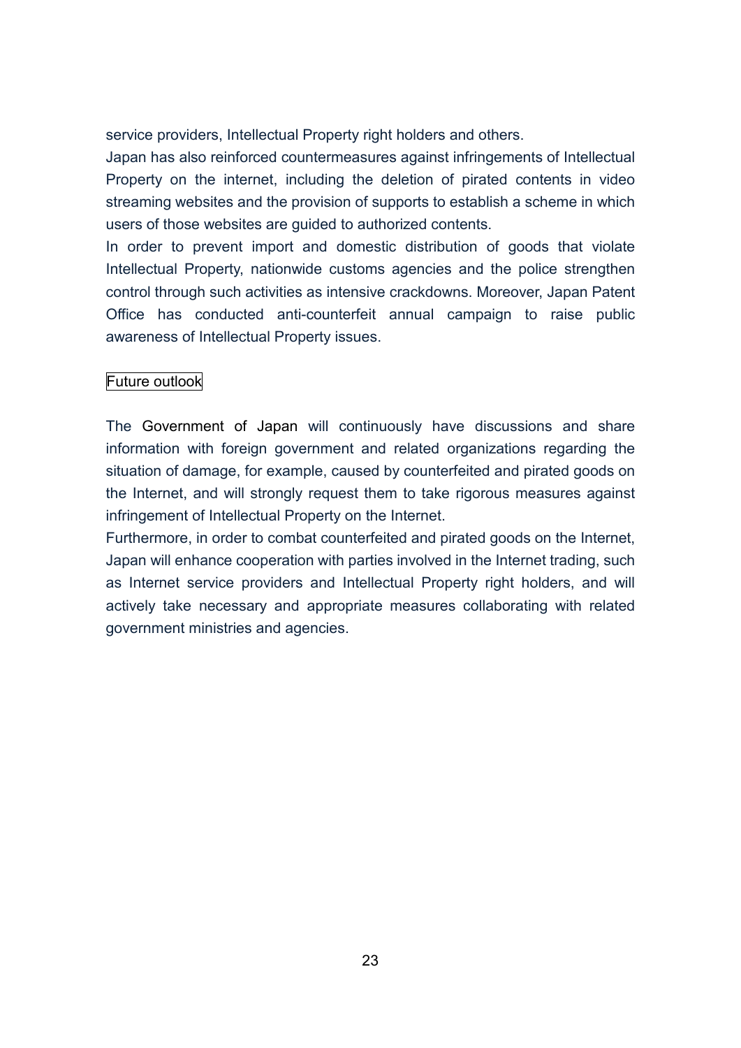service providers, Intellectual Property right holders and others.

Japan has also reinforced countermeasures against infringements of Intellectual Property on the internet, including the deletion of pirated contents in video streaming websites and the provision of supports to establish a scheme in which users of those websites are guided to authorized contents.

In order to prevent import and domestic distribution of goods that violate Intellectual Property, nationwide customs agencies and the police strengthen control through such activities as intensive crackdowns. Moreover, Japan Patent Office has conducted anti-counterfeit annual campaign to raise public awareness of Intellectual Property issues.

#### Future outlook

The Government of Japan will continuously have discussions and share information with foreign government and related organizations regarding the situation of damage, for example, caused by counterfeited and pirated goods on the Internet, and will strongly request them to take rigorous measures against infringement of Intellectual Property on the Internet.

Furthermore, in order to combat counterfeited and pirated goods on the Internet, Japan will enhance cooperation with parties involved in the Internet trading, such as Internet service providers and Intellectual Property right holders, and will actively take necessary and appropriate measures collaborating with related government ministries and agencies.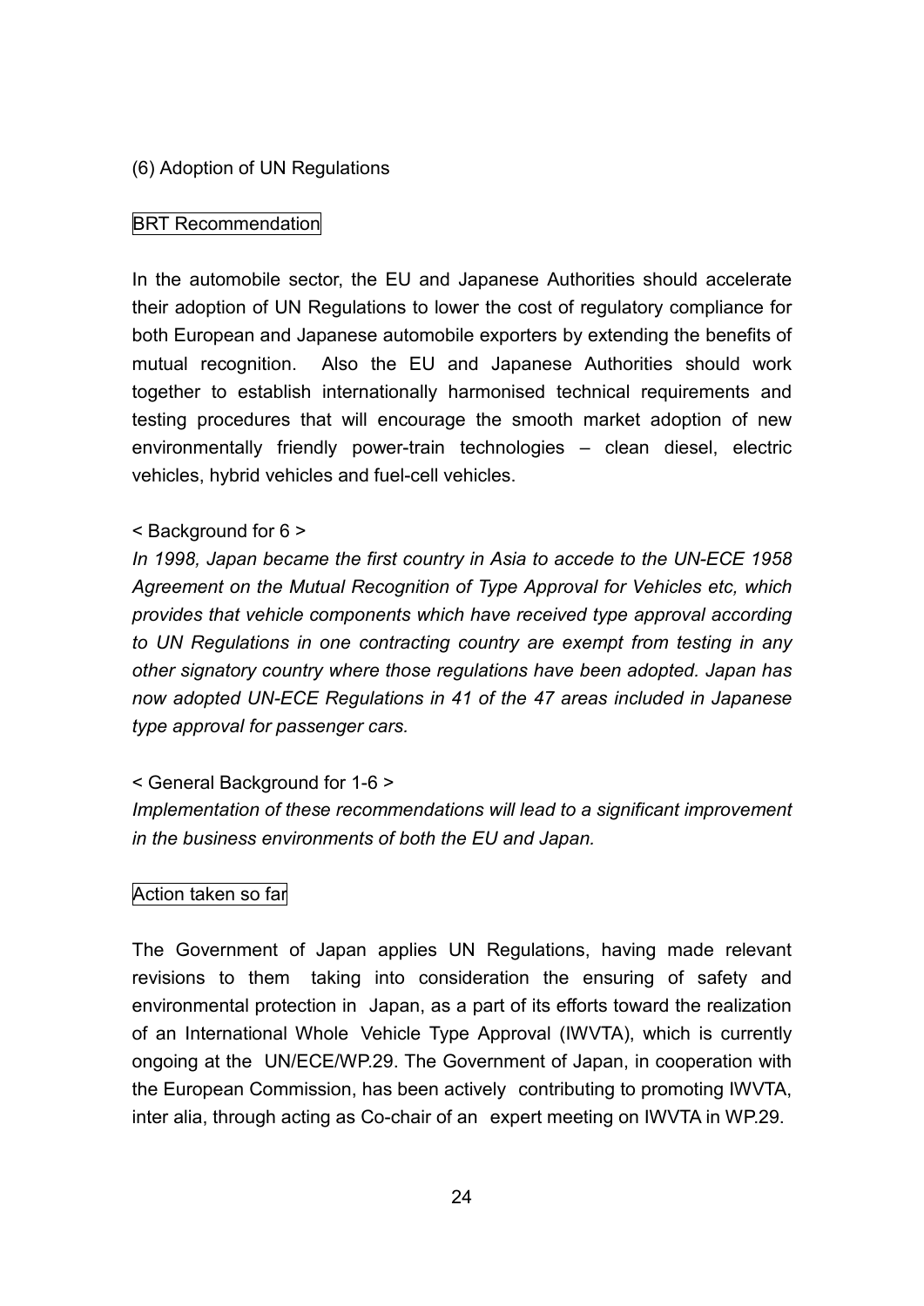(6) Adoption of UN Regulations

BRT Recommendation

In the automobile sector, the EU and Japanese Authorities should accelerate their adoption of UN Regulations to lower the cost of regulatory compliance for both European and Japanese automobile exporters by extending the benefits of mutual recognition. Also the EU and Japanese Authorities should work together to establish internationally harmonised technical requirements and testing procedures that will encourage the smooth market adoption of new environmentally friendly power-train technologies – clean diesel, electric vehicles, hybrid vehicles and fuel-cell vehicles.

< Background for 6 >

*In 1998, Japan became the first country in Asia to accede to the UN-ECE 1958 Agreement on the Mutual Recognition of Type Approval for Vehicles etc, which provides that vehicle components which have received type approval according to UN Regulations in one contracting country are exempt from testing in any other signatory country where those regulations have been adopted. Japan has now adopted UN-ECE Regulations in 41 of the 47 areas included in Japanese type approval for passenger cars.*

< General Background for 1-6 >

*Implementation of these recommendations will lead to a significant improvement in the business environments of both the EU and Japan.*

Action taken so far

The Government of Japan applies UN Regulations, having made relevant revisions to them taking into consideration the ensuring of safety and environmental protection in Japan, as a part of its efforts toward the realization of an International Whole Vehicle Type Approval (IWVTA), which is currently ongoing at the UN/ECE/WP.29. The Government of Japan, in cooperation with the European Commission, has been actively contributing to promoting IWVTA, inter alia, through acting as Co-chair of an expert meeting on IWVTA in WP.29.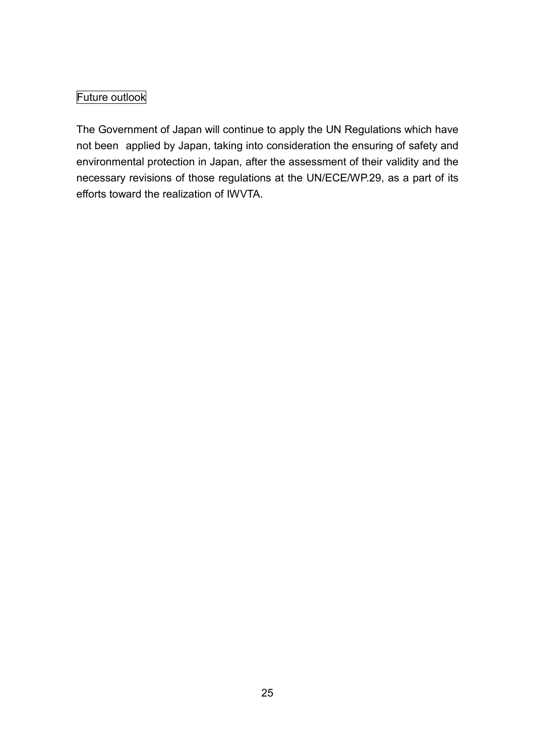## Future outlook

The Government of Japan will continue to apply the UN Regulations which have not been applied by Japan, taking into consideration the ensuring of safety and environmental protection in Japan, after the assessment of their validity and the necessary revisions of those regulations at the UN/ECE/WP.29, as a part of its efforts toward the realization of IWVTA.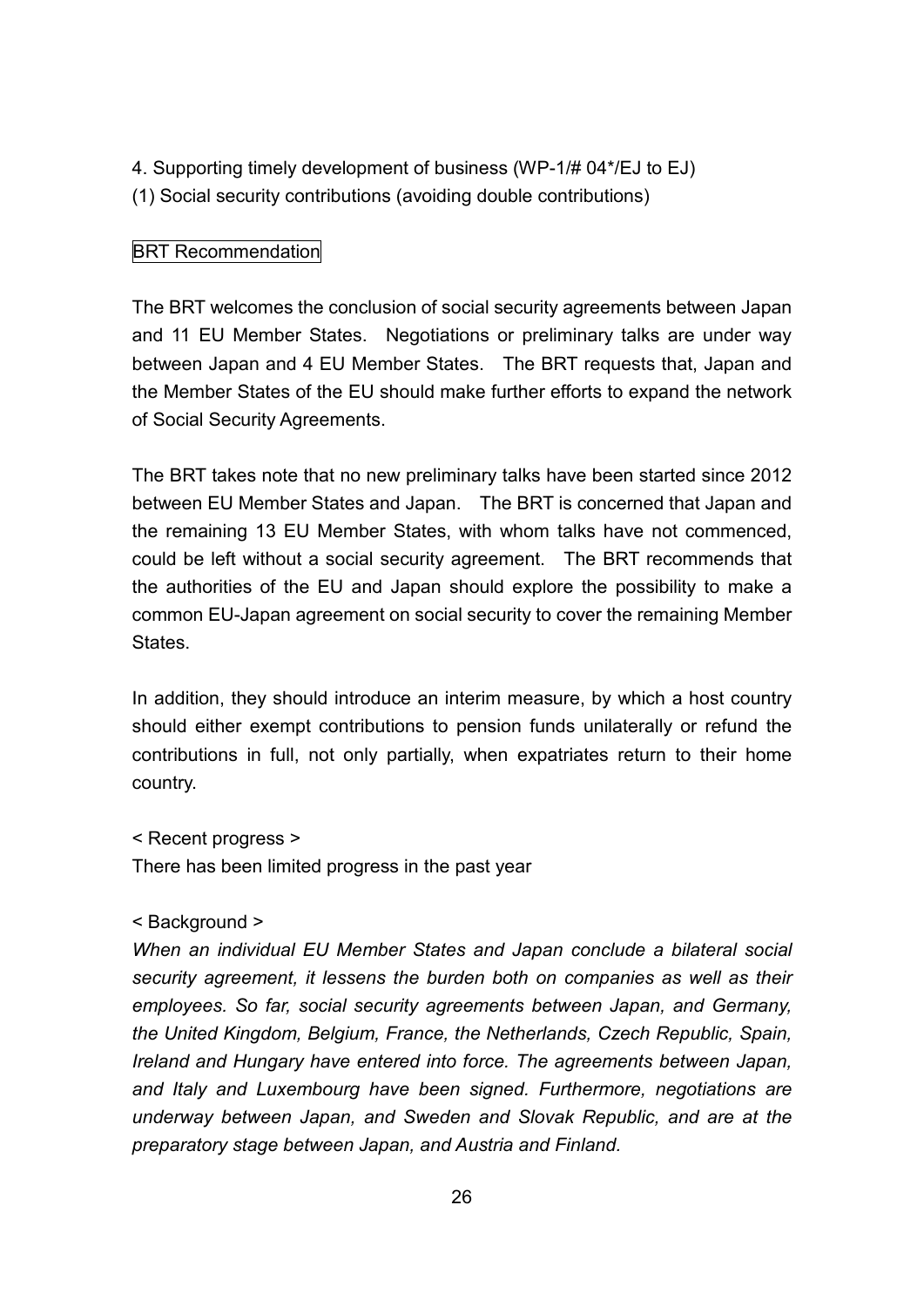4. Supporting timely development of business (WP-1/# 04*/EJ to EJ)

(1) Social security contributions (avoiding double contributions)

BRT Recommendation

The BRT welcomes the conclusion of social security agreements between Japan and 11 EU Member States. Negotiations or preliminary talks are under way between Japan and 4 EU Member States. The BRT requests that, Japan and the Member States of the EU should make further efforts to expand the network of Social Security Agreements.

The BRT takes note that no new preliminary talks have been started since 2012 between EU Member States and Japan. The BRT is concerned that Japan and the remaining 13 EU Member States, with whom talks have not commenced, could be left without a social security agreement. The BRT recommends that the authorities of the EU and Japan should explore the possibility to make a common EU-Japan agreement on social security to cover the remaining Member States.

In addition, they should introduce an interim measure, by which a host country should either exempt contributions to pension funds unilaterally or refund the contributions in full, not only partially, when expatriates return to their home country.

< Recent progress >

There has been limited progress in the past year

< Background >

*When an individual EU Member States and Japan conclude a bilateral social security agreement, it lessens the burden both on companies as well as their employees. So far, social security agreements between Japan, and Germany, the United Kingdom, Belgium, France, the Netherlands, Czech Republic, Spain, Ireland and Hungary have entered into force. The agreements between Japan, and Italy and Luxembourg have been signed. Furthermore, negotiations are underway between Japan, and Sweden and Slovak Republic, and are at the preparatory stage between Japan, and Austria and Finland.*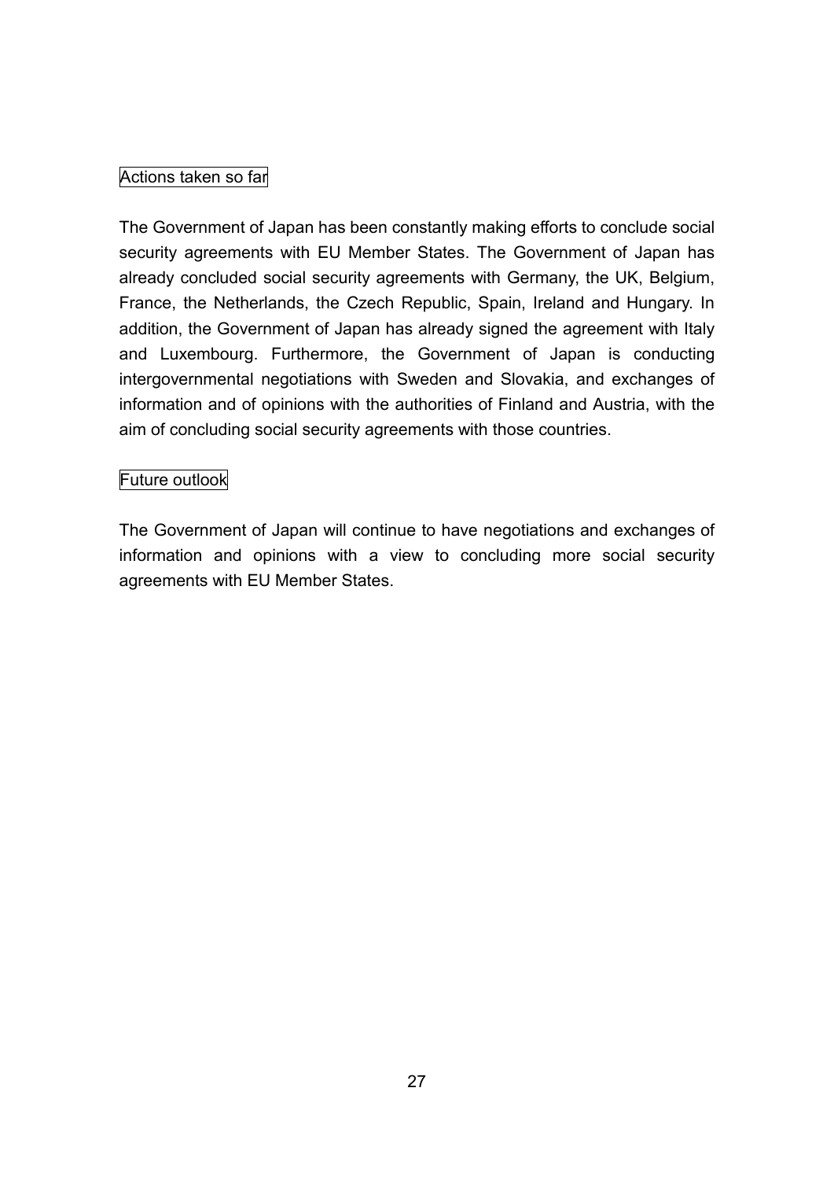### Actions taken so far

The Government of Japan has been constantly making efforts to conclude social security agreements with EU Member States. The Government of Japan has already concluded social security agreements with Germany, the UK, Belgium, France, the Netherlands, the Czech Republic, Spain, Ireland and Hungary. In addition, the Government of Japan has already signed the agreement with Italy and Luxembourg. Furthermore, the Government of Japan is conducting intergovernmental negotiations with Sweden and Slovakia, and exchanges of information and of opinions with the authorities of Finland and Austria, with the aim of concluding social security agreements with those countries.

### Future outlook

The Government of Japan will continue to have negotiations and exchanges of information and opinions with a view to concluding more social security agreements with EU Member States.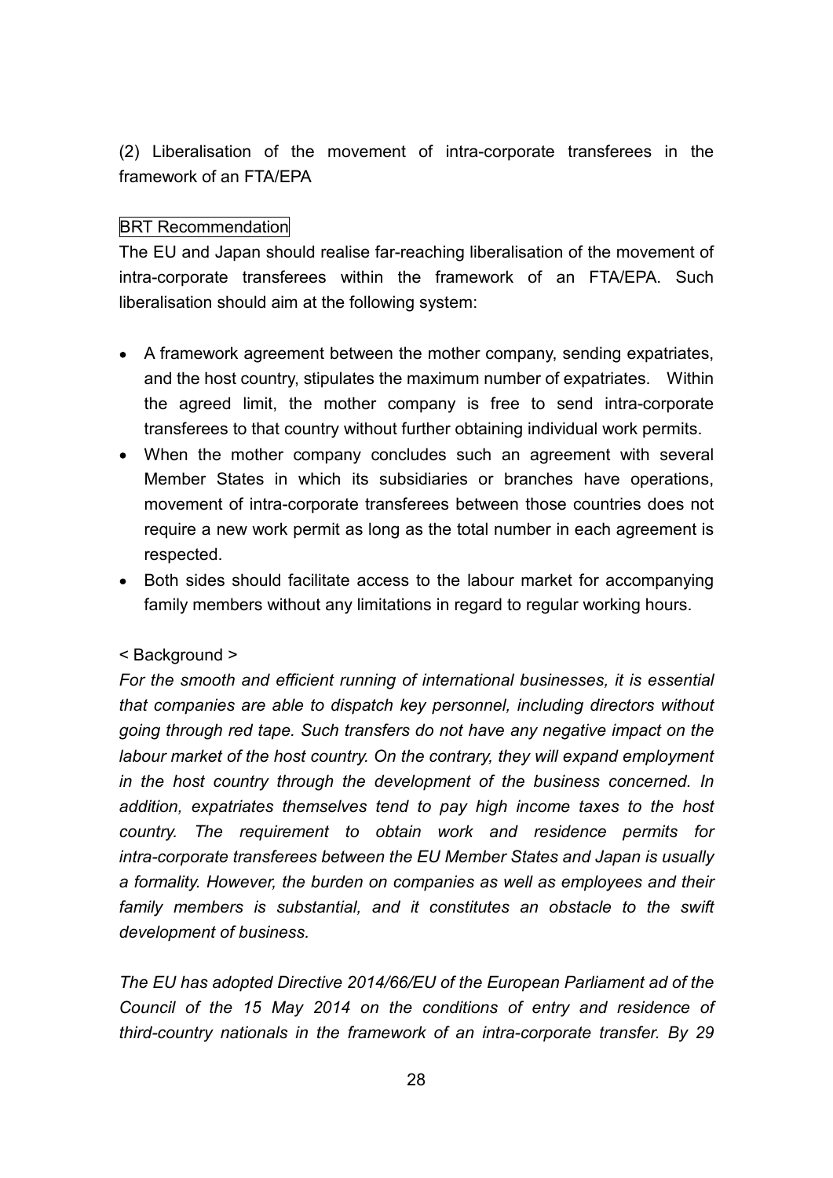(2) Liberalisation of the movement of intra-corporate transferees in the framework of an FTA/EPA

BRT Recommendation

The EU and Japan should realise far-reaching liberalisation of the movement of intra-corporate transferees within the framework of an FTA/EPA. Such liberalisation should aim at the following system:

- A framework agreement between the mother company, sending expatriates, and the host country, stipulates the maximum number of expatriates. Within the agreed limit, the mother company is free to send intra-corporate transferees to that country without further obtaining individual work permits.
- When the mother company concludes such an agreement with several Member States in which its subsidiaries or branches have operations, movement of intra-corporate transferees between those countries does not require a new work permit as long as the total number in each agreement is respected.
- Both sides should facilitate access to the labour market for accompanying family members without any limitations in regard to regular working hours.

< Background >

*For the smooth and efficient running of international businesses, it is essential that companies are able to dispatch key personnel, including directors without going through red tape. Such transfers do not have any negative impact on the labour market of the host country. On the contrary, they will expand employment in the host country through the development of the business concerned. In addition, expatriates themselves tend to pay high income taxes to the host country. The requirement to obtain work and residence permits for intra-corporate transferees between the EU Member States and Japan is usually a formality. However, the burden on companies as well as employees and their family members is substantial, and it constitutes an obstacle to the swift development of business.*

*The EU has adopted Directive 2014/66/EU of the European Parliament ad of the Council of the 15 May 2014 on the conditions of entry and residence of third-country nationals in the framework of an intra-corporate transfer. By 29*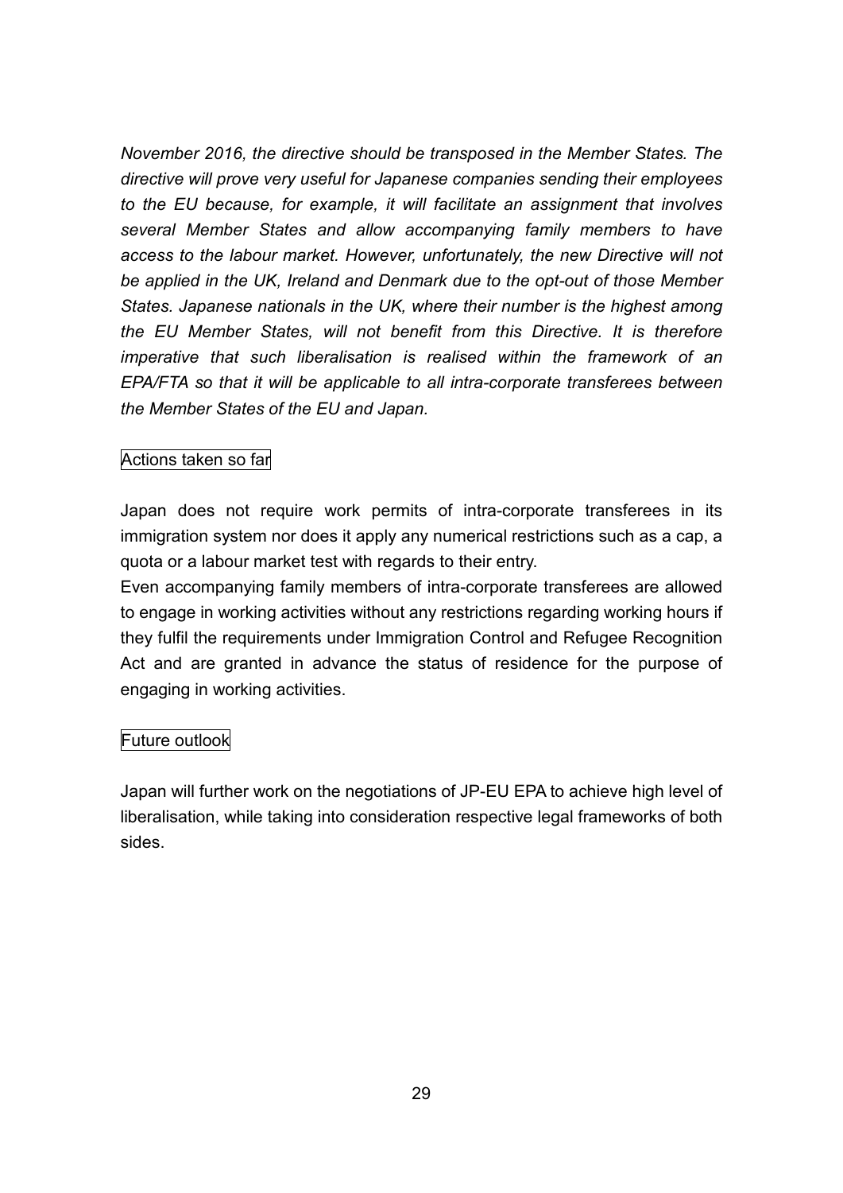*November 2016, the directive should be transposed in the Member States. The directive will prove very useful for Japanese companies sending their employees to the EU because, for example, it will facilitate an assignment that involves several Member States and allow accompanying family members to have access to the labour market. However, unfortunately, the new Directive will not be applied in the UK, Ireland and Denmark due to the opt-out of those Member States. Japanese nationals in the UK, where their number is the highest among the EU Member States, will not benefit from this Directive. It is therefore imperative that such liberalisation is realised within the framework of an EPA/FTA so that it will be applicable to all intra-corporate transferees between the Member States of the EU and Japan.*

Actions taken so far

Japan does not require work permits of intra-corporate transferees in its immigration system nor does it apply any numerical restrictions such as a cap, a quota or a labour market test with regards to their entry.

Even accompanying family members of intra-corporate transferees are allowed to engage in working activities without any restrictions regarding working hours if they fulfil the requirements under Immigration Control and Refugee Recognition Act and are granted in advance the status of residence for the purpose of engaging in working activities.

Future outlook

Japan will further work on the negotiations of JP-EU EPA to achieve high level of liberalisation, while taking into consideration respective legal frameworks of both sides.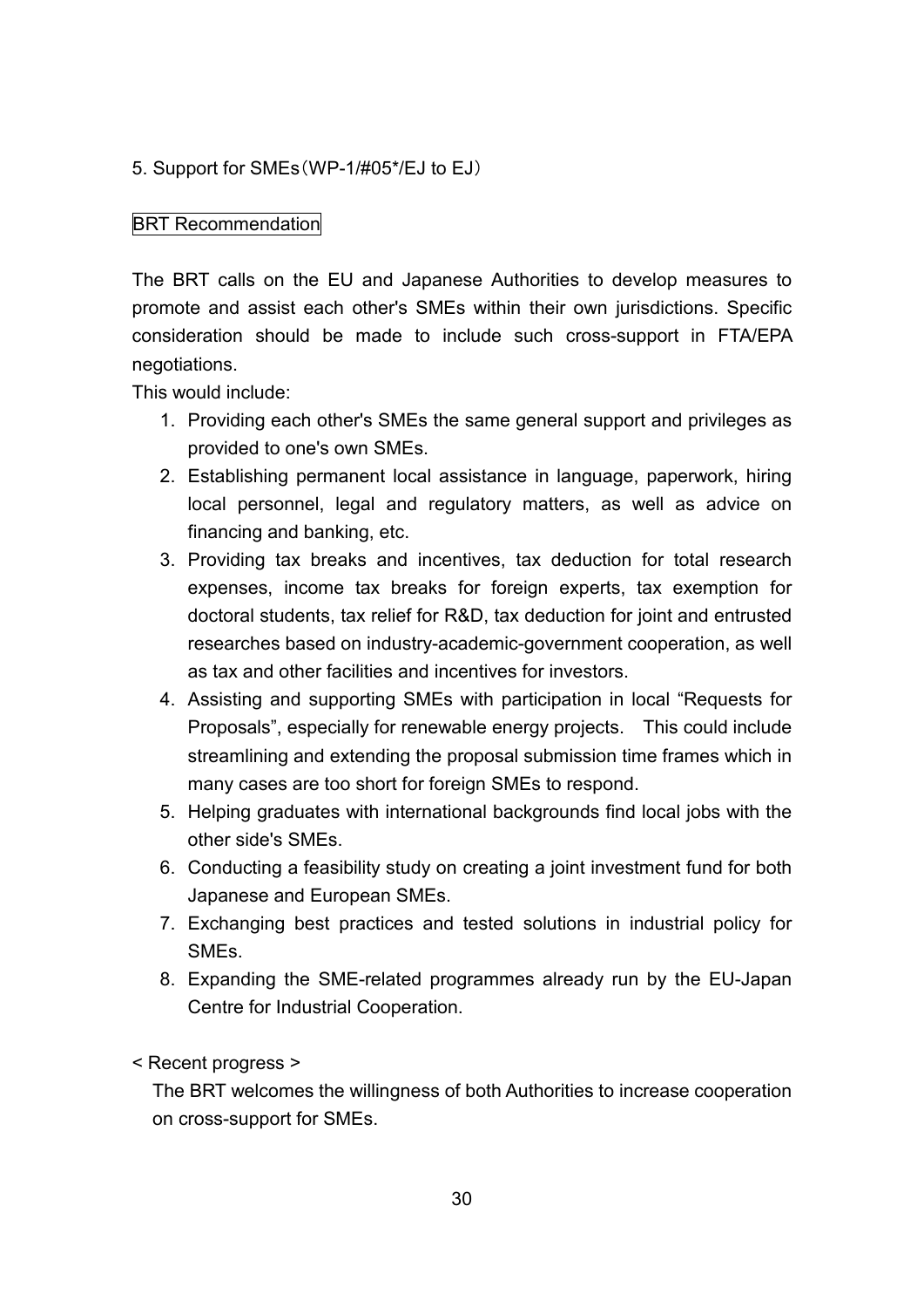## 5. Support for SMEs（WP-1/#05*/EJ to EJ）

BRT Recommendation

The BRT calls on the EU and Japanese Authorities to develop measures to promote and assist each other's SMEs within their own jurisdictions. Specific consideration should be made to include such cross-support in FTA/EPA negotiations.

This would include:

1. Providing each other's SMEs the same general support and privileges as provided to one's own SMEs.
2. Establishing permanent local assistance in language, paperwork, hiring local personnel, legal and regulatory matters, as well as advice on financing and banking, etc.
3. Providing tax breaks and incentives, tax deduction for total research expenses, income tax breaks for foreign experts, tax exemption for doctoral students, tax relief for R&D, tax deduction for joint and entrusted researches based on industry-academic-government cooperation, as well as tax and other facilities and incentives for investors.
4. Assisting and supporting SMEs with participation in local "Requests for Proposals", especially for renewable energy projects.　This could include streamlining and extending the proposal submission time frames which in many cases are too short for foreign SMEs to respond.
5. Helping graduates with international backgrounds find local jobs with the other side's SMEs.
6. Conducting a feasibility study on creating a joint investment fund for both Japanese and European SMEs.
7. Exchanging best practices and tested solutions in industrial policy for SMEs.
8. Expanding the SME-related programmes already run by the EU-Japan Centre for Industrial Cooperation.

< Recent progress >

The BRT welcomes the willingness of both Authorities to increase cooperation on cross-support for SMEs.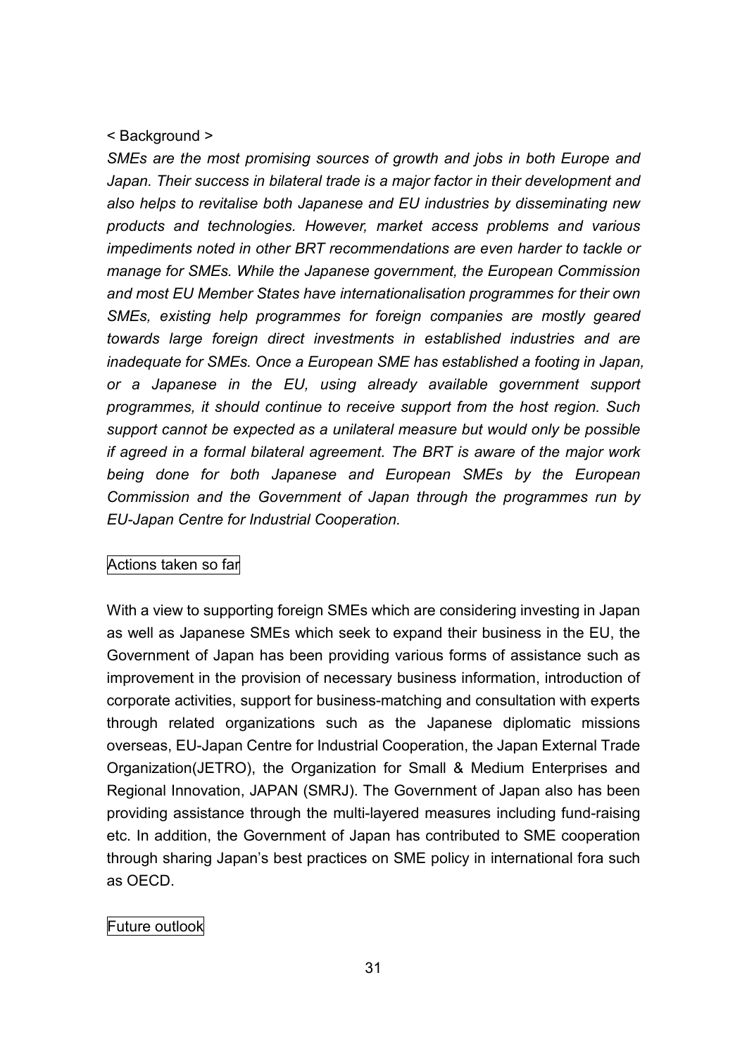< Background >

*SMEs are the most promising sources of growth and jobs in both Europe and Japan. Their success in bilateral trade is a major factor in their development and also helps to revitalise both Japanese and EU industries by disseminating new products and technologies. However, market access problems and various impediments noted in other BRT recommendations are even harder to tackle or manage for SMEs. While the Japanese government, the European Commission and most EU Member States have internationalisation programmes for their own SMEs, existing help programmes for foreign companies are mostly geared towards large foreign direct investments in established industries and are inadequate for SMEs. Once a European SME has established a footing in Japan, or a Japanese in the EU, using already available government support programmes, it should continue to receive support from the host region. Such support cannot be expected as a unilateral measure but would only be possible if agreed in a formal bilateral agreement. The BRT is aware of the major work being done for both Japanese and European SMEs by the European Commission and the Government of Japan through the programmes run by EU-Japan Centre for Industrial Cooperation.*

Actions taken so far

With a view to supporting foreign SMEs which are considering investing in Japan as well as Japanese SMEs which seek to expand their business in the EU, the Government of Japan has been providing various forms of assistance such as improvement in the provision of necessary business information, introduction of corporate activities, support for business-matching and consultation with experts through related organizations such as the Japanese diplomatic missions overseas, EU-Japan Centre for Industrial Cooperation, the Japan External Trade Organization(JETRO), the Organization for Small & Medium Enterprises and Regional Innovation, JAPAN (SMRJ). The Government of Japan also has been providing assistance through the multi-layered measures including fund-raising etc. In addition, the Government of Japan has contributed to SME cooperation through sharing Japan's best practices on SME policy in international fora such as OECD.

Future outlook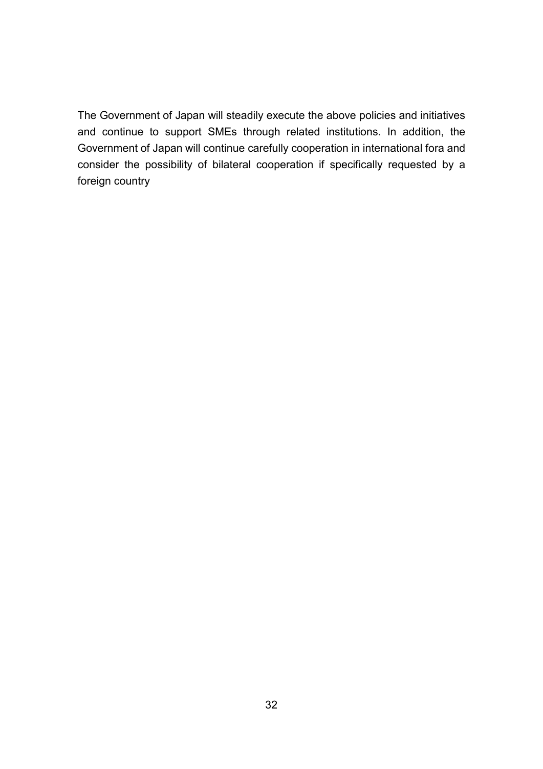The Government of Japan will steadily execute the above policies and initiatives and continue to support SMEs through related institutions. In addition, the Government of Japan will continue carefully cooperation in international fora and consider the possibility of bilateral cooperation if specifically requested by a foreign country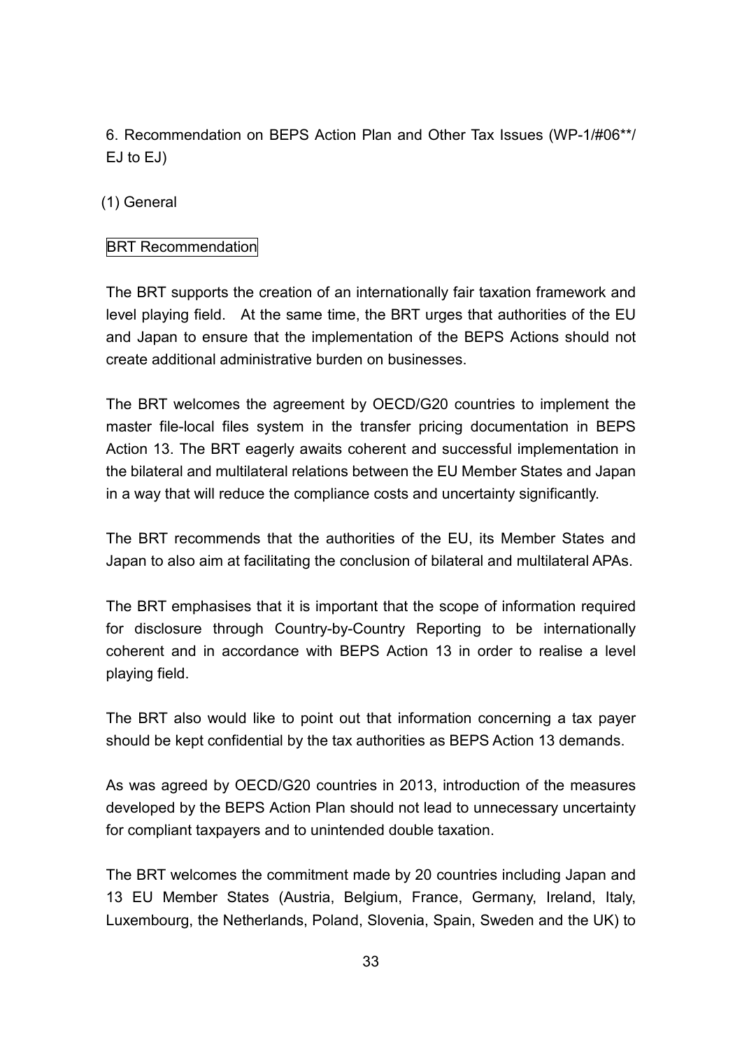## 6. Recommendation on BEPS Action Plan and Other Tax Issues (WP-1/#06**/ EJ to EJ)

### (1) General

BRT Recommendation

The BRT supports the creation of an internationally fair taxation framework and level playing field. At the same time, the BRT urges that authorities of the EU and Japan to ensure that the implementation of the BEPS Actions should not create additional administrative burden on businesses.

The BRT welcomes the agreement by OECD/G20 countries to implement the master file-local files system in the transfer pricing documentation in BEPS Action 13. The BRT eagerly awaits coherent and successful implementation in the bilateral and multilateral relations between the EU Member States and Japan in a way that will reduce the compliance costs and uncertainty significantly.

The BRT recommends that the authorities of the EU, its Member States and Japan to also aim at facilitating the conclusion of bilateral and multilateral APAs.

The BRT emphasises that it is important that the scope of information required for disclosure through Country-by-Country Reporting to be internationally coherent and in accordance with BEPS Action 13 in order to realise a level playing field.

The BRT also would like to point out that information concerning a tax payer should be kept confidential by the tax authorities as BEPS Action 13 demands.

As was agreed by OECD/G20 countries in 2013, introduction of the measures developed by the BEPS Action Plan should not lead to unnecessary uncertainty for compliant taxpayers and to unintended double taxation.

The BRT welcomes the commitment made by 20 countries including Japan and 13 EU Member States (Austria, Belgium, France, Germany, Ireland, Italy, Luxembourg, the Netherlands, Poland, Slovenia, Spain, Sweden and the UK) to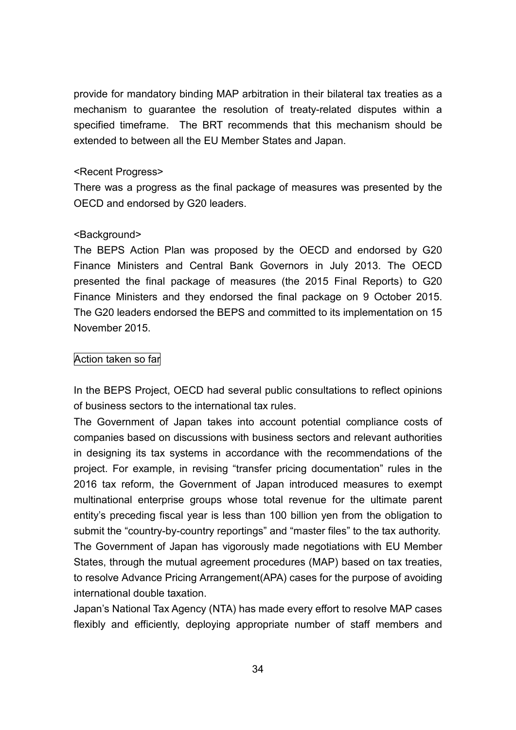provide for mandatory binding MAP arbitration in their bilateral tax treaties as a mechanism to guarantee the resolution of treaty-related disputes within a specified timeframe. The BRT recommends that this mechanism should be extended to between all the EU Member States and Japan.

<Recent Progress>

There was a progress as the final package of measures was presented by the OECD and endorsed by G20 leaders.

<Background>

The BEPS Action Plan was proposed by the OECD and endorsed by G20 Finance Ministers and Central Bank Governors in July 2013. The OECD presented the final package of measures (the 2015 Final Reports) to G20 Finance Ministers and they endorsed the final package on 9 October 2015. The G20 leaders endorsed the BEPS and committed to its implementation on 15 November 2015.

Action taken so far

In the BEPS Project, OECD had several public consultations to reflect opinions of business sectors to the international tax rules.

The Government of Japan takes into account potential compliance costs of companies based on discussions with business sectors and relevant authorities in designing its tax systems in accordance with the recommendations of the project. For example, in revising "transfer pricing documentation" rules in the 2016 tax reform, the Government of Japan introduced measures to exempt multinational enterprise groups whose total revenue for the ultimate parent entity's preceding fiscal year is less than 100 billion yen from the obligation to submit the "country-by-country reportings" and "master files" to the tax authority.

The Government of Japan has vigorously made negotiations with EU Member States, through the mutual agreement procedures (MAP) based on tax treaties, to resolve Advance Pricing Arrangement(APA) cases for the purpose of avoiding international double taxation.

Japan's National Tax Agency (NTA) has made every effort to resolve MAP cases flexibly and efficiently, deploying appropriate number of staff members and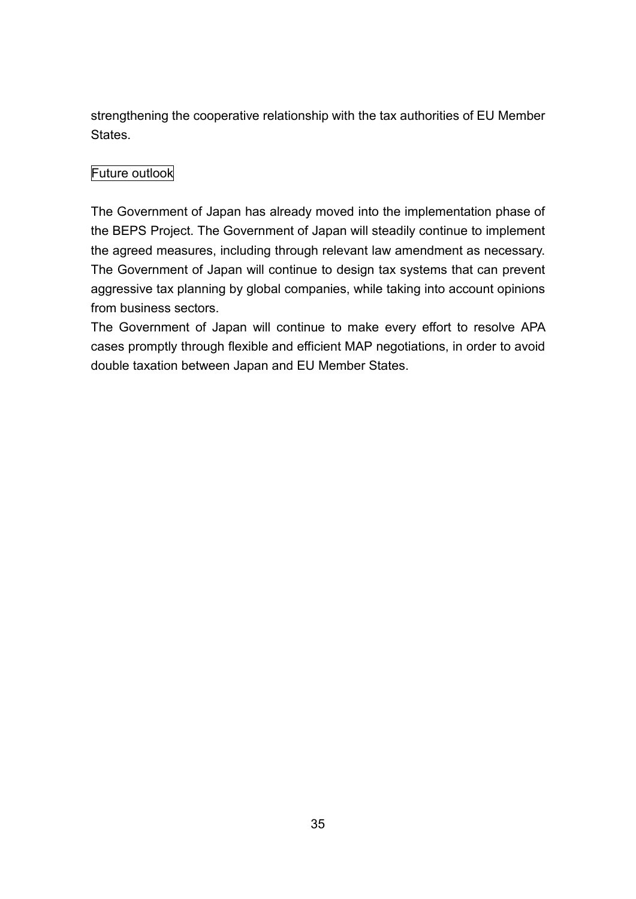strengthening the cooperative relationship with the tax authorities of EU Member States.

### Future outlook

The Government of Japan has already moved into the implementation phase of the BEPS Project. The Government of Japan will steadily continue to implement the agreed measures, including through relevant law amendment as necessary. The Government of Japan will continue to design tax systems that can prevent aggressive tax planning by global companies, while taking into account opinions from business sectors.

The Government of Japan will continue to make every effort to resolve APA cases promptly through flexible and efficient MAP negotiations, in order to avoid double taxation between Japan and EU Member States.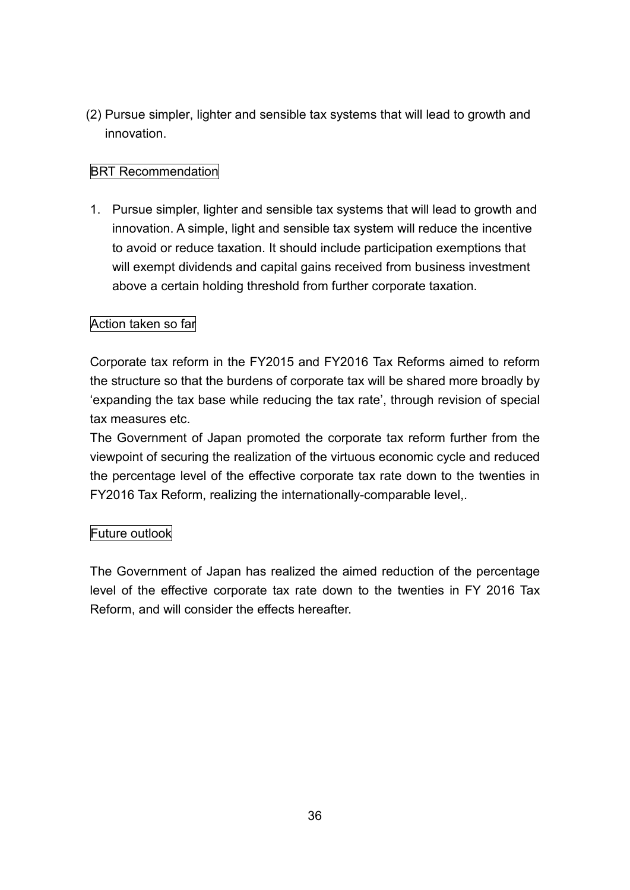(2) Pursue simpler, lighter and sensible tax systems that will lead to growth and innovation.

BRT Recommendation

1. Pursue simpler, lighter and sensible tax systems that will lead to growth and innovation. A simple, light and sensible tax system will reduce the incentive to avoid or reduce taxation. It should include participation exemptions that will exempt dividends and capital gains received from business investment above a certain holding threshold from further corporate taxation.

Action taken so far

Corporate tax reform in the FY2015 and FY2016 Tax Reforms aimed to reform the structure so that the burdens of corporate tax will be shared more broadly by ‘expanding the tax base while reducing the tax rate’, through revision of special tax measures etc.
The Government of Japan promoted the corporate tax reform further from the viewpoint of securing the realization of the virtuous economic cycle and reduced the percentage level of the effective corporate tax rate down to the twenties in FY2016 Tax Reform, realizing the internationally-comparable level,.

Future outlook

The Government of Japan has realized the aimed reduction of the percentage level of the effective corporate tax rate down to the twenties in FY 2016 Tax Reform, and will consider the effects hereafter.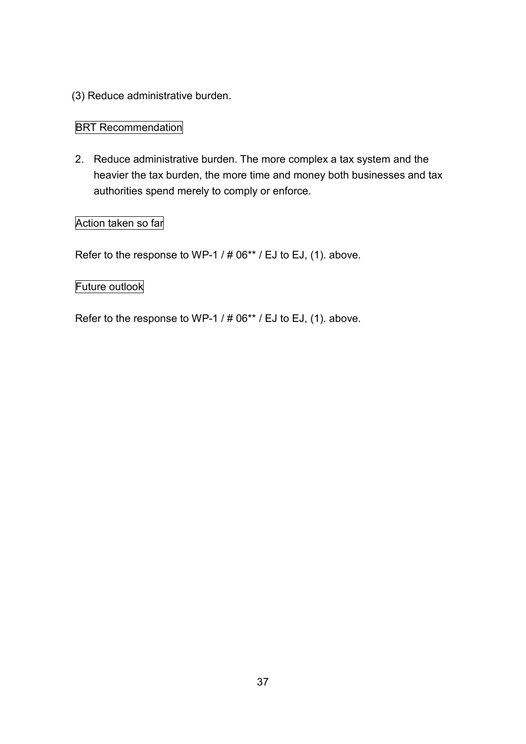(3) Reduce administrative burden.

BRT Recommendation

2. Reduce administrative burden. The more complex a tax system and the heavier the tax burden, the more time and money both businesses and tax authorities spend merely to comply or enforce.

Action taken so far

Refer to the response to WP-1 / # 06** / EJ to EJ, (1). above.

Future outlook

Refer to the response to WP-1 / # 06** / EJ to EJ, (1). above.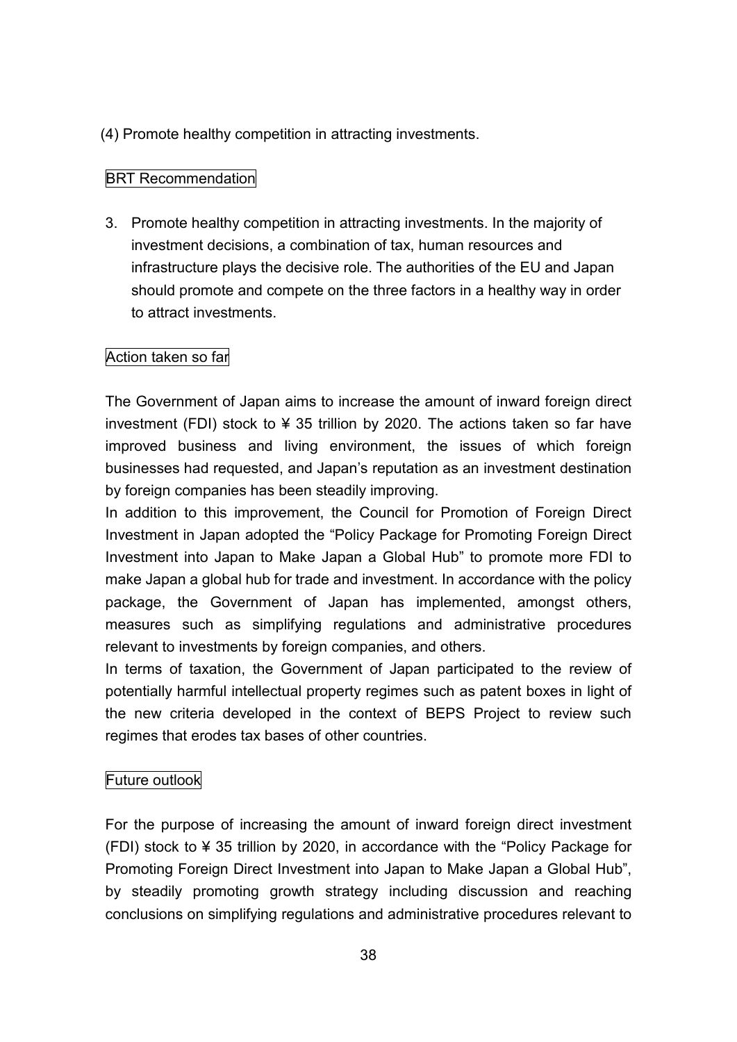(4) Promote healthy competition in attracting investments.

BRT Recommendation

3. Promote healthy competition in attracting investments. In the majority of investment decisions, a combination of tax, human resources and infrastructure plays the decisive role. The authorities of the EU and Japan should promote and compete on the three factors in a healthy way in order to attract investments.

Action taken so far

The Government of Japan aims to increase the amount of inward foreign direct investment (FDI) stock to ¥ 35 trillion by 2020. The actions taken so far have improved business and living environment, the issues of which foreign businesses had requested, and Japan's reputation as an investment destination by foreign companies has been steadily improving.

In addition to this improvement, the Council for Promotion of Foreign Direct Investment in Japan adopted the "Policy Package for Promoting Foreign Direct Investment into Japan to Make Japan a Global Hub" to promote more FDI to make Japan a global hub for trade and investment. In accordance with the policy package, the Government of Japan has implemented, amongst others, measures such as simplifying regulations and administrative procedures relevant to investments by foreign companies, and others.

In terms of taxation, the Government of Japan participated to the review of potentially harmful intellectual property regimes such as patent boxes in light of the new criteria developed in the context of BEPS Project to review such regimes that erodes tax bases of other countries.

Future outlook

For the purpose of increasing the amount of inward foreign direct investment (FDI) stock to ¥ 35 trillion by 2020, in accordance with the "Policy Package for Promoting Foreign Direct Investment into Japan to Make Japan a Global Hub", by steadily promoting growth strategy including discussion and reaching conclusions on simplifying regulations and administrative procedures relevant to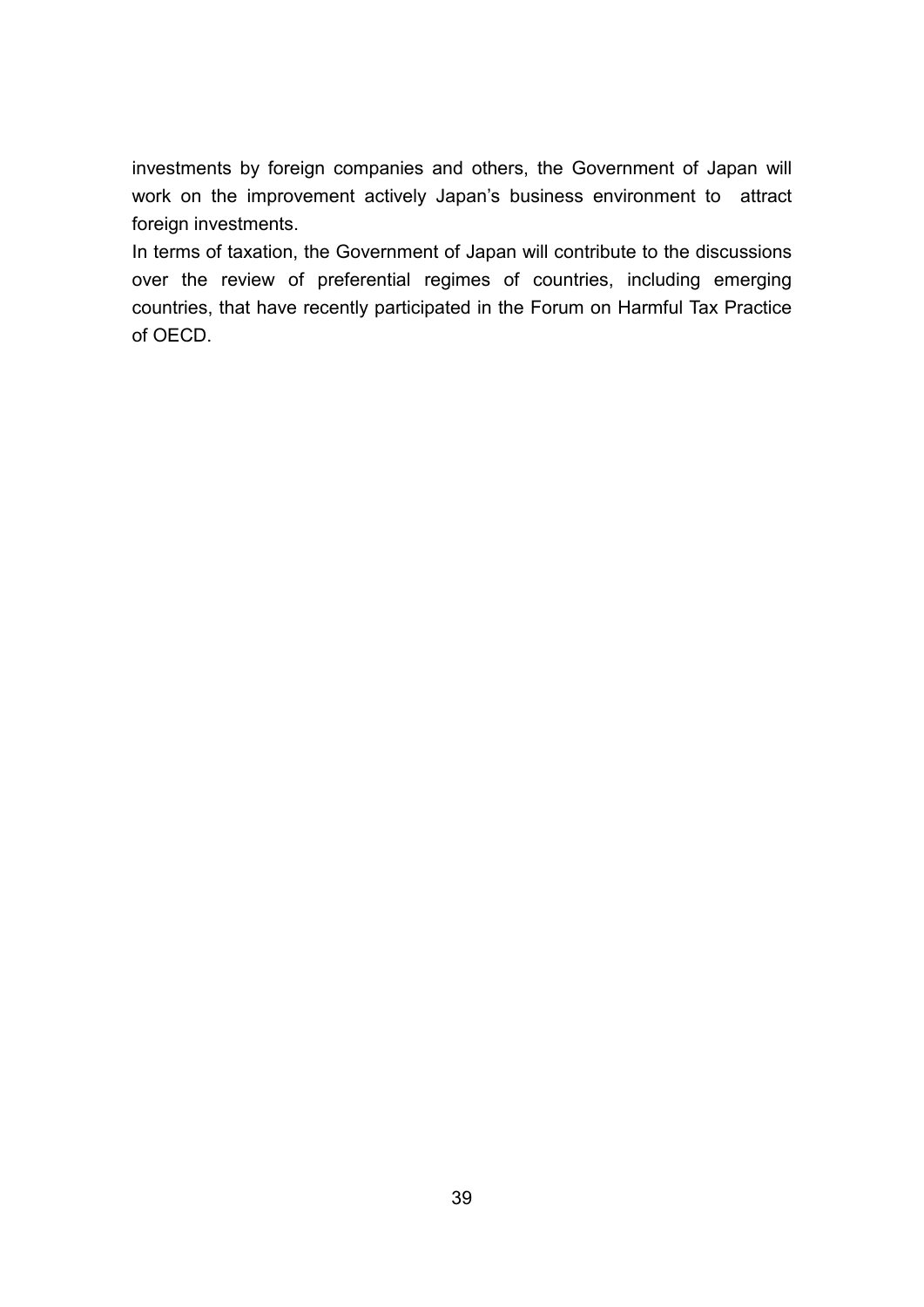investments by foreign companies and others, the Government of Japan will work on the improvement actively Japan's business environment to attract foreign investments.

In terms of taxation, the Government of Japan will contribute to the discussions over the review of preferential regimes of countries, including emerging countries, that have recently participated in the Forum on Harmful Tax Practice of OECD.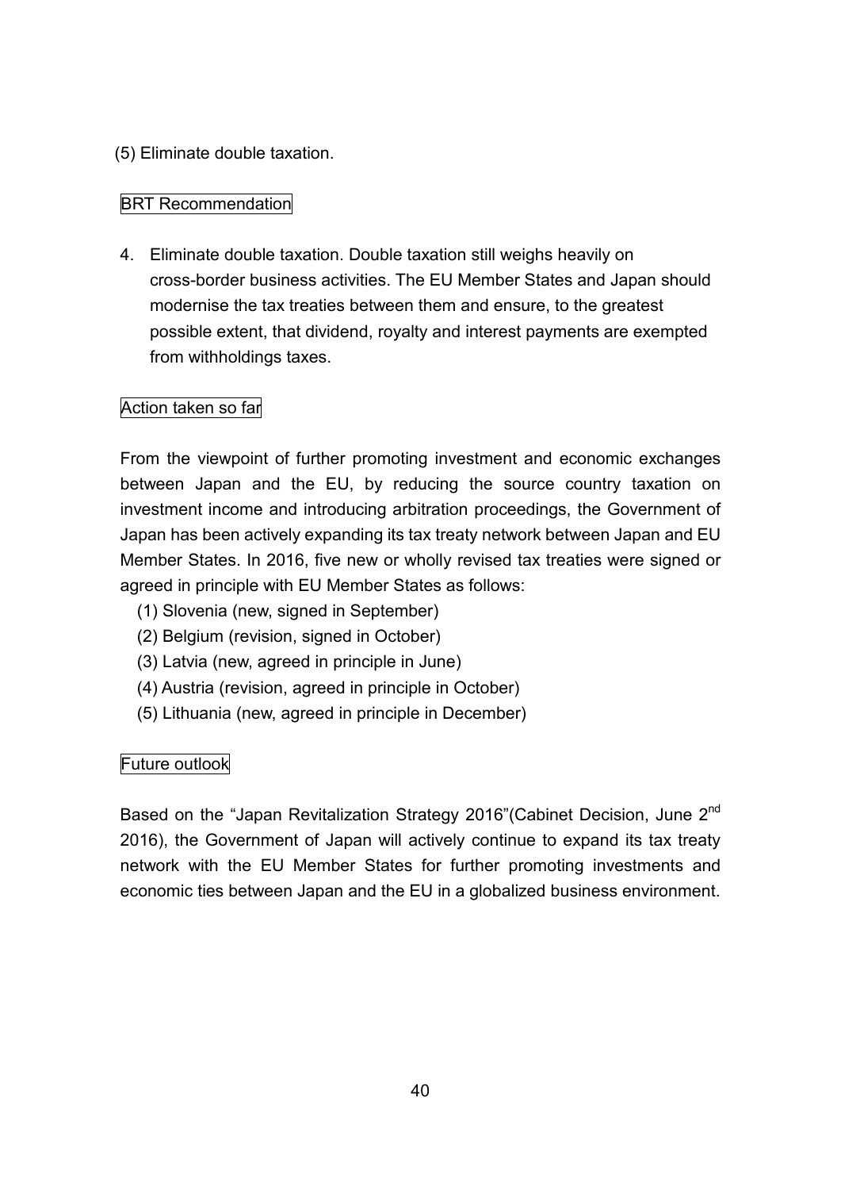(5) Eliminate double taxation.

BRT Recommendation

4. Eliminate double taxation. Double taxation still weighs heavily on cross-border business activities. The EU Member States and Japan should modernise the tax treaties between them and ensure, to the greatest possible extent, that dividend, royalty and interest payments are exempted from withholdings taxes.

Action taken so far

From the viewpoint of further promoting investment and economic exchanges between Japan and the EU, by reducing the source country taxation on investment income and introducing arbitration proceedings, the Government of Japan has been actively expanding its tax treaty network between Japan and EU Member States. In 2016, five new or wholly revised tax treaties were signed or agreed in principle with EU Member States as follows:

(1) Slovenia (new, signed in September)
(2) Belgium (revision, signed in October)
(3) Latvia (new, agreed in principle in June)
(4) Austria (revision, agreed in principle in October)
(5) Lithuania (new, agreed in principle in December)

Future outlook

Based on the "Japan Revitalization Strategy 2016"(Cabinet Decision, June 2nd 2016), the Government of Japan will actively continue to expand its tax treaty network with the EU Member States for further promoting investments and economic ties between Japan and the EU in a globalized business environment.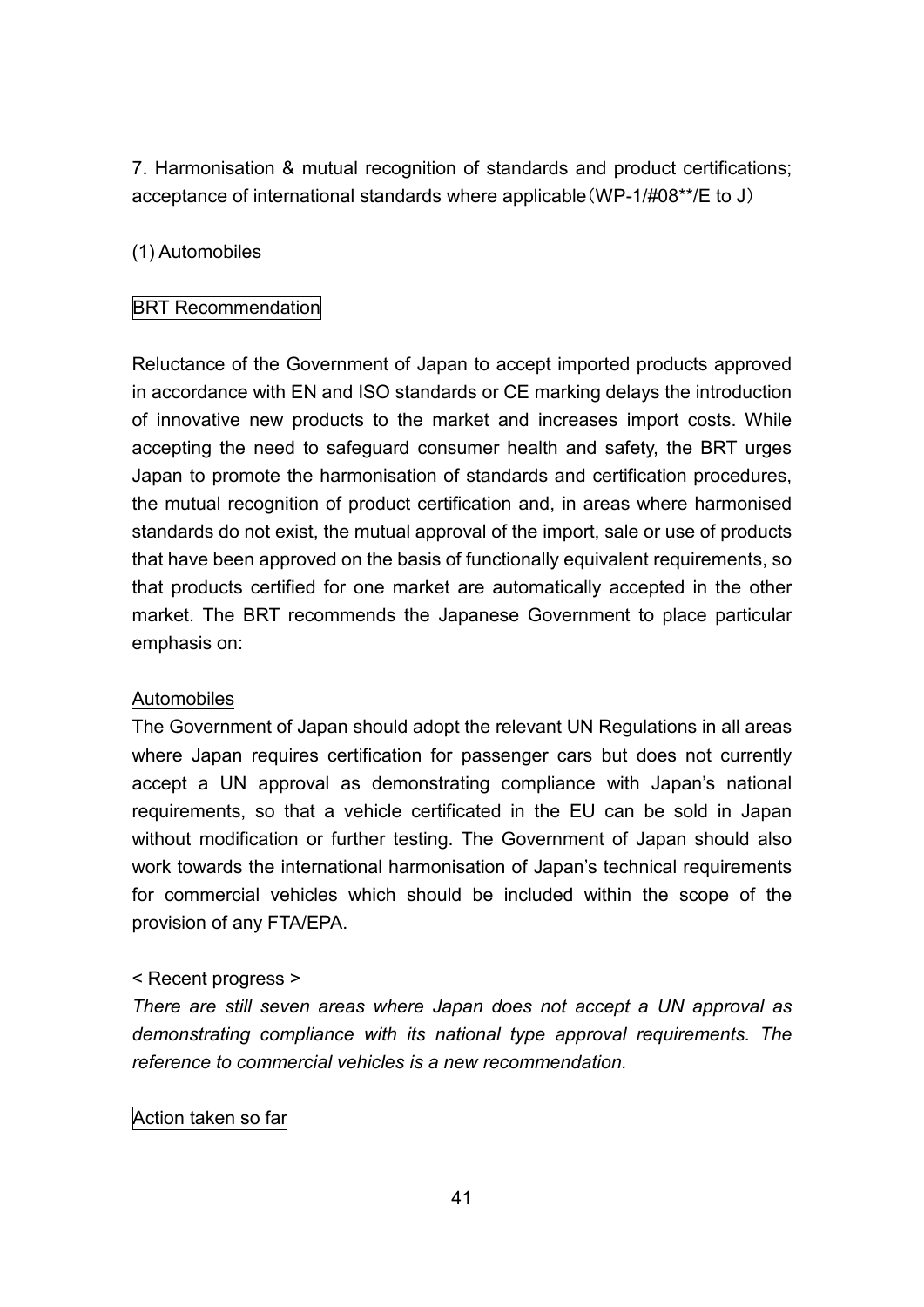7. Harmonisation & mutual recognition of standards and product certifications; acceptance of international standards where applicable（WP-1/#08**/E to J）

(1) Automobiles

BRT Recommendation

Reluctance of the Government of Japan to accept imported products approved in accordance with EN and ISO standards or CE marking delays the introduction of innovative new products to the market and increases import costs. While accepting the need to safeguard consumer health and safety, the BRT urges Japan to promote the harmonisation of standards and certification procedures, the mutual recognition of product certification and, in areas where harmonised standards do not exist, the mutual approval of the import, sale or use of products that have been approved on the basis of functionally equivalent requirements, so that products certified for one market are automatically accepted in the other market. The BRT recommends the Japanese Government to place particular emphasis on:

Automobiles

The Government of Japan should adopt the relevant UN Regulations in all areas where Japan requires certification for passenger cars but does not currently accept a UN approval as demonstrating compliance with Japan's national requirements, so that a vehicle certificated in the EU can be sold in Japan without modification or further testing. The Government of Japan should also work towards the international harmonisation of Japan's technical requirements for commercial vehicles which should be included within the scope of the provision of any FTA/EPA.

< Recent progress >

*There are still seven areas where Japan does not accept a UN approval as demonstrating compliance with its national type approval requirements. The reference to commercial vehicles is a new recommendation.*

Action taken so far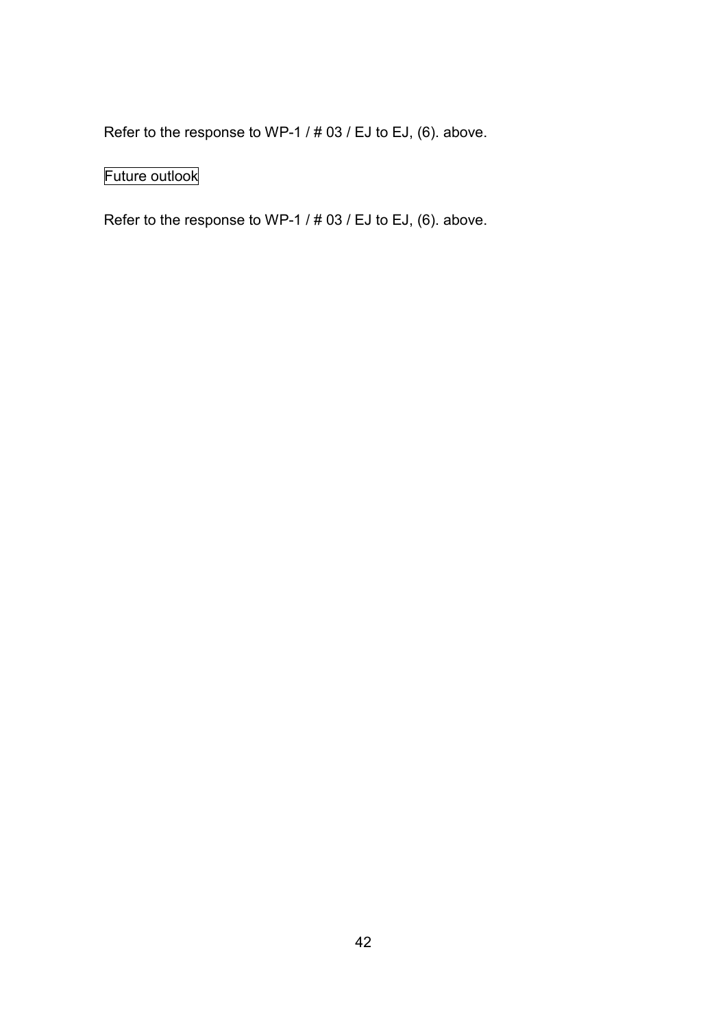Refer to the response to WP-1 / # 03 / EJ to EJ, (6). above.

Future outlook

Refer to the response to WP-1 / # 03 / EJ to EJ, (6). above.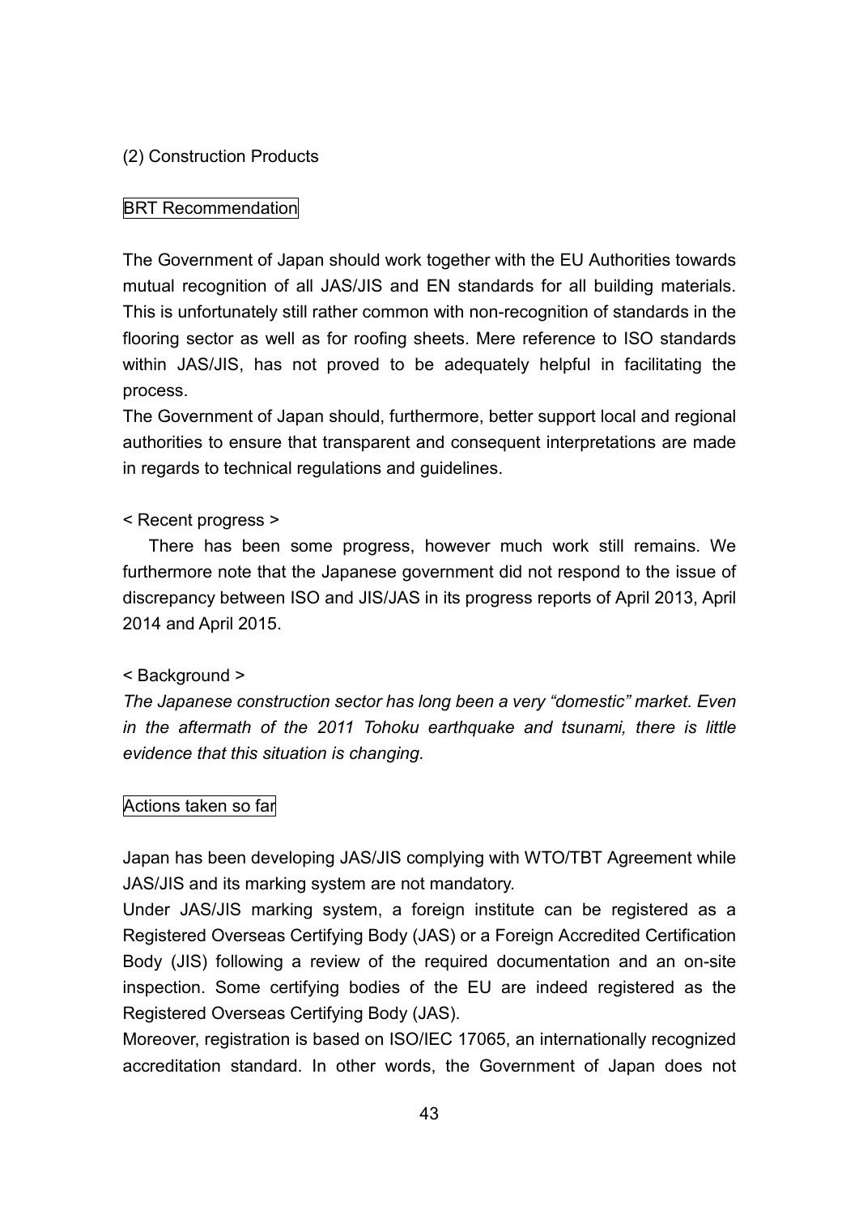## (2) Construction Products

BRT Recommendation

The Government of Japan should work together with the EU Authorities towards mutual recognition of all JAS/JIS and EN standards for all building materials. This is unfortunately still rather common with non-recognition of standards in the flooring sector as well as for roofing sheets. Mere reference to ISO standards within JAS/JIS, has not proved to be adequately helpful in facilitating the process.

The Government of Japan should, furthermore, better support local and regional authorities to ensure that transparent and consequent interpretations are made in regards to technical regulations and guidelines.

< Recent progress >

There has been some progress, however much work still remains. We furthermore note that the Japanese government did not respond to the issue of discrepancy between ISO and JIS/JAS in its progress reports of April 2013, April 2014 and April 2015.

< Background >

*The Japanese construction sector has long been a very "domestic" market. Even in the aftermath of the 2011 Tohoku earthquake and tsunami, there is little evidence that this situation is changing.*

Actions taken so far

Japan has been developing JAS/JIS complying with WTO/TBT Agreement while JAS/JIS and its marking system are not mandatory.

Under JAS/JIS marking system, a foreign institute can be registered as a Registered Overseas Certifying Body (JAS) or a Foreign Accredited Certification Body (JIS) following a review of the required documentation and an on-site inspection. Some certifying bodies of the EU are indeed registered as the Registered Overseas Certifying Body (JAS).

Moreover, registration is based on ISO/IEC 17065, an internationally recognized accreditation standard. In other words, the Government of Japan does not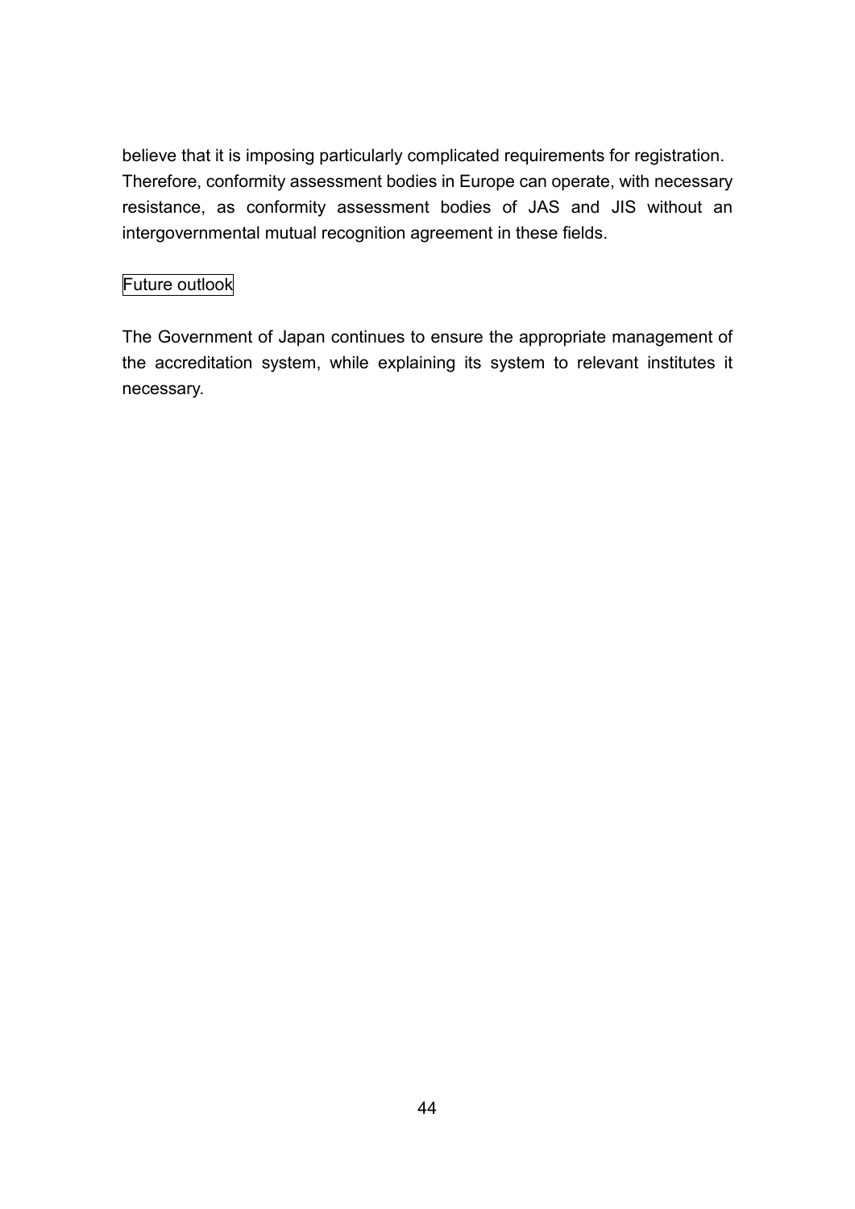believe that it is imposing particularly complicated requirements for registration. Therefore, conformity assessment bodies in Europe can operate, with necessary resistance, as conformity assessment bodies of JAS and JIS without an intergovernmental mutual recognition agreement in these fields.

### Future outlook

The Government of Japan continues to ensure the appropriate management of the accreditation system, while explaining its system to relevant institutes it necessary.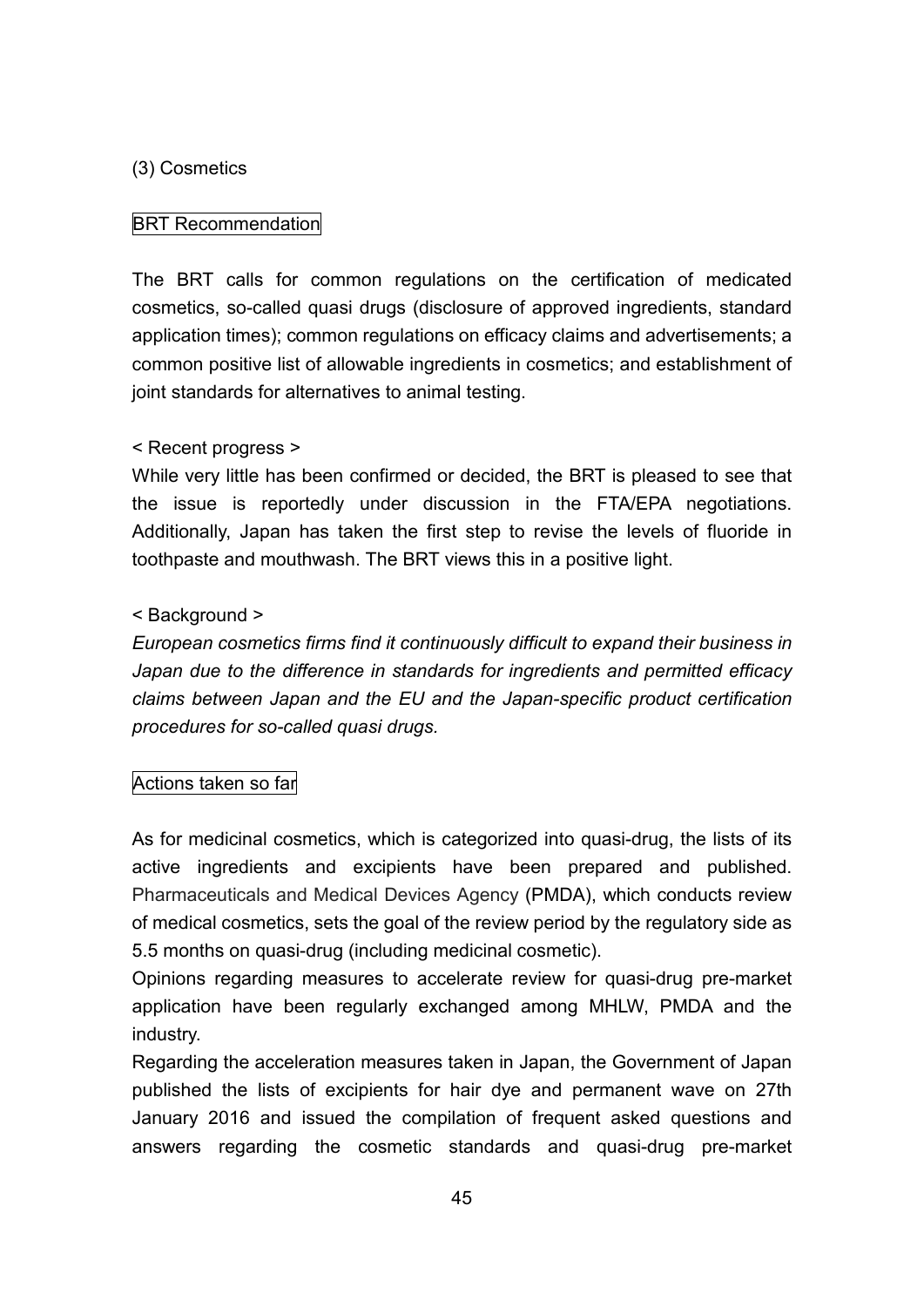(3) Cosmetics

BRT Recommendation

The BRT calls for common regulations on the certification of medicated cosmetics, so-called quasi drugs (disclosure of approved ingredients, standard application times); common regulations on efficacy claims and advertisements; a common positive list of allowable ingredients in cosmetics; and establishment of joint standards for alternatives to animal testing.

< Recent progress >
While very little has been confirmed or decided, the BRT is pleased to see that the issue is reportedly under discussion in the FTA/EPA negotiations. Additionally, Japan has taken the first step to revise the levels of fluoride in toothpaste and mouthwash. The BRT views this in a positive light.

< Background >
*European cosmetics firms find it continuously difficult to expand their business in Japan due to the difference in standards for ingredients and permitted efficacy claims between Japan and the EU and the Japan-specific product certification procedures for so-called quasi drugs.*

Actions taken so far

As for medicinal cosmetics, which is categorized into quasi-drug, the lists of its active ingredients and excipients have been prepared and published. Pharmaceuticals and Medical Devices Agency (PMDA), which conducts review of medical cosmetics, sets the goal of the review period by the regulatory side as 5.5 months on quasi-drug (including medicinal cosmetic).
Opinions regarding measures to accelerate review for quasi-drug pre-market application have been regularly exchanged among MHLW, PMDA and the industry.
Regarding the acceleration measures taken in Japan, the Government of Japan published the lists of excipients for hair dye and permanent wave on 27th January 2016 and issued the compilation of frequent asked questions and answers regarding the cosmetic standards and quasi-drug pre-market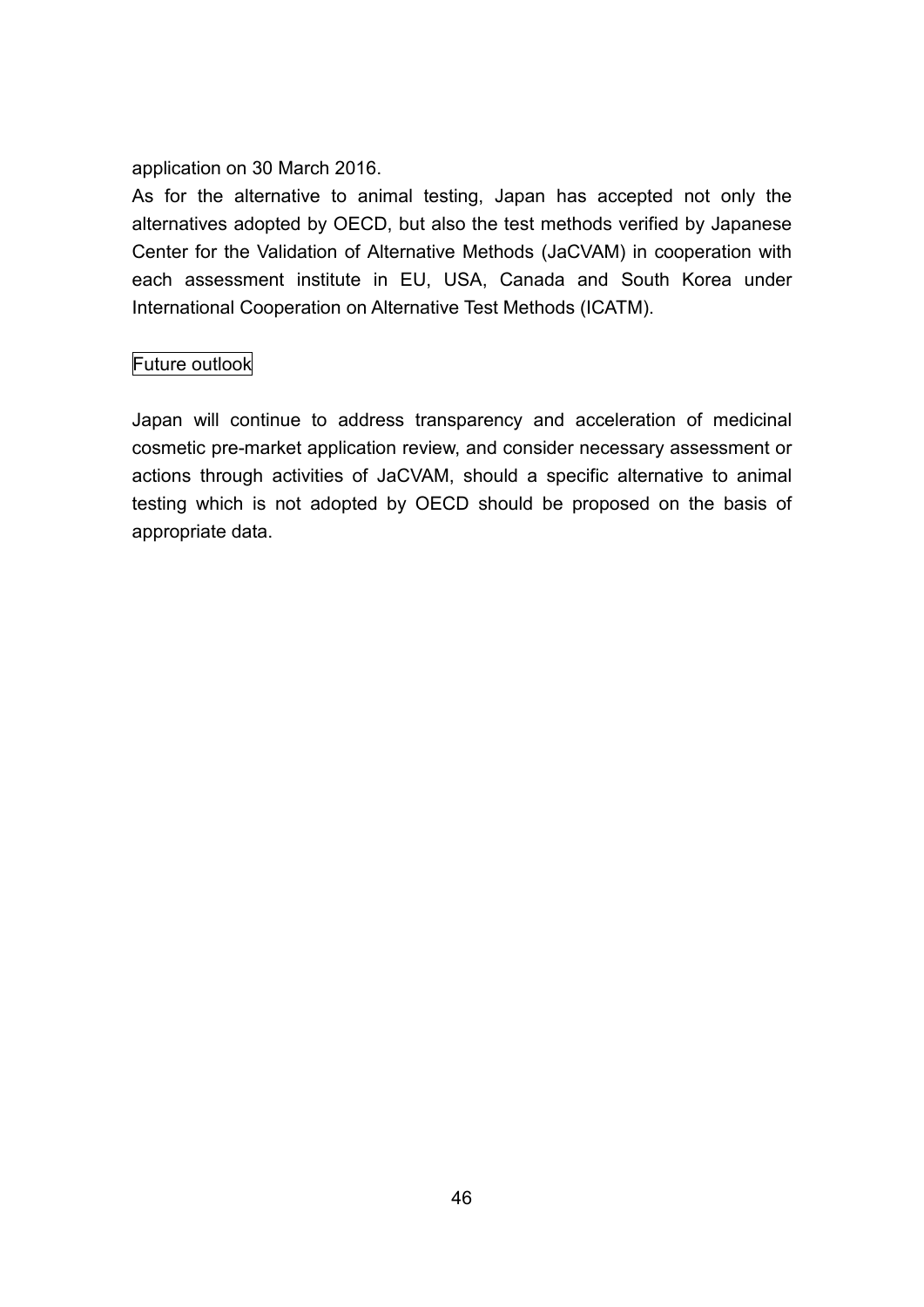application on 30 March 2016.

As for the alternative to animal testing, Japan has accepted not only the alternatives adopted by OECD, but also the test methods verified by Japanese Center for the Validation of Alternative Methods (JaCVAM) in cooperation with each assessment institute in EU, USA, Canada and South Korea under International Cooperation on Alternative Test Methods (ICATM).

### Future outlook

Japan will continue to address transparency and acceleration of medicinal cosmetic pre-market application review, and consider necessary assessment or actions through activities of JaCVAM, should a specific alternative to animal testing which is not adopted by OECD should be proposed on the basis of appropriate data.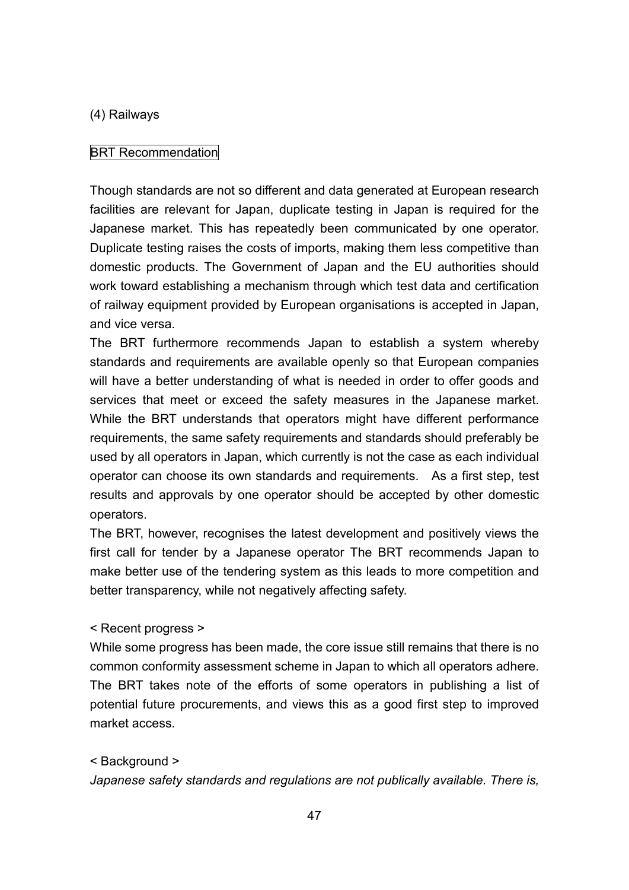### (4) Railways

BRT Recommendation

Though standards are not so different and data generated at European research facilities are relevant for Japan, duplicate testing in Japan is required for the Japanese market. This has repeatedly been communicated by one operator. Duplicate testing raises the costs of imports, making them less competitive than domestic products. The Government of Japan and the EU authorities should work toward establishing a mechanism through which test data and certification of railway equipment provided by European organisations is accepted in Japan, and vice versa.

The BRT furthermore recommends Japan to establish a system whereby standards and requirements are available openly so that European companies will have a better understanding of what is needed in order to offer goods and services that meet or exceed the safety measures in the Japanese market. While the BRT understands that operators might have different performance requirements, the same safety requirements and standards should preferably be used by all operators in Japan, which currently is not the case as each individual operator can choose its own standards and requirements. As a first step, test results and approvals by one operator should be accepted by other domestic operators.

The BRT, however, recognises the latest development and positively views the first call for tender by a Japanese operator The BRT recommends Japan to make better use of the tendering system as this leads to more competition and better transparency, while not negatively affecting safety.

< Recent progress >

While some progress has been made, the core issue still remains that there is no common conformity assessment scheme in Japan to which all operators adhere. The BRT takes note of the efforts of some operators in publishing a list of potential future procurements, and views this as a good first step to improved market access.

< Background >

*Japanese safety standards and regulations are not publically available. There is,*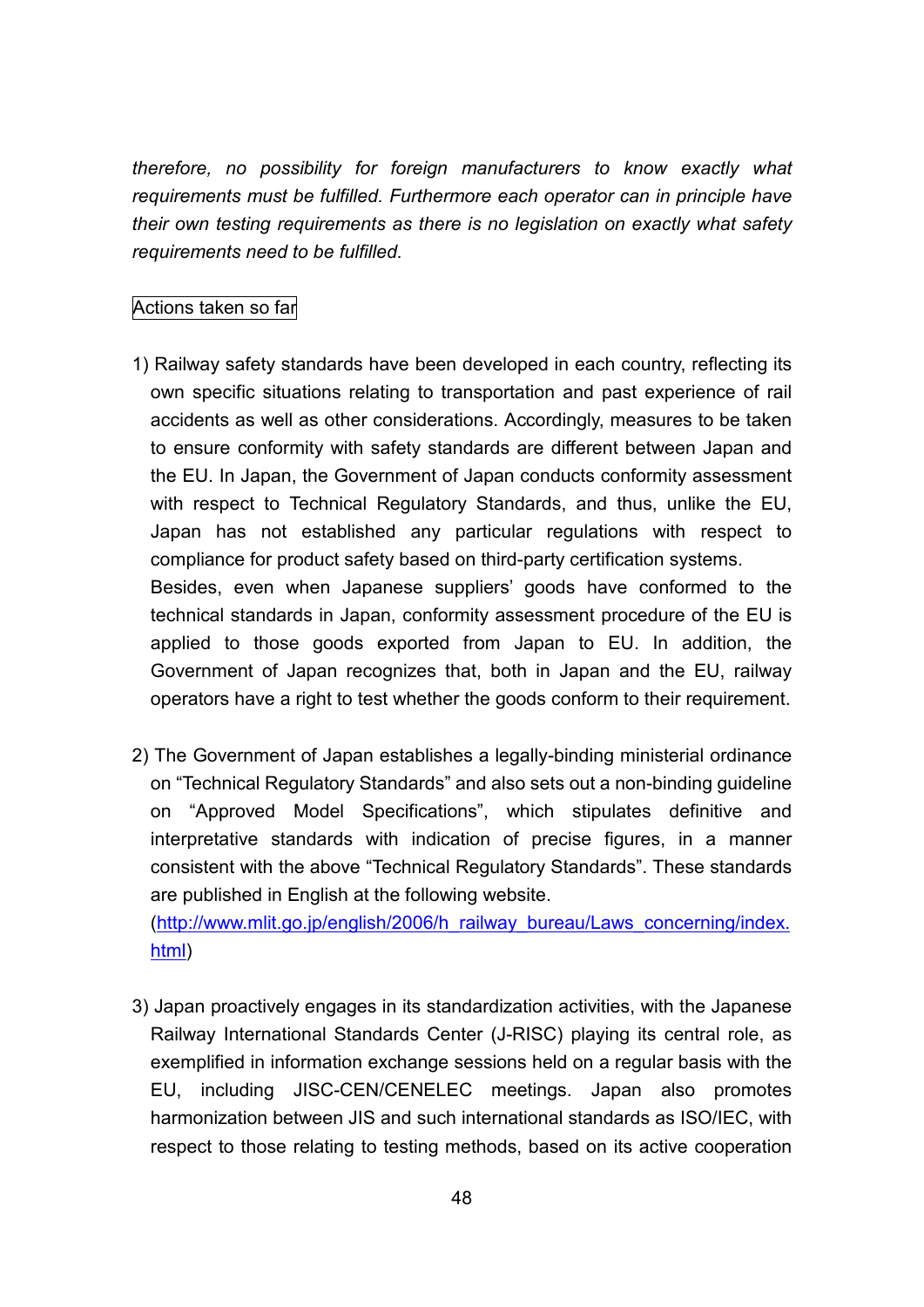*therefore, no possibility for foreign manufacturers to know exactly what requirements must be fulfilled. Furthermore each operator can in principle have their own testing requirements as there is no legislation on exactly what safety requirements need to be fulfilled.*

Actions taken so far

1) Railway safety standards have been developed in each country, reflecting its own specific situations relating to transportation and past experience of rail accidents as well as other considerations. Accordingly, measures to be taken to ensure conformity with safety standards are different between Japan and the EU. In Japan, the Government of Japan conducts conformity assessment with respect to Technical Regulatory Standards, and thus, unlike the EU, Japan has not established any particular regulations with respect to compliance for product safety based on third-party certification systems.
   Besides, even when Japanese suppliers' goods have conformed to the technical standards in Japan, conformity assessment procedure of the EU is applied to those goods exported from Japan to EU. In addition, the Government of Japan recognizes that, both in Japan and the EU, railway operators have a right to test whether the goods conform to their requirement.

2) The Government of Japan establishes a legally-binding ministerial ordinance on "Technical Regulatory Standards" and also sets out a non-binding guideline on "Approved Model Specifications", which stipulates definitive and interpretative standards with indication of precise figures, in a manner consistent with the above "Technical Regulatory Standards". These standards are published in English at the following website.
   (http://www.mlit.go.jp/english/2006/h_railway_bureau/Laws_concerning/index.html)

3) Japan proactively engages in its standardization activities, with the Japanese Railway International Standards Center (J-RISC) playing its central role, as exemplified in information exchange sessions held on a regular basis with the EU, including JISC-CEN/CENELEC meetings. Japan also promotes harmonization between JIS and such international standards as ISO/IEC, with respect to those relating to testing methods, based on its active cooperation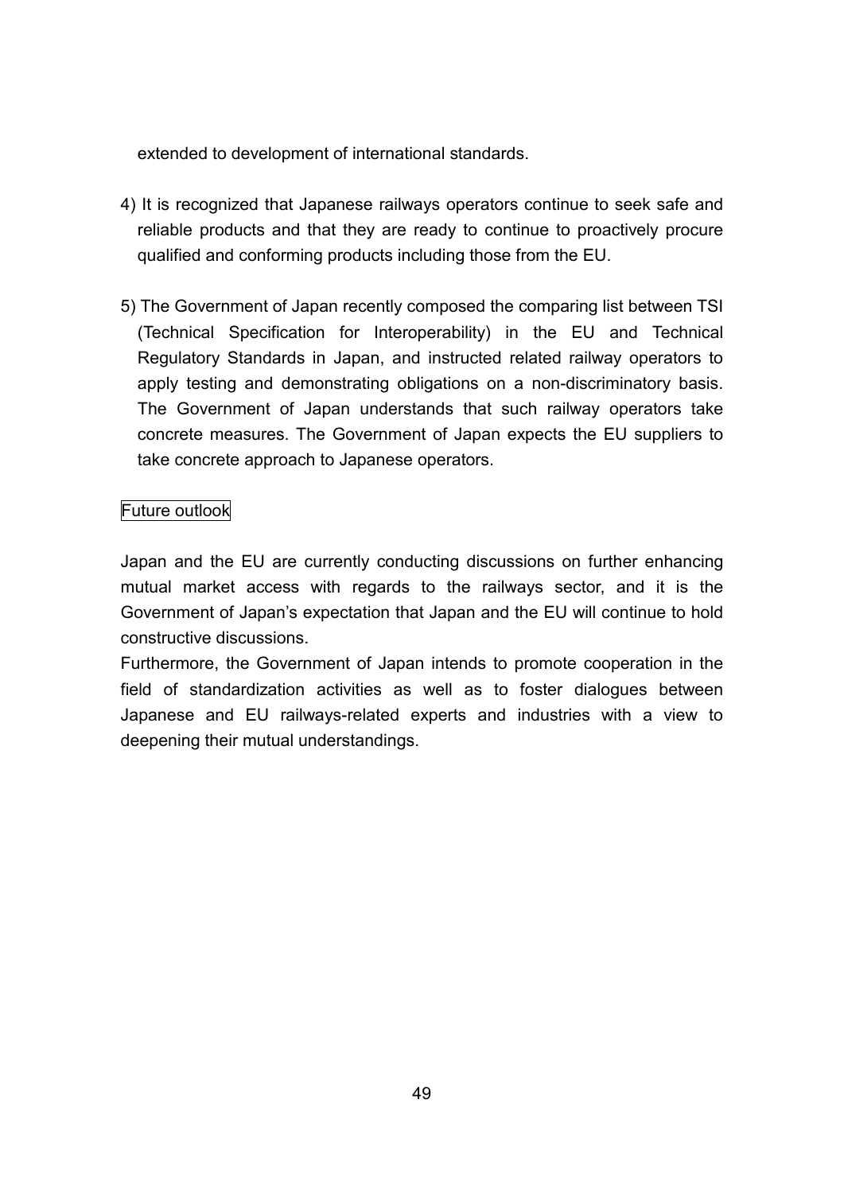extended to development of international standards.

4) It is recognized that Japanese railways operators continue to seek safe and reliable products and that they are ready to continue to proactively procure qualified and conforming products including those from the EU.

5) The Government of Japan recently composed the comparing list between TSI (Technical Specification for Interoperability) in the EU and Technical Regulatory Standards in Japan, and instructed related railway operators to apply testing and demonstrating obligations on a non-discriminatory basis. The Government of Japan understands that such railway operators take concrete measures. The Government of Japan expects the EU suppliers to take concrete approach to Japanese operators.

Future outlook

Japan and the EU are currently conducting discussions on further enhancing mutual market access with regards to the railways sector, and it is the Government of Japan's expectation that Japan and the EU will continue to hold constructive discussions.

Furthermore, the Government of Japan intends to promote cooperation in the field of standardization activities as well as to foster dialogues between Japanese and EU railways-related experts and industries with a view to deepening their mutual understandings.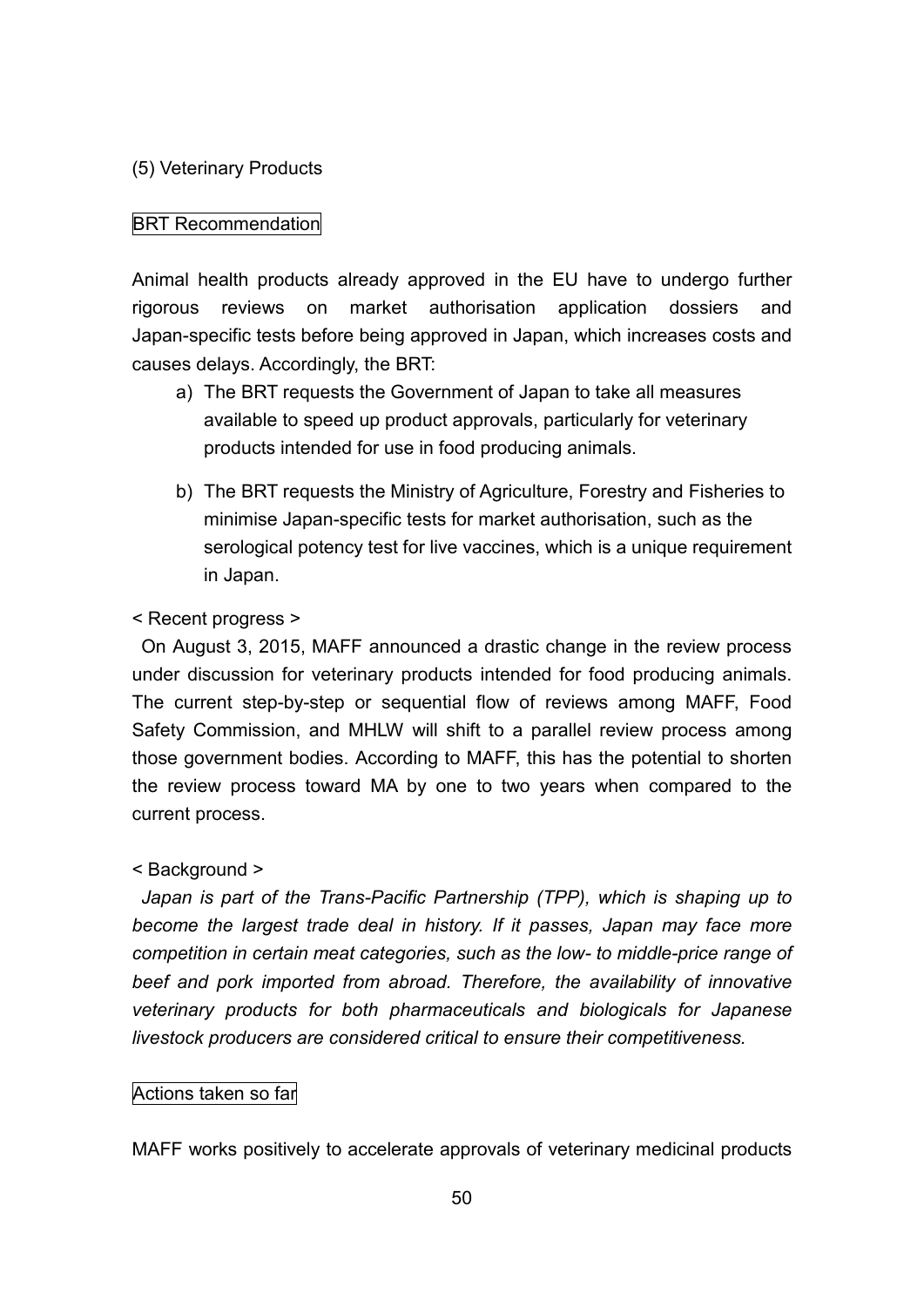### (5) Veterinary Products

**BRT Recommendation**

Animal health products already approved in the EU have to undergo further rigorous reviews on market authorisation application dossiers and Japan-specific tests before being approved in Japan, which increases costs and causes delays. Accordingly, the BRT:

a) The BRT requests the Government of Japan to take all measures available to speed up product approvals, particularly for veterinary products intended for use in food producing animals.

b) The BRT requests the Ministry of Agriculture, Forestry and Fisheries to minimise Japan-specific tests for market authorisation, such as the serological potency test for live vaccines, which is a unique requirement in Japan.

< Recent progress >

On August 3, 2015, MAFF announced a drastic change in the review process under discussion for veterinary products intended for food producing animals. The current step-by-step or sequential flow of reviews among MAFF, Food Safety Commission, and MHLW will shift to a parallel review process among those government bodies. According to MAFF, this has the potential to shorten the review process toward MA by one to two years when compared to the current process.

< Background >

*Japan is part of the Trans-Pacific Partnership (TPP), which is shaping up to become the largest trade deal in history. If it passes, Japan may face more competition in certain meat categories, such as the low- to middle-price range of beef and pork imported from abroad. Therefore, the availability of innovative veterinary products for both pharmaceuticals and biologicals for Japanese livestock producers are considered critical to ensure their competitiveness.*

**Actions taken so far**

MAFF works positively to accelerate approvals of veterinary medicinal products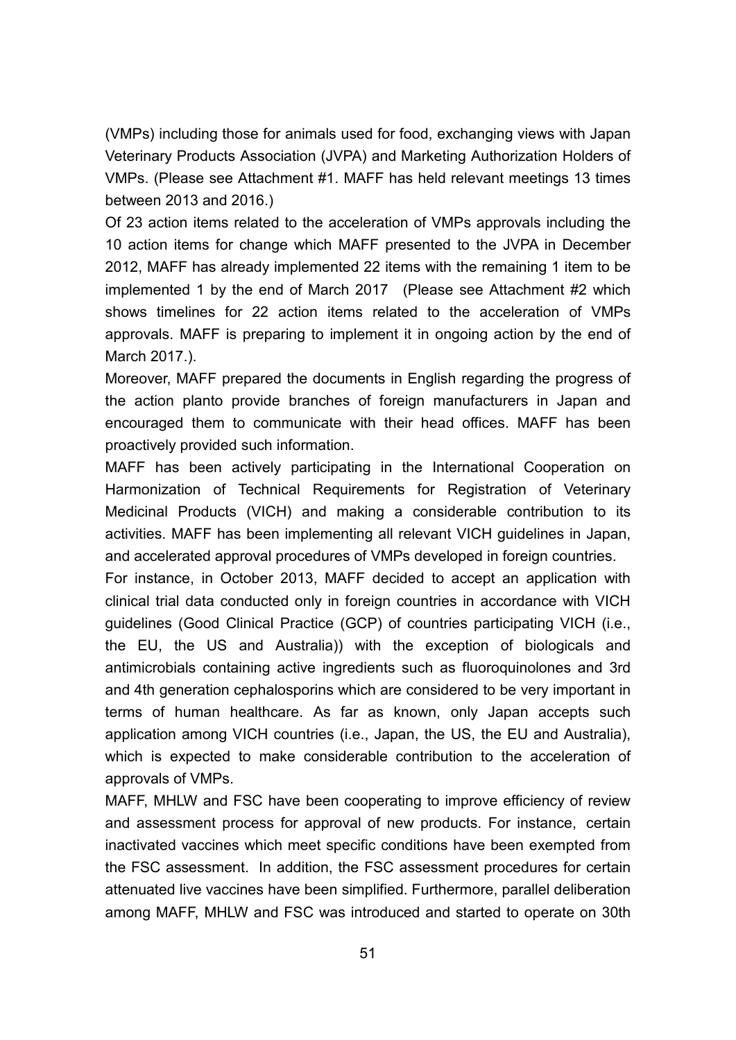(VMPs) including those for animals used for food, exchanging views with Japan Veterinary Products Association (JVPA) and Marketing Authorization Holders of VMPs. (Please see Attachment #1. MAFF has held relevant meetings 13 times between 2013 and 2016.)

Of 23 action items related to the acceleration of VMPs approvals including the 10 action items for change which MAFF presented to the JVPA in December 2012, MAFF has already implemented 22 items with the remaining 1 item to be implemented 1 by the end of March 2017 (Please see Attachment #2 which shows timelines for 22 action items related to the acceleration of VMPs approvals. MAFF is preparing to implement it in ongoing action by the end of March 2017.).

Moreover, MAFF prepared the documents in English regarding the progress of the action planto provide branches of foreign manufacturers in Japan and encouraged them to communicate with their head offices. MAFF has been proactively provided such information.

MAFF has been actively participating in the International Cooperation on Harmonization of Technical Requirements for Registration of Veterinary Medicinal Products (VICH) and making a considerable contribution to its activities. MAFF has been implementing all relevant VICH guidelines in Japan, and accelerated approval procedures of VMPs developed in foreign countries.

For instance, in October 2013, MAFF decided to accept an application with clinical trial data conducted only in foreign countries in accordance with VICH guidelines (Good Clinical Practice (GCP) of countries participating VICH (i.e., the EU, the US and Australia)) with the exception of biologicals and antimicrobials containing active ingredients such as fluoroquinolones and 3rd and 4th generation cephalosporins which are considered to be very important in terms of human healthcare. As far as known, only Japan accepts such application among VICH countries (i.e., Japan, the US, the EU and Australia), which is expected to make considerable contribution to the acceleration of approvals of VMPs.

MAFF, MHLW and FSC have been cooperating to improve efficiency of review and assessment process for approval of new products. For instance, certain inactivated vaccines which meet specific conditions have been exempted from the FSC assessment. In addition, the FSC assessment procedures for certain attenuated live vaccines have been simplified. Furthermore, parallel deliberation among MAFF, MHLW and FSC was introduced and started to operate on 30th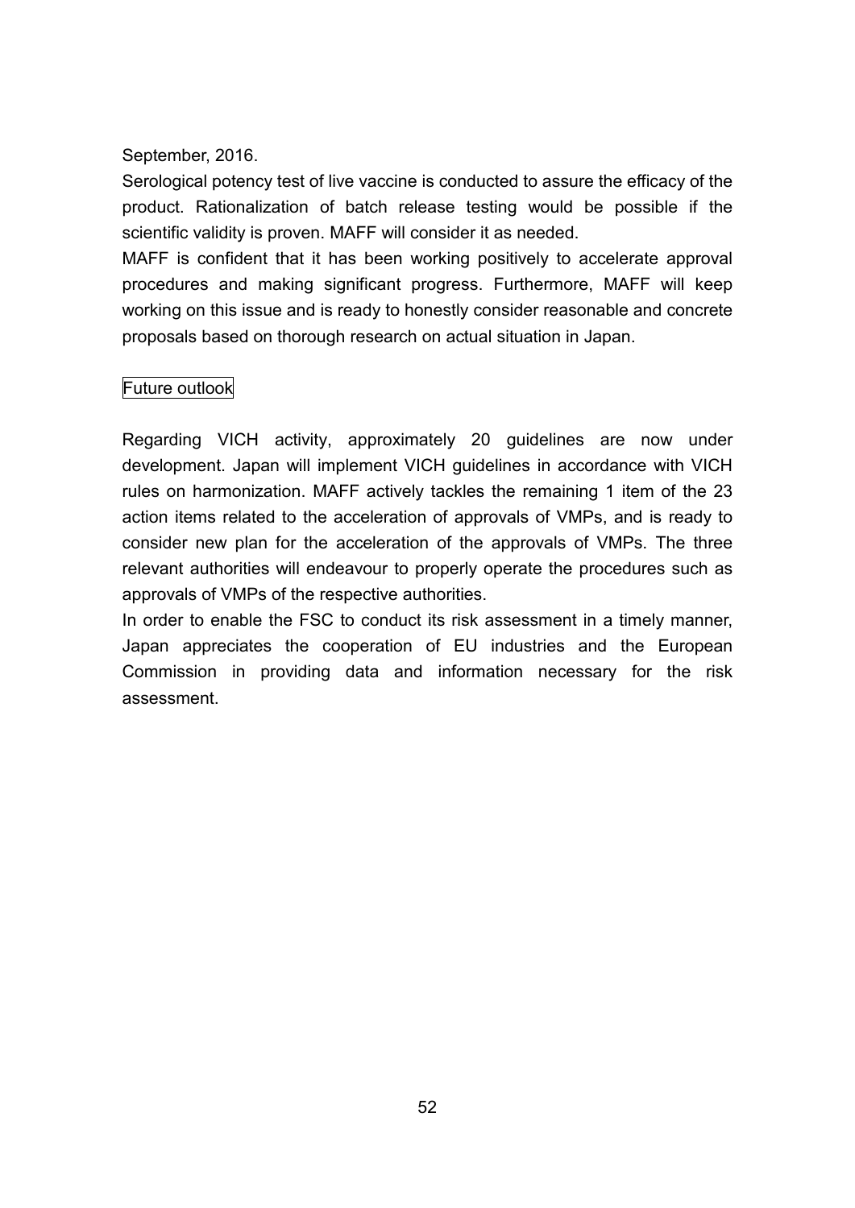September, 2016.

Serological potency test of live vaccine is conducted to assure the efficacy of the product. Rationalization of batch release testing would be possible if the scientific validity is proven. MAFF will consider it as needed.

MAFF is confident that it has been working positively to accelerate approval procedures and making significant progress. Furthermore, MAFF will keep working on this issue and is ready to honestly consider reasonable and concrete proposals based on thorough research on actual situation in Japan.

Future outlook

Regarding VICH activity, approximately 20 guidelines are now under development. Japan will implement VICH guidelines in accordance with VICH rules on harmonization. MAFF actively tackles the remaining 1 item of the 23 action items related to the acceleration of approvals of VMPs, and is ready to consider new plan for the acceleration of the approvals of VMPs. The three relevant authorities will endeavour to properly operate the procedures such as approvals of VMPs of the respective authorities.

In order to enable the FSC to conduct its risk assessment in a timely manner, Japan appreciates the cooperation of EU industries and the European Commission in providing data and information necessary for the risk assessment.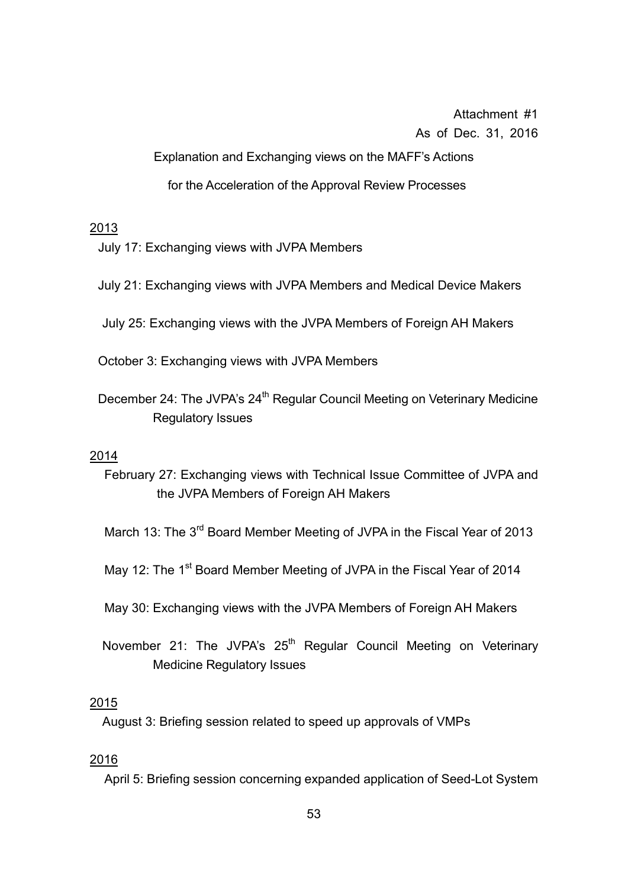Attachment #1

As of Dec. 31, 2016

## Explanation and Exchanging views on the MAFF's Actions for the Acceleration of the Approval Review Processes

2013

July 17: Exchanging views with JVPA Members

July 21: Exchanging views with JVPA Members and Medical Device Makers

July 25: Exchanging views with the JVPA Members of Foreign AH Makers

October 3: Exchanging views with JVPA Members

December 24: The JVPA's 24th Regular Council Meeting on Veterinary Medicine Regulatory Issues

2014

February 27: Exchanging views with Technical Issue Committee of JVPA and the JVPA Members of Foreign AH Makers

March 13: The 3rd Board Member Meeting of JVPA in the Fiscal Year of 2013

May 12: The 1st Board Member Meeting of JVPA in the Fiscal Year of 2014

May 30: Exchanging views with the JVPA Members of Foreign AH Makers

November 21: The JVPA's 25th Regular Council Meeting on Veterinary Medicine Regulatory Issues

2015

August 3: Briefing session related to speed up approvals of VMPs

2016

April 5: Briefing session concerning expanded application of Seed-Lot System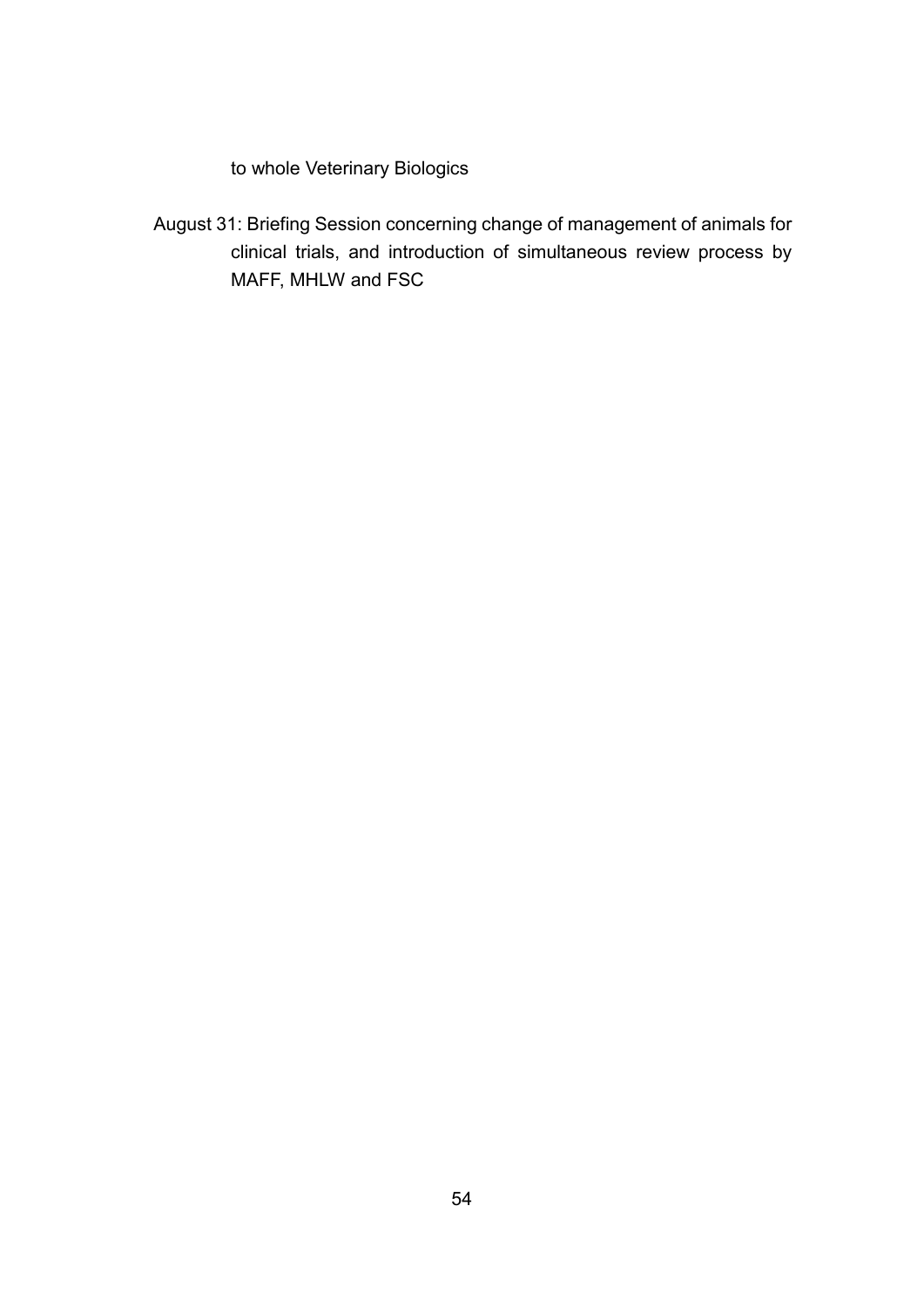to whole Veterinary Biologics

August 31: Briefing Session concerning change of management of animals for clinical trials, and introduction of simultaneous review process by MAFF, MHLW and FSC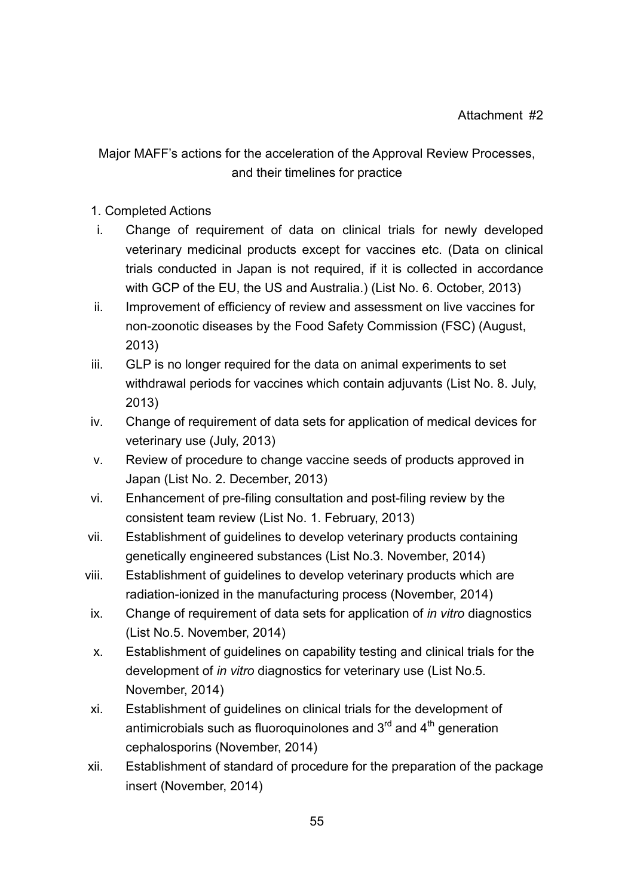Attachment #2

Major MAFF's actions for the acceleration of the Approval Review Processes, and their timelines for practice

1. Completed Actions

   i. Change of requirement of data on clinical trials for newly developed veterinary medicinal products except for vaccines etc. (Data on clinical trials conducted in Japan is not required, if it is collected in accordance with GCP of the EU, the US and Australia.) (List No. 6. October, 2013)

   ii. Improvement of efficiency of review and assessment on live vaccines for non-zoonotic diseases by the Food Safety Commission (FSC) (August, 2013)

   iii. GLP is no longer required for the data on animal experiments to set withdrawal periods for vaccines which contain adjuvants (List No. 8. July, 2013)

   iv. Change of requirement of data sets for application of medical devices for veterinary use (July, 2013)

   v. Review of procedure to change vaccine seeds of products approved in Japan (List No. 2. December, 2013)

   vi. Enhancement of pre-filing consultation and post-filing review by the consistent team review (List No. 1. February, 2013)

   vii. Establishment of guidelines to develop veterinary products containing genetically engineered substances (List No.3. November, 2014)

   viii. Establishment of guidelines to develop veterinary products which are radiation-ionized in the manufacturing process (November, 2014)

   ix. Change of requirement of data sets for application of *in vitro* diagnostics (List No.5. November, 2014)

   x. Establishment of guidelines on capability testing and clinical trials for the development of *in vitro* diagnostics for veterinary use (List No.5. November, 2014)

   xi. Establishment of guidelines on clinical trials for the development of antimicrobials such as fluoroquinolones and 3rd and 4th generation cephalosporins (November, 2014)

   xii. Establishment of standard of procedure for the preparation of the package insert (November, 2014)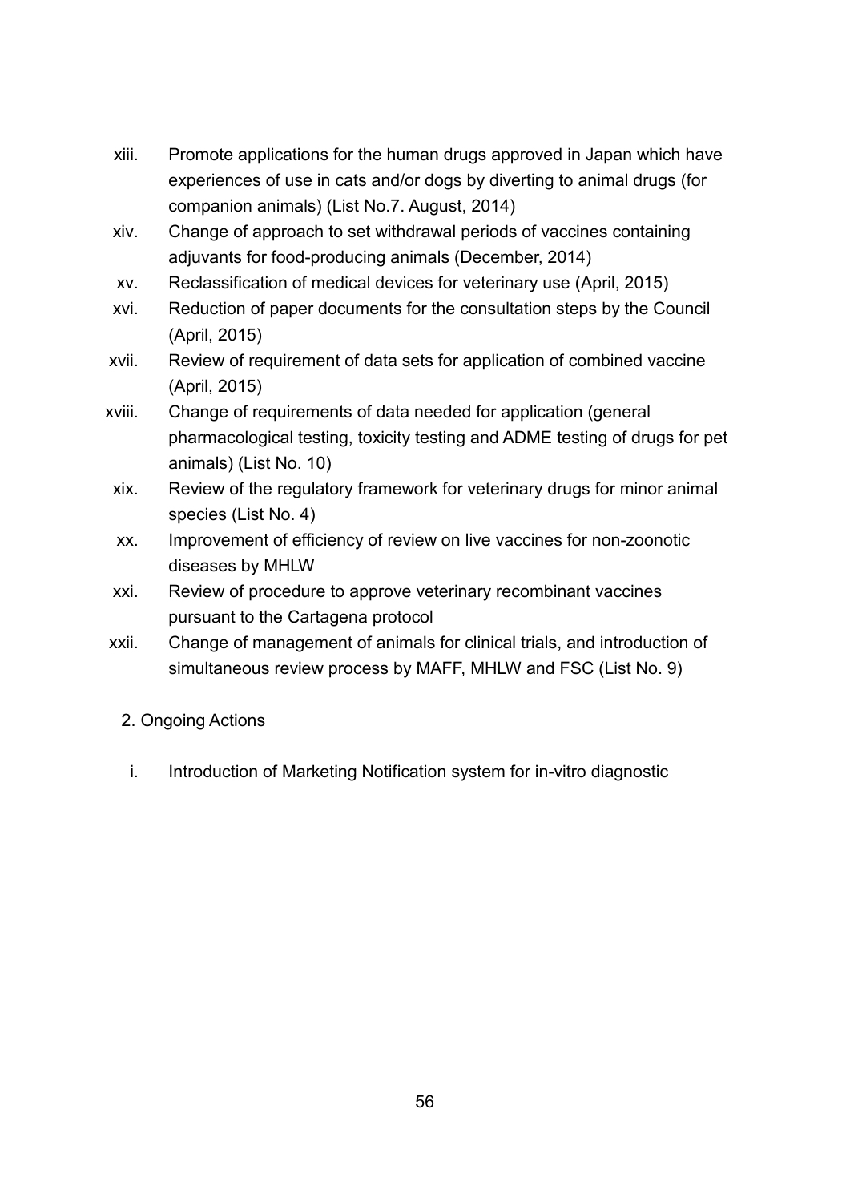xiii. Promote applications for the human drugs approved in Japan which have experiences of use in cats and/or dogs by diverting to animal drugs (for companion animals) (List No.7. August, 2014)

xiv. Change of approach to set withdrawal periods of vaccines containing adjuvants for food-producing animals (December, 2014)

xv. Reclassification of medical devices for veterinary use (April, 2015)

xvi. Reduction of paper documents for the consultation steps by the Council (April, 2015)

xvii. Review of requirement of data sets for application of combined vaccine (April, 2015)

xviii. Change of requirements of data needed for application (general pharmacological testing, toxicity testing and ADME testing of drugs for pet animals) (List No. 10)

xix. Review of the regulatory framework for veterinary drugs for minor animal species (List No. 4)

xx. Improvement of efficiency of review on live vaccines for non-zoonotic diseases by MHLW

xxi. Review of procedure to approve veterinary recombinant vaccines pursuant to the Cartagena protocol

xxii. Change of management of animals for clinical trials, and introduction of simultaneous review process by MAFF, MHLW and FSC (List No. 9)

2. Ongoing Actions

i. Introduction of Marketing Notification system for in-vitro diagnostic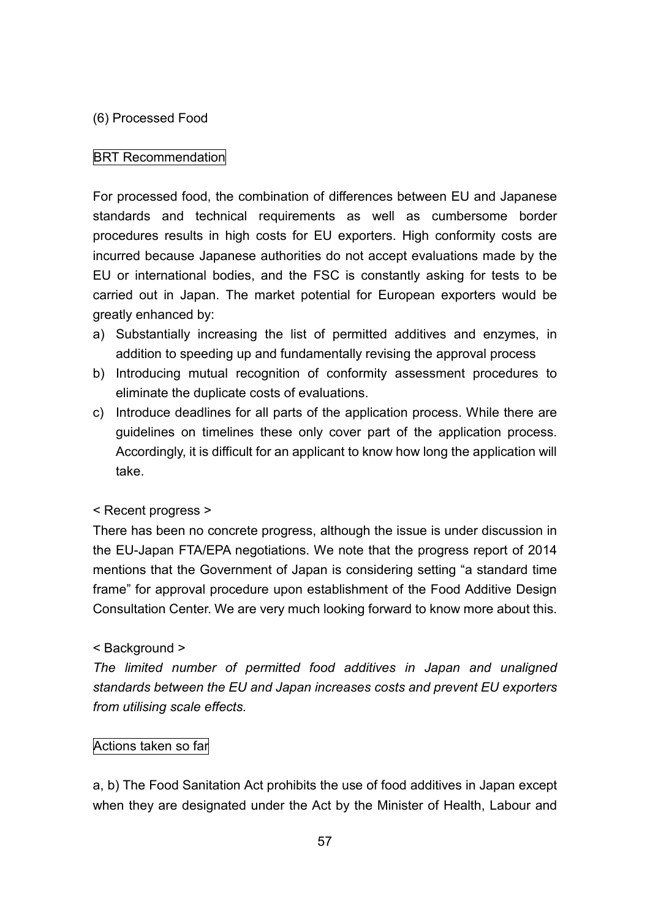### (6) Processed Food

BRT Recommendation

For processed food, the combination of differences between EU and Japanese standards and technical requirements as well as cumbersome border procedures results in high costs for EU exporters. High conformity costs are incurred because Japanese authorities do not accept evaluations made by the EU or international bodies, and the FSC is constantly asking for tests to be carried out in Japan. The market potential for European exporters would be greatly enhanced by:

a) Substantially increasing the list of permitted additives and enzymes, in addition to speeding up and fundamentally revising the approval process
b) Introducing mutual recognition of conformity assessment procedures to eliminate the duplicate costs of evaluations.
c) Introduce deadlines for all parts of the application process. While there are guidelines on timelines these only cover part of the application process. Accordingly, it is difficult for an applicant to know how long the application will take.

< Recent progress >

There has been no concrete progress, although the issue is under discussion in the EU-Japan FTA/EPA negotiations. We note that the progress report of 2014 mentions that the Government of Japan is considering setting “a standard time frame” for approval procedure upon establishment of the Food Additive Design Consultation Center. We are very much looking forward to know more about this.

< Background >

*The limited number of permitted food additives in Japan and unaligned standards between the EU and Japan increases costs and prevent EU exporters from utilising scale effects.*

Actions taken so far

a, b) The Food Sanitation Act prohibits the use of food additives in Japan except when they are designated under the Act by the Minister of Health, Labour and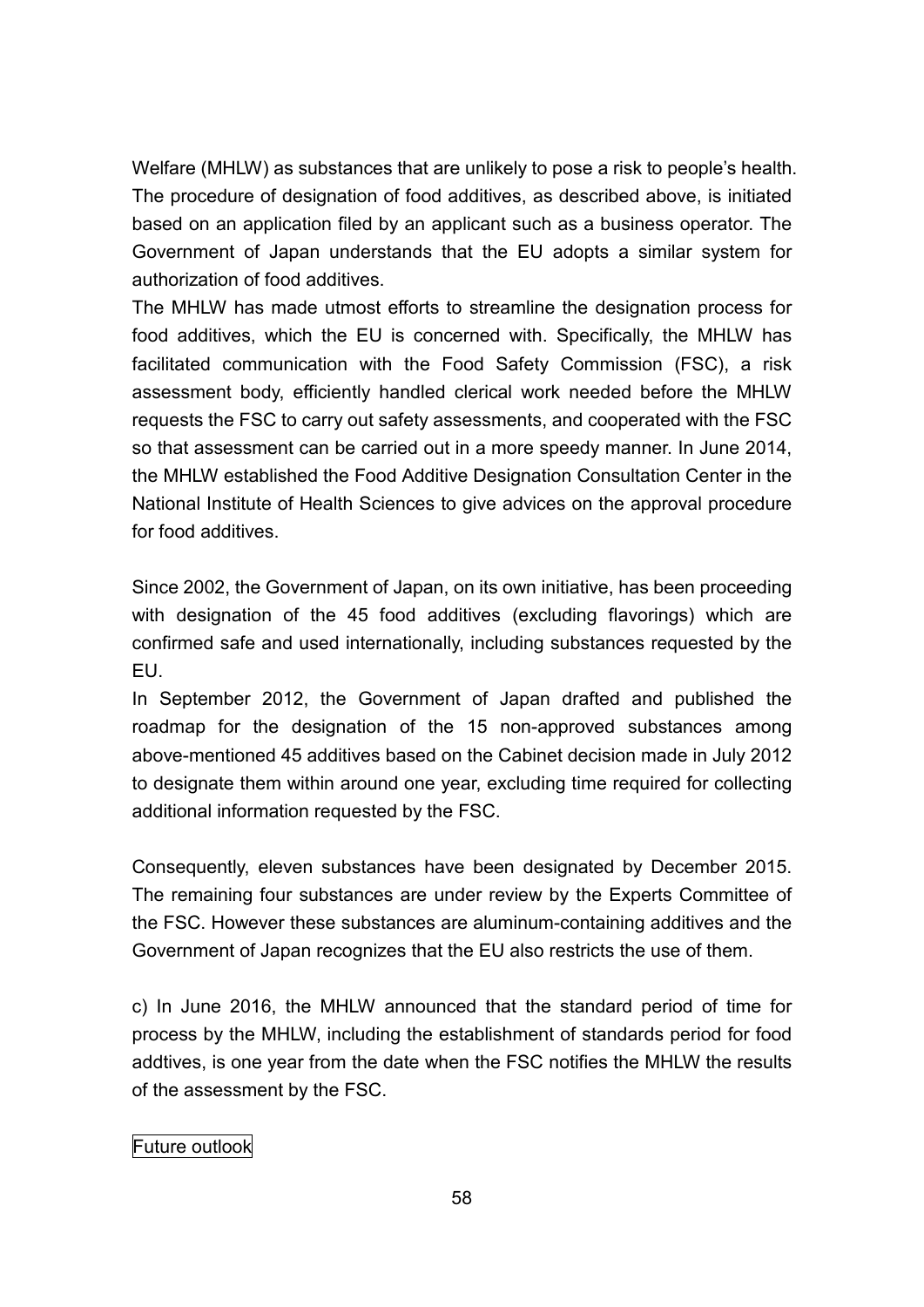Welfare (MHLW) as substances that are unlikely to pose a risk to people's health. The procedure of designation of food additives, as described above, is initiated based on an application filed by an applicant such as a business operator. The Government of Japan understands that the EU adopts a similar system for authorization of food additives.

The MHLW has made utmost efforts to streamline the designation process for food additives, which the EU is concerned with. Specifically, the MHLW has facilitated communication with the Food Safety Commission (FSC), a risk assessment body, efficiently handled clerical work needed before the MHLW requests the FSC to carry out safety assessments, and cooperated with the FSC so that assessment can be carried out in a more speedy manner. In June 2014, the MHLW established the Food Additive Designation Consultation Center in the National Institute of Health Sciences to give advices on the approval procedure for food additives.

Since 2002, the Government of Japan, on its own initiative, has been proceeding with designation of the 45 food additives (excluding flavorings) which are confirmed safe and used internationally, including substances requested by the EU.

In September 2012, the Government of Japan drafted and published the roadmap for the designation of the 15 non-approved substances among above-mentioned 45 additives based on the Cabinet decision made in July 2012 to designate them within around one year, excluding time required for collecting additional information requested by the FSC.

Consequently, eleven substances have been designated by December 2015. The remaining four substances are under review by the Experts Committee of the FSC. However these substances are aluminum-containing additives and the Government of Japan recognizes that the EU also restricts the use of them.

c) In June 2016, the MHLW announced that the standard period of time for process by the MHLW, including the establishment of standards period for food addtives, is one year from the date when the FSC notifies the MHLW the results of the assessment by the FSC.

Future outlook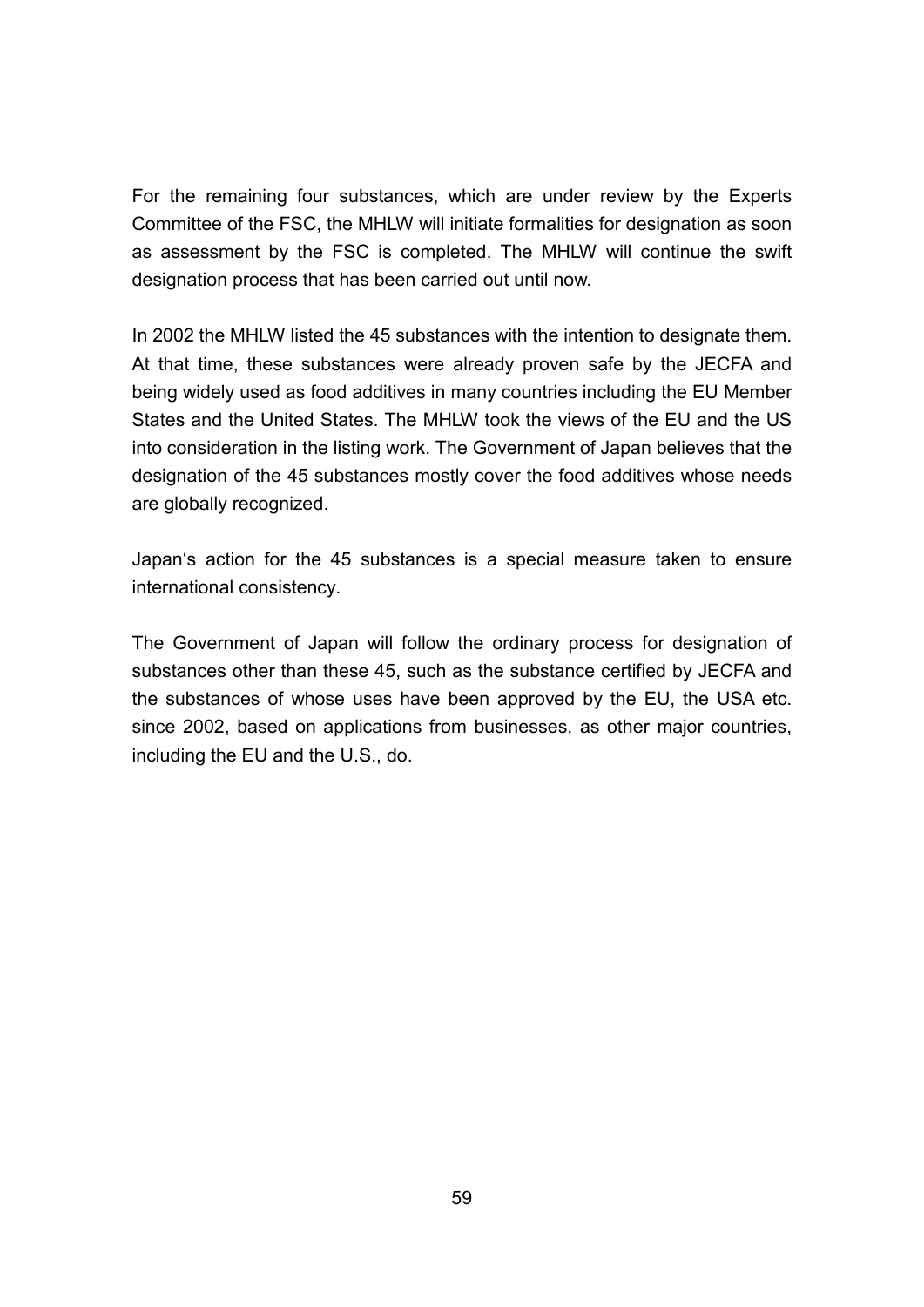For the remaining four substances, which are under review by the Experts Committee of the FSC, the MHLW will initiate formalities for designation as soon as assessment by the FSC is completed. The MHLW will continue the swift designation process that has been carried out until now.

In 2002 the MHLW listed the 45 substances with the intention to designate them. At that time, these substances were already proven safe by the JECFA and being widely used as food additives in many countries including the EU Member States and the United States. The MHLW took the views of the EU and the US into consideration in the listing work. The Government of Japan believes that the designation of the 45 substances mostly cover the food additives whose needs are globally recognized.

Japan's action for the 45 substances is a special measure taken to ensure international consistency.

The Government of Japan will follow the ordinary process for designation of substances other than these 45, such as the substance certified by JECFA and the substances of whose uses have been approved by the EU, the USA etc. since 2002, based on applications from businesses, as other major countries, including the EU and the U.S., do.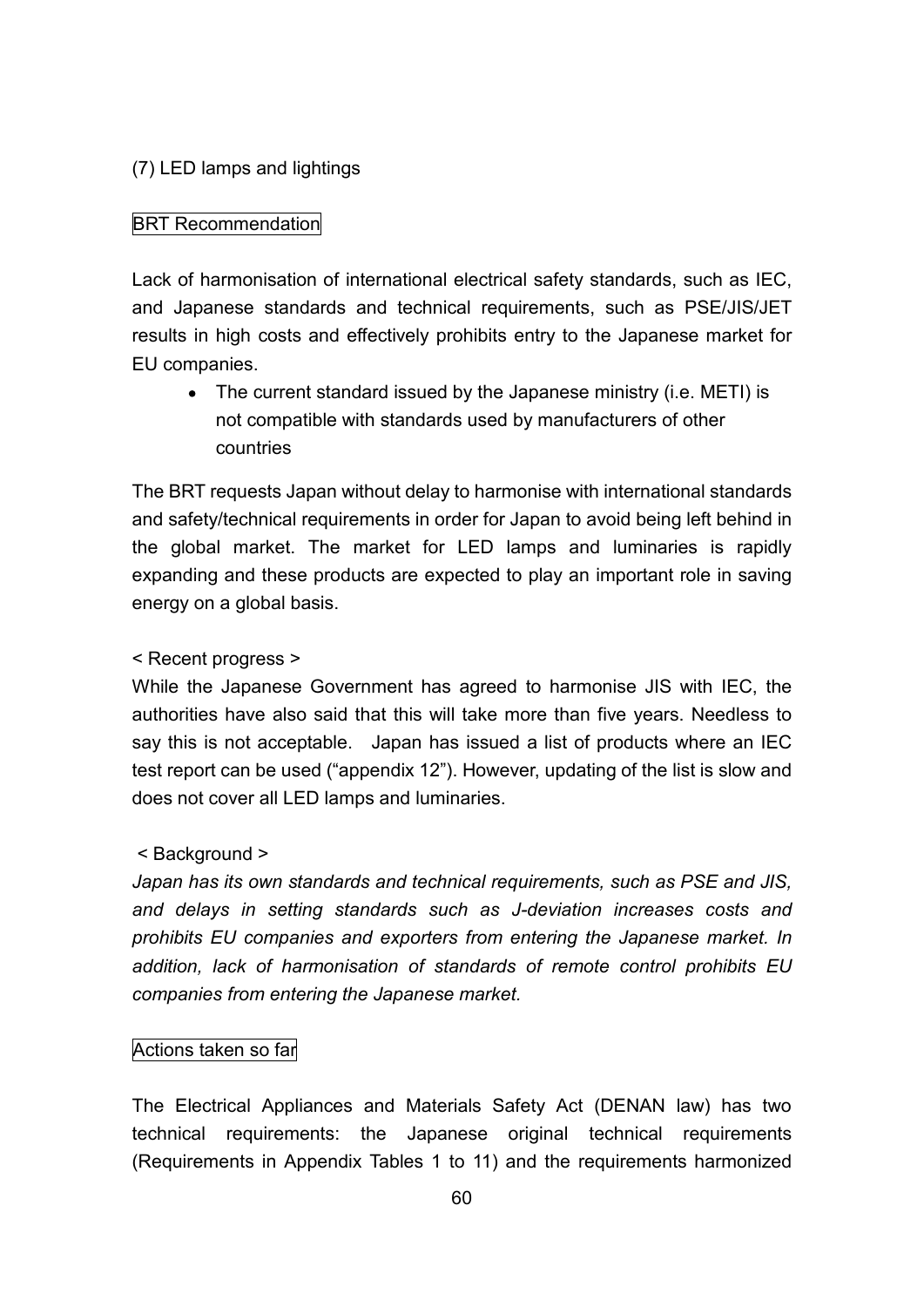### (7) LED lamps and lightings

BRT Recommendation

Lack of harmonisation of international electrical safety standards, such as IEC, and Japanese standards and technical requirements, such as PSE/JIS/JET results in high costs and effectively prohibits entry to the Japanese market for EU companies.

- The current standard issued by the Japanese ministry (i.e. METI) is not compatible with standards used by manufacturers of other countries

The BRT requests Japan without delay to harmonise with international standards and safety/technical requirements in order for Japan to avoid being left behind in the global market. The market for LED lamps and luminaries is rapidly expanding and these products are expected to play an important role in saving energy on a global basis.

< Recent progress >
While the Japanese Government has agreed to harmonise JIS with IEC, the authorities have also said that this will take more than five years. Needless to say this is not acceptable. Japan has issued a list of products where an IEC test report can be used ("appendix 12"). However, updating of the list is slow and does not cover all LED lamps and luminaries.

< Background >
*Japan has its own standards and technical requirements, such as PSE and JIS, and delays in setting standards such as J-deviation increases costs and prohibits EU companies and exporters from entering the Japanese market. In addition, lack of harmonisation of standards of remote control prohibits EU companies from entering the Japanese market.*

Actions taken so far

The Electrical Appliances and Materials Safety Act (DENAN law) has two technical requirements: the Japanese original technical requirements (Requirements in Appendix Tables 1 to 11) and the requirements harmonized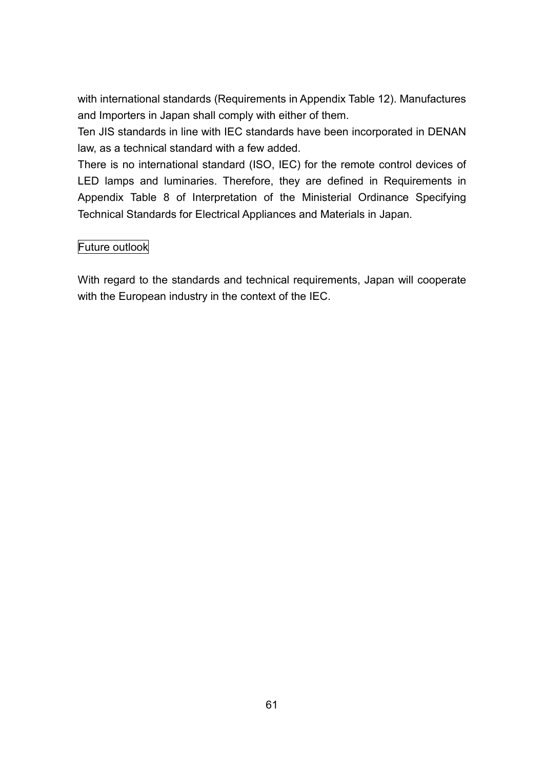with international standards (Requirements in Appendix Table 12). Manufactures and Importers in Japan shall comply with either of them.

Ten JIS standards in line with IEC standards have been incorporated in DENAN law, as a technical standard with a few added.

There is no international standard (ISO, IEC) for the remote control devices of LED lamps and luminaries. Therefore, they are defined in Requirements in Appendix Table 8 of Interpretation of the Ministerial Ordinance Specifying Technical Standards for Electrical Appliances and Materials in Japan.

### Future outlook

With regard to the standards and technical requirements, Japan will cooperate with the European industry in the context of the IEC.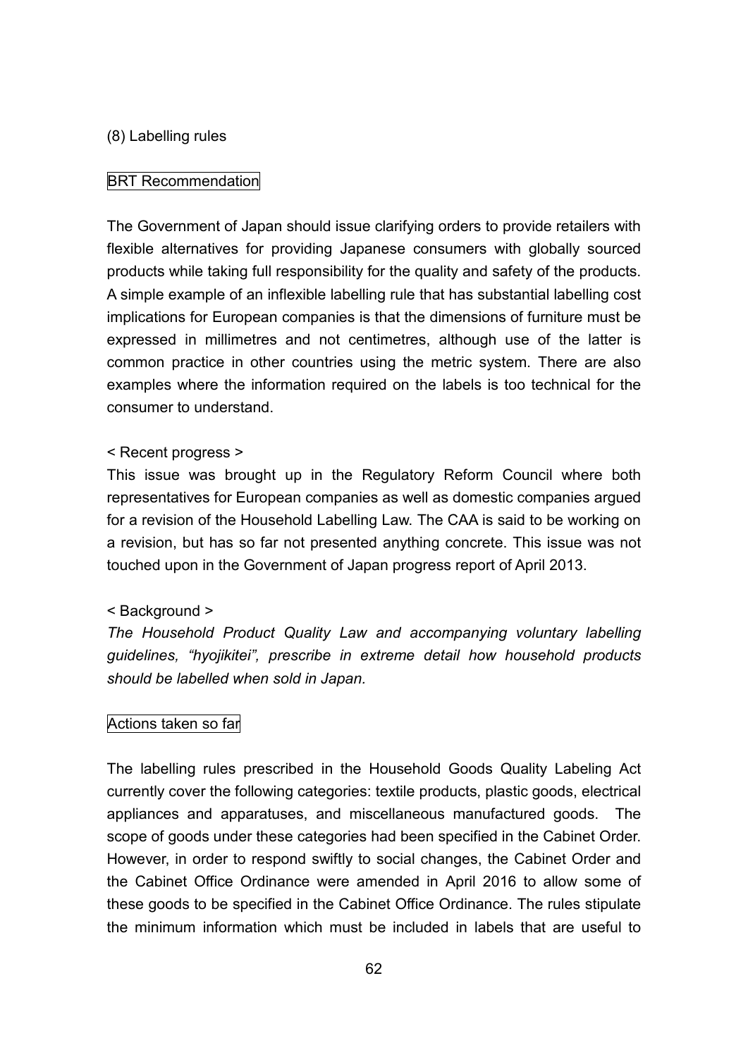(8) Labelling rules

BRT Recommendation

The Government of Japan should issue clarifying orders to provide retailers with flexible alternatives for providing Japanese consumers with globally sourced products while taking full responsibility for the quality and safety of the products. A simple example of an inflexible labelling rule that has substantial labelling cost implications for European companies is that the dimensions of furniture must be expressed in millimetres and not centimetres, although use of the latter is common practice in other countries using the metric system. There are also examples where the information required on the labels is too technical for the consumer to understand.

< Recent progress >
This issue was brought up in the Regulatory Reform Council where both representatives for European companies as well as domestic companies argued for a revision of the Household Labelling Law. The CAA is said to be working on a revision, but has so far not presented anything concrete. This issue was not touched upon in the Government of Japan progress report of April 2013.

< Background >
*The Household Product Quality Law and accompanying voluntary labelling guidelines, "hyojikitei", prescribe in extreme detail how household products should be labelled when sold in Japan.*

Actions taken so far

The labelling rules prescribed in the Household Goods Quality Labeling Act currently cover the following categories: textile products, plastic goods, electrical appliances and apparatuses, and miscellaneous manufactured goods. The scope of goods under these categories had been specified in the Cabinet Order. However, in order to respond swiftly to social changes, the Cabinet Order and the Cabinet Office Ordinance were amended in April 2016 to allow some of these goods to be specified in the Cabinet Office Ordinance. The rules stipulate the minimum information which must be included in labels that are useful to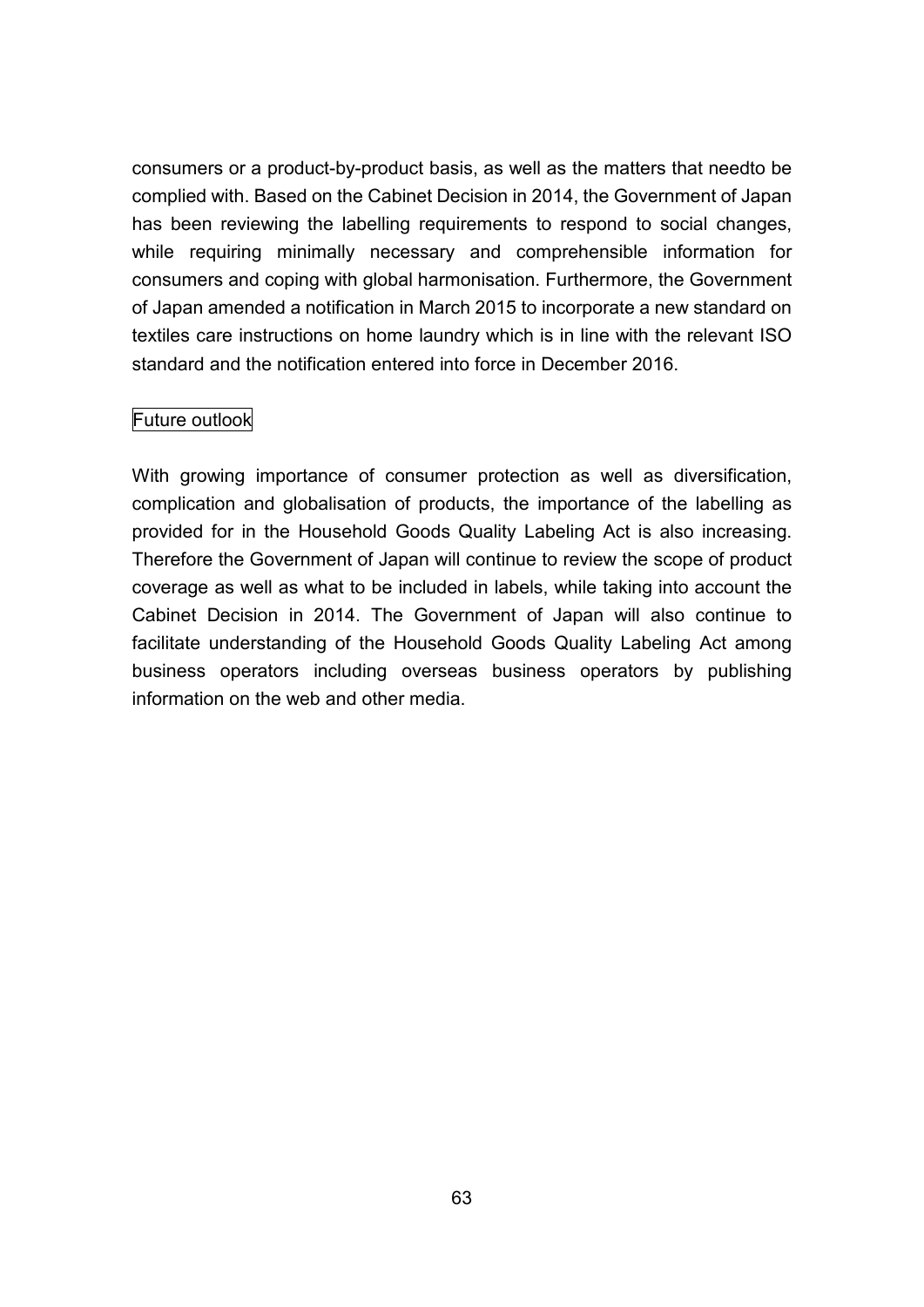consumers or a product-by-product basis, as well as the matters that needto be complied with. Based on the Cabinet Decision in 2014, the Government of Japan has been reviewing the labelling requirements to respond to social changes, while requiring minimally necessary and comprehensible information for consumers and coping with global harmonisation. Furthermore, the Government of Japan amended a notification in March 2015 to incorporate a new standard on textiles care instructions on home laundry which is in line with the relevant ISO standard and the notification entered into force in December 2016.

### Future outlook

With growing importance of consumer protection as well as diversification, complication and globalisation of products, the importance of the labelling as provided for in the Household Goods Quality Labeling Act is also increasing. Therefore the Government of Japan will continue to review the scope of product coverage as well as what to be included in labels, while taking into account the Cabinet Decision in 2014. The Government of Japan will also continue to facilitate understanding of the Household Goods Quality Labeling Act among business operators including overseas business operators by publishing information on the web and other media.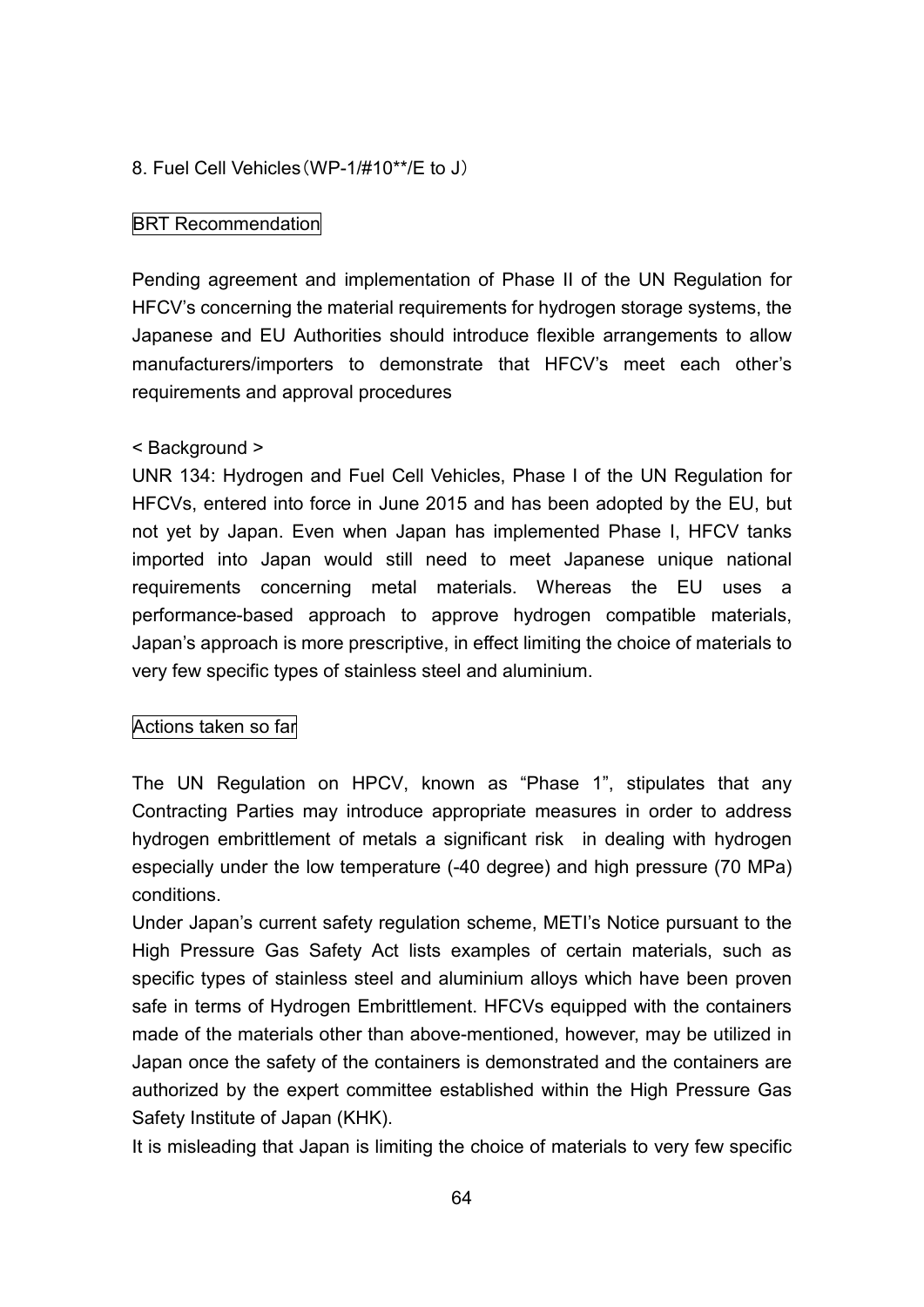## 8. Fuel Cell Vehicles（WP-1/#10**/E to J）

### BRT Recommendation

Pending agreement and implementation of Phase II of the UN Regulation for HFCV's concerning the material requirements for hydrogen storage systems, the Japanese and EU Authorities should introduce flexible arrangements to allow manufacturers/importers to demonstrate that HFCV's meet each other's requirements and approval procedures

< Background >

UNR 134: Hydrogen and Fuel Cell Vehicles, Phase I of the UN Regulation for HFCVs, entered into force in June 2015 and has been adopted by the EU, but not yet by Japan. Even when Japan has implemented Phase I, HFCV tanks imported into Japan would still need to meet Japanese unique national requirements concerning metal materials. Whereas the EU uses a performance-based approach to approve hydrogen compatible materials, Japan's approach is more prescriptive, in effect limiting the choice of materials to very few specific types of stainless steel and aluminium.

### Actions taken so far

The UN Regulation on HPCV, known as "Phase 1", stipulates that any Contracting Parties may introduce appropriate measures in order to address hydrogen embrittlement of metals a significant risk in dealing with hydrogen especially under the low temperature (-40 degree) and high pressure (70 MPa) conditions.

Under Japan's current safety regulation scheme, METI's Notice pursuant to the High Pressure Gas Safety Act lists examples of certain materials, such as specific types of stainless steel and aluminium alloys which have been proven safe in terms of Hydrogen Embrittlement. HFCVs equipped with the containers made of the materials other than above-mentioned, however, may be utilized in Japan once the safety of the containers is demonstrated and the containers are authorized by the expert committee established within the High Pressure Gas Safety Institute of Japan (KHK).

It is misleading that Japan is limiting the choice of materials to very few specific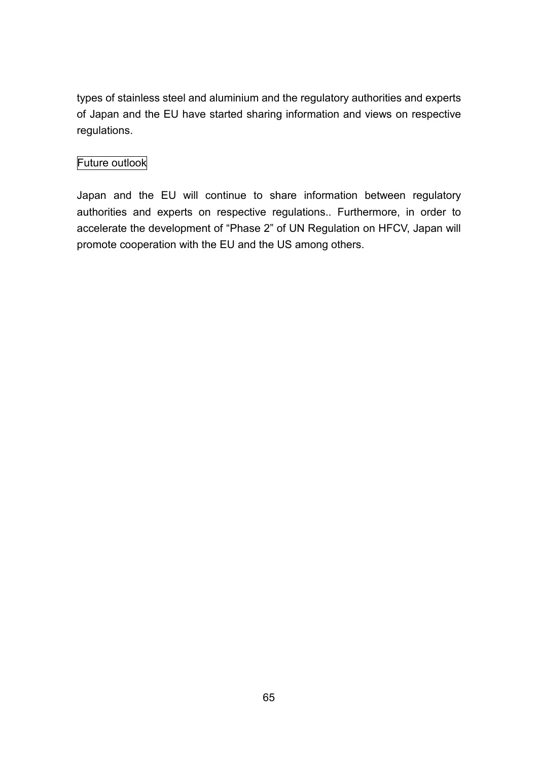types of stainless steel and aluminium and the regulatory authorities and experts of Japan and the EU have started sharing information and views on respective regulations.

### Future outlook

Japan and the EU will continue to share information between regulatory authorities and experts on respective regulations.. Furthermore, in order to accelerate the development of "Phase 2" of UN Regulation on HFCV, Japan will promote cooperation with the EU and the US among others.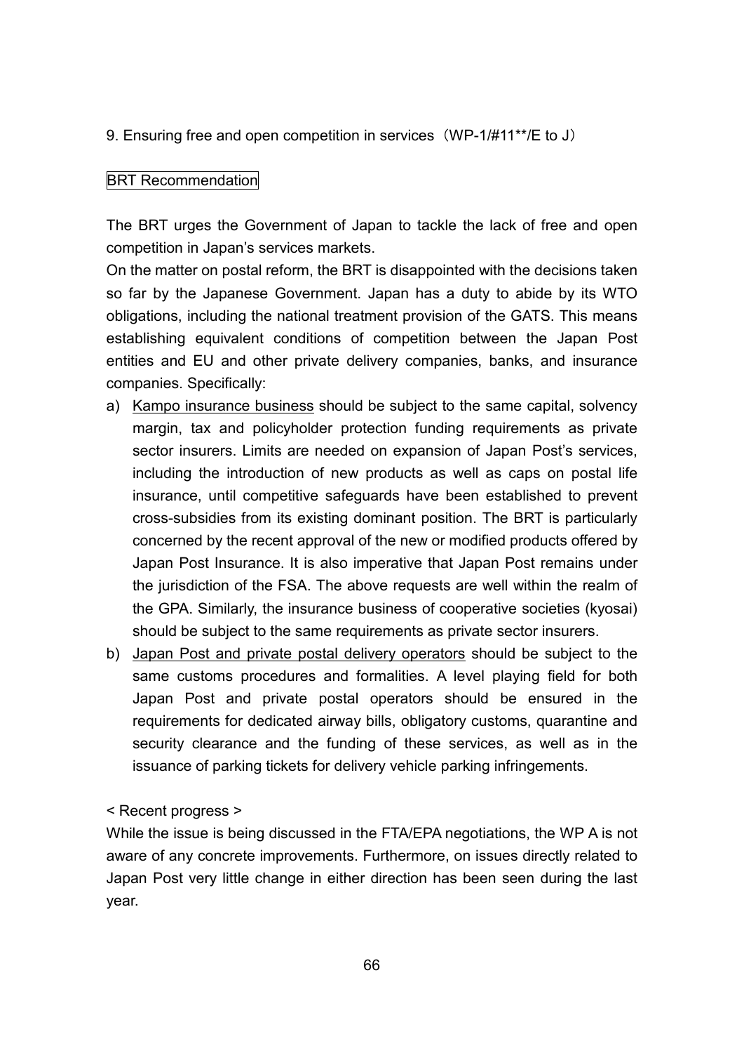## 9. Ensuring free and open competition in services（WP-1/#11**/E to J）

BRT Recommendation

The BRT urges the Government of Japan to tackle the lack of free and open competition in Japan's services markets.

On the matter on postal reform, the BRT is disappointed with the decisions taken so far by the Japanese Government. Japan has a duty to abide by its WTO obligations, including the national treatment provision of the GATS. This means establishing equivalent conditions of competition between the Japan Post entities and EU and other private delivery companies, banks, and insurance companies. Specifically:

a) <u>Kampo insurance business</u> should be subject to the same capital, solvency margin, tax and policyholder protection funding requirements as private sector insurers. Limits are needed on expansion of Japan Post's services, including the introduction of new products as well as caps on postal life insurance, until competitive safeguards have been established to prevent cross-subsidies from its existing dominant position. The BRT is particularly concerned by the recent approval of the new or modified products offered by Japan Post Insurance. It is also imperative that Japan Post remains under the jurisdiction of the FSA. The above requests are well within the realm of the GPA. Similarly, the insurance business of cooperative societies (kyosai) should be subject to the same requirements as private sector insurers.
b) <u>Japan Post and private postal delivery operators</u> should be subject to the same customs procedures and formalities. A level playing field for both Japan Post and private postal operators should be ensured in the requirements for dedicated airway bills, obligatory customs, quarantine and security clearance and the funding of these services, as well as in the issuance of parking tickets for delivery vehicle parking infringements.

< Recent progress >

While the issue is being discussed in the FTA/EPA negotiations, the WP A is not aware of any concrete improvements. Furthermore, on issues directly related to Japan Post very little change in either direction has been seen during the last year.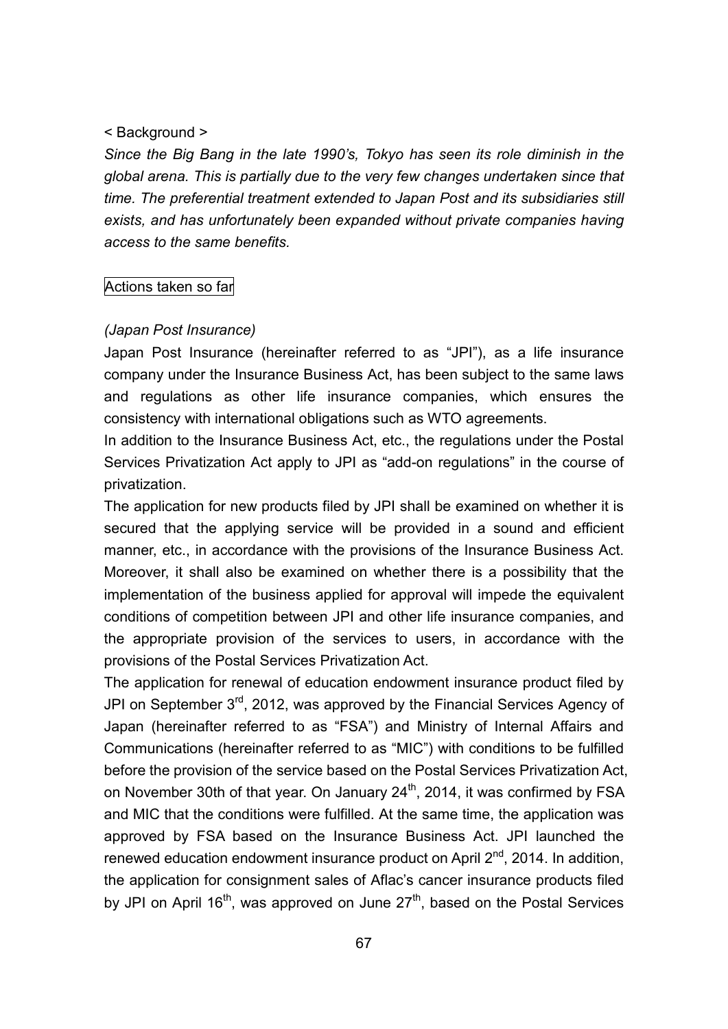< Background >

*Since the Big Bang in the late 1990's, Tokyo has seen its role diminish in the global arena. This is partially due to the very few changes undertaken since that time. The preferential treatment extended to Japan Post and its subsidiaries still exists, and has unfortunately been expanded without private companies having access to the same benefits.*

Actions taken so far

*(Japan Post Insurance)*

Japan Post Insurance (hereinafter referred to as "JPI"), as a life insurance company under the Insurance Business Act, has been subject to the same laws and regulations as other life insurance companies, which ensures the consistency with international obligations such as WTO agreements.

In addition to the Insurance Business Act, etc., the regulations under the Postal Services Privatization Act apply to JPI as "add-on regulations" in the course of privatization.

The application for new products filed by JPI shall be examined on whether it is secured that the applying service will be provided in a sound and efficient manner, etc., in accordance with the provisions of the Insurance Business Act. Moreover, it shall also be examined on whether there is a possibility that the implementation of the business applied for approval will impede the equivalent conditions of competition between JPI and other life insurance companies, and the appropriate provision of the services to users, in accordance with the provisions of the Postal Services Privatization Act.

The application for renewal of education endowment insurance product filed by JPI on September 3rd, 2012, was approved by the Financial Services Agency of Japan (hereinafter referred to as "FSA") and Ministry of Internal Affairs and Communications (hereinafter referred to as "MIC") with conditions to be fulfilled before the provision of the service based on the Postal Services Privatization Act, on November 30th of that year. On January 24th, 2014, it was confirmed by FSA and MIC that the conditions were fulfilled. At the same time, the application was approved by FSA based on the Insurance Business Act. JPI launched the renewed education endowment insurance product on April 2nd, 2014. In addition, the application for consignment sales of Aflac's cancer insurance products filed by JPI on April 16th, was approved on June 27th, based on the Postal Services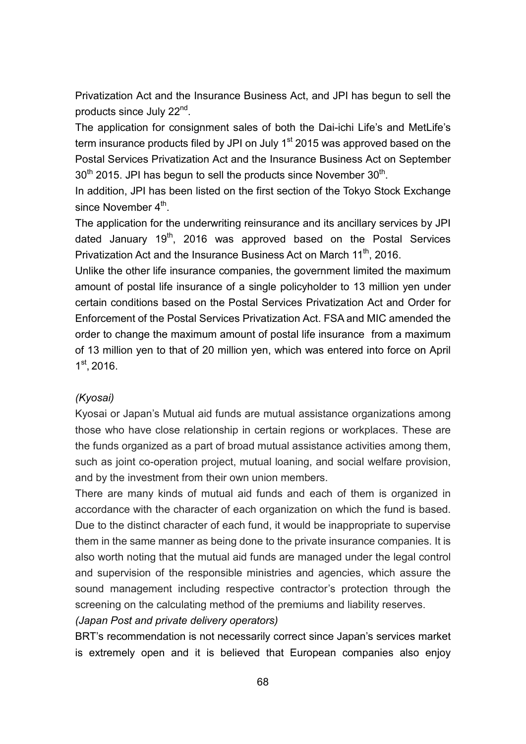Privatization Act and the Insurance Business Act, and JPI has begun to sell the products since July 22nd.

The application for consignment sales of both the Dai-ichi Life's and MetLife's term insurance products filed by JPI on July 1st 2015 was approved based on the Postal Services Privatization Act and the Insurance Business Act on September 30th 2015. JPI has begun to sell the products since November 30th.

In addition, JPI has been listed on the first section of the Tokyo Stock Exchange since November 4th.

The application for the underwriting reinsurance and its ancillary services by JPI dated January 19th, 2016 was approved based on the Postal Services Privatization Act and the Insurance Business Act on March 11th, 2016.

Unlike the other life insurance companies, the government limited the maximum amount of postal life insurance of a single policyholder to 13 million yen under certain conditions based on the Postal Services Privatization Act and Order for Enforcement of the Postal Services Privatization Act. FSA and MIC amended the order to change the maximum amount of postal life insurance from a maximum of 13 million yen to that of 20 million yen, which was entered into force on April 1st, 2016.

*(Kyosai)*

Kyosai or Japan's Mutual aid funds are mutual assistance organizations among those who have close relationship in certain regions or workplaces. These are the funds organized as a part of broad mutual assistance activities among them, such as joint co-operation project, mutual loaning, and social welfare provision, and by the investment from their own union members.

There are many kinds of mutual aid funds and each of them is organized in accordance with the character of each organization on which the fund is based. Due to the distinct character of each fund, it would be inappropriate to supervise them in the same manner as being done to the private insurance companies. It is also worth noting that the mutual aid funds are managed under the legal control and supervision of the responsible ministries and agencies, which assure the sound management including respective contractor's protection through the screening on the calculating method of the premiums and liability reserves.

*(Japan Post and private delivery operators)*

BRT's recommendation is not necessarily correct since Japan's services market is extremely open and it is believed that European companies also enjoy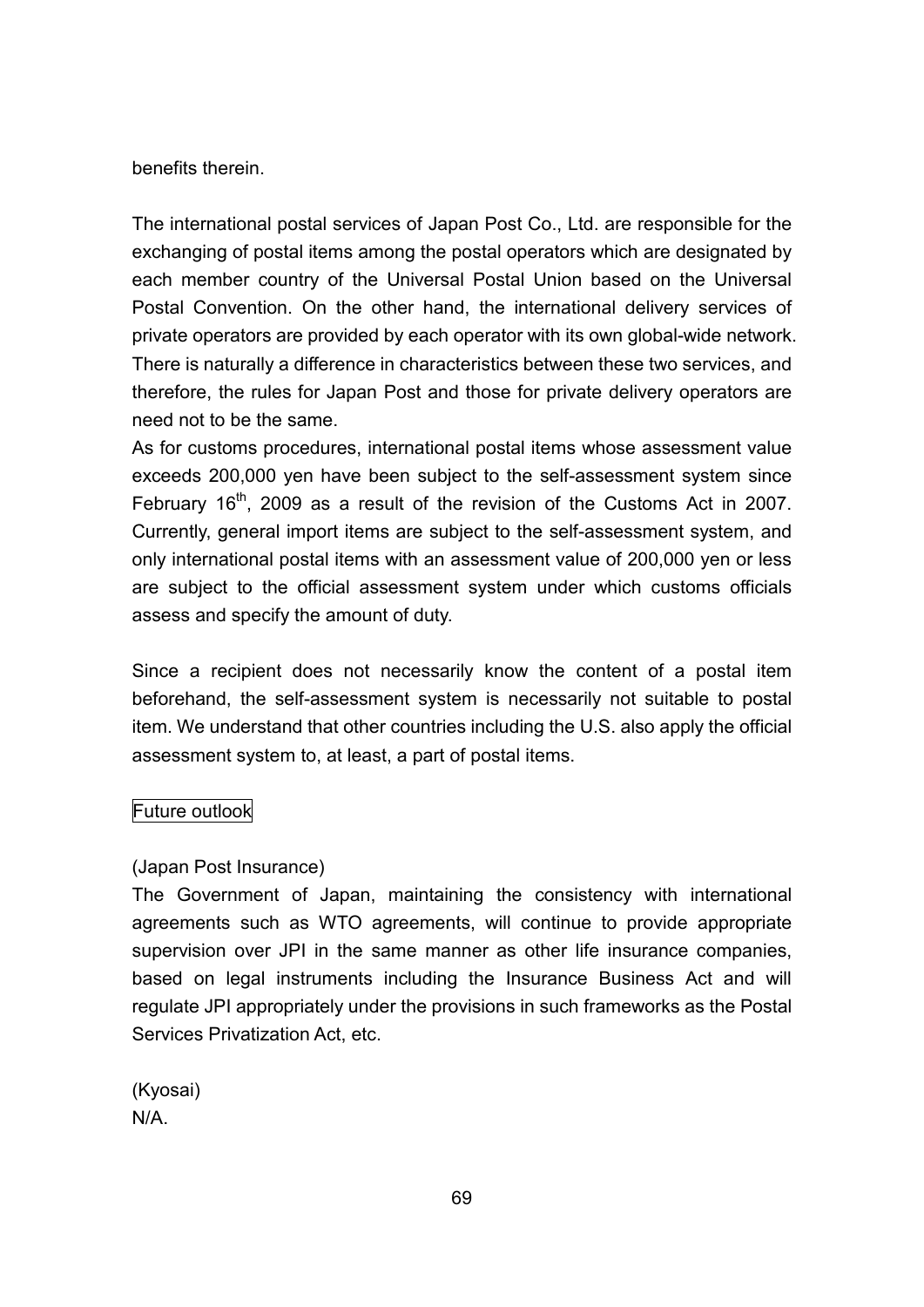benefits therein.

The international postal services of Japan Post Co., Ltd. are responsible for the exchanging of postal items among the postal operators which are designated by each member country of the Universal Postal Union based on the Universal Postal Convention. On the other hand, the international delivery services of private operators are provided by each operator with its own global-wide network. There is naturally a difference in characteristics between these two services, and therefore, the rules for Japan Post and those for private delivery operators are need not to be the same.

As for customs procedures, international postal items whose assessment value exceeds 200,000 yen have been subject to the self-assessment system since February 16th, 2009 as a result of the revision of the Customs Act in 2007. Currently, general import items are subject to the self-assessment system, and only international postal items with an assessment value of 200,000 yen or less are subject to the official assessment system under which customs officials assess and specify the amount of duty.

Since a recipient does not necessarily know the content of a postal item beforehand, the self-assessment system is necessarily not suitable to postal item. We understand that other countries including the U.S. also apply the official assessment system to, at least, a part of postal items.

Future outlook

(Japan Post Insurance)

The Government of Japan, maintaining the consistency with international agreements such as WTO agreements, will continue to provide appropriate supervision over JPI in the same manner as other life insurance companies, based on legal instruments including the Insurance Business Act and will regulate JPI appropriately under the provisions in such frameworks as the Postal Services Privatization Act, etc.

(Kyosai)

N/A.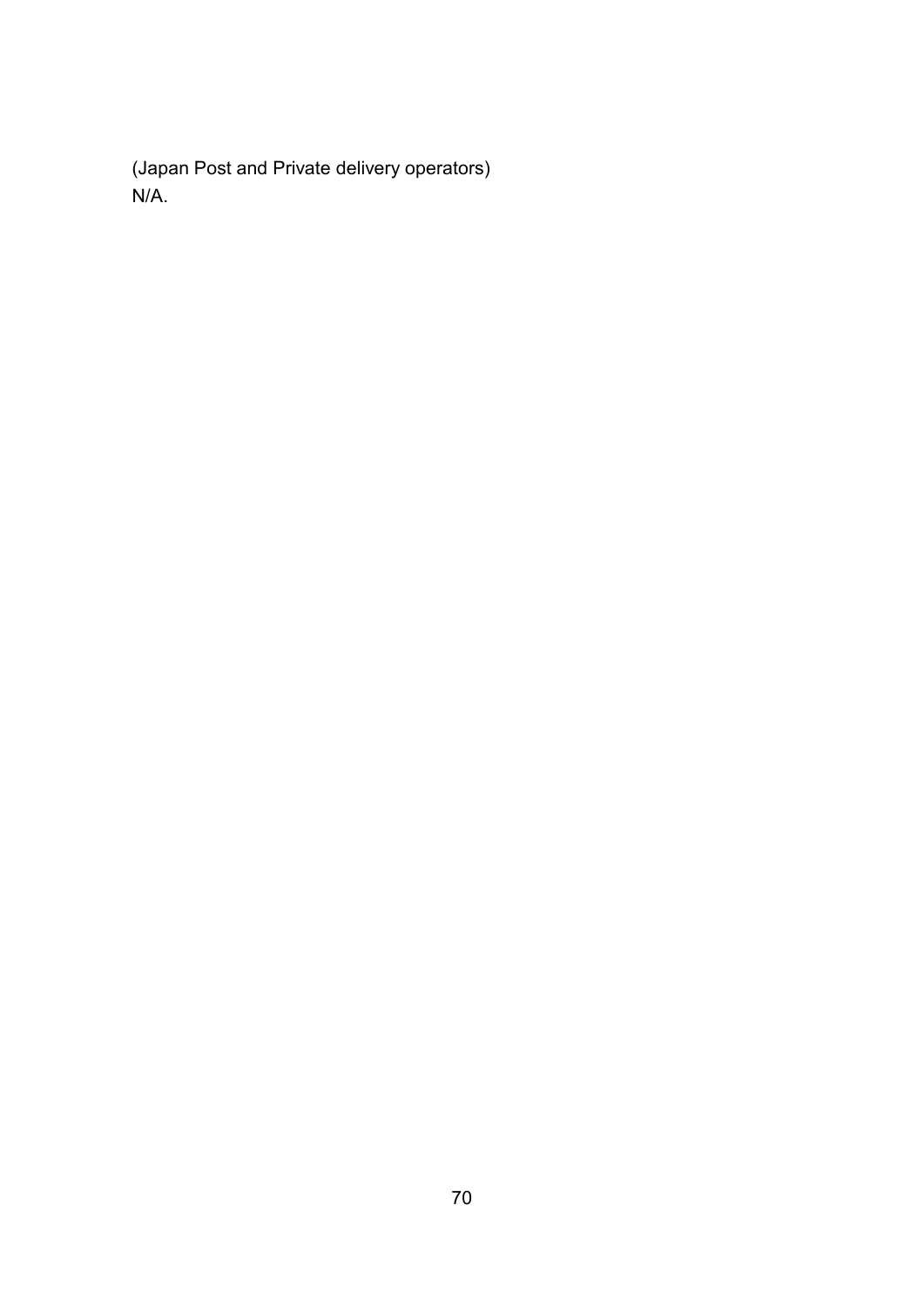(Japan Post and Private delivery operators)
N/A.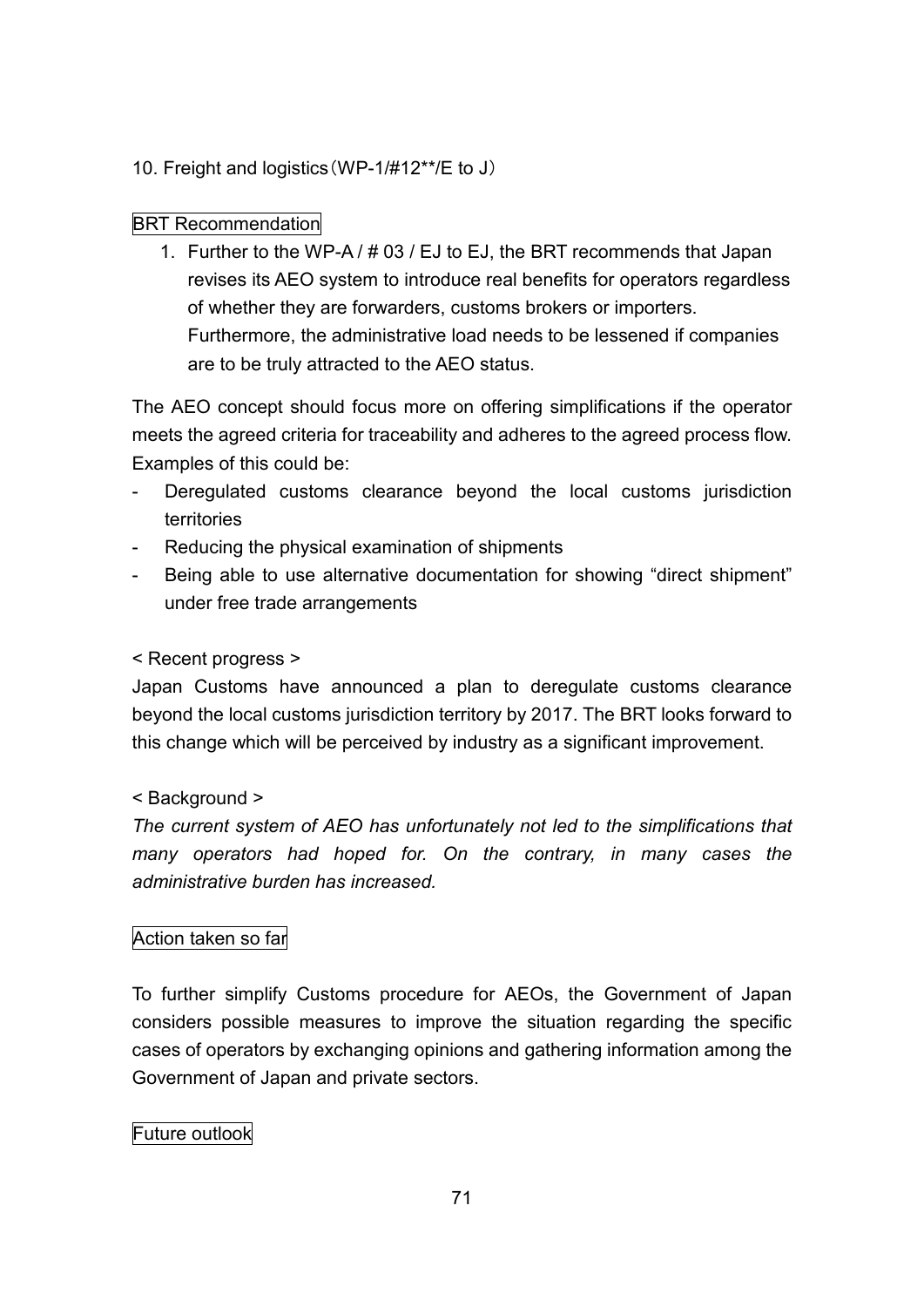## 10. Freight and logistics（WP-1/#12**/E to J）

### BRT Recommendation

1. Further to the WP-A / # 03 / EJ to EJ, the BRT recommends that Japan revises its AEO system to introduce real benefits for operators regardless of whether they are forwarders, customs brokers or importers. Furthermore, the administrative load needs to be lessened if companies are to be truly attracted to the AEO status.

The AEO concept should focus more on offering simplifications if the operator meets the agreed criteria for traceability and adheres to the agreed process flow. Examples of this could be:

- Deregulated customs clearance beyond the local customs jurisdiction territories
- Reducing the physical examination of shipments
- Being able to use alternative documentation for showing "direct shipment" under free trade arrangements

< Recent progress >

Japan Customs have announced a plan to deregulate customs clearance beyond the local customs jurisdiction territory by 2017. The BRT looks forward to this change which will be perceived by industry as a significant improvement.

< Background >

*The current system of AEO has unfortunately not led to the simplifications that many operators had hoped for. On the contrary, in many cases the administrative burden has increased.*

### Action taken so far

To further simplify Customs procedure for AEOs, the Government of Japan considers possible measures to improve the situation regarding the specific cases of operators by exchanging opinions and gathering information among the Government of Japan and private sectors.

### Future outlook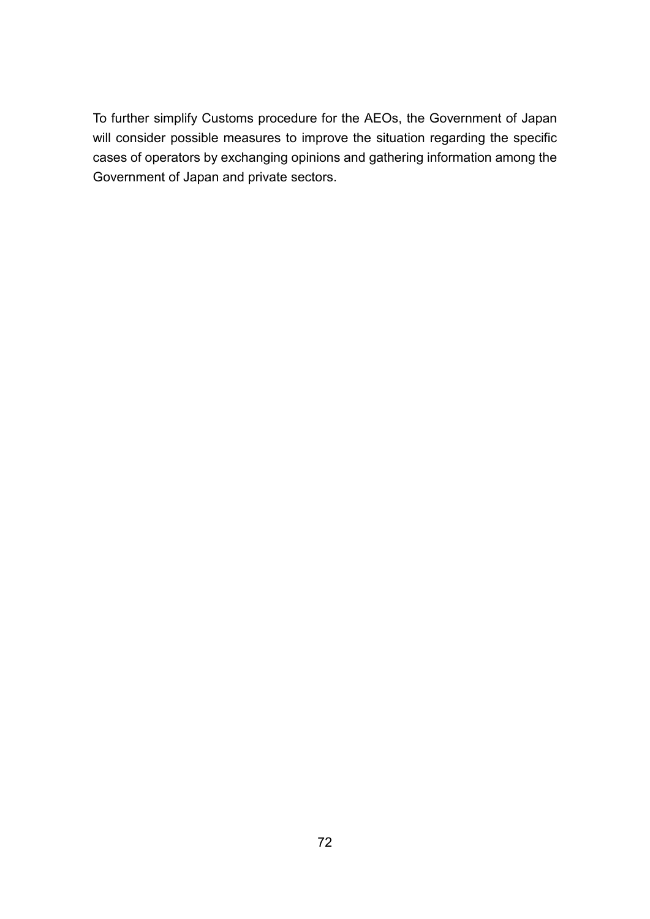To further simplify Customs procedure for the AEOs, the Government of Japan will consider possible measures to improve the situation regarding the specific cases of operators by exchanging opinions and gathering information among the Government of Japan and private sectors.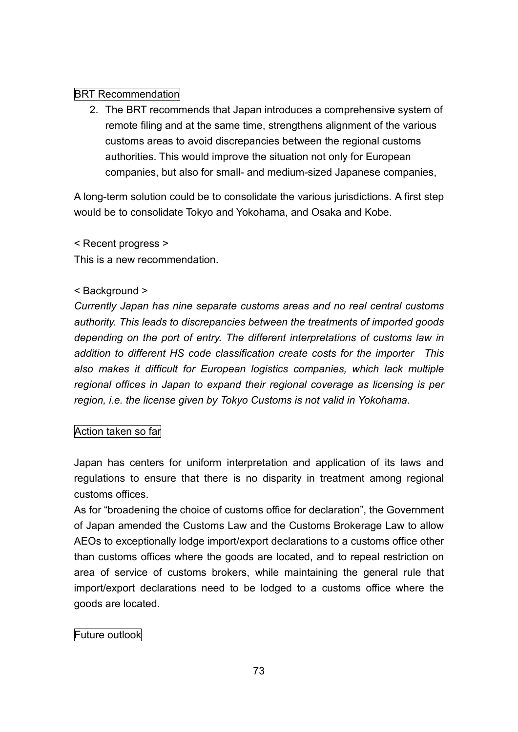BRT Recommendation

2. The BRT recommends that Japan introduces a comprehensive system of remote filing and at the same time, strengthens alignment of the various customs areas to avoid discrepancies between the regional customs authorities. This would improve the situation not only for European companies, but also for small- and medium-sized Japanese companies,

A long-term solution could be to consolidate the various jurisdictions. A first step would be to consolidate Tokyo and Yokohama, and Osaka and Kobe.

< Recent progress >

This is a new recommendation.

< Background >

*Currently Japan has nine separate customs areas and no real central customs authority. This leads to discrepancies between the treatments of imported goods depending on the port of entry. The different interpretations of customs law in addition to different HS code classification create costs for the importer This also makes it difficult for European logistics companies, which lack multiple regional offices in Japan to expand their regional coverage as licensing is per region, i.e. the license given by Tokyo Customs is not valid in Yokohama.*

Action taken so far

Japan has centers for uniform interpretation and application of its laws and regulations to ensure that there is no disparity in treatment among regional customs offices.

As for "broadening the choice of customs office for declaration", the Government of Japan amended the Customs Law and the Customs Brokerage Law to allow AEOs to exceptionally lodge import/export declarations to a customs office other than customs offices where the goods are located, and to repeal restriction on area of service of customs brokers, while maintaining the general rule that import/export declarations need to be lodged to a customs office where the goods are located.

Future outlook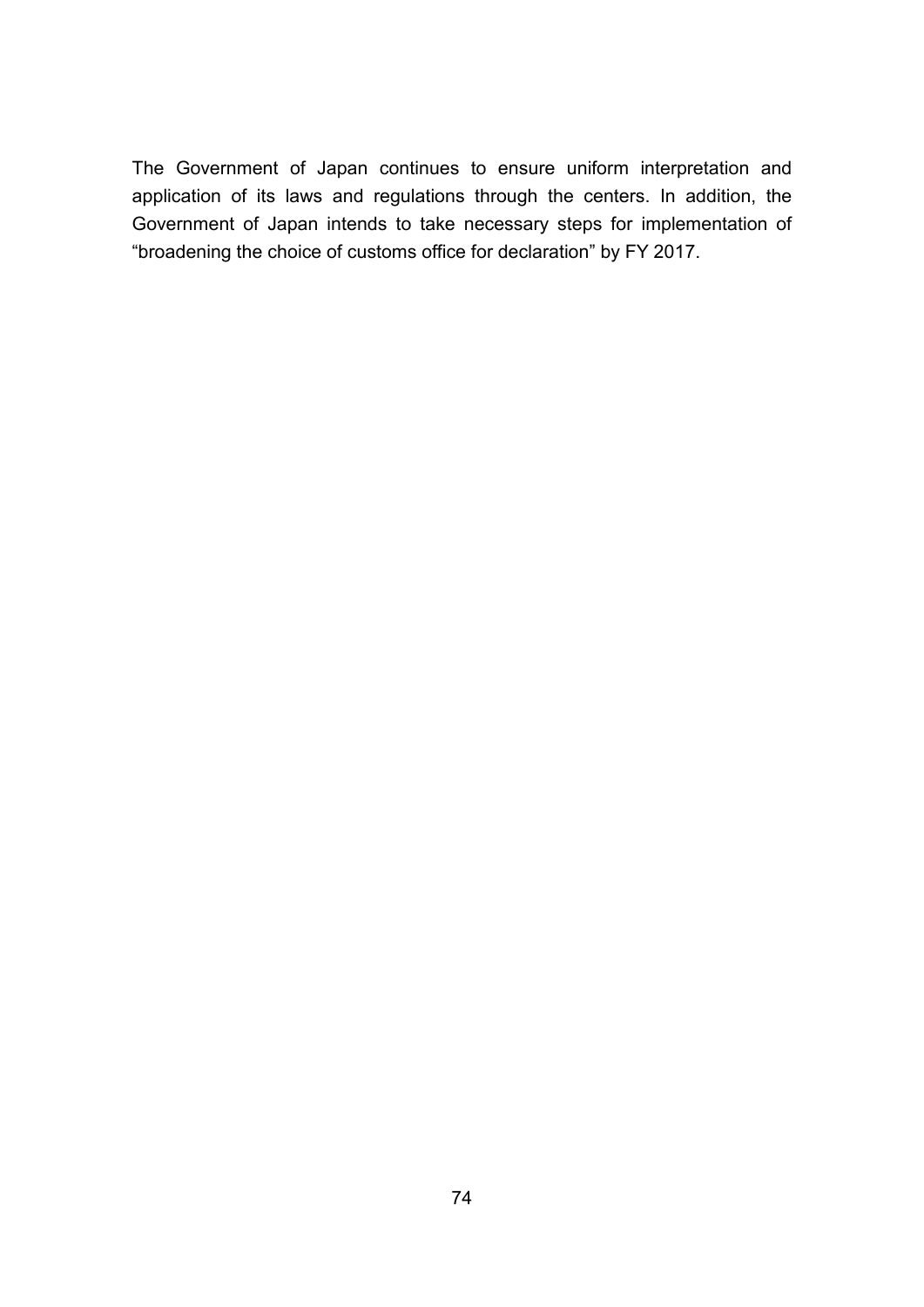The Government of Japan continues to ensure uniform interpretation and application of its laws and regulations through the centers. In addition, the Government of Japan intends to take necessary steps for implementation of “broadening the choice of customs office for declaration” by FY 2017.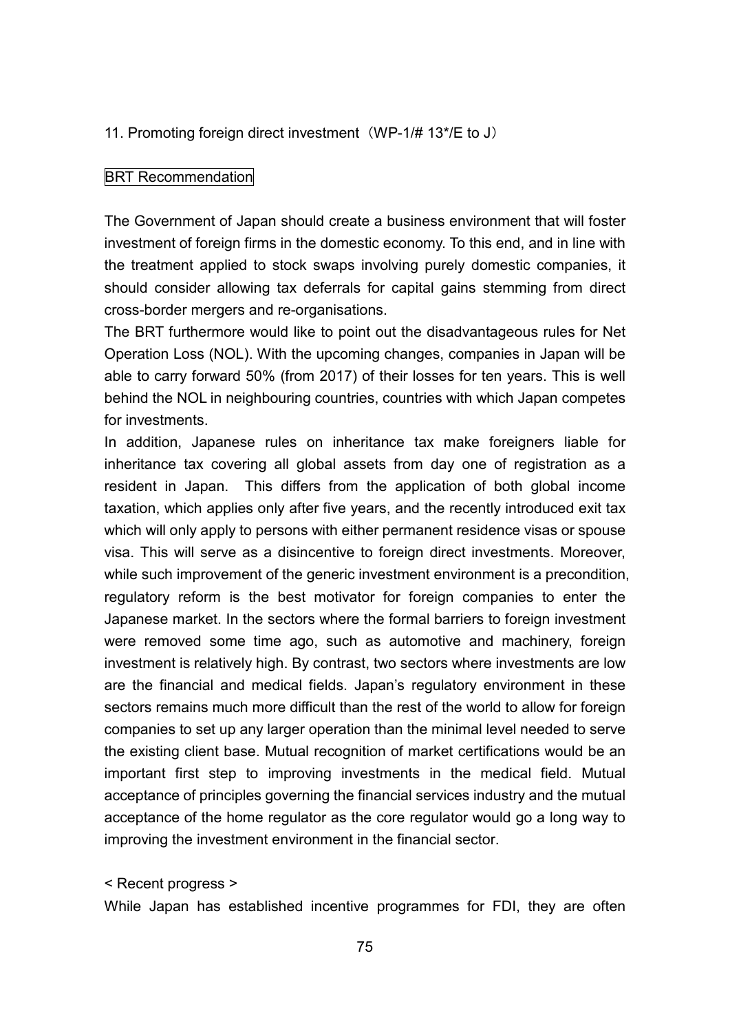## 11. Promoting foreign direct investment（WP-1/# 13*/E to J）

BRT Recommendation

The Government of Japan should create a business environment that will foster investment of foreign firms in the domestic economy. To this end, and in line with the treatment applied to stock swaps involving purely domestic companies, it should consider allowing tax deferrals for capital gains stemming from direct cross-border mergers and re-organisations.

The BRT furthermore would like to point out the disadvantageous rules for Net Operation Loss (NOL). With the upcoming changes, companies in Japan will be able to carry forward 50% (from 2017) of their losses for ten years. This is well behind the NOL in neighbouring countries, countries with which Japan competes for investments.

In addition, Japanese rules on inheritance tax make foreigners liable for inheritance tax covering all global assets from day one of registration as a resident in Japan. This differs from the application of both global income taxation, which applies only after five years, and the recently introduced exit tax which will only apply to persons with either permanent residence visas or spouse visa. This will serve as a disincentive to foreign direct investments. Moreover, while such improvement of the generic investment environment is a precondition, regulatory reform is the best motivator for foreign companies to enter the Japanese market. In the sectors where the formal barriers to foreign investment were removed some time ago, such as automotive and machinery, foreign investment is relatively high. By contrast, two sectors where investments are low are the financial and medical fields. Japan's regulatory environment in these sectors remains much more difficult than the rest of the world to allow for foreign companies to set up any larger operation than the minimal level needed to serve the existing client base. Mutual recognition of market certifications would be an important first step to improving investments in the medical field. Mutual acceptance of principles governing the financial services industry and the mutual acceptance of the home regulator as the core regulator would go a long way to improving the investment environment in the financial sector.

< Recent progress >

While Japan has established incentive programmes for FDI, they are often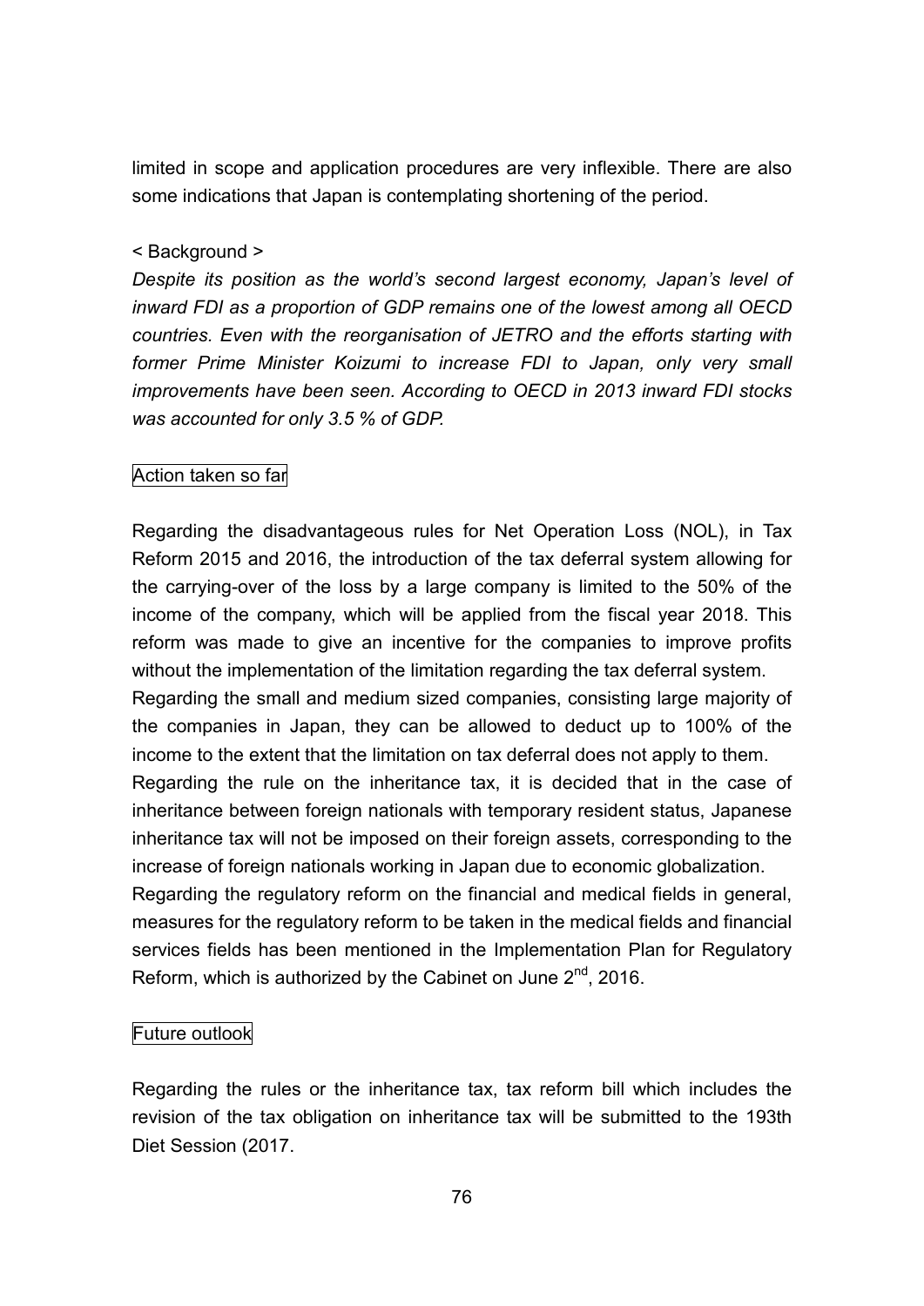limited in scope and application procedures are very inflexible. There are also some indications that Japan is contemplating shortening of the period.

< Background >

*Despite its position as the world's second largest economy, Japan's level of inward FDI as a proportion of GDP remains one of the lowest among all OECD countries. Even with the reorganisation of JETRO and the efforts starting with former Prime Minister Koizumi to increase FDI to Japan, only very small improvements have been seen. According to OECD in 2013 inward FDI stocks was accounted for only 3.5 % of GDP.*

### Action taken so far

Regarding the disadvantageous rules for Net Operation Loss (NOL), in Tax Reform 2015 and 2016, the introduction of the tax deferral system allowing for the carrying-over of the loss by a large company is limited to the 50% of the income of the company, which will be applied from the fiscal year 2018. This reform was made to give an incentive for the companies to improve profits without the implementation of the limitation regarding the tax deferral system.
Regarding the small and medium sized companies, consisting large majority of the companies in Japan, they can be allowed to deduct up to 100% of the income to the extent that the limitation on tax deferral does not apply to them.
Regarding the rule on the inheritance tax, it is decided that in the case of inheritance between foreign nationals with temporary resident status, Japanese inheritance tax will not be imposed on their foreign assets, corresponding to the increase of foreign nationals working in Japan due to economic globalization.
Regarding the regulatory reform on the financial and medical fields in general, measures for the regulatory reform to be taken in the medical fields and financial services fields has been mentioned in the Implementation Plan for Regulatory Reform, which is authorized by the Cabinet on June 2nd, 2016.

### Future outlook

Regarding the rules or the inheritance tax, tax reform bill which includes the revision of the tax obligation on inheritance tax will be submitted to the 193th Diet Session (2017.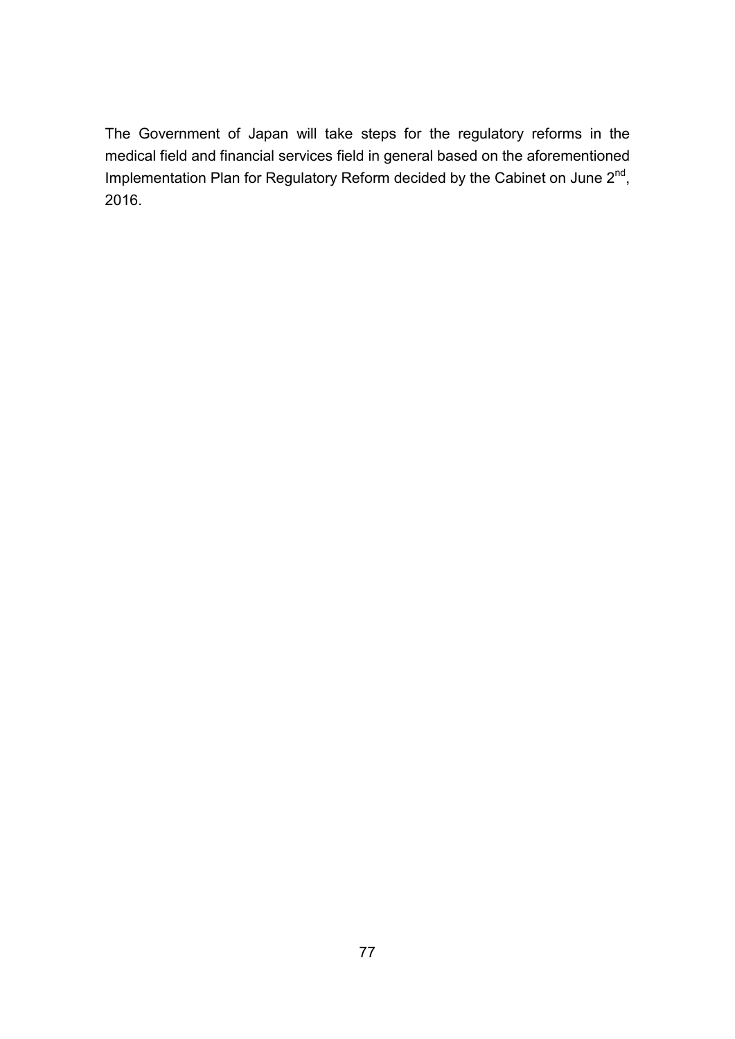The Government of Japan will take steps for the regulatory reforms in the medical field and financial services field in general based on the aforementioned Implementation Plan for Regulatory Reform decided by the Cabinet on June 2nd, 2016.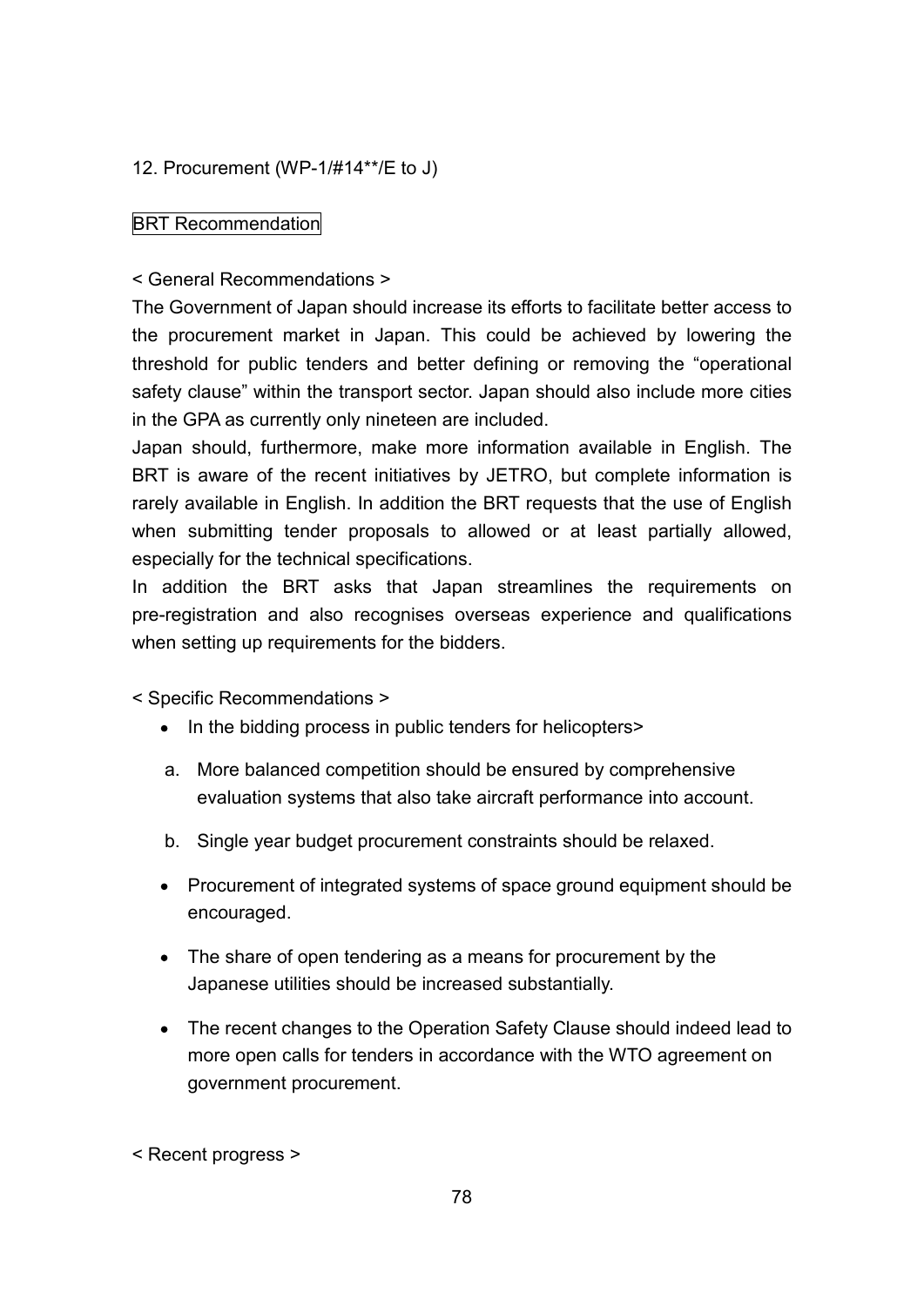## 12. Procurement (WP-1/#14**/E to J)

BRT Recommendation

< General Recommendations >

The Government of Japan should increase its efforts to facilitate better access to the procurement market in Japan. This could be achieved by lowering the threshold for public tenders and better defining or removing the "operational safety clause" within the transport sector. Japan should also include more cities in the GPA as currently only nineteen are included.

Japan should, furthermore, make more information available in English. The BRT is aware of the recent initiatives by JETRO, but complete information is rarely available in English. In addition the BRT requests that the use of English when submitting tender proposals to allowed or at least partially allowed, especially for the technical specifications.

In addition the BRT asks that Japan streamlines the requirements on pre-registration and also recognises overseas experience and qualifications when setting up requirements for the bidders.

< Specific Recommendations >

- In the bidding process in public tenders for helicopters>
  a. More balanced competition should be ensured by comprehensive evaluation systems that also take aircraft performance into account.
  b. Single year budget procurement constraints should be relaxed.
- Procurement of integrated systems of space ground equipment should be encouraged.
- The share of open tendering as a means for procurement by the Japanese utilities should be increased substantially.
- The recent changes to the Operation Safety Clause should indeed lead to more open calls for tenders in accordance with the WTO agreement on government procurement.

< Recent progress >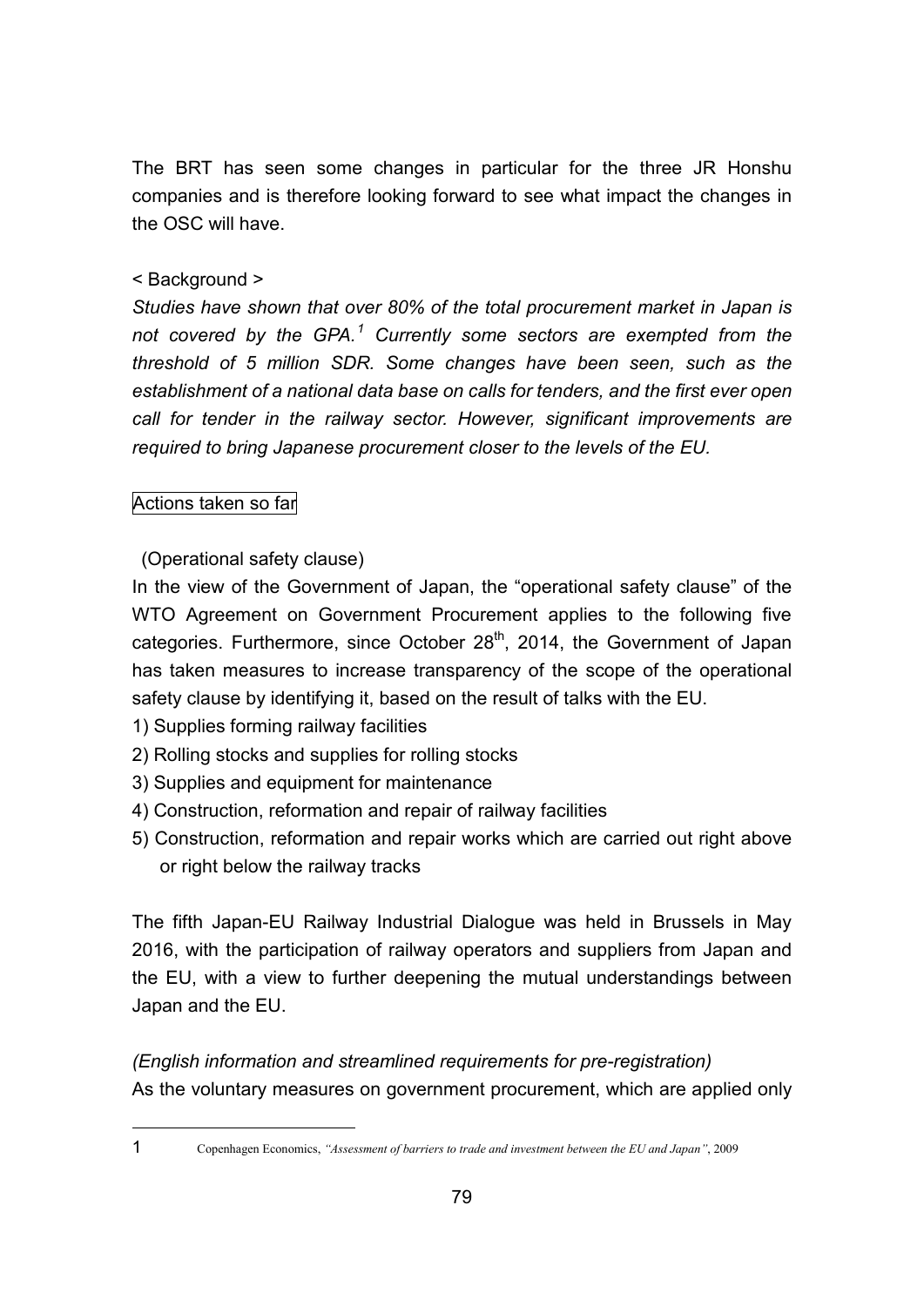The BRT has seen some changes in particular for the three JR Honshu companies and is therefore looking forward to see what impact the changes in the OSC will have.

< Background >

*Studies have shown that over 80% of the total procurement market in Japan is not covered by the GPA.[1] Currently some sectors are exempted from the threshold of 5 million SDR. Some changes have been seen, such as the establishment of a national data base on calls for tenders, and the first ever open call for tender in the railway sector. However, significant improvements are required to bring Japanese procurement closer to the levels of the EU.*

Actions taken so far

(Operational safety clause)

In the view of the Government of Japan, the "operational safety clause" of the WTO Agreement on Government Procurement applies to the following five categories. Furthermore, since October 28th, 2014, the Government of Japan has taken measures to increase transparency of the scope of the operational safety clause by identifying it, based on the result of talks with the EU.

1) Supplies forming railway facilities
2) Rolling stocks and supplies for rolling stocks
3) Supplies and equipment for maintenance
4) Construction, reformation and repair of railway facilities
5) Construction, reformation and repair works which are carried out right above or right below the railway tracks

The fifth Japan-EU Railway Industrial Dialogue was held in Brussels in May 2016, with the participation of railway operators and suppliers from Japan and the EU, with a view to further deepening the mutual understandings between Japan and the EU.

*(English information and streamlined requirements for pre-registration)*

As the voluntary measures on government procurement, which are applied only

---

1 Copenhagen Economics, *"Assessment of barriers to trade and investment between the EU and Japan"*, 2009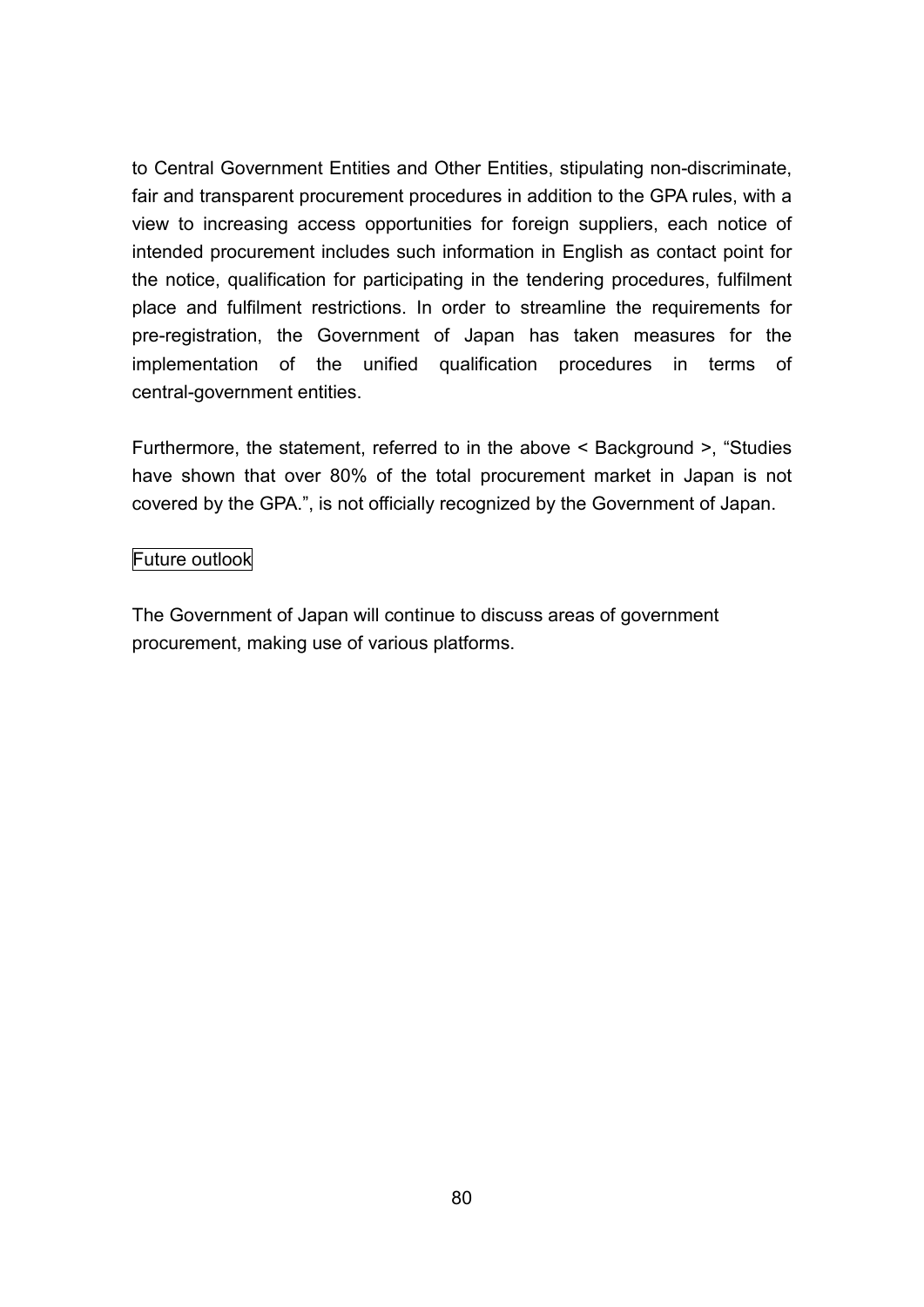to Central Government Entities and Other Entities, stipulating non-discriminate, fair and transparent procurement procedures in addition to the GPA rules, with a view to increasing access opportunities for foreign suppliers, each notice of intended procurement includes such information in English as contact point for the notice, qualification for participating in the tendering procedures, fulfilment place and fulfilment restrictions. In order to streamline the requirements for pre-registration, the Government of Japan has taken measures for the implementation of the unified qualification procedures in terms of central-government entities.

Furthermore, the statement, referred to in the above < Background >, "Studies have shown that over 80% of the total procurement market in Japan is not covered by the GPA.", is not officially recognized by the Government of Japan.

Future outlook

The Government of Japan will continue to discuss areas of government procurement, making use of various platforms.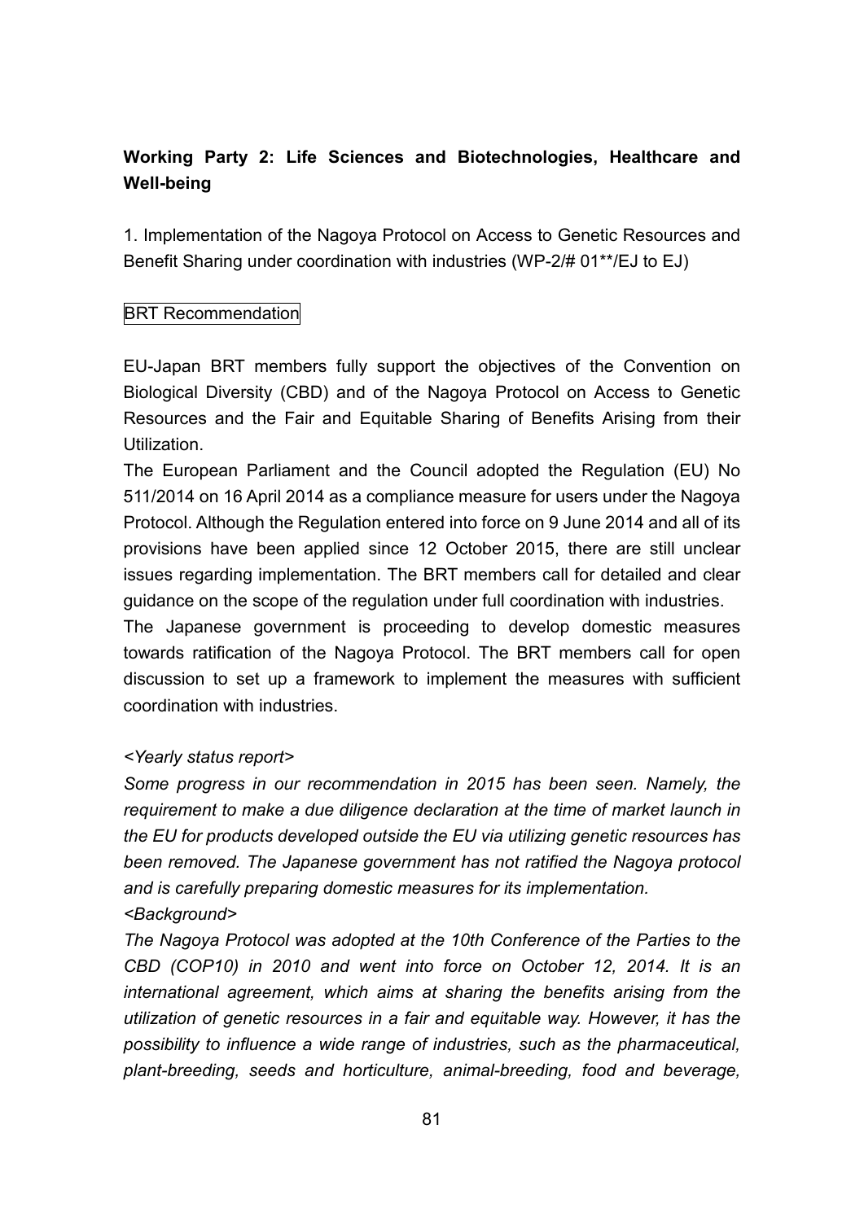**Working Party 2: Life Sciences and Biotechnologies, Healthcare and Well-being**

1. Implementation of the Nagoya Protocol on Access to Genetic Resources and Benefit Sharing under coordination with industries (WP-2/# 01**/EJ to EJ)

BRT Recommendation

EU-Japan BRT members fully support the objectives of the Convention on Biological Diversity (CBD) and of the Nagoya Protocol on Access to Genetic Resources and the Fair and Equitable Sharing of Benefits Arising from their Utilization.

The European Parliament and the Council adopted the Regulation (EU) No 511/2014 on 16 April 2014 as a compliance measure for users under the Nagoya Protocol. Although the Regulation entered into force on 9 June 2014 and all of its provisions have been applied since 12 October 2015, there are still unclear issues regarding implementation. The BRT members call for detailed and clear guidance on the scope of the regulation under full coordination with industries.

The Japanese government is proceeding to develop domestic measures towards ratification of the Nagoya Protocol. The BRT members call for open discussion to set up a framework to implement the measures with sufficient coordination with industries.

*<Yearly status report>*

*Some progress in our recommendation in 2015 has been seen. Namely, the requirement to make a due diligence declaration at the time of market launch in the EU for products developed outside the EU via utilizing genetic resources has been removed. The Japanese government has not ratified the Nagoya protocol and is carefully preparing domestic measures for its implementation.*

*<Background>*

*The Nagoya Protocol was adopted at the 10th Conference of the Parties to the CBD (COP10) in 2010 and went into force on October 12, 2014. It is an international agreement, which aims at sharing the benefits arising from the utilization of genetic resources in a fair and equitable way. However, it has the possibility to influence a wide range of industries, such as the pharmaceutical, plant-breeding, seeds and horticulture, animal-breeding, food and beverage,*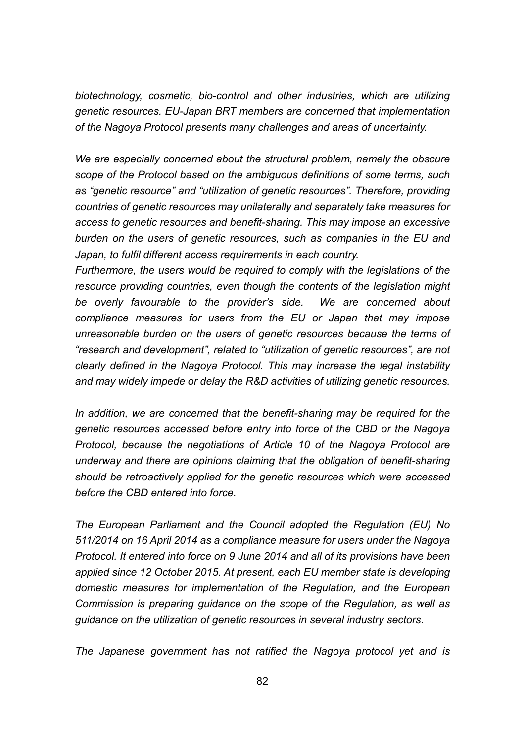*biotechnology, cosmetic, bio-control and other industries, which are utilizing genetic resources. EU-Japan BRT members are concerned that implementation of the Nagoya Protocol presents many challenges and areas of uncertainty.*

*We are especially concerned about the structural problem, namely the obscure scope of the Protocol based on the ambiguous definitions of some terms, such as "genetic resource" and "utilization of genetic resources". Therefore, providing countries of genetic resources may unilaterally and separately take measures for access to genetic resources and benefit-sharing. This may impose an excessive burden on the users of genetic resources, such as companies in the EU and Japan, to fulfil different access requirements in each country.*

*Furthermore, the users would be required to comply with the legislations of the resource providing countries, even though the contents of the legislation might be overly favourable to the provider's side. We are concerned about compliance measures for users from the EU or Japan that may impose unreasonable burden on the users of genetic resources because the terms of "research and development", related to "utilization of genetic resources", are not clearly defined in the Nagoya Protocol. This may increase the legal instability and may widely impede or delay the R&D activities of utilizing genetic resources.*

*In addition, we are concerned that the benefit-sharing may be required for the genetic resources accessed before entry into force of the CBD or the Nagoya Protocol, because the negotiations of Article 10 of the Nagoya Protocol are underway and there are opinions claiming that the obligation of benefit-sharing should be retroactively applied for the genetic resources which were accessed before the CBD entered into force.*

*The European Parliament and the Council adopted the Regulation (EU) No 511/2014 on 16 April 2014 as a compliance measure for users under the Nagoya Protocol. It entered into force on 9 June 2014 and all of its provisions have been applied since 12 October 2015. At present, each EU member state is developing domestic measures for implementation of the Regulation, and the European Commission is preparing guidance on the scope of the Regulation, as well as guidance on the utilization of genetic resources in several industry sectors.*

*The Japanese government has not ratified the Nagoya protocol yet and is*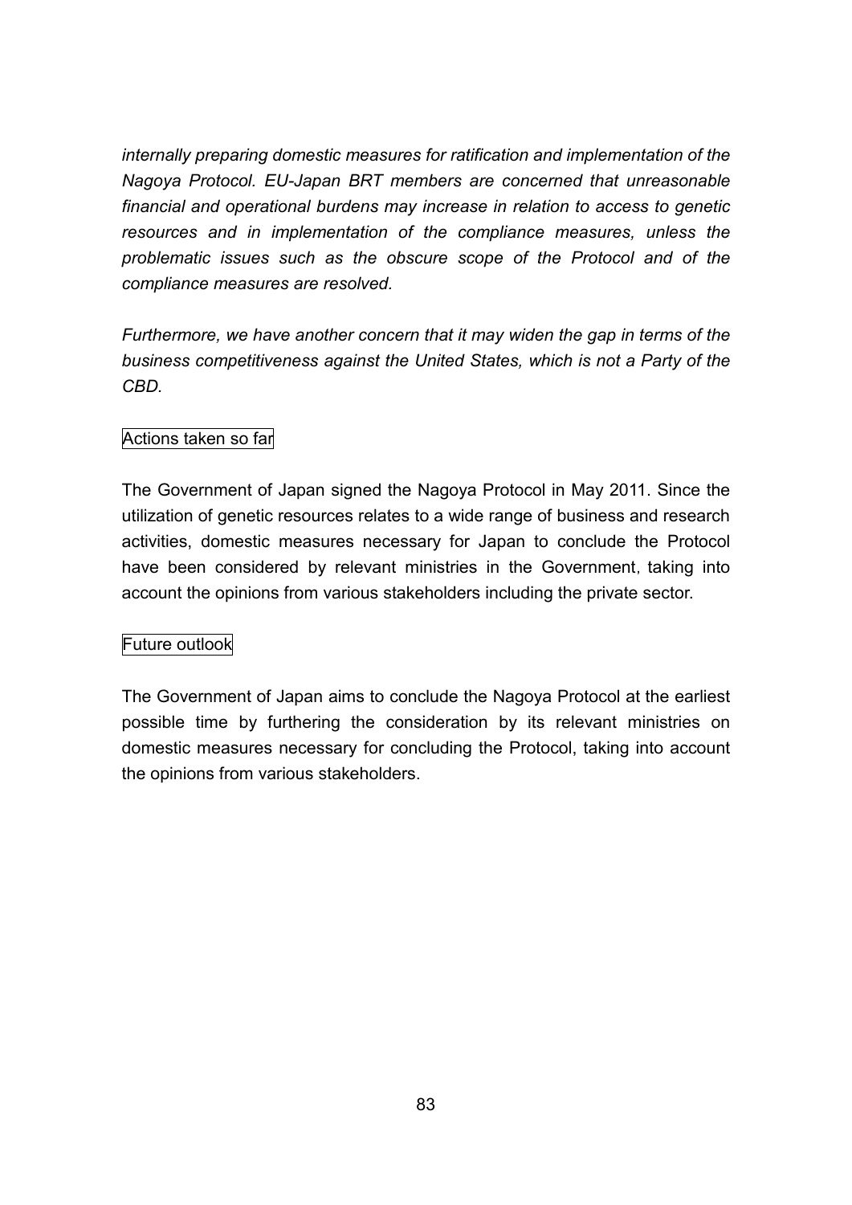*internally preparing domestic measures for ratification and implementation of the Nagoya Protocol. EU-Japan BRT members are concerned that unreasonable financial and operational burdens may increase in relation to access to genetic resources and in implementation of the compliance measures, unless the problematic issues such as the obscure scope of the Protocol and of the compliance measures are resolved.*

*Furthermore, we have another concern that it may widen the gap in terms of the business competitiveness against the United States, which is not a Party of the CBD.*

Actions taken so far

The Government of Japan signed the Nagoya Protocol in May 2011. Since the utilization of genetic resources relates to a wide range of business and research activities, domestic measures necessary for Japan to conclude the Protocol have been considered by relevant ministries in the Government, taking into account the opinions from various stakeholders including the private sector.

Future outlook

The Government of Japan aims to conclude the Nagoya Protocol at the earliest possible time by furthering the consideration by its relevant ministries on domestic measures necessary for concluding the Protocol, taking into account the opinions from various stakeholders.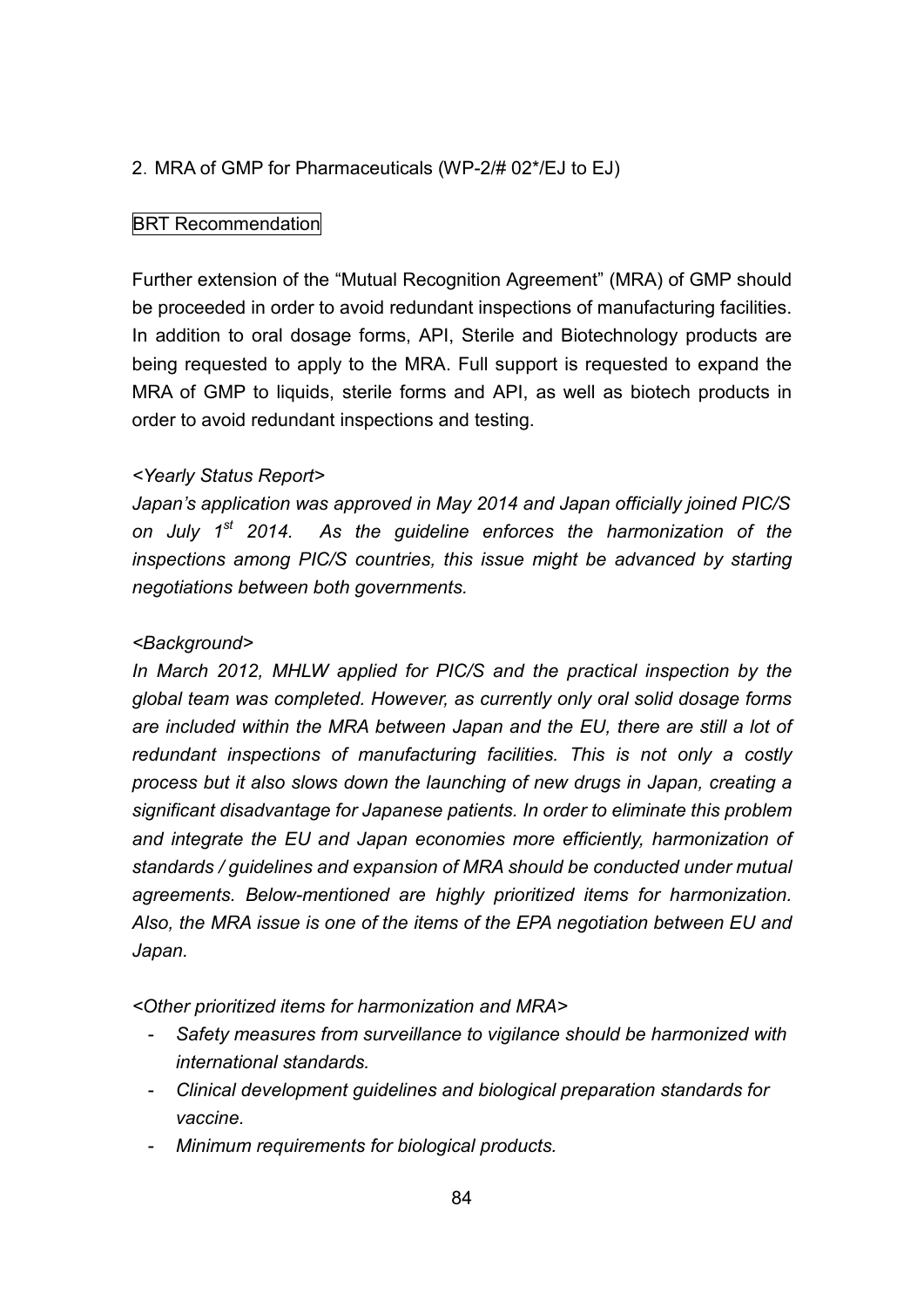## 2. MRA of GMP for Pharmaceuticals (WP-2/# 02*/EJ to EJ)

BRT Recommendation

Further extension of the "Mutual Recognition Agreement" (MRA) of GMP should be proceeded in order to avoid redundant inspections of manufacturing facilities. In addition to oral dosage forms, API, Sterile and Biotechnology products are being requested to apply to the MRA. Full support is requested to expand the MRA of GMP to liquids, sterile forms and API, as well as biotech products in order to avoid redundant inspections and testing.

*<Yearly Status Report>*

*Japan's application was approved in May 2014 and Japan officially joined PIC/S on July 1st 2014. As the guideline enforces the harmonization of the inspections among PIC/S countries, this issue might be advanced by starting negotiations between both governments.*

*<Background>*

*In March 2012, MHLW applied for PIC/S and the practical inspection by the global team was completed. However, as currently only oral solid dosage forms are included within the MRA between Japan and the EU, there are still a lot of redundant inspections of manufacturing facilities. This is not only a costly process but it also slows down the launching of new drugs in Japan, creating a significant disadvantage for Japanese patients. In order to eliminate this problem and integrate the EU and Japan economies more efficiently, harmonization of standards / guidelines and expansion of MRA should be conducted under mutual agreements. Below-mentioned are highly prioritized items for harmonization. Also, the MRA issue is one of the items of the EPA negotiation between EU and Japan.*

*<Other prioritized items for harmonization and MRA>*

- *Safety measures from surveillance to vigilance should be harmonized with international standards.*
- *Clinical development guidelines and biological preparation standards for vaccine.*
- *Minimum requirements for biological products.*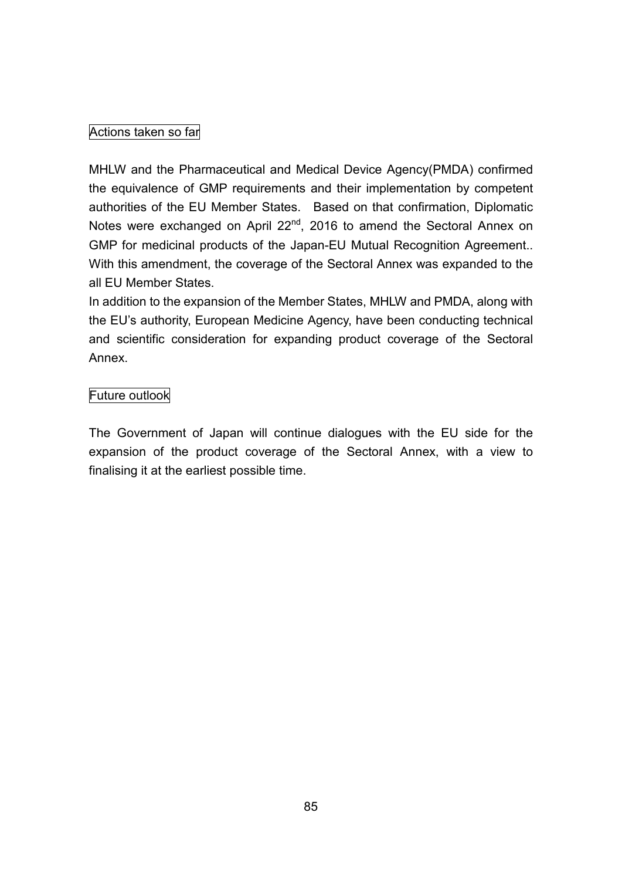## Actions taken so far

MHLW and the Pharmaceutical and Medical Device Agency(PMDA) confirmed the equivalence of GMP requirements and their implementation by competent authorities of the EU Member States. Based on that confirmation, Diplomatic Notes were exchanged on April 22nd, 2016 to amend the Sectoral Annex on GMP for medicinal products of the Japan-EU Mutual Recognition Agreement.. With this amendment, the coverage of the Sectoral Annex was expanded to the all EU Member States.

In addition to the expansion of the Member States, MHLW and PMDA, along with the EU's authority, European Medicine Agency, have been conducting technical and scientific consideration for expanding product coverage of the Sectoral Annex.

## Future outlook

The Government of Japan will continue dialogues with the EU side for the expansion of the product coverage of the Sectoral Annex, with a view to finalising it at the earliest possible time.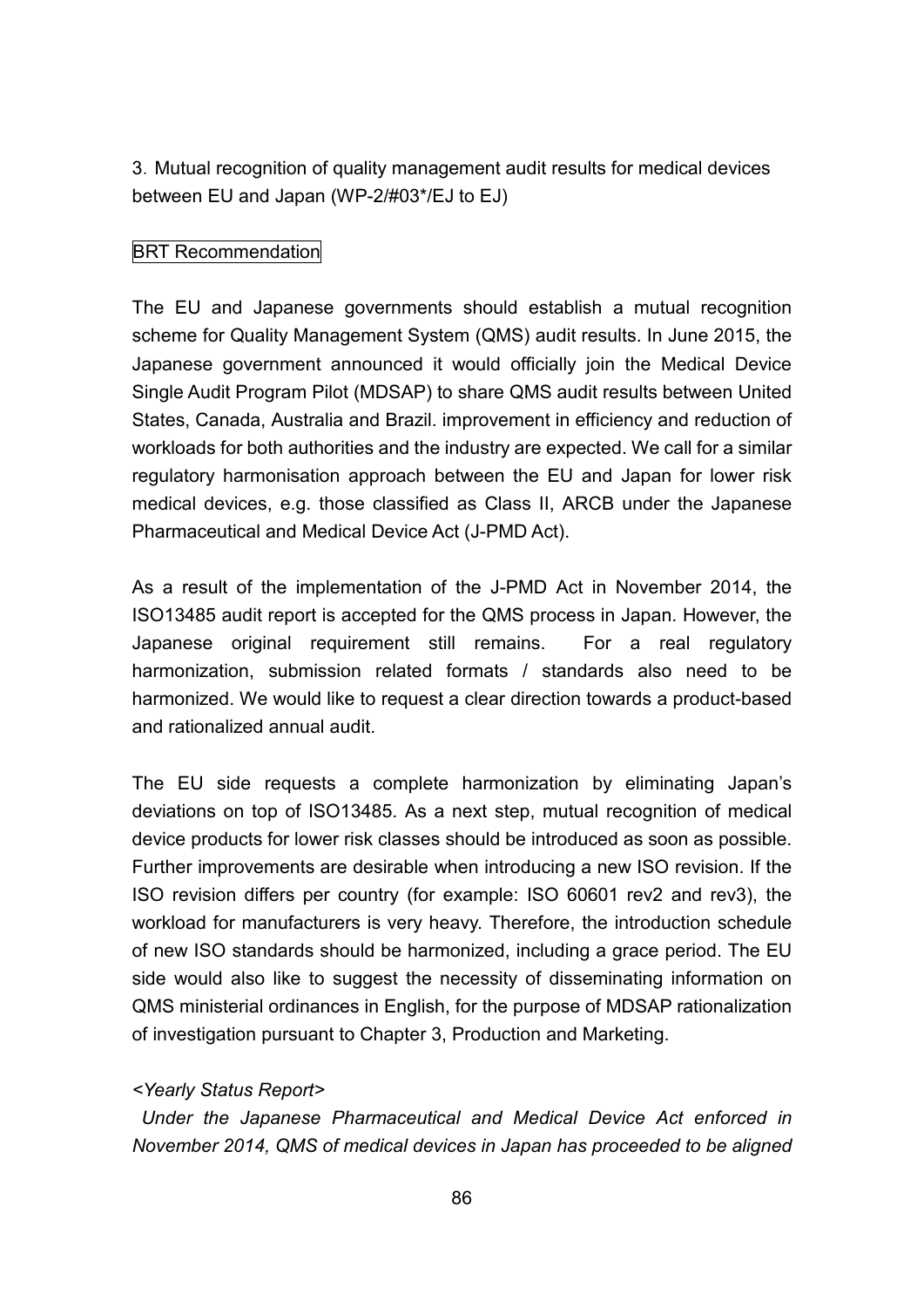### 3. Mutual recognition of quality management audit results for medical devices between EU and Japan (WP-2/#03*/EJ to EJ)

BRT Recommendation

The EU and Japanese governments should establish a mutual recognition scheme for Quality Management System (QMS) audit results. In June 2015, the Japanese government announced it would officially join the Medical Device Single Audit Program Pilot (MDSAP) to share QMS audit results between United States, Canada, Australia and Brazil. improvement in efficiency and reduction of workloads for both authorities and the industry are expected. We call for a similar regulatory harmonisation approach between the EU and Japan for lower risk medical devices, e.g. those classified as Class II, ARCB under the Japanese Pharmaceutical and Medical Device Act (J-PMD Act).

As a result of the implementation of the J-PMD Act in November 2014, the ISO13485 audit report is accepted for the QMS process in Japan. However, the Japanese original requirement still remains. For a real regulatory harmonization, submission related formats / standards also need to be harmonized. We would like to request a clear direction towards a product-based and rationalized annual audit.

The EU side requests a complete harmonization by eliminating Japan's deviations on top of ISO13485. As a next step, mutual recognition of medical device products for lower risk classes should be introduced as soon as possible. Further improvements are desirable when introducing a new ISO revision. If the ISO revision differs per country (for example: ISO 60601 rev2 and rev3), the workload for manufacturers is very heavy. Therefore, the introduction schedule of new ISO standards should be harmonized, including a grace period. The EU side would also like to suggest the necessity of disseminating information on QMS ministerial ordinances in English, for the purpose of MDSAP rationalization of investigation pursuant to Chapter 3, Production and Marketing.

*<Yearly Status Report>*

*Under the Japanese Pharmaceutical and Medical Device Act enforced in November 2014, QMS of medical devices in Japan has proceeded to be aligned*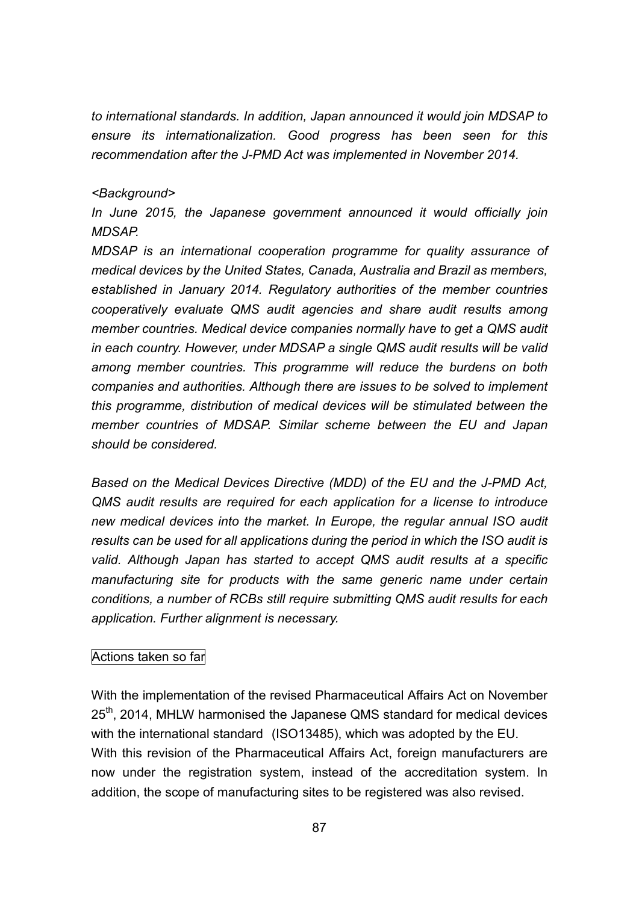*to international standards. In addition, Japan announced it would join MDSAP to ensure its internationalization. Good progress has been seen for this recommendation after the J-PMD Act was implemented in November 2014.*

*<Background>*

*In June 2015, the Japanese government announced it would officially join MDSAP.*

*MDSAP is an international cooperation programme for quality assurance of medical devices by the United States, Canada, Australia and Brazil as members, established in January 2014. Regulatory authorities of the member countries cooperatively evaluate QMS audit agencies and share audit results among member countries. Medical device companies normally have to get a QMS audit in each country. However, under MDSAP a single QMS audit results will be valid among member countries. This programme will reduce the burdens on both companies and authorities. Although there are issues to be solved to implement this programme, distribution of medical devices will be stimulated between the member countries of MDSAP. Similar scheme between the EU and Japan should be considered.*

*Based on the Medical Devices Directive (MDD) of the EU and the J-PMD Act, QMS audit results are required for each application for a license to introduce new medical devices into the market. In Europe, the regular annual ISO audit results can be used for all applications during the period in which the ISO audit is valid. Although Japan has started to accept QMS audit results at a specific manufacturing site for products with the same generic name under certain conditions, a number of RCBs still require submitting QMS audit results for each application. Further alignment is necessary.*

Actions taken so far

With the implementation of the revised Pharmaceutical Affairs Act on November 25th, 2014, MHLW harmonised the Japanese QMS standard for medical devices with the international standard (ISO13485), which was adopted by the EU.
With this revision of the Pharmaceutical Affairs Act, foreign manufacturers are now under the registration system, instead of the accreditation system. In addition, the scope of manufacturing sites to be registered was also revised.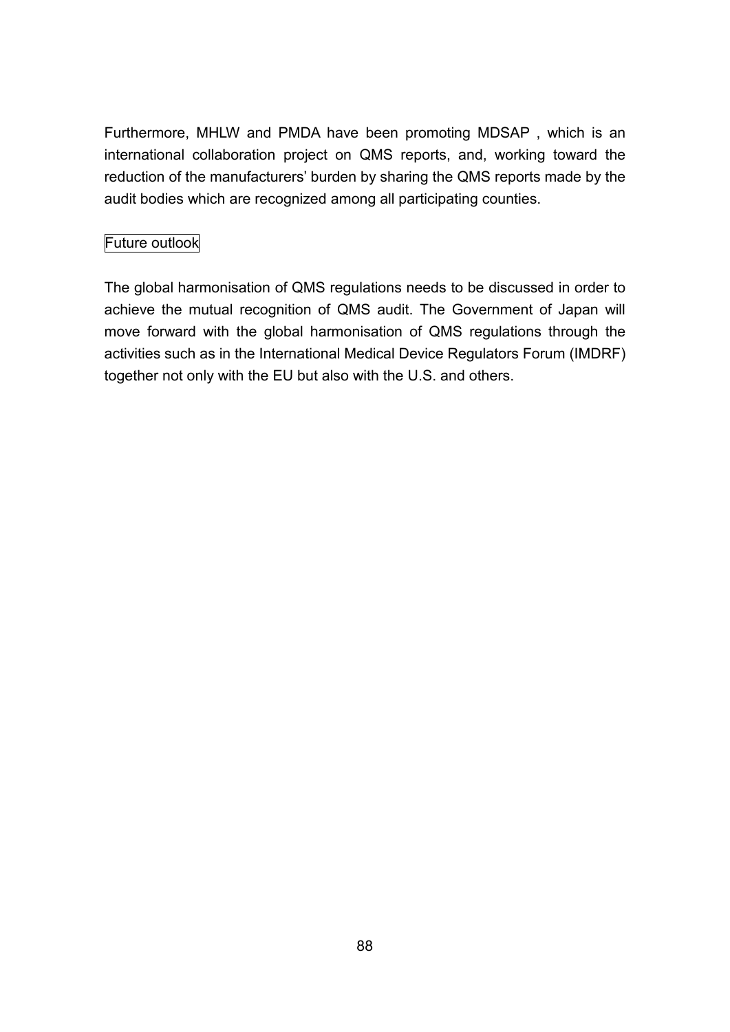Furthermore, MHLW and PMDA have been promoting MDSAP , which is an international collaboration project on QMS reports, and, working toward the reduction of the manufacturers' burden by sharing the QMS reports made by the audit bodies which are recognized among all participating counties.

Future outlook

The global harmonisation of QMS regulations needs to be discussed in order to achieve the mutual recognition of QMS audit. The Government of Japan will move forward with the global harmonisation of QMS regulations through the activities such as in the International Medical Device Regulators Forum (IMDRF) together not only with the EU but also with the U.S. and others.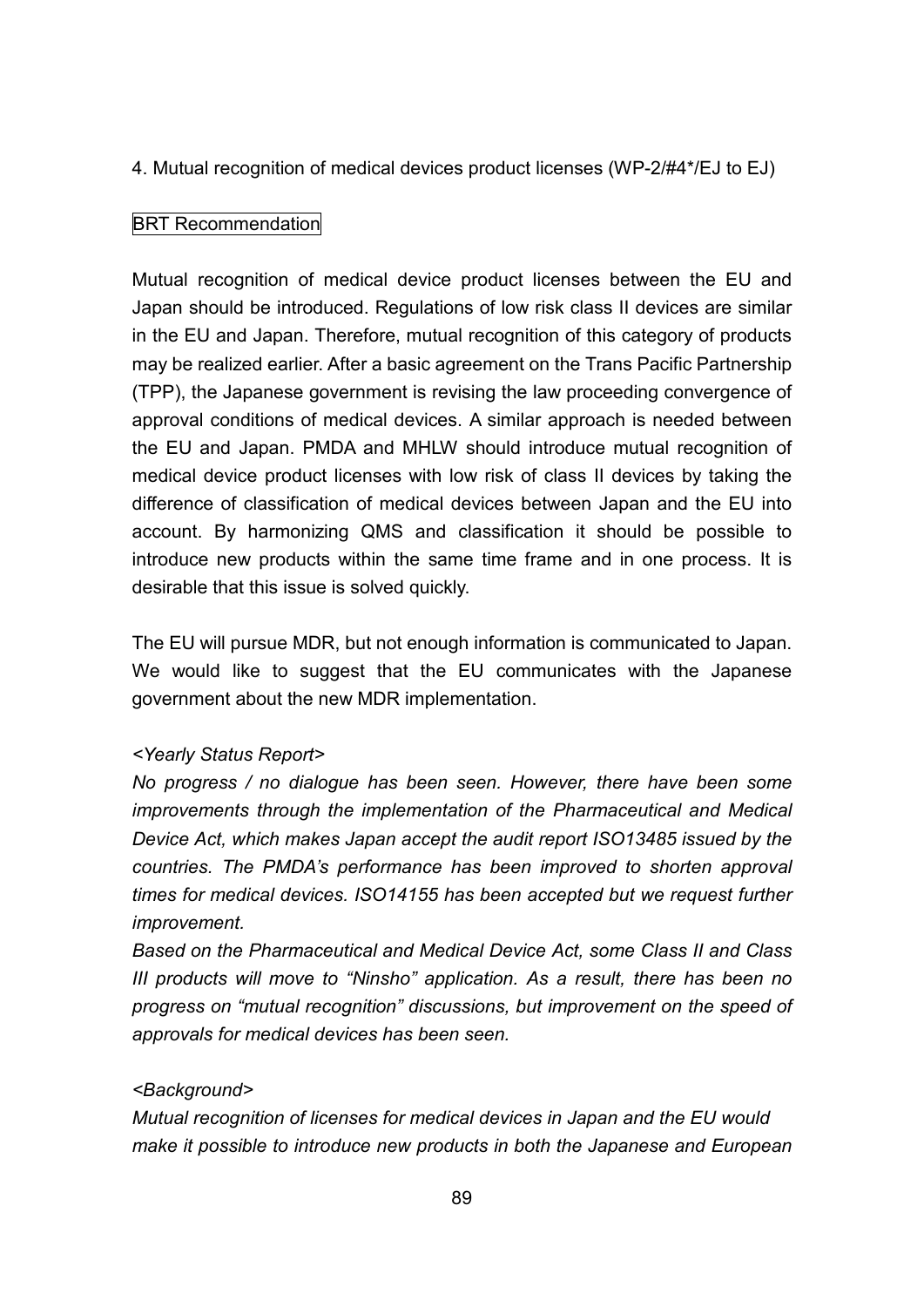4. Mutual recognition of medical devices product licenses (WP-2/#4*/EJ to EJ)

BRT Recommendation

Mutual recognition of medical device product licenses between the EU and Japan should be introduced. Regulations of low risk class II devices are similar in the EU and Japan. Therefore, mutual recognition of this category of products may be realized earlier. After a basic agreement on the Trans Pacific Partnership (TPP), the Japanese government is revising the law proceeding convergence of approval conditions of medical devices. A similar approach is needed between the EU and Japan. PMDA and MHLW should introduce mutual recognition of medical device product licenses with low risk of class II devices by taking the difference of classification of medical devices between Japan and the EU into account. By harmonizing QMS and classification it should be possible to introduce new products within the same time frame and in one process. It is desirable that this issue is solved quickly.

The EU will pursue MDR, but not enough information is communicated to Japan. We would like to suggest that the EU communicates with the Japanese government about the new MDR implementation.

*<Yearly Status Report>*
*No progress / no dialogue has been seen. However, there have been some improvements through the implementation of the Pharmaceutical and Medical Device Act, which makes Japan accept the audit report ISO13485 issued by the countries. The PMDA's performance has been improved to shorten approval times for medical devices. ISO14155 has been accepted but we request further improvement.*
*Based on the Pharmaceutical and Medical Device Act, some Class II and Class III products will move to "Ninsho" application. As a result, there has been no progress on "mutual recognition" discussions, but improvement on the speed of approvals for medical devices has been seen.*

*<Background>*
*Mutual recognition of licenses for medical devices in Japan and the EU would make it possible to introduce new products in both the Japanese and European*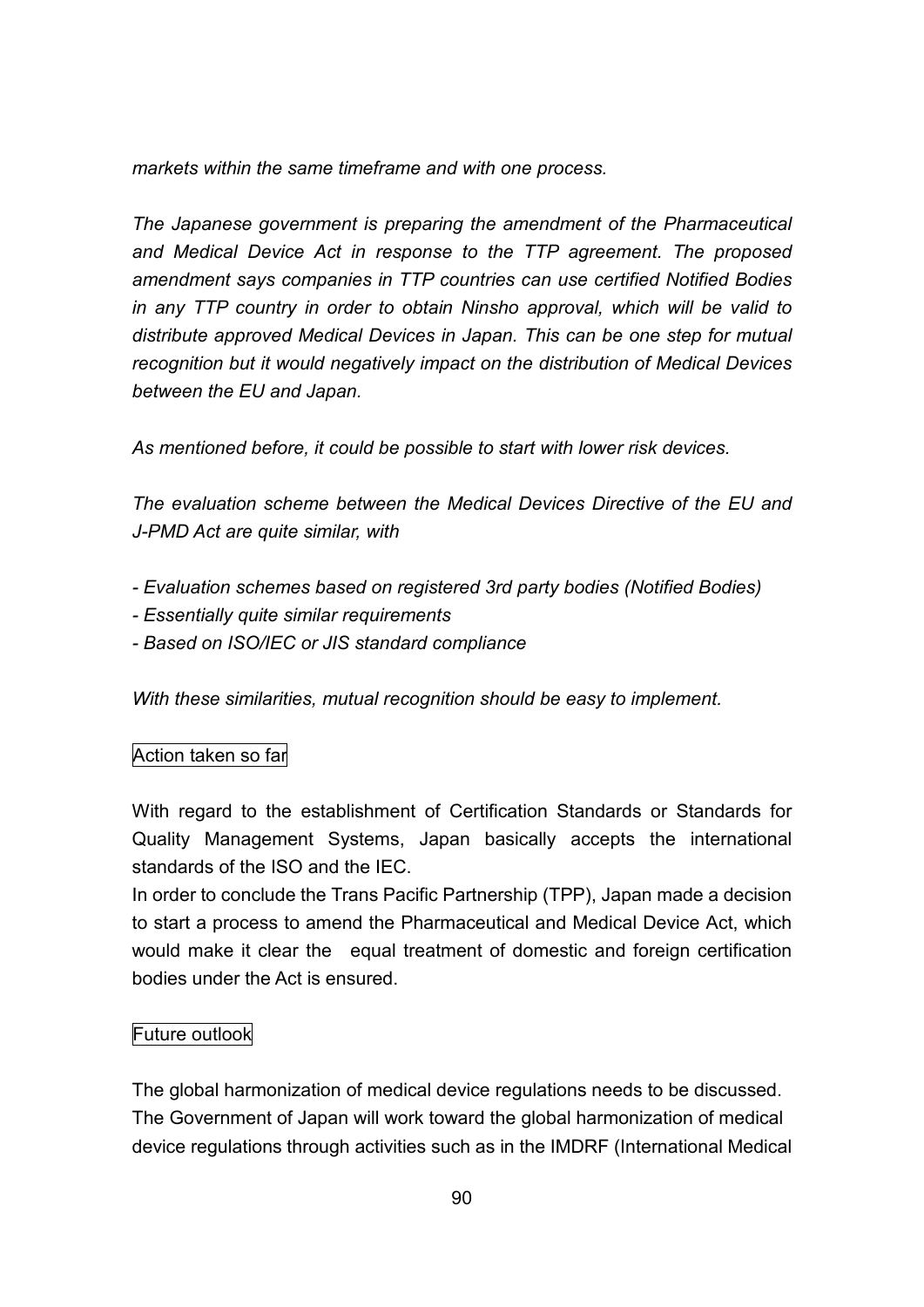*markets within the same timeframe and with one process.*

*The Japanese government is preparing the amendment of the Pharmaceutical and Medical Device Act in response to the TTP agreement. The proposed amendment says companies in TTP countries can use certified Notified Bodies in any TTP country in order to obtain Ninsho approval, which will be valid to distribute approved Medical Devices in Japan. This can be one step for mutual recognition but it would negatively impact on the distribution of Medical Devices between the EU and Japan.*

*As mentioned before, it could be possible to start with lower risk devices.*

*The evaluation scheme between the Medical Devices Directive of the EU and J-PMD Act are quite similar, with*

- *Evaluation schemes based on registered 3rd party bodies (Notified Bodies)*
- *Essentially quite similar requirements*
- *Based on ISO/IEC or JIS standard compliance*

*With these similarities, mutual recognition should be easy to implement.*

Action taken so far

With regard to the establishment of Certification Standards or Standards for Quality Management Systems, Japan basically accepts the international standards of the ISO and the IEC.
In order to conclude the Trans Pacific Partnership (TPP), Japan made a decision to start a process to amend the Pharmaceutical and Medical Device Act, which would make it clear the equal treatment of domestic and foreign certification bodies under the Act is ensured.

Future outlook

The global harmonization of medical device regulations needs to be discussed.
The Government of Japan will work toward the global harmonization of medical device regulations through activities such as in the IMDRF (International Medical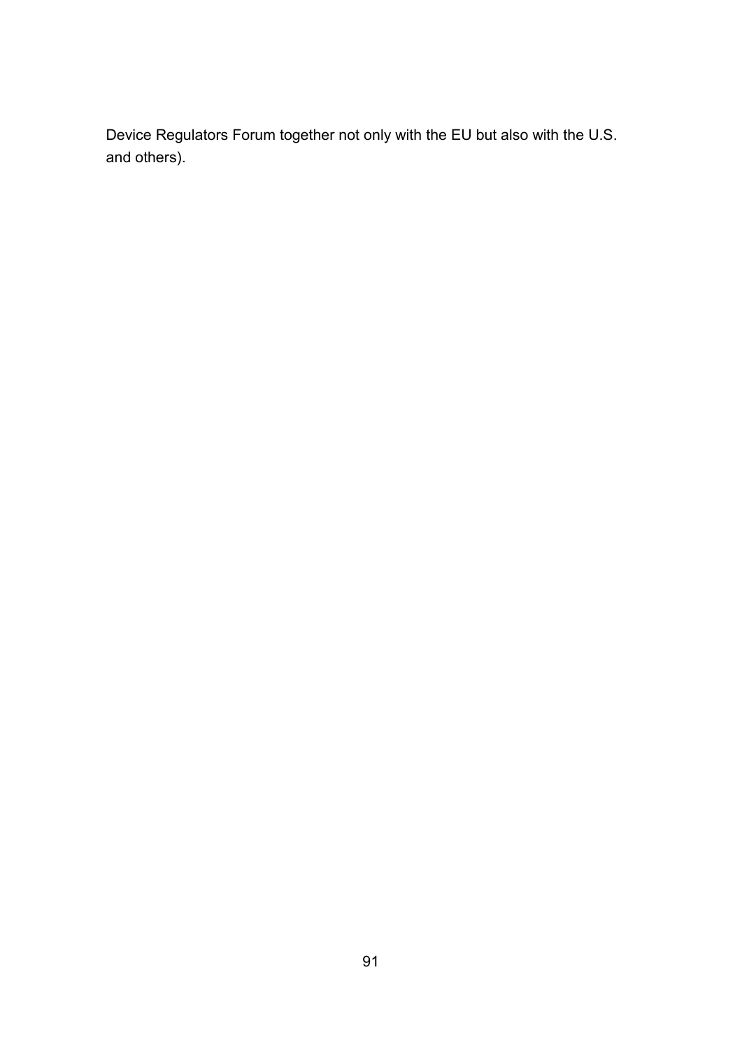Device Regulators Forum together not only with the EU but also with the U.S. and others).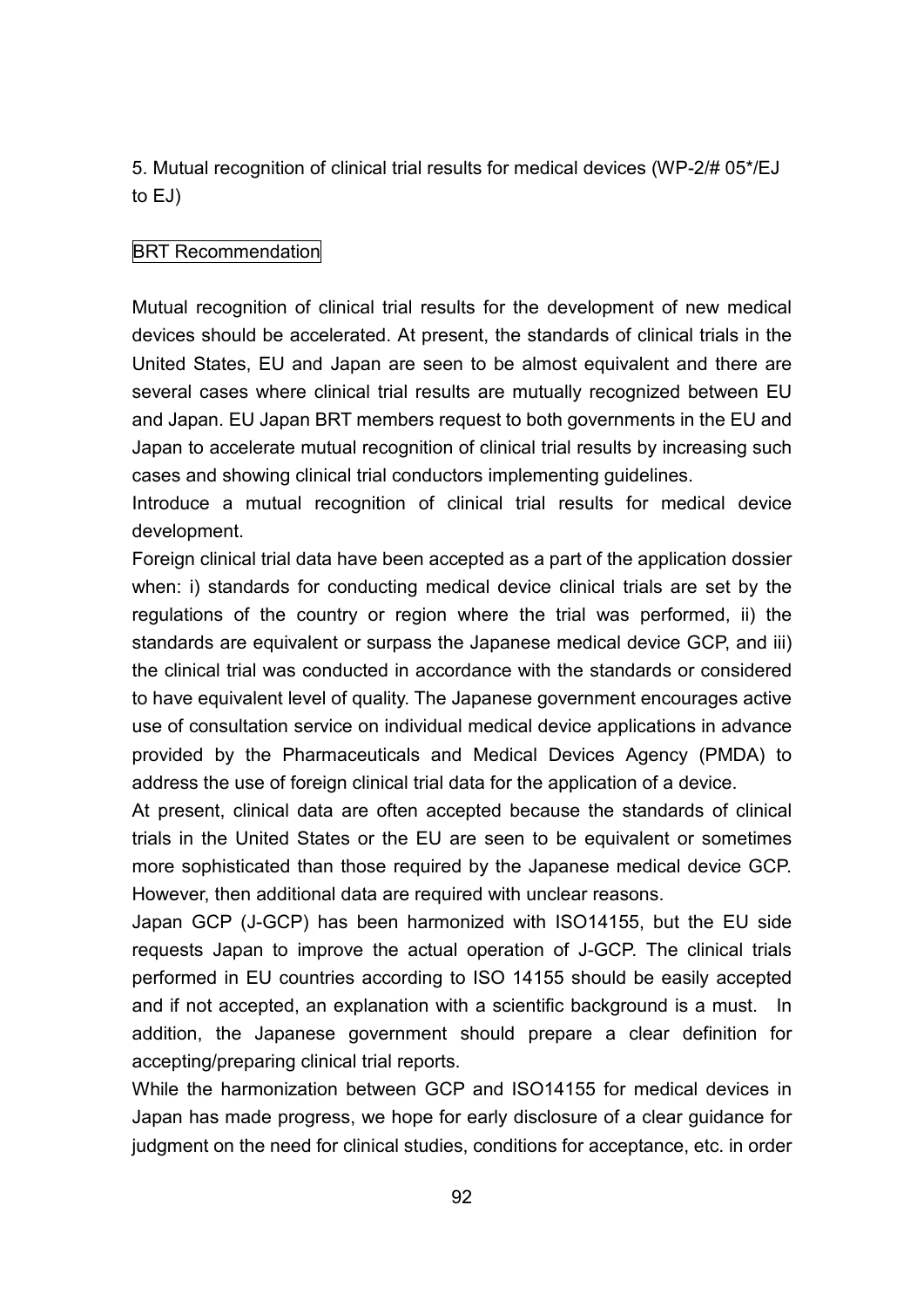5. Mutual recognition of clinical trial results for medical devices (WP-2/# 05*/EJ to EJ)

BRT Recommendation

Mutual recognition of clinical trial results for the development of new medical devices should be accelerated. At present, the standards of clinical trials in the United States, EU and Japan are seen to be almost equivalent and there are several cases where clinical trial results are mutually recognized between EU and Japan. EU Japan BRT members request to both governments in the EU and Japan to accelerate mutual recognition of clinical trial results by increasing such cases and showing clinical trial conductors implementing guidelines.

Introduce a mutual recognition of clinical trial results for medical device development.

Foreign clinical trial data have been accepted as a part of the application dossier when: i) standards for conducting medical device clinical trials are set by the regulations of the country or region where the trial was performed, ii) the standards are equivalent or surpass the Japanese medical device GCP, and iii) the clinical trial was conducted in accordance with the standards or considered to have equivalent level of quality. The Japanese government encourages active use of consultation service on individual medical device applications in advance provided by the Pharmaceuticals and Medical Devices Agency (PMDA) to address the use of foreign clinical trial data for the application of a device.

At present, clinical data are often accepted because the standards of clinical trials in the United States or the EU are seen to be equivalent or sometimes more sophisticated than those required by the Japanese medical device GCP. However, then additional data are required with unclear reasons.

Japan GCP (J-GCP) has been harmonized with ISO14155, but the EU side requests Japan to improve the actual operation of J-GCP. The clinical trials performed in EU countries according to ISO 14155 should be easily accepted and if not accepted, an explanation with a scientific background is a must. In addition, the Japanese government should prepare a clear definition for accepting/preparing clinical trial reports.

While the harmonization between GCP and ISO14155 for medical devices in Japan has made progress, we hope for early disclosure of a clear guidance for judgment on the need for clinical studies, conditions for acceptance, etc. in order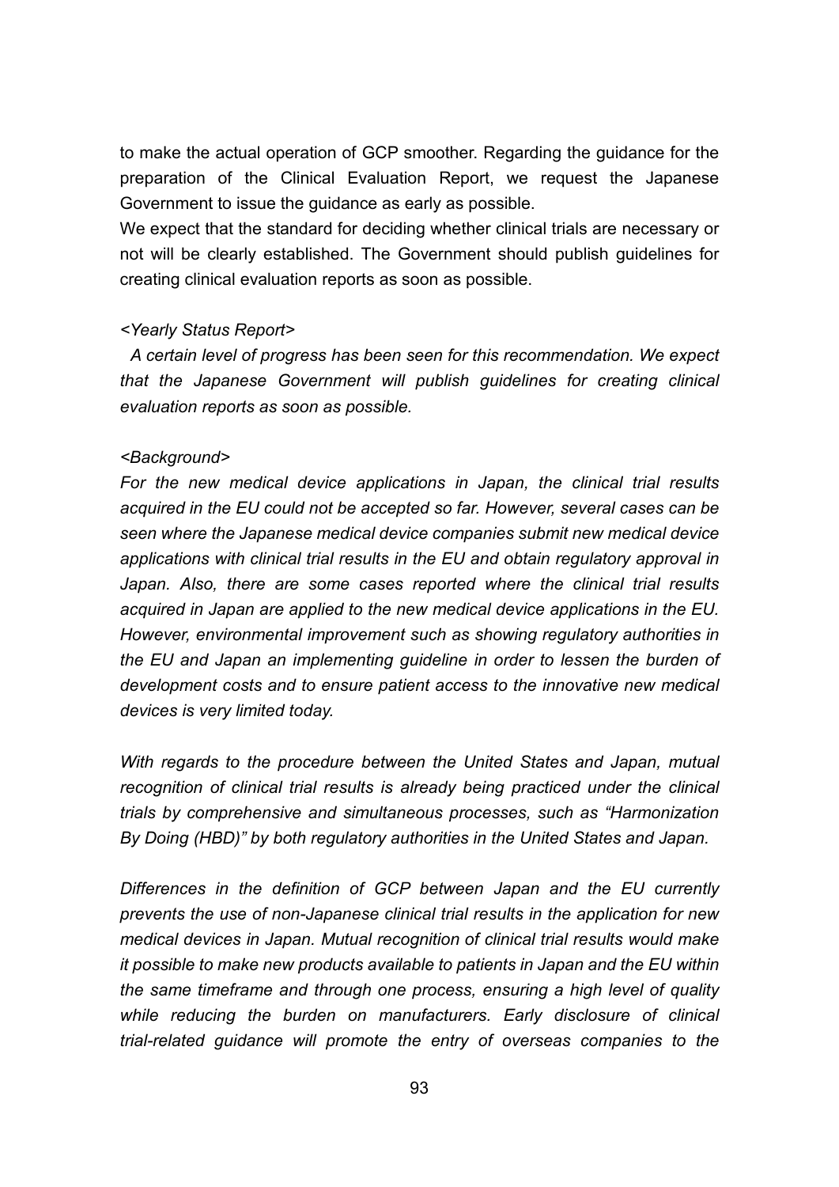to make the actual operation of GCP smoother. Regarding the guidance for the preparation of the Clinical Evaluation Report, we request the Japanese Government to issue the guidance as early as possible.
We expect that the standard for deciding whether clinical trials are necessary or not will be clearly established. The Government should publish guidelines for creating clinical evaluation reports as soon as possible.

*<Yearly Status Report>*

*A certain level of progress has been seen for this recommendation. We expect that the Japanese Government will publish guidelines for creating clinical evaluation reports as soon as possible.*

*<Background>*

*For the new medical device applications in Japan, the clinical trial results acquired in the EU could not be accepted so far. However, several cases can be seen where the Japanese medical device companies submit new medical device applications with clinical trial results in the EU and obtain regulatory approval in Japan. Also, there are some cases reported where the clinical trial results acquired in Japan are applied to the new medical device applications in the EU. However, environmental improvement such as showing regulatory authorities in the EU and Japan an implementing guideline in order to lessen the burden of development costs and to ensure patient access to the innovative new medical devices is very limited today.*

*With regards to the procedure between the United States and Japan, mutual recognition of clinical trial results is already being practiced under the clinical trials by comprehensive and simultaneous processes, such as "Harmonization By Doing (HBD)" by both regulatory authorities in the United States and Japan.*

*Differences in the definition of GCP between Japan and the EU currently prevents the use of non-Japanese clinical trial results in the application for new medical devices in Japan. Mutual recognition of clinical trial results would make it possible to make new products available to patients in Japan and the EU within the same timeframe and through one process, ensuring a high level of quality while reducing the burden on manufacturers. Early disclosure of clinical trial-related guidance will promote the entry of overseas companies to the*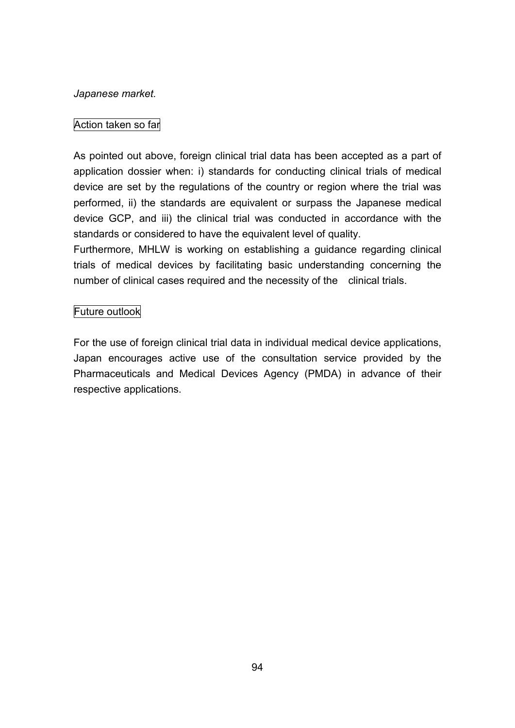*Japanese market.*

Action taken so far

As pointed out above, foreign clinical trial data has been accepted as a part of application dossier when: i) standards for conducting clinical trials of medical device are set by the regulations of the country or region where the trial was performed, ii) the standards are equivalent or surpass the Japanese medical device GCP, and iii) the clinical trial was conducted in accordance with the standards or considered to have the equivalent level of quality.

Furthermore, MHLW is working on establishing a guidance regarding clinical trials of medical devices by facilitating basic understanding concerning the number of clinical cases required and the necessity of the clinical trials.

Future outlook

For the use of foreign clinical trial data in individual medical device applications, Japan encourages active use of the consultation service provided by the Pharmaceuticals and Medical Devices Agency (PMDA) in advance of their respective applications.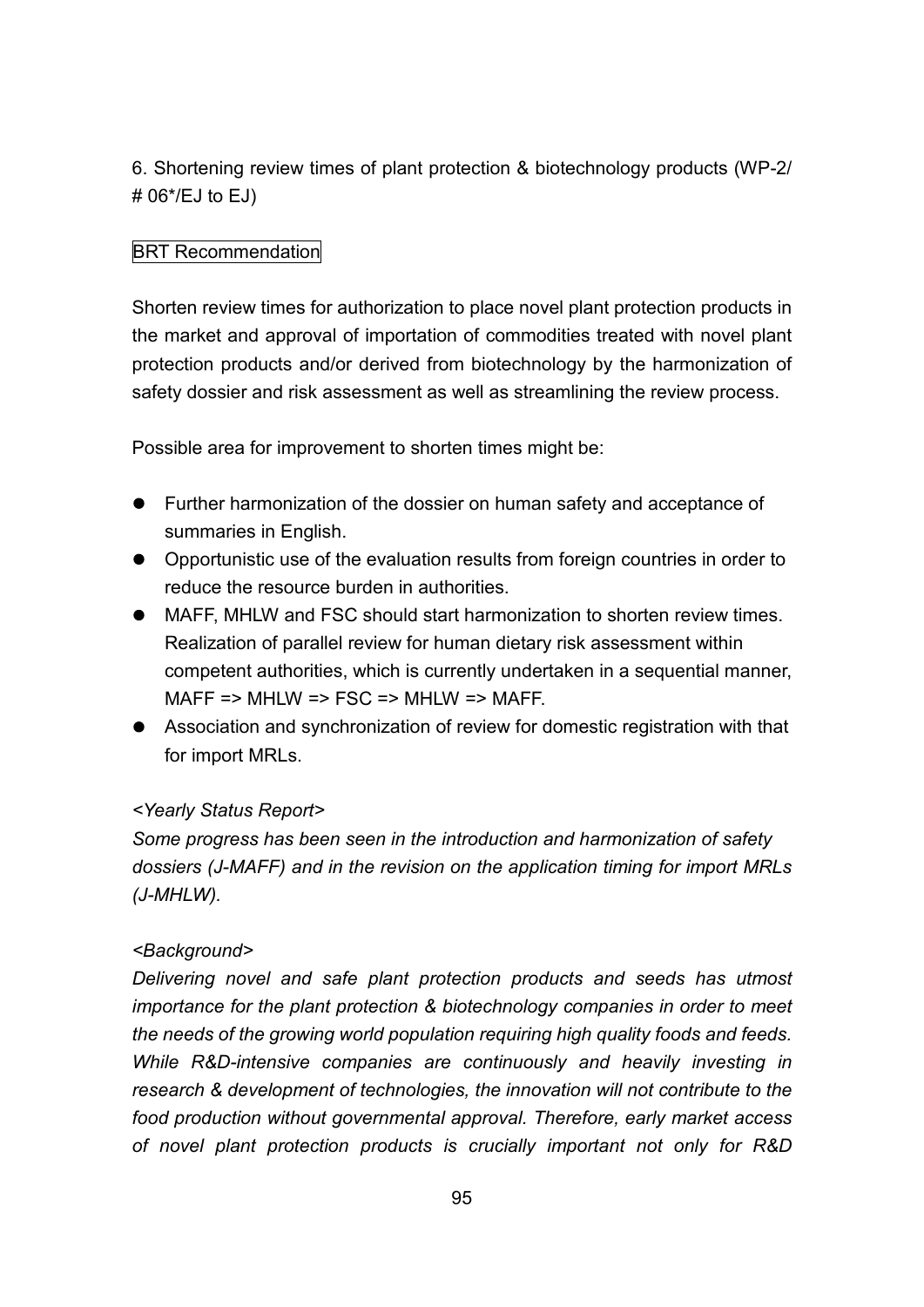## 6. Shortening review times of plant protection & biotechnology products (WP-2/ # 06*/EJ to EJ)

BRT Recommendation

Shorten review times for authorization to place novel plant protection products in the market and approval of importation of commodities treated with novel plant protection products and/or derived from biotechnology by the harmonization of safety dossier and risk assessment as well as streamlining the review process.

Possible area for improvement to shorten times might be:

- Further harmonization of the dossier on human safety and acceptance of summaries in English.
- Opportunistic use of the evaluation results from foreign countries in order to reduce the resource burden in authorities.
- MAFF, MHLW and FSC should start harmonization to shorten review times. Realization of parallel review for human dietary risk assessment within competent authorities, which is currently undertaken in a sequential manner, MAFF => MHLW => FSC => MHLW => MAFF.
- Association and synchronization of review for domestic registration with that for import MRLs.

*<Yearly Status Report>*

*Some progress has been seen in the introduction and harmonization of safety dossiers (J-MAFF) and in the revision on the application timing for import MRLs (J-MHLW).*

*<Background>*

*Delivering novel and safe plant protection products and seeds has utmost importance for the plant protection & biotechnology companies in order to meet the needs of the growing world population requiring high quality foods and feeds. While R&D-intensive companies are continuously and heavily investing in research & development of technologies, the innovation will not contribute to the food production without governmental approval. Therefore, early market access of novel plant protection products is crucially important not only for R&D*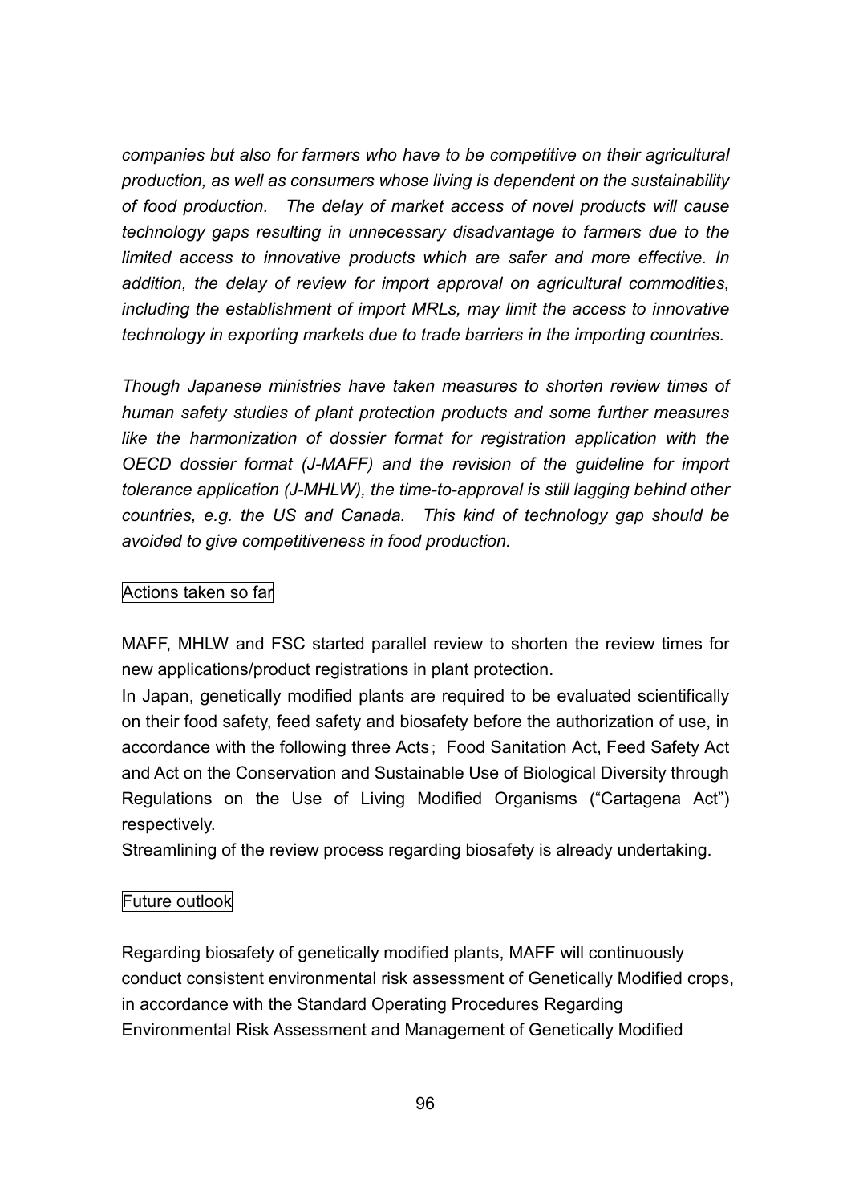*companies but also for farmers who have to be competitive on their agricultural production, as well as consumers whose living is dependent on the sustainability of food production. The delay of market access of novel products will cause technology gaps resulting in unnecessary disadvantage to farmers due to the limited access to innovative products which are safer and more effective. In addition, the delay of review for import approval on agricultural commodities, including the establishment of import MRLs, may limit the access to innovative technology in exporting markets due to trade barriers in the importing countries.*

*Though Japanese ministries have taken measures to shorten review times of human safety studies of plant protection products and some further measures like the harmonization of dossier format for registration application with the OECD dossier format (J-MAFF) and the revision of the guideline for import tolerance application (J-MHLW), the time-to-approval is still lagging behind other countries, e.g. the US and Canada. This kind of technology gap should be avoided to give competitiveness in food production.*

Actions taken so far

MAFF, MHLW and FSC started parallel review to shorten the review times for new applications/product registrations in plant protection.
In Japan, genetically modified plants are required to be evaluated scientifically on their food safety, feed safety and biosafety before the authorization of use, in accordance with the following three Acts; Food Sanitation Act, Feed Safety Act and Act on the Conservation and Sustainable Use of Biological Diversity through Regulations on the Use of Living Modified Organisms ("Cartagena Act") respectively.
Streamlining of the review process regarding biosafety is already undertaking.

Future outlook

Regarding biosafety of genetically modified plants, MAFF will continuously conduct consistent environmental risk assessment of Genetically Modified crops, in accordance with the Standard Operating Procedures Regarding Environmental Risk Assessment and Management of Genetically Modified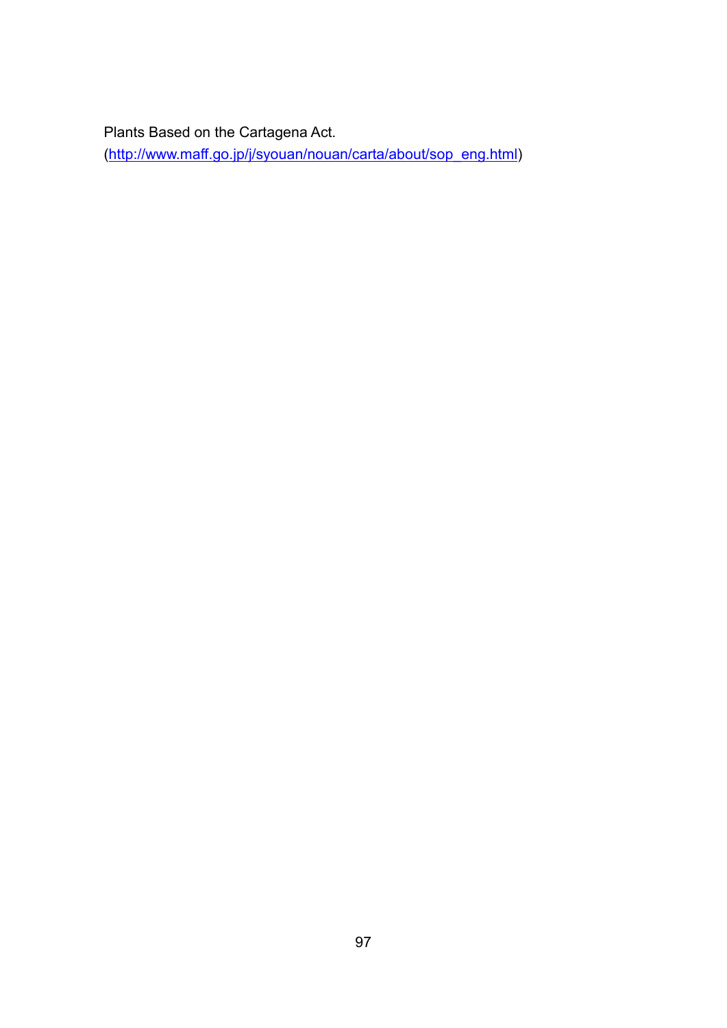Plants Based on the Cartagena Act.
(http://www.maff.go.jp/j/syouan/nouan/carta/about/sop_eng.html)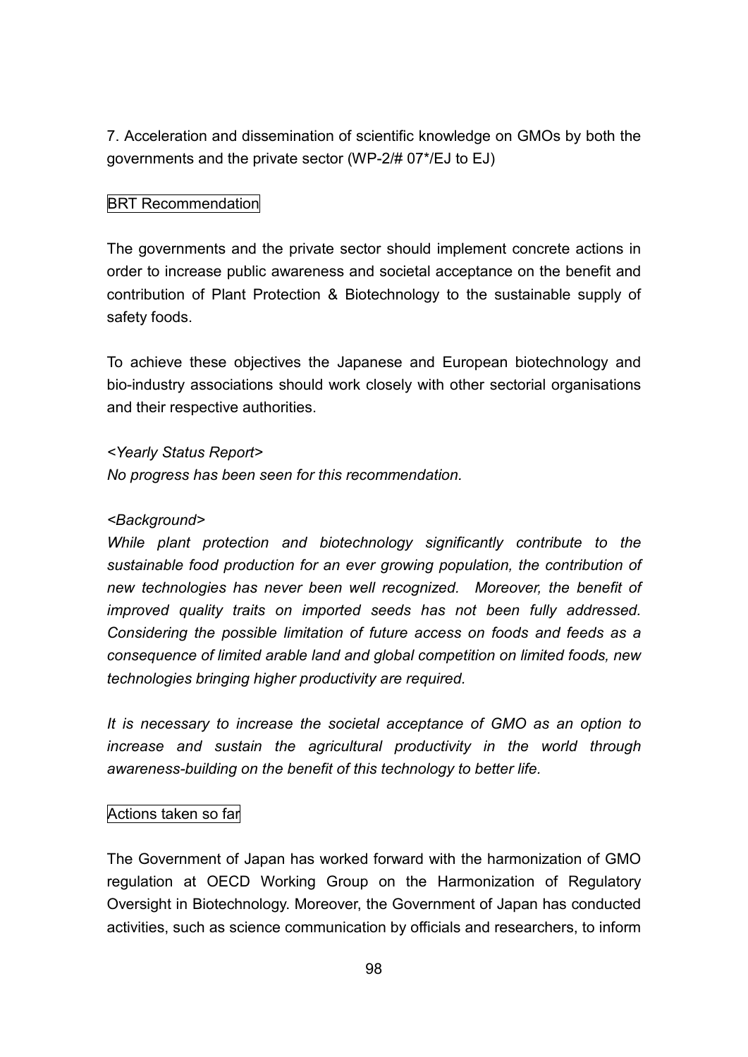7. Acceleration and dissemination of scientific knowledge on GMOs by both the governments and the private sector (WP-2/# 07*/EJ to EJ)

BRT Recommendation

The governments and the private sector should implement concrete actions in order to increase public awareness and societal acceptance on the benefit and contribution of Plant Protection & Biotechnology to the sustainable supply of safety foods.

To achieve these objectives the Japanese and European biotechnology and bio-industry associations should work closely with other sectorial organisations and their respective authorities.

*<Yearly Status Report>*
*No progress has been seen for this recommendation.*

*<Background>*
*While plant protection and biotechnology significantly contribute to the sustainable food production for an ever growing population, the contribution of new technologies has never been well recognized. Moreover, the benefit of improved quality traits on imported seeds has not been fully addressed. Considering the possible limitation of future access on foods and feeds as a consequence of limited arable land and global competition on limited foods, new technologies bringing higher productivity are required.*

*It is necessary to increase the societal acceptance of GMO as an option to increase and sustain the agricultural productivity in the world through awareness-building on the benefit of this technology to better life.*

Actions taken so far

The Government of Japan has worked forward with the harmonization of GMO regulation at OECD Working Group on the Harmonization of Regulatory Oversight in Biotechnology. Moreover, the Government of Japan has conducted activities, such as science communication by officials and researchers, to inform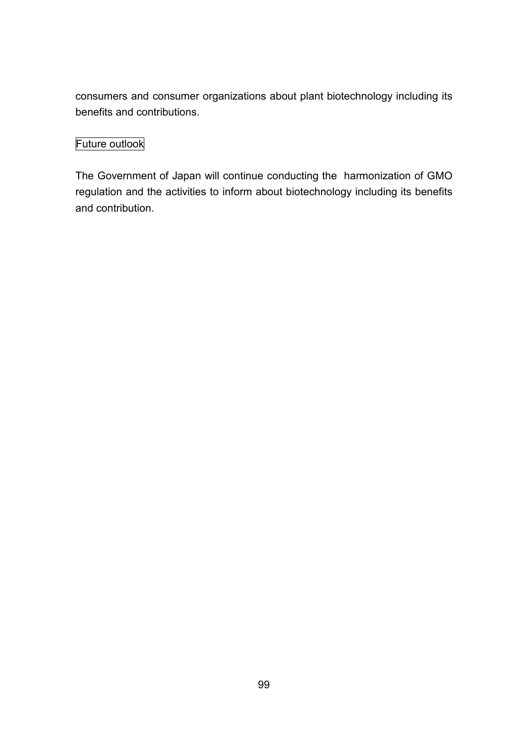consumers and consumer organizations about plant biotechnology including its benefits and contributions.

Future outlook

The Government of Japan will continue conducting the harmonization of GMO regulation and the activities to inform about biotechnology including its benefits and contribution.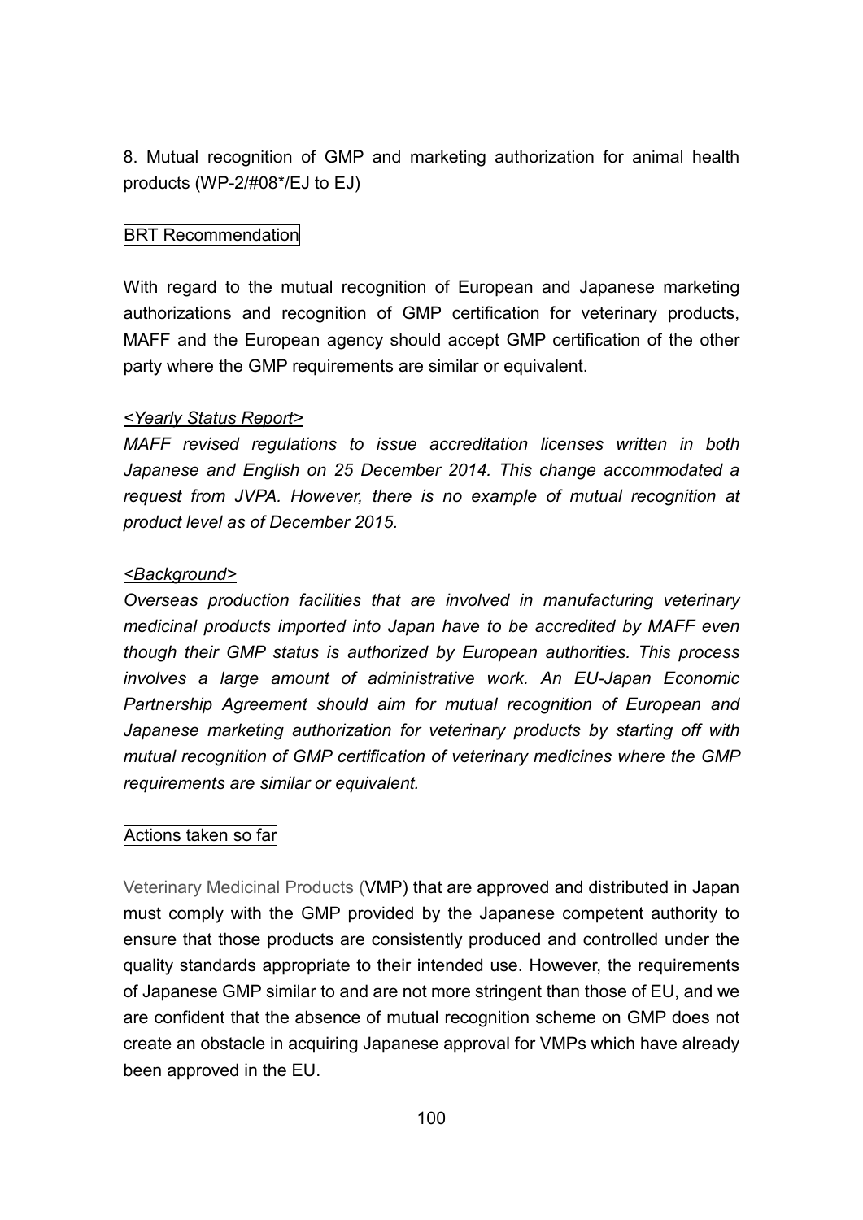8. Mutual recognition of GMP and marketing authorization for animal health products (WP-2/#08*/EJ to EJ)

BRT Recommendation

With regard to the mutual recognition of European and Japanese marketing authorizations and recognition of GMP certification for veterinary products, MAFF and the European agency should accept GMP certification of the other party where the GMP requirements are similar or equivalent.

*<Yearly Status Report>*

*MAFF revised regulations to issue accreditation licenses written in both Japanese and English on 25 December 2014. This change accommodated a request from JVPA. However, there is no example of mutual recognition at product level as of December 2015.*

*<Background>*

*Overseas production facilities that are involved in manufacturing veterinary medicinal products imported into Japan have to be accredited by MAFF even though their GMP status is authorized by European authorities. This process involves a large amount of administrative work. An EU-Japan Economic Partnership Agreement should aim for mutual recognition of European and Japanese marketing authorization for veterinary products by starting off with mutual recognition of GMP certification of veterinary medicines where the GMP requirements are similar or equivalent.*

Actions taken so far

Veterinary Medicinal Products (VMP) that are approved and distributed in Japan must comply with the GMP provided by the Japanese competent authority to ensure that those products are consistently produced and controlled under the quality standards appropriate to their intended use. However, the requirements of Japanese GMP similar to and are not more stringent than those of EU, and we are confident that the absence of mutual recognition scheme on GMP does not create an obstacle in acquiring Japanese approval for VMPs which have already been approved in the EU.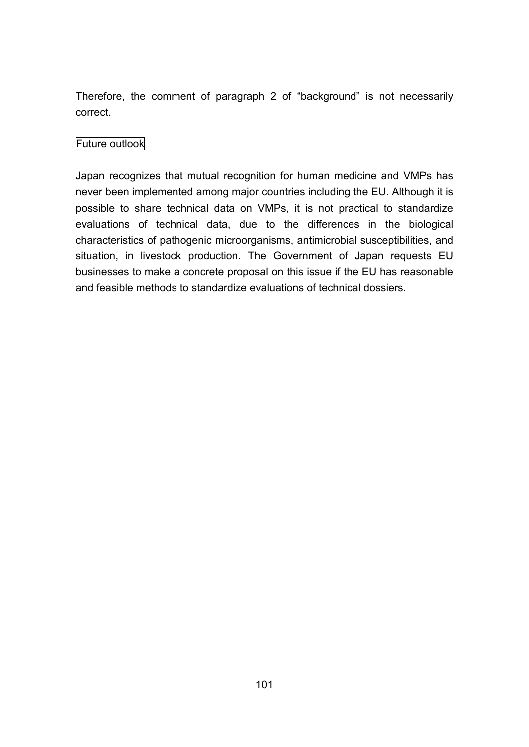Therefore, the comment of paragraph 2 of "background" is not necessarily correct.

## Future outlook

Japan recognizes that mutual recognition for human medicine and VMPs has never been implemented among major countries including the EU. Although it is possible to share technical data on VMPs, it is not practical to standardize evaluations of technical data, due to the differences in the biological characteristics of pathogenic microorganisms, antimicrobial susceptibilities, and situation, in livestock production. The Government of Japan requests EU businesses to make a concrete proposal on this issue if the EU has reasonable and feasible methods to standardize evaluations of technical dossiers.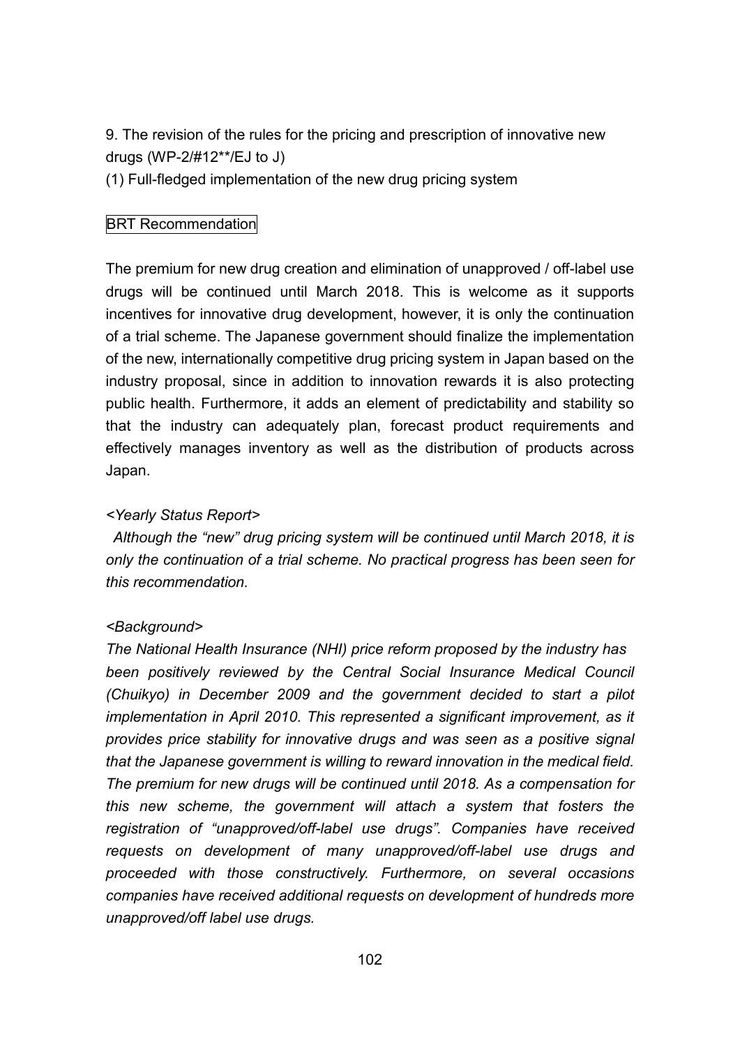9. The revision of the rules for the pricing and prescription of innovative new drugs (WP-2/#12**/EJ to J)

(1) Full-fledged implementation of the new drug pricing system

BRT Recommendation

The premium for new drug creation and elimination of unapproved / off-label use drugs will be continued until March 2018. This is welcome as it supports incentives for innovative drug development, however, it is only the continuation of a trial scheme. The Japanese government should finalize the implementation of the new, internationally competitive drug pricing system in Japan based on the industry proposal, since in addition to innovation rewards it is also protecting public health. Furthermore, it adds an element of predictability and stability so that the industry can adequately plan, forecast product requirements and effectively manages inventory as well as the distribution of products across Japan.

*<Yearly Status Report>*

*Although the "new" drug pricing system will be continued until March 2018, it is only the continuation of a trial scheme. No practical progress has been seen for this recommendation.*

*<Background>*

*The National Health Insurance (NHI) price reform proposed by the industry has been positively reviewed by the Central Social Insurance Medical Council (Chuikyo) in December 2009 and the government decided to start a pilot implementation in April 2010. This represented a significant improvement, as it provides price stability for innovative drugs and was seen as a positive signal that the Japanese government is willing to reward innovation in the medical field. The premium for new drugs will be continued until 2018. As a compensation for this new scheme, the government will attach a system that fosters the registration of "unapproved/off-label use drugs". Companies have received requests on development of many unapproved/off-label use drugs and proceeded with those constructively. Furthermore, on several occasions companies have received additional requests on development of hundreds more unapproved/off label use drugs.*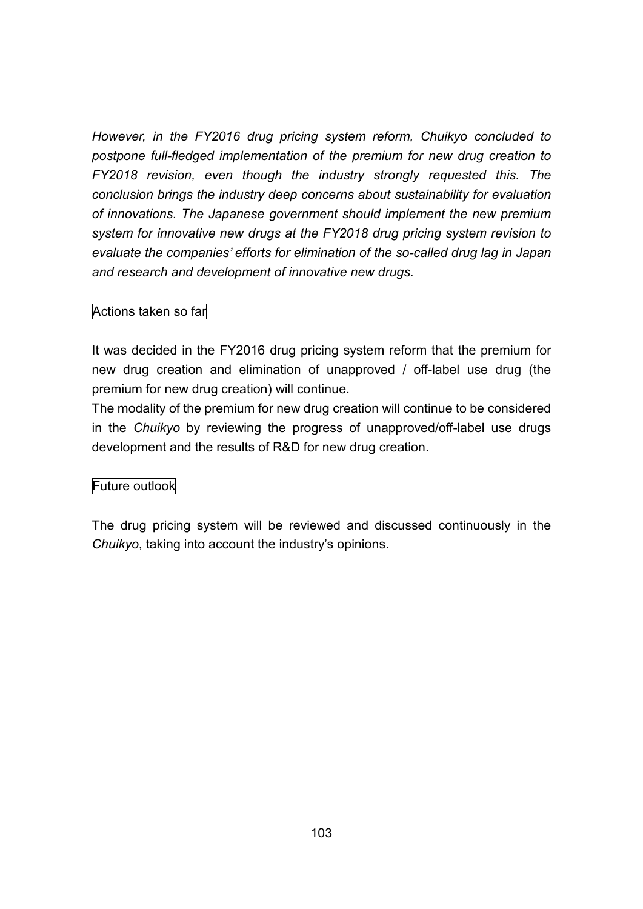*However, in the FY2016 drug pricing system reform, Chuikyo concluded to postpone full-fledged implementation of the premium for new drug creation to FY2018 revision, even though the industry strongly requested this. The conclusion brings the industry deep concerns about sustainability for evaluation of innovations. The Japanese government should implement the new premium system for innovative new drugs at the FY2018 drug pricing system revision to evaluate the companies' efforts for elimination of the so-called drug lag in Japan and research and development of innovative new drugs.*

Actions taken so far

It was decided in the FY2016 drug pricing system reform that the premium for new drug creation and elimination of unapproved / off-label use drug (the premium for new drug creation) will continue.
The modality of the premium for new drug creation will continue to be considered in the *Chuikyo* by reviewing the progress of unapproved/off-label use drugs development and the results of R&D for new drug creation.

Future outlook

The drug pricing system will be reviewed and discussed continuously in the *Chuikyo*, taking into account the industry's opinions.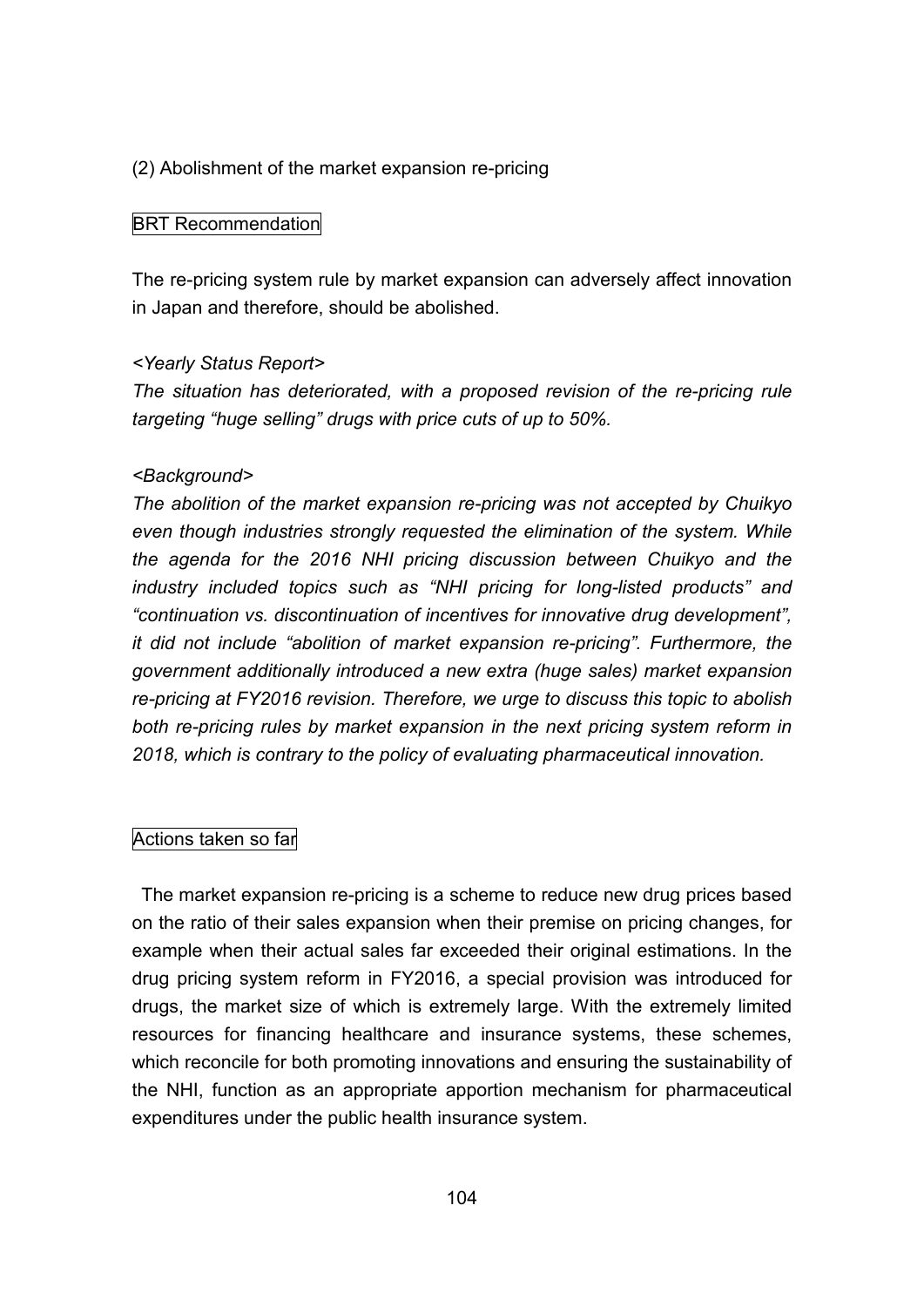(2) Abolishment of the market expansion re-pricing

BRT Recommendation

The re-pricing system rule by market expansion can adversely affect innovation in Japan and therefore, should be abolished.

*<Yearly Status Report>*

*The situation has deteriorated, with a proposed revision of the re-pricing rule targeting "huge selling" drugs with price cuts of up to 50%.*

*<Background>*

*The abolition of the market expansion re-pricing was not accepted by Chuikyo even though industries strongly requested the elimination of the system. While the agenda for the 2016 NHI pricing discussion between Chuikyo and the industry included topics such as "NHI pricing for long-listed products" and "continuation vs. discontinuation of incentives for innovative drug development", it did not include "abolition of market expansion re-pricing". Furthermore, the government additionally introduced a new extra (huge sales) market expansion re-pricing at FY2016 revision. Therefore, we urge to discuss this topic to abolish both re-pricing rules by market expansion in the next pricing system reform in 2018, which is contrary to the policy of evaluating pharmaceutical innovation.*

Actions taken so far

The market expansion re-pricing is a scheme to reduce new drug prices based on the ratio of their sales expansion when their premise on pricing changes, for example when their actual sales far exceeded their original estimations. In the drug pricing system reform in FY2016, a special provision was introduced for drugs, the market size of which is extremely large. With the extremely limited resources for financing healthcare and insurance systems, these schemes, which reconcile for both promoting innovations and ensuring the sustainability of the NHI, function as an appropriate apportion mechanism for pharmaceutical expenditures under the public health insurance system.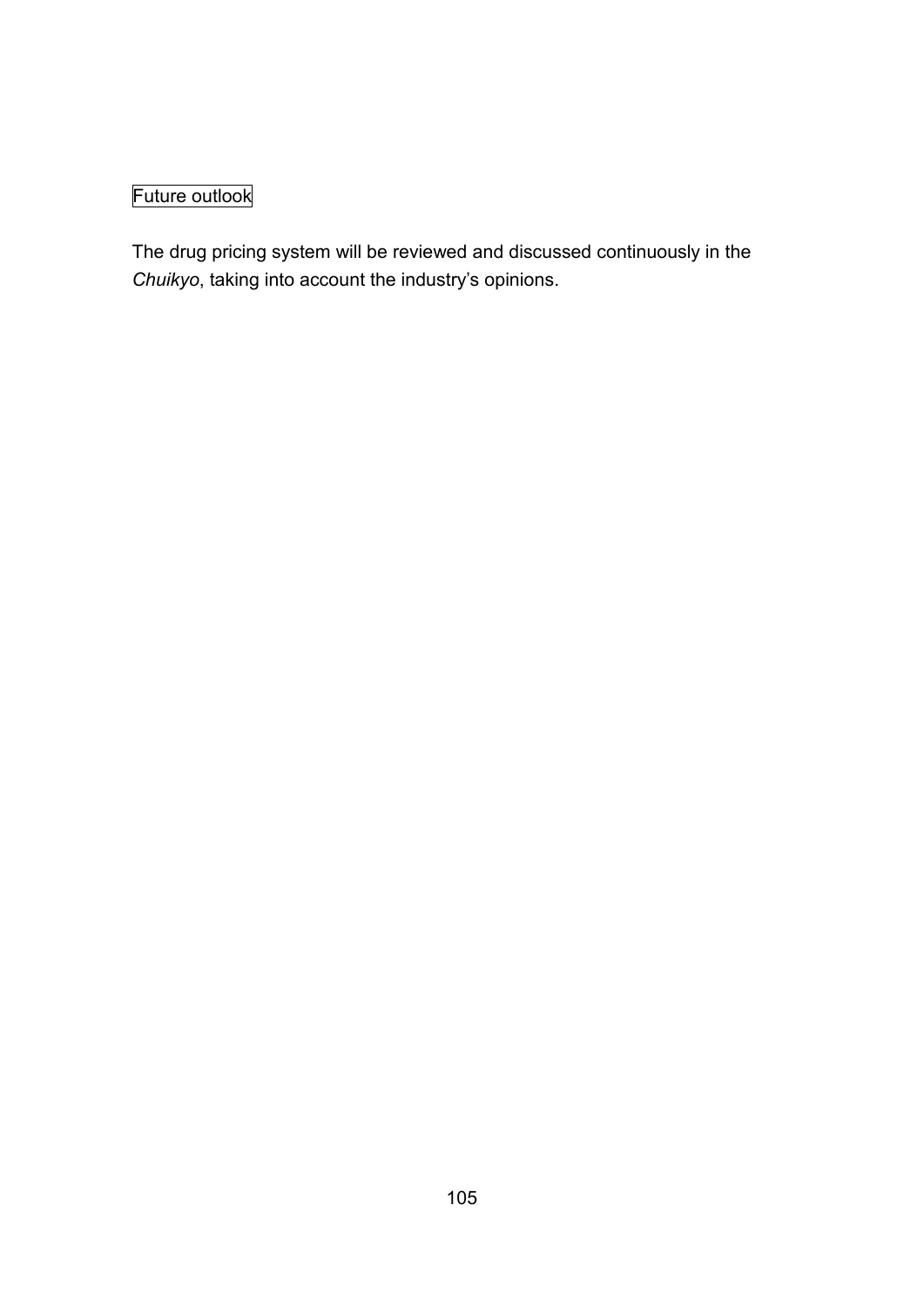Future outlook

The drug pricing system will be reviewed and discussed continuously in the *Chuikyo*, taking into account the industry's opinions.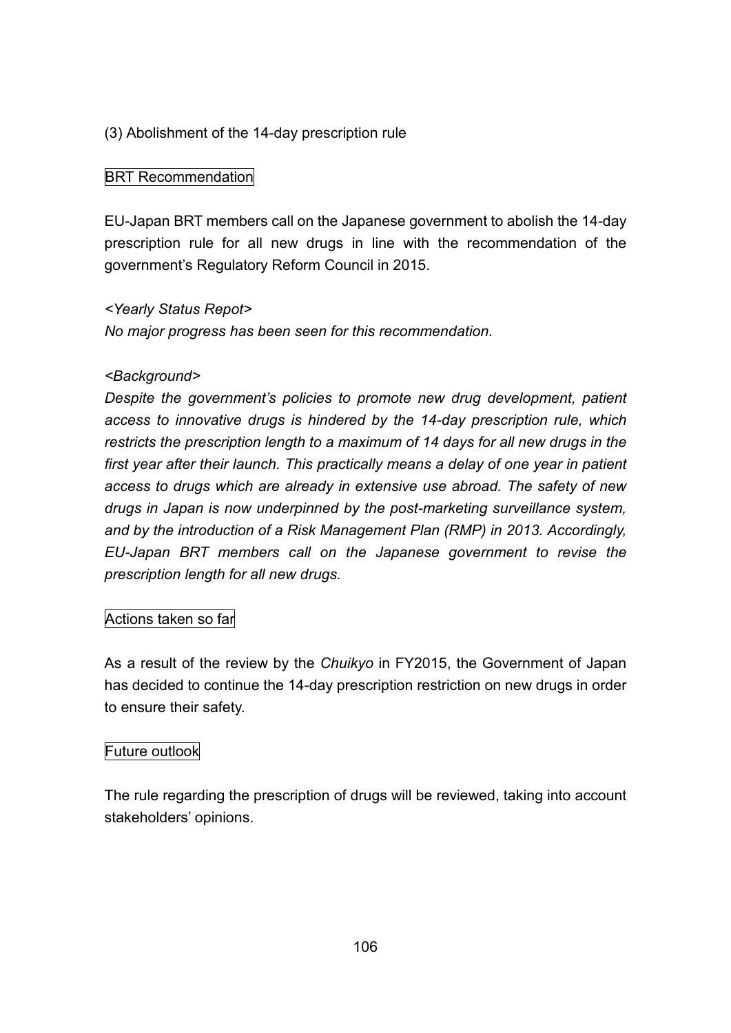### (3) Abolishment of the 14-day prescription rule

BRT Recommendation

EU-Japan BRT members call on the Japanese government to abolish the 14-day prescription rule for all new drugs in line with the recommendation of the government's Regulatory Reform Council in 2015.

*<Yearly Status Repot>*
*No major progress has been seen for this recommendation.*

*<Background>*
*Despite the government's policies to promote new drug development, patient access to innovative drugs is hindered by the 14-day prescription rule, which restricts the prescription length to a maximum of 14 days for all new drugs in the first year after their launch. This practically means a delay of one year in patient access to drugs which are already in extensive use abroad. The safety of new drugs in Japan is now underpinned by the post-marketing surveillance system, and by the introduction of a Risk Management Plan (RMP) in 2013. Accordingly, EU-Japan BRT members call on the Japanese government to revise the prescription length for all new drugs.*

Actions taken so far

As a result of the review by the *Chuikyo* in FY2015, the Government of Japan has decided to continue the 14-day prescription restriction on new drugs in order to ensure their safety.

Future outlook

The rule regarding the prescription of drugs will be reviewed, taking into account stakeholders' opinions.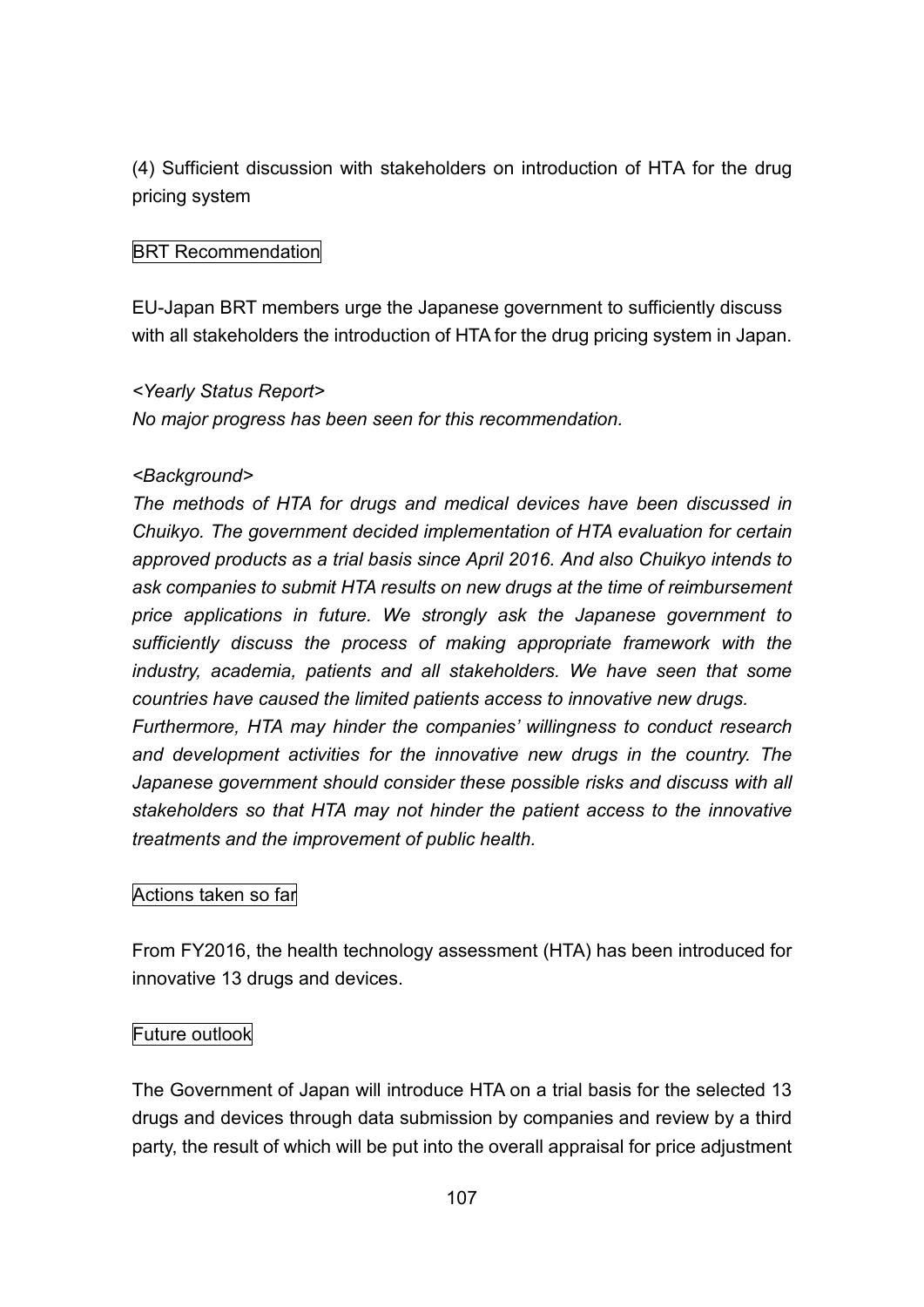(4) Sufficient discussion with stakeholders on introduction of HTA for the drug pricing system

BRT Recommendation

EU-Japan BRT members urge the Japanese government to sufficiently discuss with all stakeholders the introduction of HTA for the drug pricing system in Japan.

*<Yearly Status Report>*

*No major progress has been seen for this recommendation.*

*<Background>*

*The methods of HTA for drugs and medical devices have been discussed in Chuikyo. The government decided implementation of HTA evaluation for certain approved products as a trial basis since April 2016. And also Chuikyo intends to ask companies to submit HTA results on new drugs at the time of reimbursement price applications in future. We strongly ask the Japanese government to sufficiently discuss the process of making appropriate framework with the industry, academia, patients and all stakeholders. We have seen that some countries have caused the limited patients access to innovative new drugs. Furthermore, HTA may hinder the companies' willingness to conduct research and development activities for the innovative new drugs in the country. The Japanese government should consider these possible risks and discuss with all stakeholders so that HTA may not hinder the patient access to the innovative treatments and the improvement of public health.*

Actions taken so far

From FY2016, the health technology assessment (HTA) has been introduced for innovative 13 drugs and devices.

Future outlook

The Government of Japan will introduce HTA on a trial basis for the selected 13 drugs and devices through data submission by companies and review by a third party, the result of which will be put into the overall appraisal for price adjustment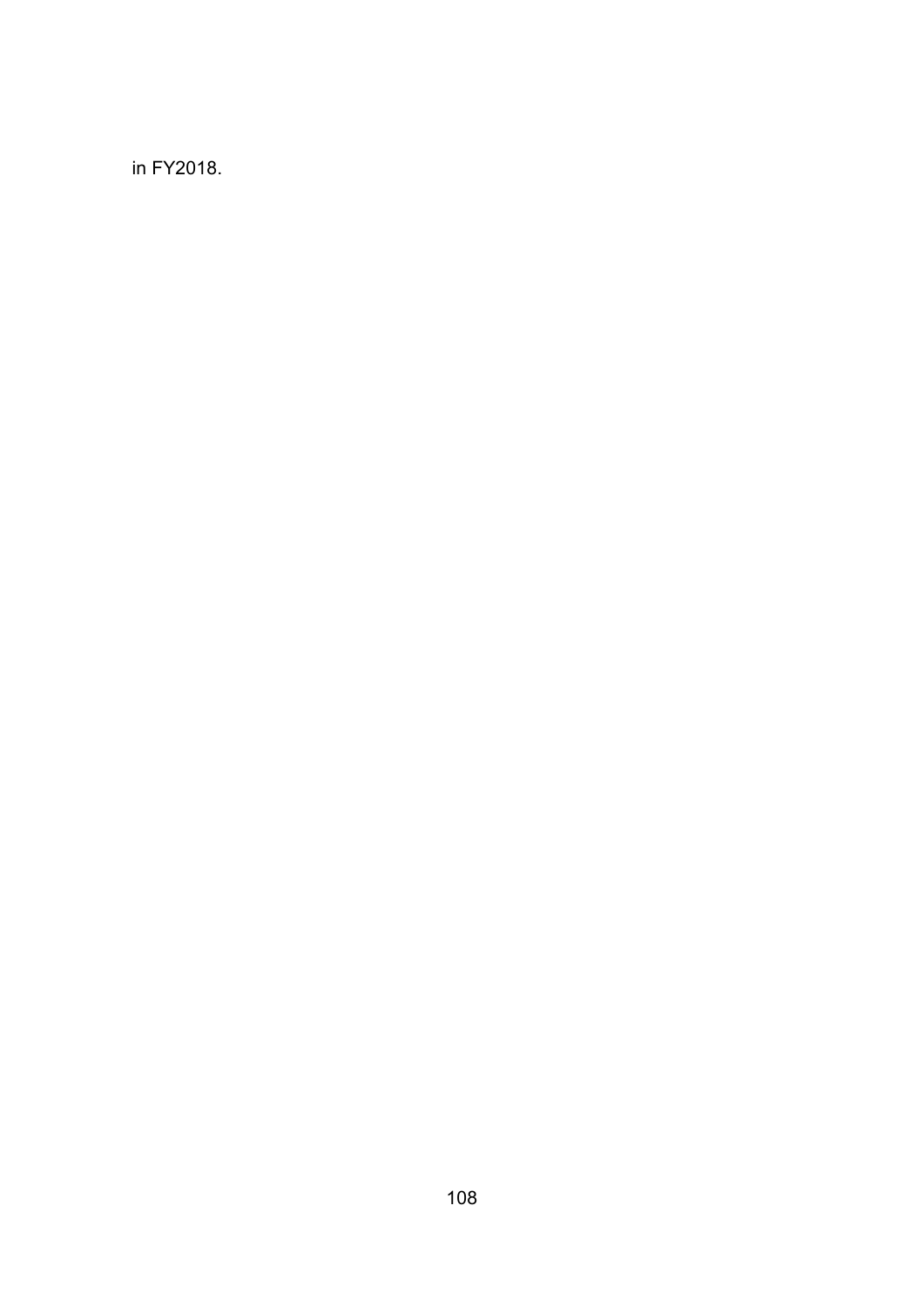in FY2018.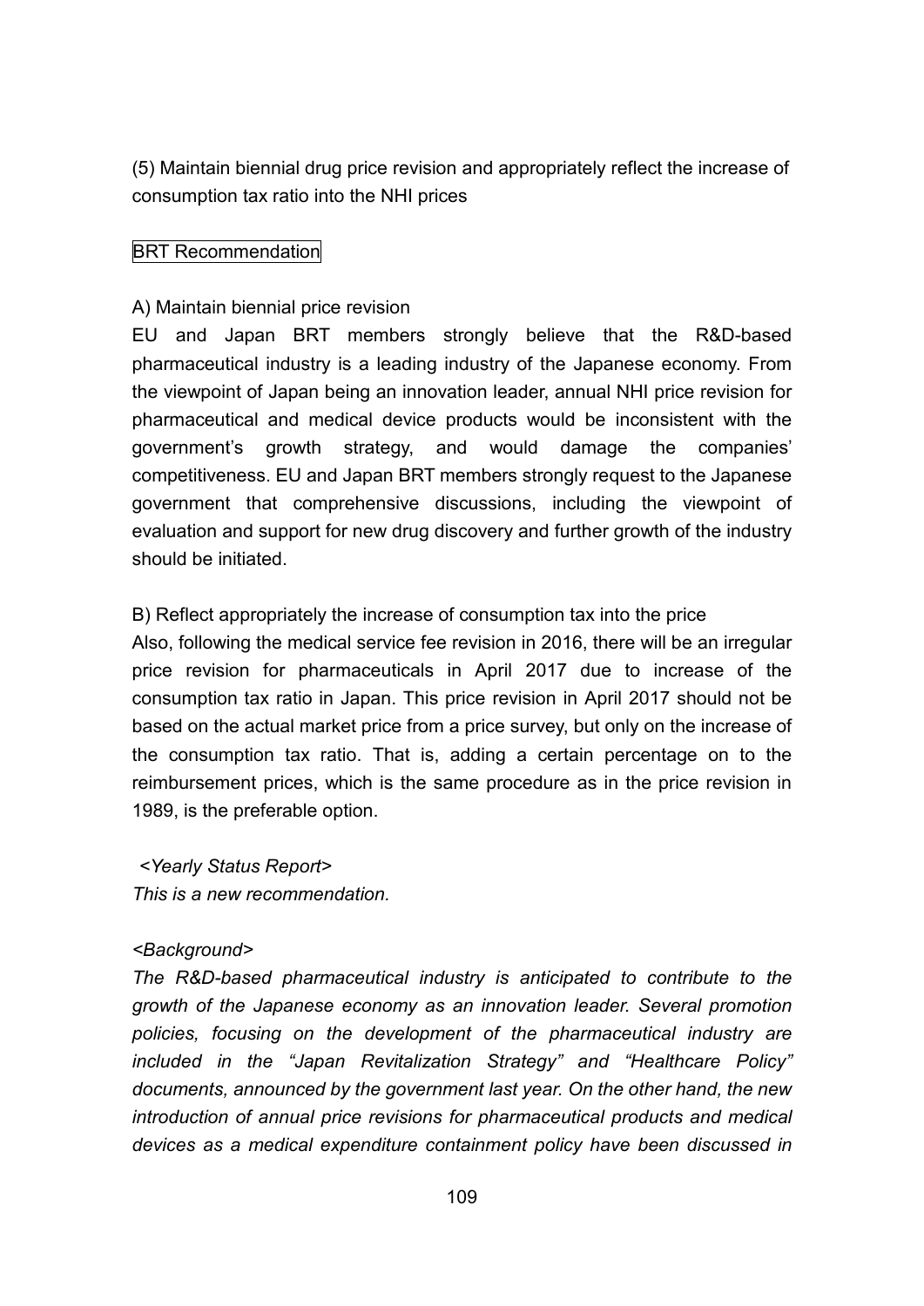(5) Maintain biennial drug price revision and appropriately reflect the increase of consumption tax ratio into the NHI prices

BRT Recommendation

A) Maintain biennial price revision

EU and Japan BRT members strongly believe that the R&D-based pharmaceutical industry is a leading industry of the Japanese economy. From the viewpoint of Japan being an innovation leader, annual NHI price revision for pharmaceutical and medical device products would be inconsistent with the government's growth strategy, and would damage the companies' competitiveness. EU and Japan BRT members strongly request to the Japanese government that comprehensive discussions, including the viewpoint of evaluation and support for new drug discovery and further growth of the industry should be initiated.

B) Reflect appropriately the increase of consumption tax into the price

Also, following the medical service fee revision in 2016, there will be an irregular price revision for pharmaceuticals in April 2017 due to increase of the consumption tax ratio in Japan. This price revision in April 2017 should not be based on the actual market price from a price survey, but only on the increase of the consumption tax ratio. That is, adding a certain percentage on to the reimbursement prices, which is the same procedure as in the price revision in 1989, is the preferable option.

*<Yearly Status Report>*
*This is a new recommendation.*

*<Background>*
*The R&D-based pharmaceutical industry is anticipated to contribute to the growth of the Japanese economy as an innovation leader. Several promotion policies, focusing on the development of the pharmaceutical industry are included in the "Japan Revitalization Strategy" and "Healthcare Policy" documents, announced by the government last year. On the other hand, the new introduction of annual price revisions for pharmaceutical products and medical devices as a medical expenditure containment policy have been discussed in*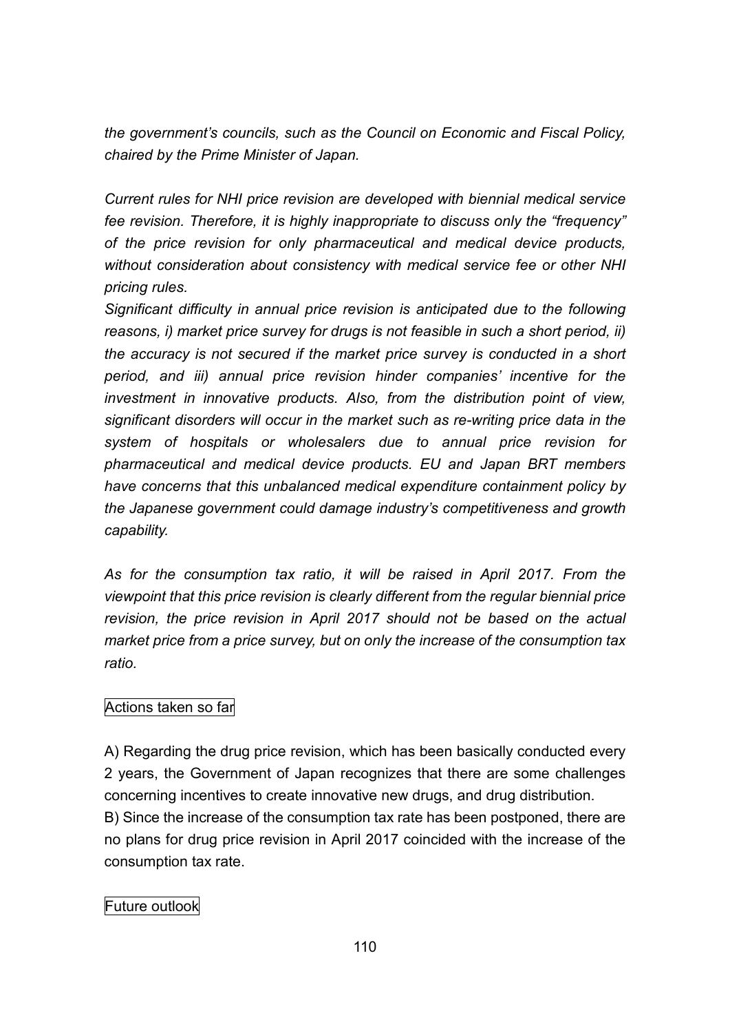*the government's councils, such as the Council on Economic and Fiscal Policy, chaired by the Prime Minister of Japan.*

*Current rules for NHI price revision are developed with biennial medical service fee revision. Therefore, it is highly inappropriate to discuss only the "frequency" of the price revision for only pharmaceutical and medical device products, without consideration about consistency with medical service fee or other NHI pricing rules.*
*Significant difficulty in annual price revision is anticipated due to the following reasons, i) market price survey for drugs is not feasible in such a short period, ii) the accuracy is not secured if the market price survey is conducted in a short period, and iii) annual price revision hinder companies' incentive for the investment in innovative products. Also, from the distribution point of view, significant disorders will occur in the market such as re-writing price data in the system of hospitals or wholesalers due to annual price revision for pharmaceutical and medical device products. EU and Japan BRT members have concerns that this unbalanced medical expenditure containment policy by the Japanese government could damage industry's competitiveness and growth capability.*

*As for the consumption tax ratio, it will be raised in April 2017. From the viewpoint that this price revision is clearly different from the regular biennial price revision, the price revision in April 2017 should not be based on the actual market price from a price survey, but on only the increase of the consumption tax ratio.*

Actions taken so far

A) Regarding the drug price revision, which has been basically conducted every 2 years, the Government of Japan recognizes that there are some challenges concerning incentives to create innovative new drugs, and drug distribution.
B) Since the increase of the consumption tax rate has been postponed, there are no plans for drug price revision in April 2017 coincided with the increase of the consumption tax rate.

Future outlook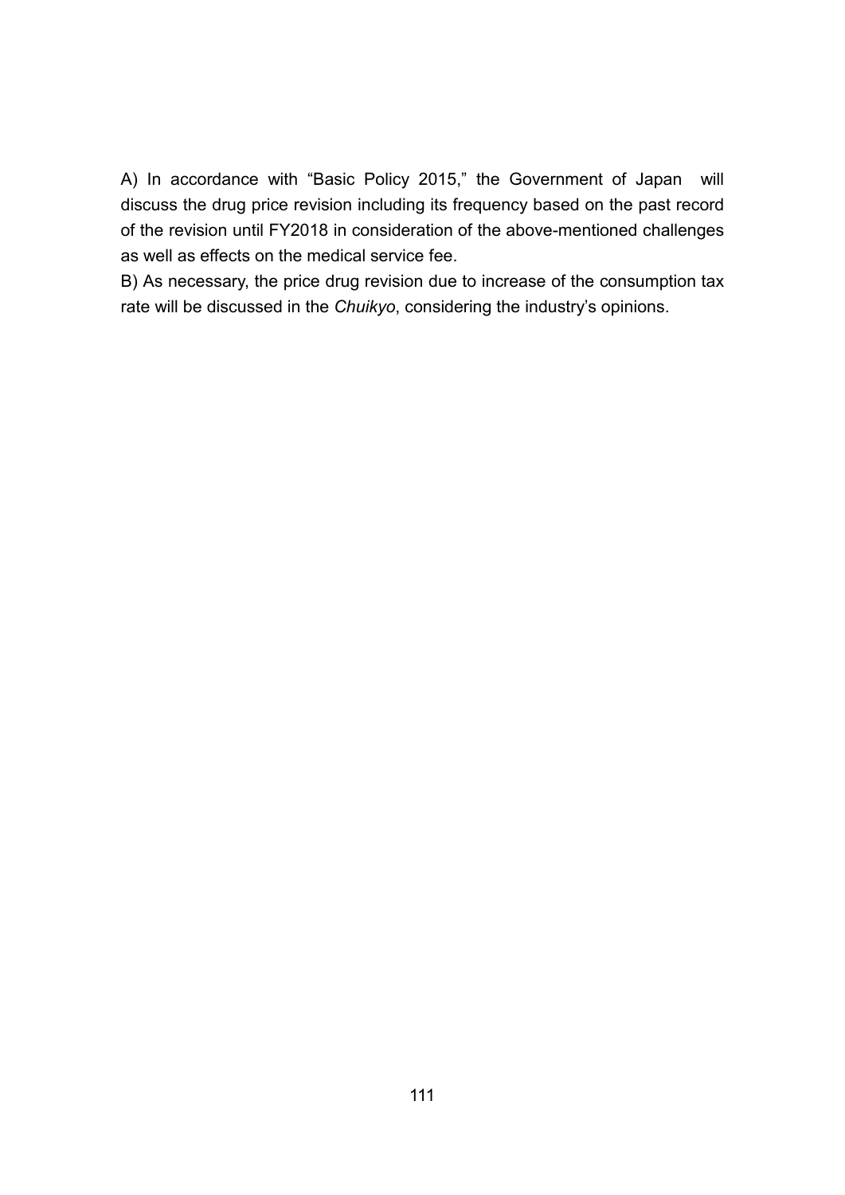A) In accordance with "Basic Policy 2015," the Government of Japan will discuss the drug price revision including its frequency based on the past record of the revision until FY2018 in consideration of the above-mentioned challenges as well as effects on the medical service fee.

B) As necessary, the price drug revision due to increase of the consumption tax rate will be discussed in the *Chuikyo*, considering the industry's opinions.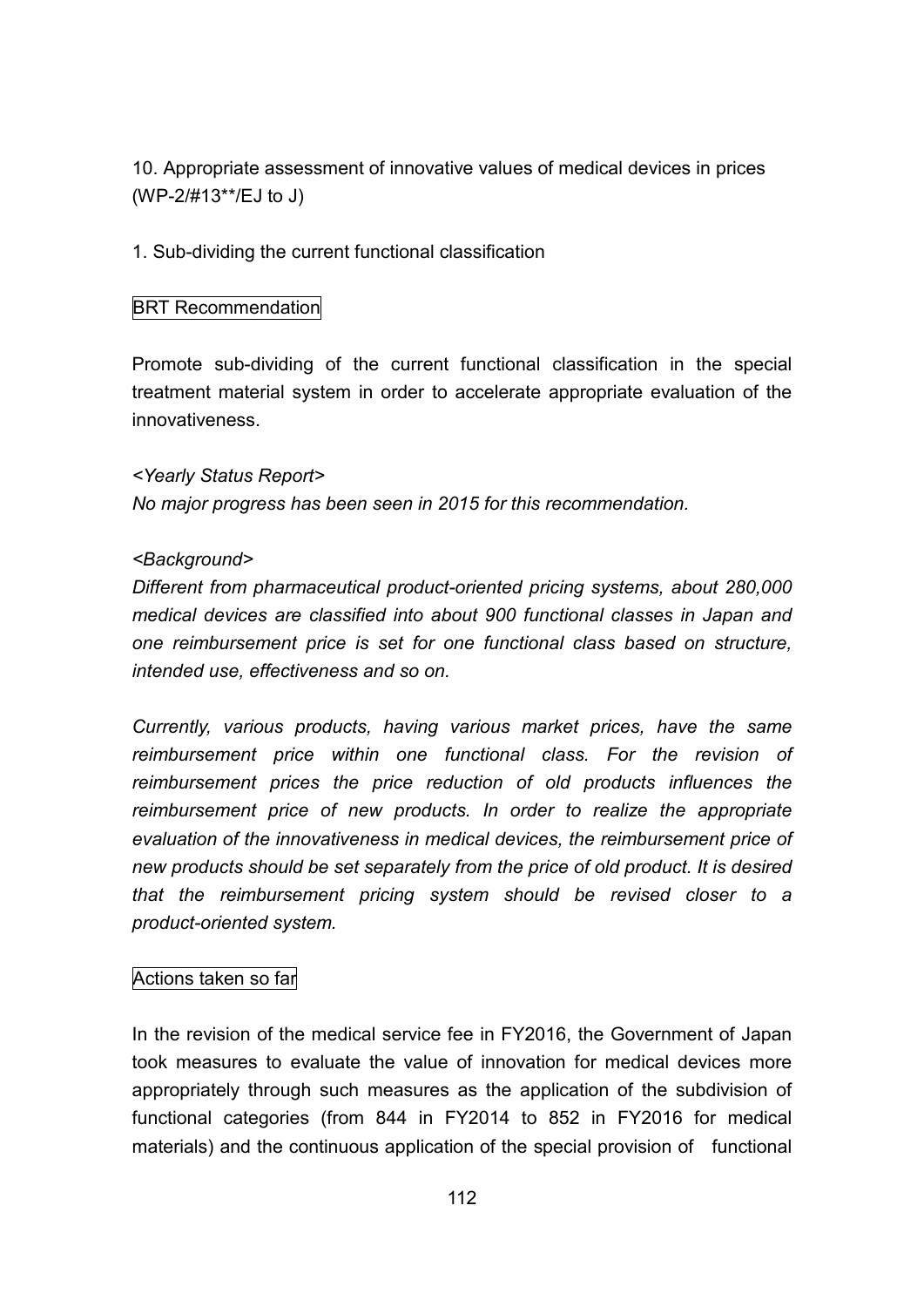## 10. Appropriate assessment of innovative values of medical devices in prices (WP-2/#13**/EJ to J)

### 1. Sub-dividing the current functional classification

BRT Recommendation

Promote sub-dividing of the current functional classification in the special treatment material system in order to accelerate appropriate evaluation of the innovativeness.

*<Yearly Status Report>*
*No major progress has been seen in 2015 for this recommendation.*

*<Background>*
*Different from pharmaceutical product-oriented pricing systems, about 280,000 medical devices are classified into about 900 functional classes in Japan and one reimbursement price is set for one functional class based on structure, intended use, effectiveness and so on.*

*Currently, various products, having various market prices, have the same reimbursement price within one functional class. For the revision of reimbursement prices the price reduction of old products influences the reimbursement price of new products. In order to realize the appropriate evaluation of the innovativeness in medical devices, the reimbursement price of new products should be set separately from the price of old product. It is desired that the reimbursement pricing system should be revised closer to a product-oriented system.*

Actions taken so far

In the revision of the medical service fee in FY2016, the Government of Japan took measures to evaluate the value of innovation for medical devices more appropriately through such measures as the application of the subdivision of functional categories (from 844 in FY2014 to 852 in FY2016 for medical materials) and the continuous application of the special provision of functional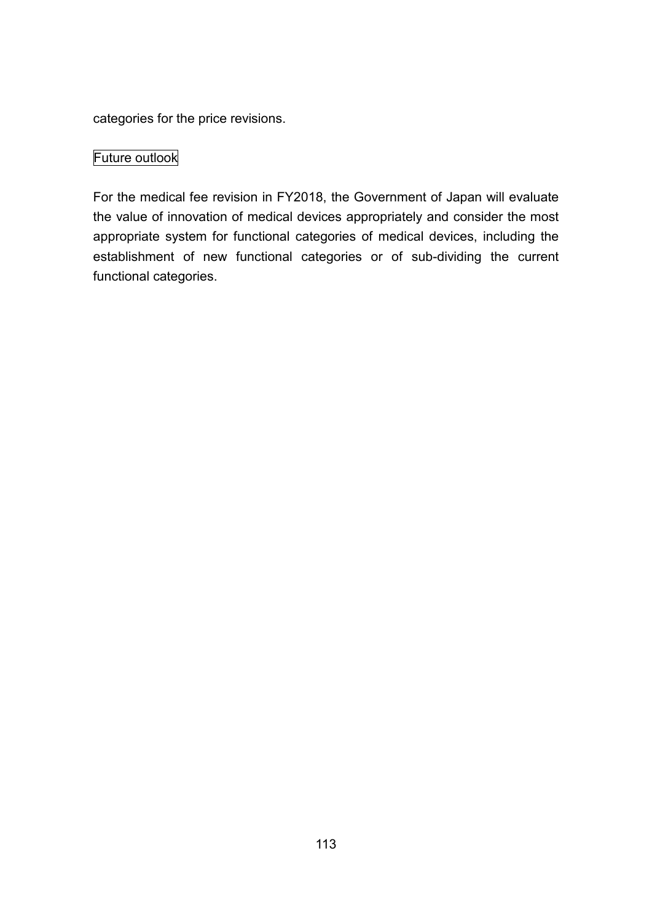categories for the price revisions.

Future outlook

For the medical fee revision in FY2018, the Government of Japan will evaluate the value of innovation of medical devices appropriately and consider the most appropriate system for functional categories of medical devices, including the establishment of new functional categories or of sub-dividing the current functional categories.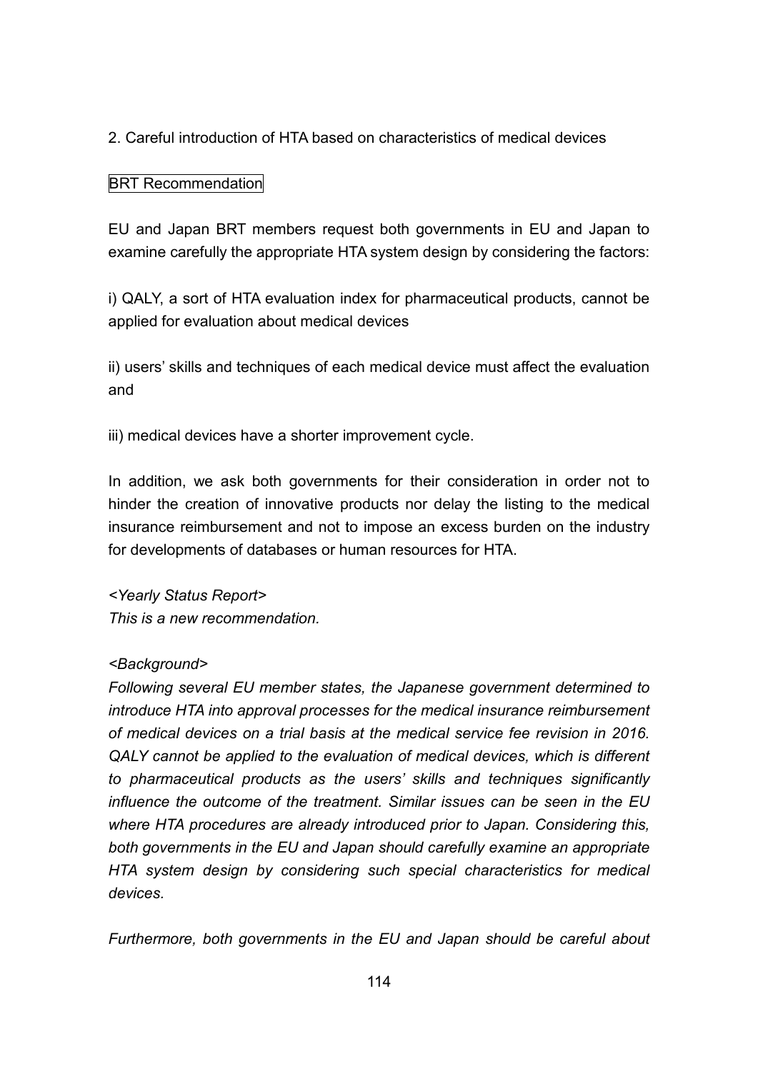2. Careful introduction of HTA based on characteristics of medical devices

BRT Recommendation

EU and Japan BRT members request both governments in EU and Japan to examine carefully the appropriate HTA system design by considering the factors:

i) QALY, a sort of HTA evaluation index for pharmaceutical products, cannot be applied for evaluation about medical devices

ii) users' skills and techniques of each medical device must affect the evaluation and

iii) medical devices have a shorter improvement cycle.

In addition, we ask both governments for their consideration in order not to hinder the creation of innovative products nor delay the listing to the medical insurance reimbursement and not to impose an excess burden on the industry for developments of databases or human resources for HTA.

*<Yearly Status Report>*
*This is a new recommendation.*

*<Background>*
*Following several EU member states, the Japanese government determined to introduce HTA into approval processes for the medical insurance reimbursement of medical devices on a trial basis at the medical service fee revision in 2016. QALY cannot be applied to the evaluation of medical devices, which is different to pharmaceutical products as the users' skills and techniques significantly influence the outcome of the treatment. Similar issues can be seen in the EU where HTA procedures are already introduced prior to Japan. Considering this, both governments in the EU and Japan should carefully examine an appropriate HTA system design by considering such special characteristics for medical devices.*

*Furthermore, both governments in the EU and Japan should be careful about*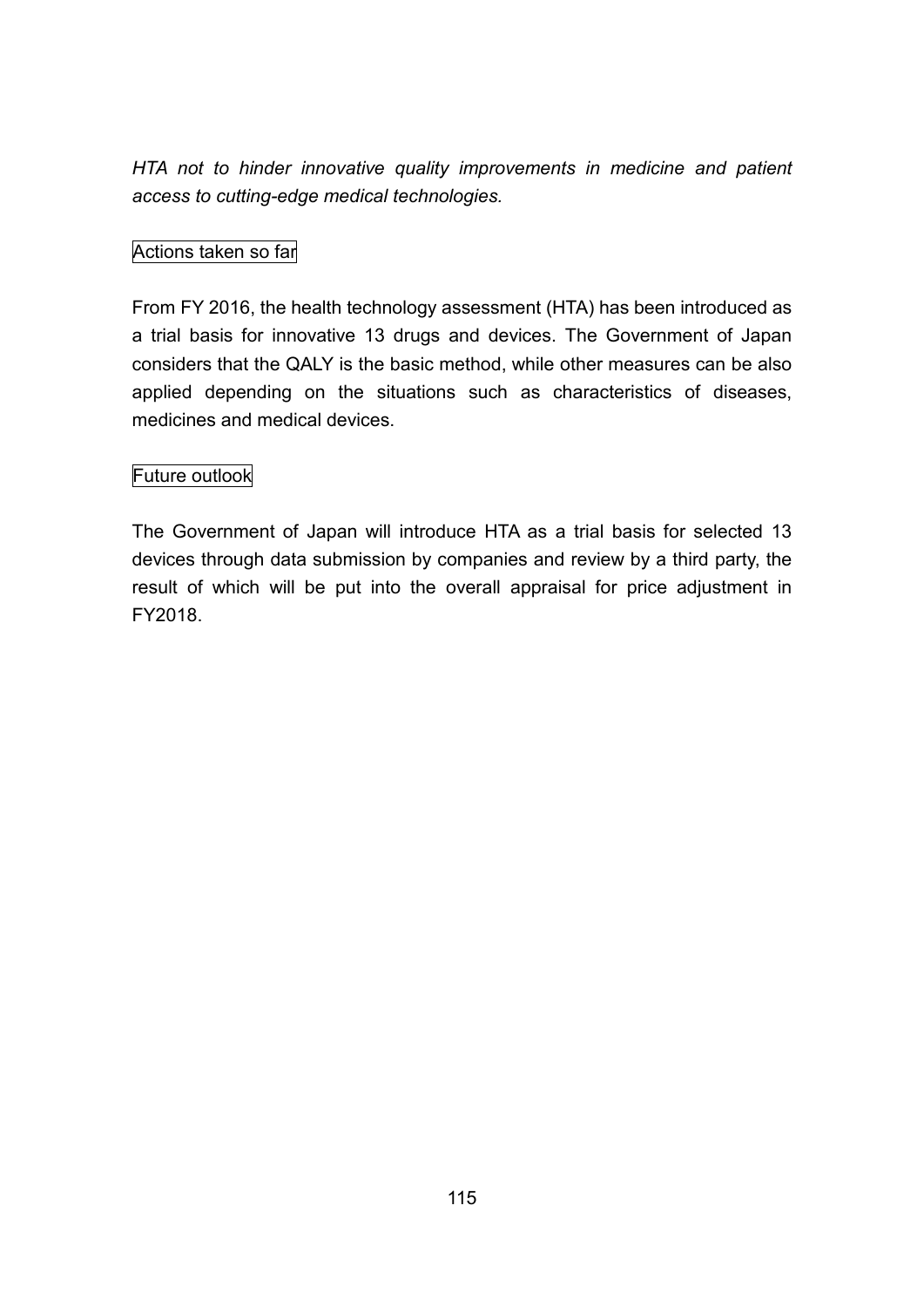*HTA not to hinder innovative quality improvements in medicine and patient access to cutting-edge medical technologies.*

Actions taken so far

From FY 2016, the health technology assessment (HTA) has been introduced as a trial basis for innovative 13 drugs and devices. The Government of Japan considers that the QALY is the basic method, while other measures can be also applied depending on the situations such as characteristics of diseases, medicines and medical devices.

Future outlook

The Government of Japan will introduce HTA as a trial basis for selected 13 devices through data submission by companies and review by a third party, the result of which will be put into the overall appraisal for price adjustment in FY2018.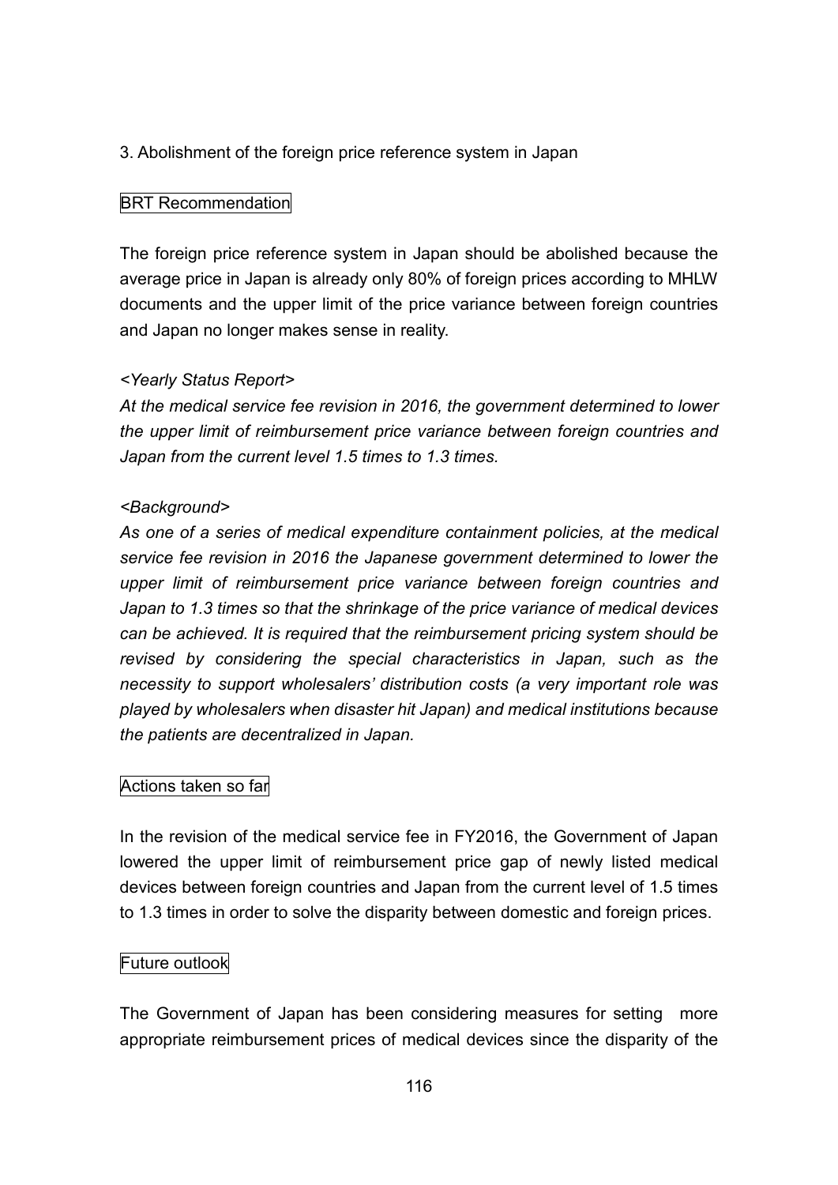### 3. Abolishment of the foreign price reference system in Japan

BRT Recommendation

The foreign price reference system in Japan should be abolished because the average price in Japan is already only 80% of foreign prices according to MHLW documents and the upper limit of the price variance between foreign countries and Japan no longer makes sense in reality.

*<Yearly Status Report>*

*At the medical service fee revision in 2016, the government determined to lower the upper limit of reimbursement price variance between foreign countries and Japan from the current level 1.5 times to 1.3 times.*

*<Background>*

*As one of a series of medical expenditure containment policies, at the medical service fee revision in 2016 the Japanese government determined to lower the upper limit of reimbursement price variance between foreign countries and Japan to 1.3 times so that the shrinkage of the price variance of medical devices can be achieved. It is required that the reimbursement pricing system should be revised by considering the special characteristics in Japan, such as the necessity to support wholesalers' distribution costs (a very important role was played by wholesalers when disaster hit Japan) and medical institutions because the patients are decentralized in Japan.*

Actions taken so far

In the revision of the medical service fee in FY2016, the Government of Japan lowered the upper limit of reimbursement price gap of newly listed medical devices between foreign countries and Japan from the current level of 1.5 times to 1.3 times in order to solve the disparity between domestic and foreign prices.

Future outlook

The Government of Japan has been considering measures for setting more appropriate reimbursement prices of medical devices since the disparity of the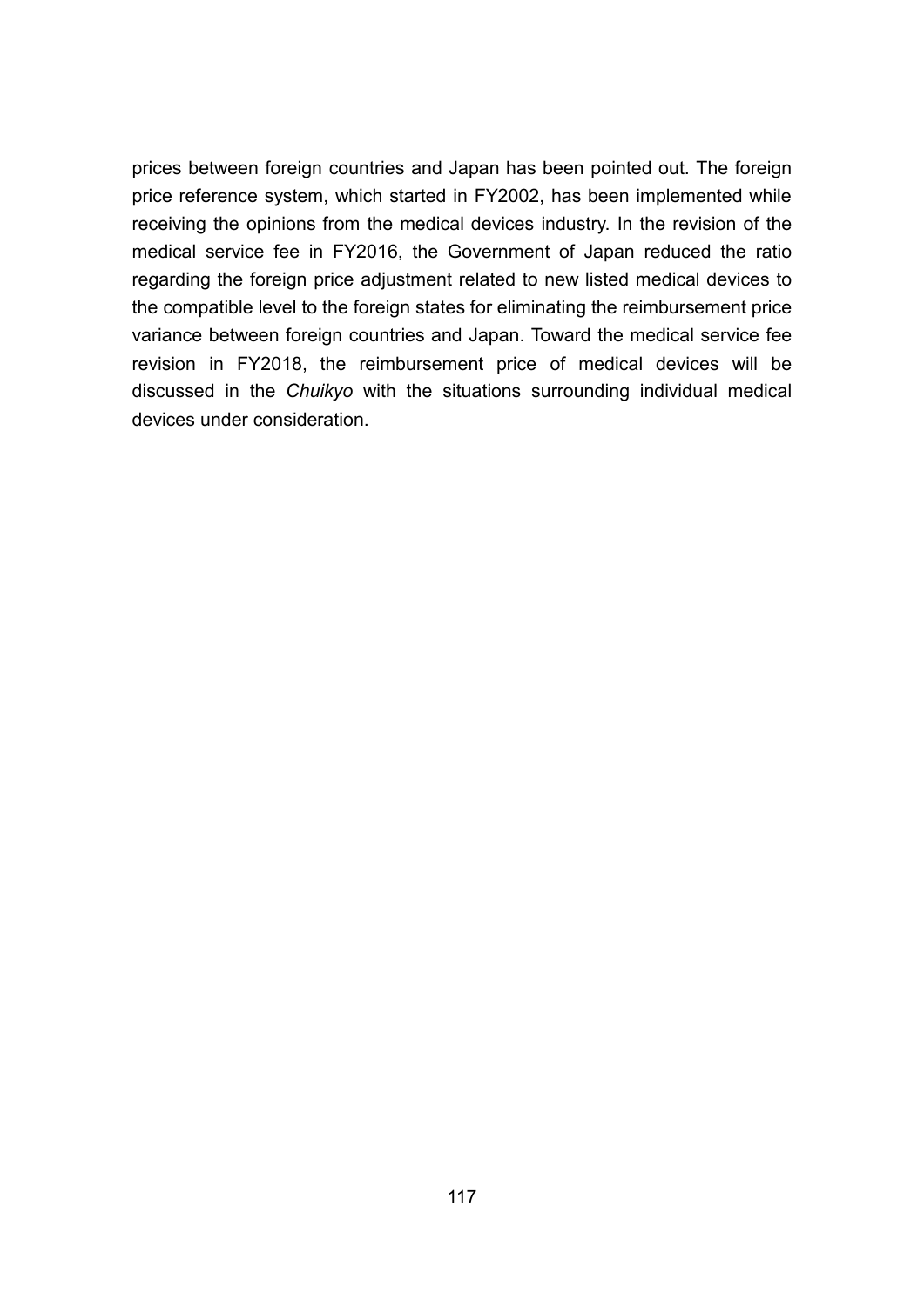prices between foreign countries and Japan has been pointed out. The foreign price reference system, which started in FY2002, has been implemented while receiving the opinions from the medical devices industry. In the revision of the medical service fee in FY2016, the Government of Japan reduced the ratio regarding the foreign price adjustment related to new listed medical devices to the compatible level to the foreign states for eliminating the reimbursement price variance between foreign countries and Japan. Toward the medical service fee revision in FY2018, the reimbursement price of medical devices will be discussed in the *Chuikyo* with the situations surrounding individual medical devices under consideration.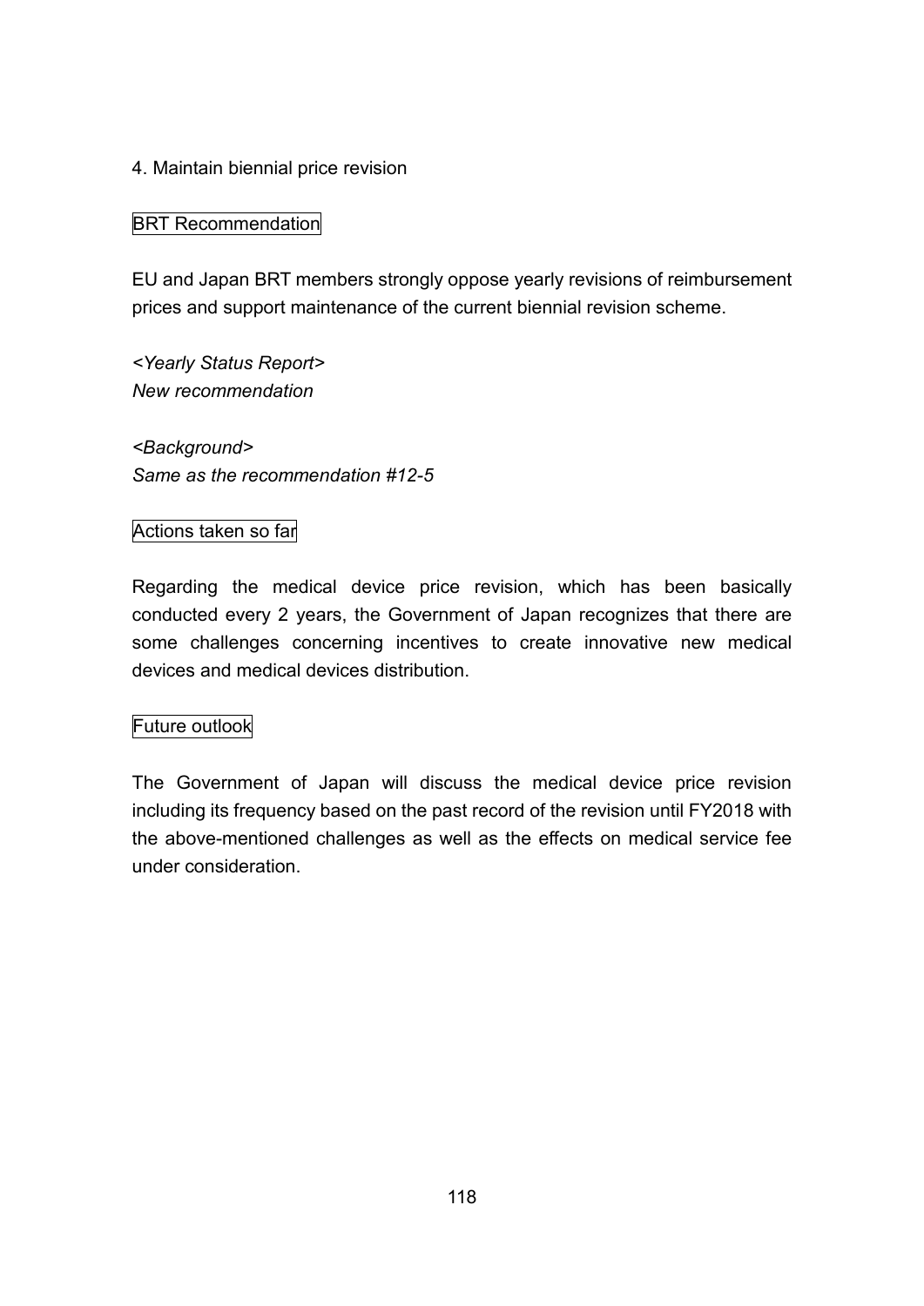4. Maintain biennial price revision

BRT Recommendation

EU and Japan BRT members strongly oppose yearly revisions of reimbursement prices and support maintenance of the current biennial revision scheme.

*<Yearly Status Report>*
*New recommendation*

*<Background>*
*Same as the recommendation #12-5*

Actions taken so far

Regarding the medical device price revision, which has been basically conducted every 2 years, the Government of Japan recognizes that there are some challenges concerning incentives to create innovative new medical devices and medical devices distribution.

Future outlook

The Government of Japan will discuss the medical device price revision including its frequency based on the past record of the revision until FY2018 with the above-mentioned challenges as well as the effects on medical service fee under consideration.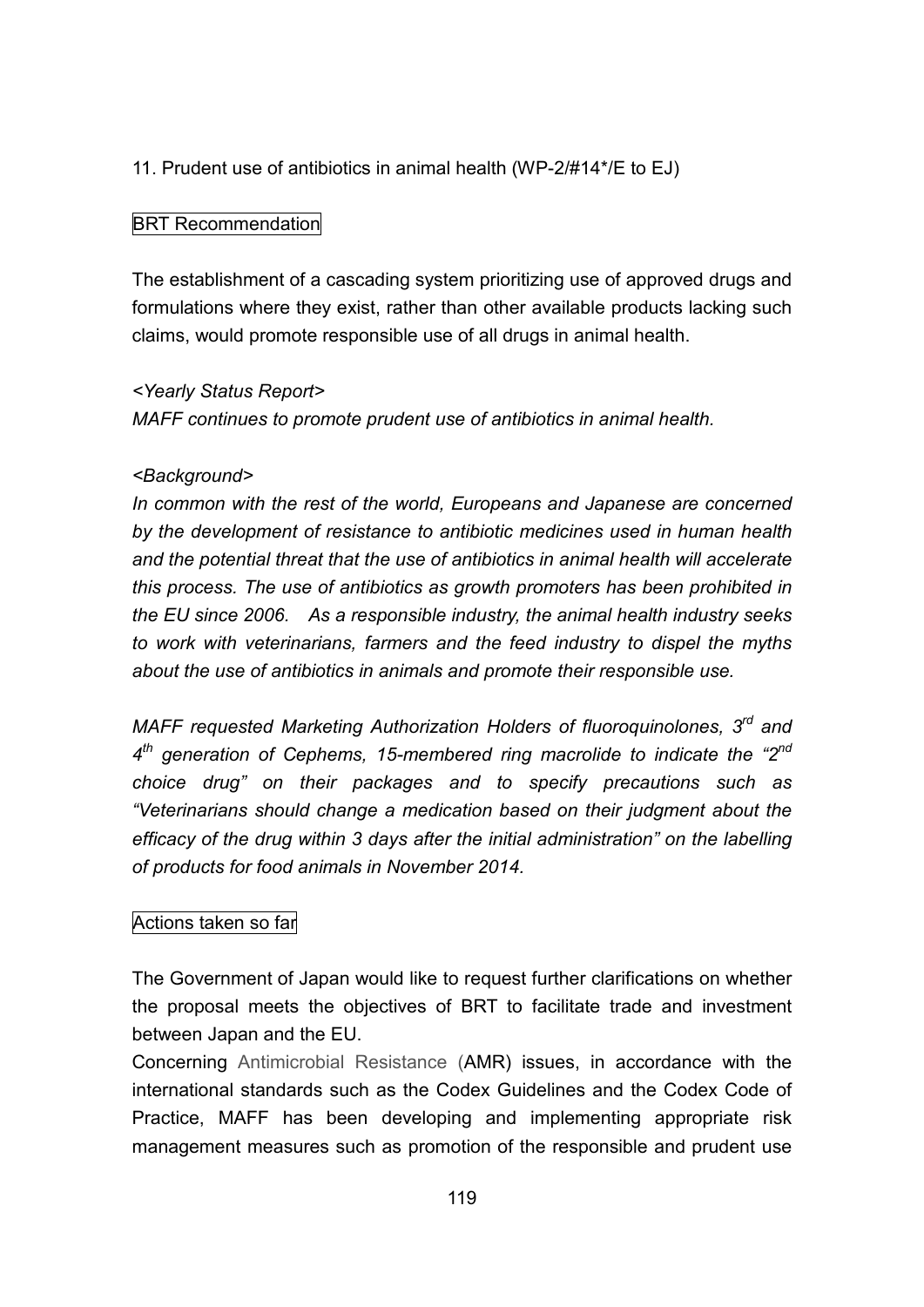11. Prudent use of antibiotics in animal health (WP-2/#14*/E to EJ)

BRT Recommendation

The establishment of a cascading system prioritizing use of approved drugs and formulations where they exist, rather than other available products lacking such claims, would promote responsible use of all drugs in animal health.

*<Yearly Status Report>*
*MAFF continues to promote prudent use of antibiotics in animal health.*

*<Background>*
*In common with the rest of the world, Europeans and Japanese are concerned by the development of resistance to antibiotic medicines used in human health and the potential threat that the use of antibiotics in animal health will accelerate this process. The use of antibiotics as growth promoters has been prohibited in the EU since 2006. As a responsible industry, the animal health industry seeks to work with veterinarians, farmers and the feed industry to dispel the myths about the use of antibiotics in animals and promote their responsible use.*

*MAFF requested Marketing Authorization Holders of fluoroquinolones, 3rd and 4th generation of Cephems, 15-membered ring macrolide to indicate the "2nd choice drug" on their packages and to specify precautions such as "Veterinarians should change a medication based on their judgment about the efficacy of the drug within 3 days after the initial administration" on the labelling of products for food animals in November 2014.*

Actions taken so far

The Government of Japan would like to request further clarifications on whether the proposal meets the objectives of BRT to facilitate trade and investment between Japan and the EU.
Concerning Antimicrobial Resistance (AMR) issues, in accordance with the international standards such as the Codex Guidelines and the Codex Code of Practice, MAFF has been developing and implementing appropriate risk management measures such as promotion of the responsible and prudent use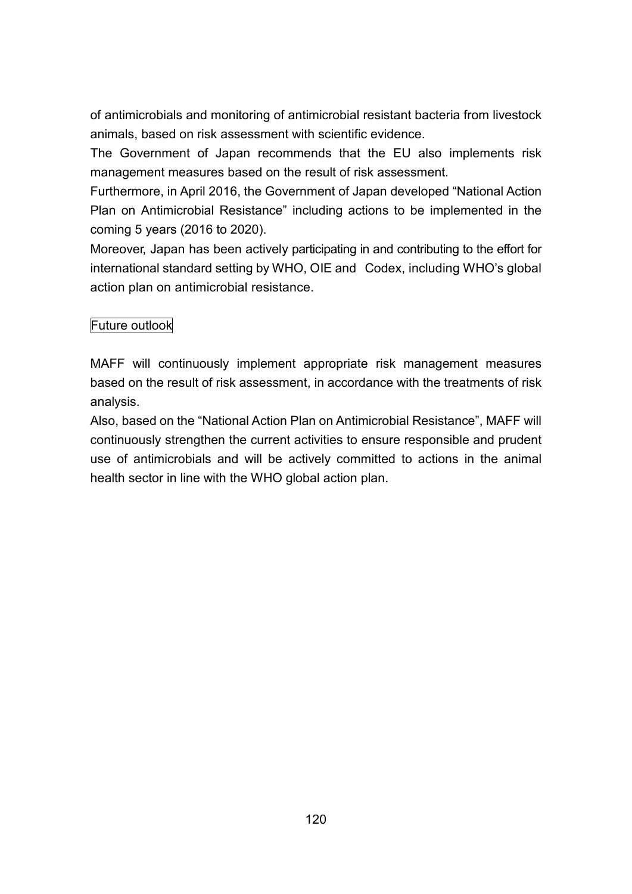of antimicrobials and monitoring of antimicrobial resistant bacteria from livestock animals, based on risk assessment with scientific evidence.

The Government of Japan recommends that the EU also implements risk management measures based on the result of risk assessment.

Furthermore, in April 2016, the Government of Japan developed "National Action Plan on Antimicrobial Resistance" including actions to be implemented in the coming 5 years (2016 to 2020).

Moreover, Japan has been actively participating in and contributing to the effort for international standard setting by WHO, OIE and Codex, including WHO's global action plan on antimicrobial resistance.

Future outlook

MAFF will continuously implement appropriate risk management measures based on the result of risk assessment, in accordance with the treatments of risk analysis.

Also, based on the "National Action Plan on Antimicrobial Resistance", MAFF will continuously strengthen the current activities to ensure responsible and prudent use of antimicrobials and will be actively committed to actions in the animal health sector in line with the WHO global action plan.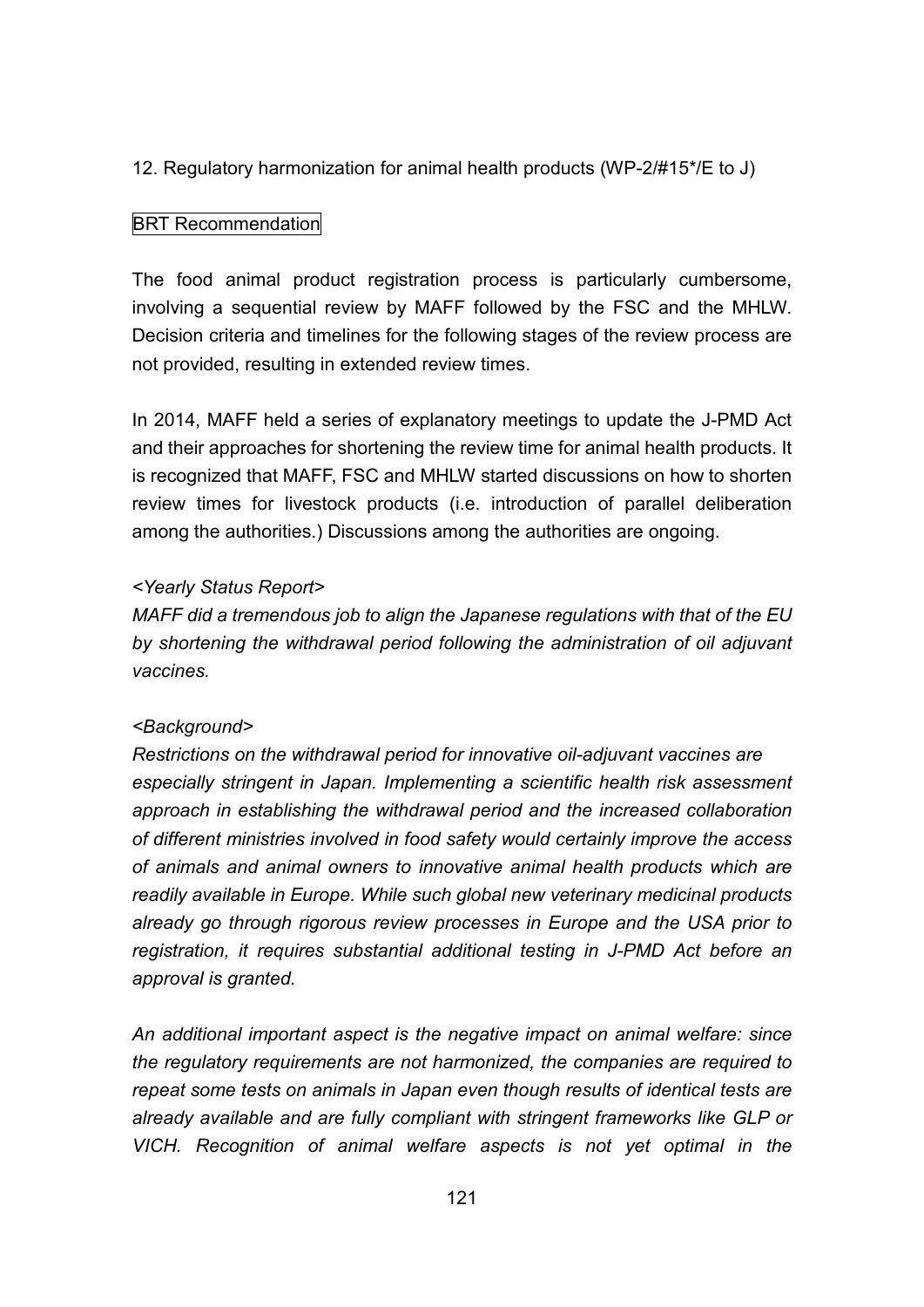12. Regulatory harmonization for animal health products (WP-2/#15*/E to J)

BRT Recommendation

The food animal product registration process is particularly cumbersome, involving a sequential review by MAFF followed by the FSC and the MHLW. Decision criteria and timelines for the following stages of the review process are not provided, resulting in extended review times.

In 2014, MAFF held a series of explanatory meetings to update the J-PMD Act and their approaches for shortening the review time for animal health products. It is recognized that MAFF, FSC and MHLW started discussions on how to shorten review times for livestock products (i.e. introduction of parallel deliberation among the authorities.) Discussions among the authorities are ongoing.

*<Yearly Status Report>*

*MAFF did a tremendous job to align the Japanese regulations with that of the EU by shortening the withdrawal period following the administration of oil adjuvant vaccines.*

*<Background>*

*Restrictions on the withdrawal period for innovative oil-adjuvant vaccines are especially stringent in Japan. Implementing a scientific health risk assessment approach in establishing the withdrawal period and the increased collaboration of different ministries involved in food safety would certainly improve the access of animals and animal owners to innovative animal health products which are readily available in Europe. While such global new veterinary medicinal products already go through rigorous review processes in Europe and the USA prior to registration, it requires substantial additional testing in J-PMD Act before an approval is granted.*

*An additional important aspect is the negative impact on animal welfare: since the regulatory requirements are not harmonized, the companies are required to repeat some tests on animals in Japan even though results of identical tests are already available and are fully compliant with stringent frameworks like GLP or VICH. Recognition of animal welfare aspects is not yet optimal in the*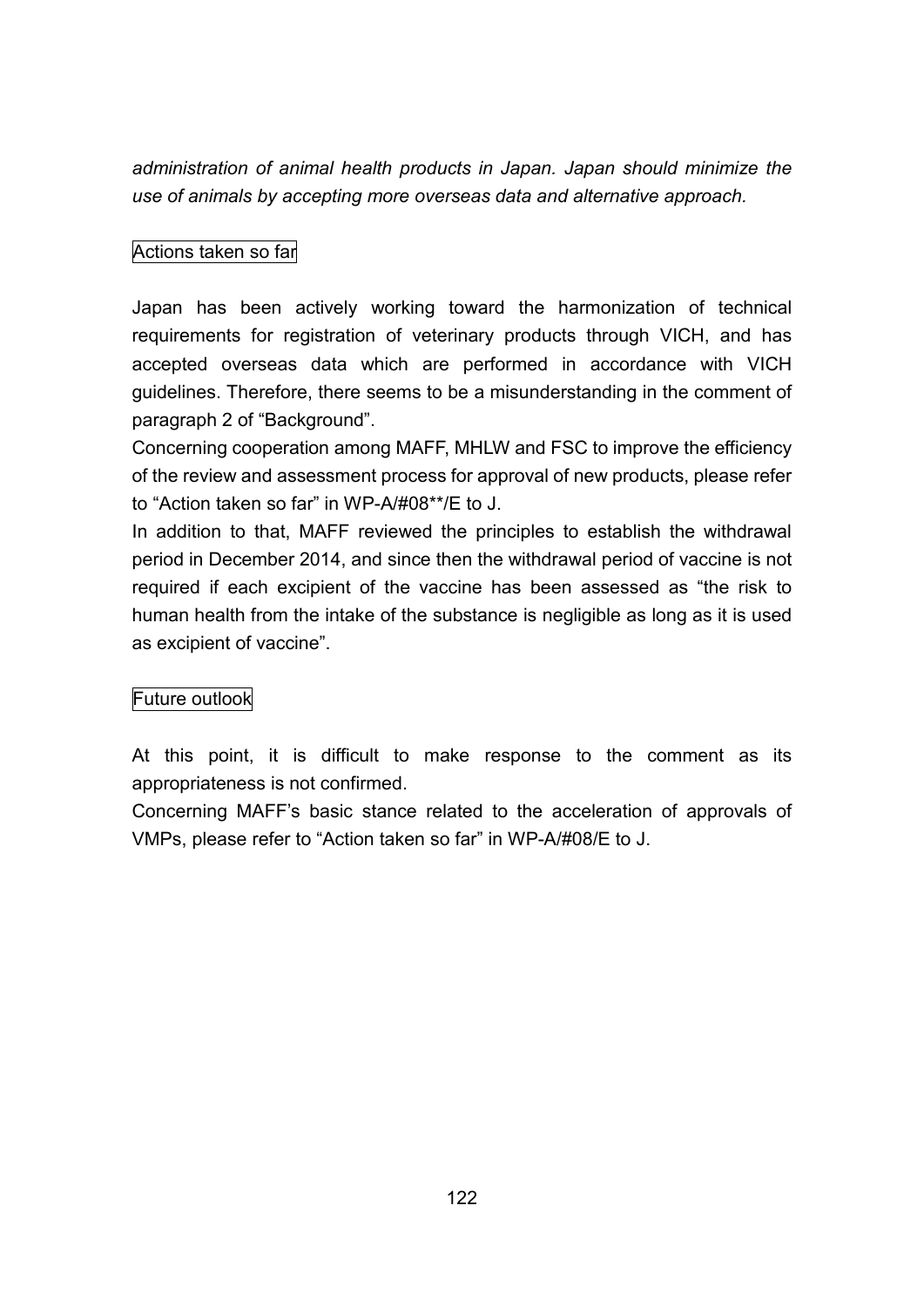*administration of animal health products in Japan. Japan should minimize the use of animals by accepting more overseas data and alternative approach.*

Actions taken so far

Japan has been actively working toward the harmonization of technical requirements for registration of veterinary products through VICH, and has accepted overseas data which are performed in accordance with VICH guidelines. Therefore, there seems to be a misunderstanding in the comment of paragraph 2 of "Background".

Concerning cooperation among MAFF, MHLW and FSC to improve the efficiency of the review and assessment process for approval of new products, please refer to "Action taken so far" in WP-A/#08**/E to J.

In addition to that, MAFF reviewed the principles to establish the withdrawal period in December 2014, and since then the withdrawal period of vaccine is not required if each excipient of the vaccine has been assessed as "the risk to human health from the intake of the substance is negligible as long as it is used as excipient of vaccine".

Future outlook

At this point, it is difficult to make response to the comment as its appropriateness is not confirmed.

Concerning MAFF's basic stance related to the acceleration of approvals of VMPs, please refer to "Action taken so far" in WP-A/#08/E to J.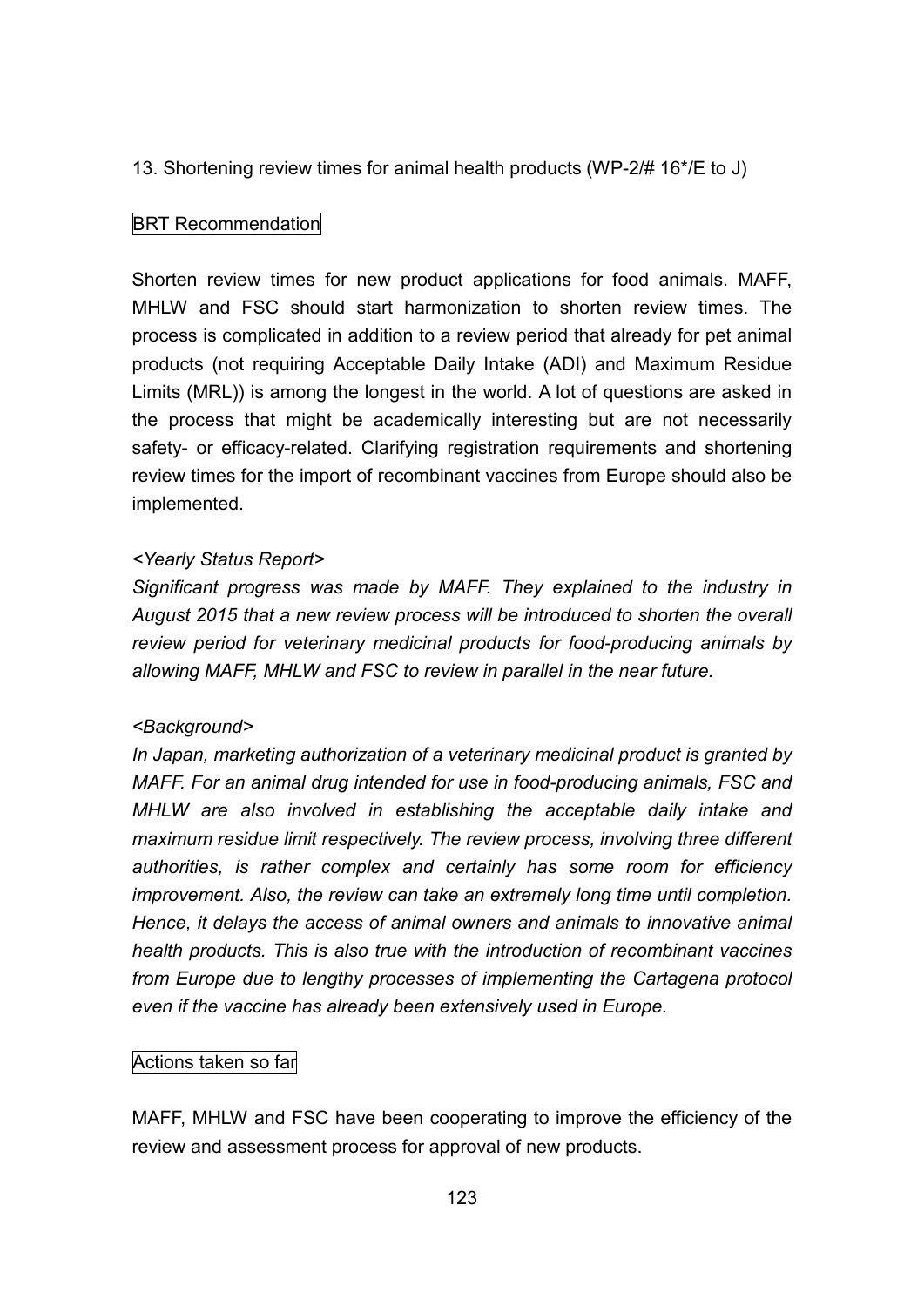13. Shortening review times for animal health products (WP-2/# 16*/E to J)

BRT Recommendation

Shorten review times for new product applications for food animals. MAFF, MHLW and FSC should start harmonization to shorten review times. The process is complicated in addition to a review period that already for pet animal products (not requiring Acceptable Daily Intake (ADI) and Maximum Residue Limits (MRL)) is among the longest in the world. A lot of questions are asked in the process that might be academically interesting but are not necessarily safety- or efficacy-related. Clarifying registration requirements and shortening review times for the import of recombinant vaccines from Europe should also be implemented.

*<Yearly Status Report>*
*Significant progress was made by MAFF. They explained to the industry in August 2015 that a new review process will be introduced to shorten the overall review period for veterinary medicinal products for food-producing animals by allowing MAFF, MHLW and FSC to review in parallel in the near future.*

*<Background>*
*In Japan, marketing authorization of a veterinary medicinal product is granted by MAFF. For an animal drug intended for use in food-producing animals, FSC and MHLW are also involved in establishing the acceptable daily intake and maximum residue limit respectively. The review process, involving three different authorities, is rather complex and certainly has some room for efficiency improvement. Also, the review can take an extremely long time until completion. Hence, it delays the access of animal owners and animals to innovative animal health products. This is also true with the introduction of recombinant vaccines from Europe due to lengthy processes of implementing the Cartagena protocol even if the vaccine has already been extensively used in Europe.*

Actions taken so far

MAFF, MHLW and FSC have been cooperating to improve the efficiency of the review and assessment process for approval of new products.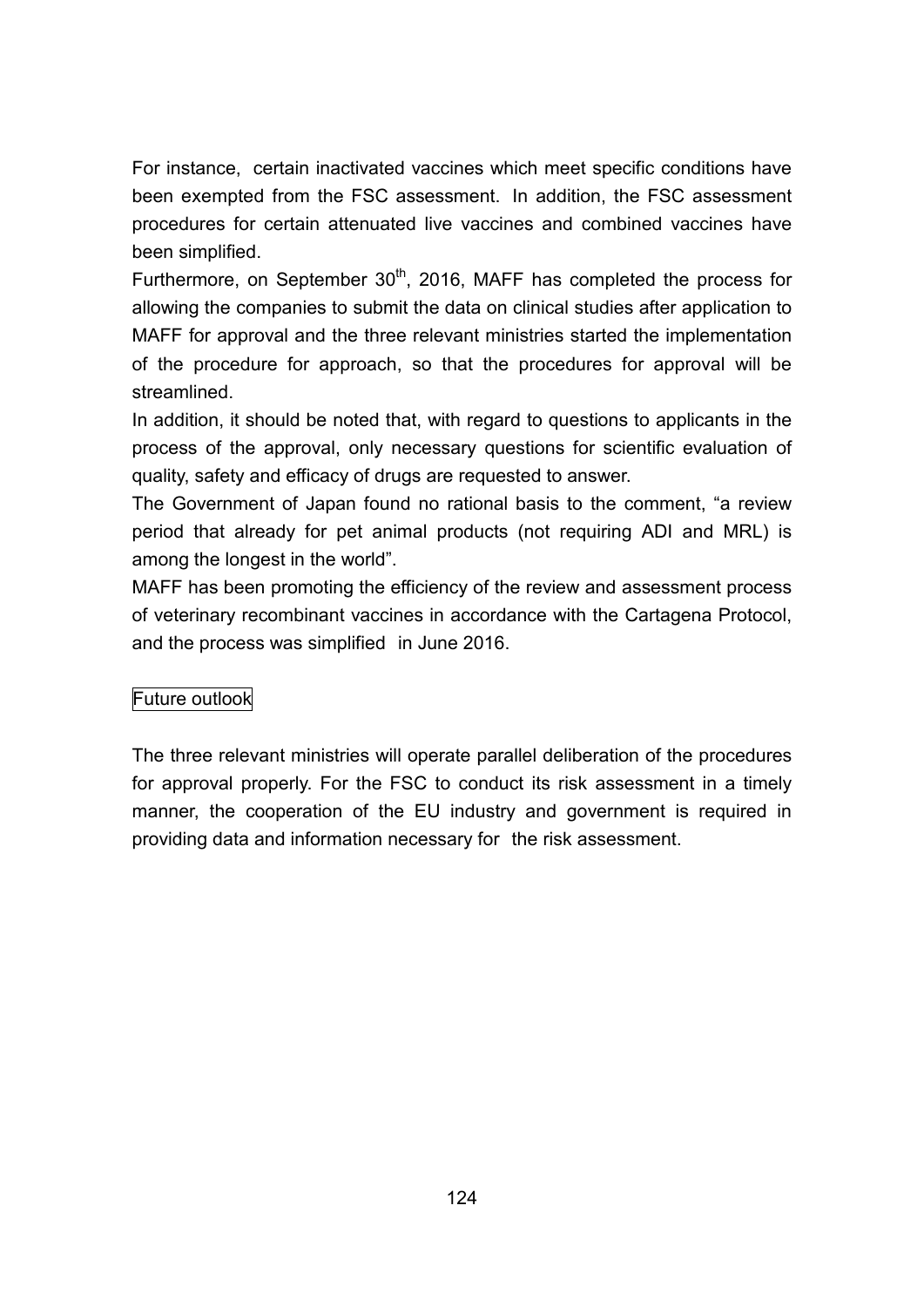For instance, certain inactivated vaccines which meet specific conditions have been exempted from the FSC assessment. In addition, the FSC assessment procedures for certain attenuated live vaccines and combined vaccines have been simplified.

Furthermore, on September 30th, 2016, MAFF has completed the process for allowing the companies to submit the data on clinical studies after application to MAFF for approval and the three relevant ministries started the implementation of the procedure for approach, so that the procedures for approval will be streamlined.

In addition, it should be noted that, with regard to questions to applicants in the process of the approval, only necessary questions for scientific evaluation of quality, safety and efficacy of drugs are requested to answer.

The Government of Japan found no rational basis to the comment, “a review period that already for pet animal products (not requiring ADI and MRL) is among the longest in the world”.

MAFF has been promoting the efficiency of the review and assessment process of veterinary recombinant vaccines in accordance with the Cartagena Protocol, and the process was simplified in June 2016.

Future outlook

The three relevant ministries will operate parallel deliberation of the procedures for approval properly. For the FSC to conduct its risk assessment in a timely manner, the cooperation of the EU industry and government is required in providing data and information necessary for the risk assessment.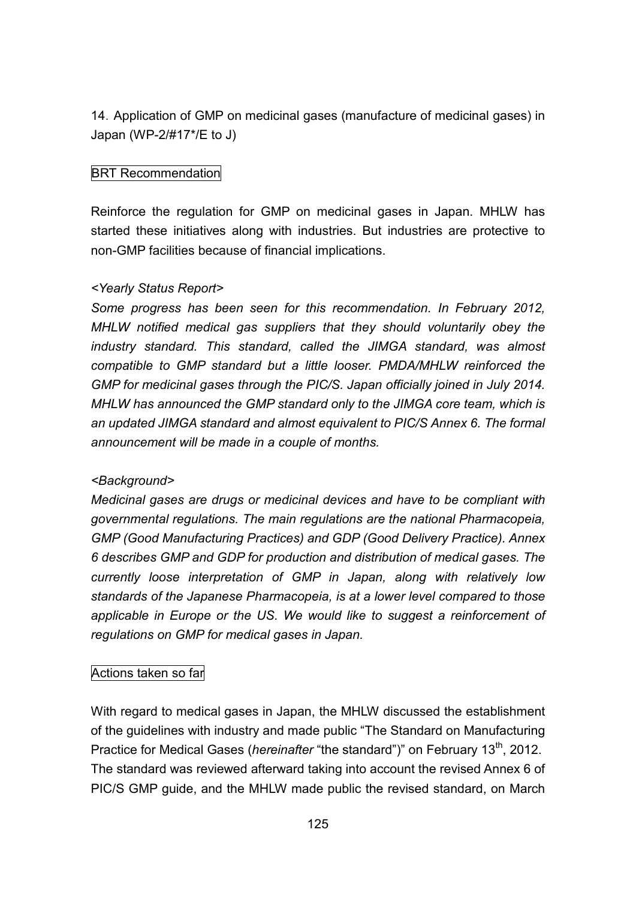14. Application of GMP on medicinal gases (manufacture of medicinal gases) in Japan (WP-2/#17*/E to J)

BRT Recommendation

Reinforce the regulation for GMP on medicinal gases in Japan. MHLW has started these initiatives along with industries. But industries are protective to non-GMP facilities because of financial implications.

*<Yearly Status Report>*

*Some progress has been seen for this recommendation. In February 2012, MHLW notified medical gas suppliers that they should voluntarily obey the industry standard. This standard, called the JIMGA standard, was almost compatible to GMP standard but a little looser. PMDA/MHLW reinforced the GMP for medicinal gases through the PIC/S. Japan officially joined in July 2014. MHLW has announced the GMP standard only to the JIMGA core team, which is an updated JIMGA standard and almost equivalent to PIC/S Annex 6. The formal announcement will be made in a couple of months.*

*<Background>*

*Medicinal gases are drugs or medicinal devices and have to be compliant with governmental regulations. The main regulations are the national Pharmacopeia, GMP (Good Manufacturing Practices) and GDP (Good Delivery Practice). Annex 6 describes GMP and GDP for production and distribution of medical gases. The currently loose interpretation of GMP in Japan, along with relatively low standards of the Japanese Pharmacopeia, is at a lower level compared to those applicable in Europe or the US. We would like to suggest a reinforcement of regulations on GMP for medical gases in Japan.*

Actions taken so far

With regard to medical gases in Japan, the MHLW discussed the establishment of the guidelines with industry and made public "The Standard on Manufacturing Practice for Medical Gases (*hereinafter* "the standard")" on February 13th, 2012. The standard was reviewed afterward taking into account the revised Annex 6 of PIC/S GMP guide, and the MHLW made public the revised standard, on March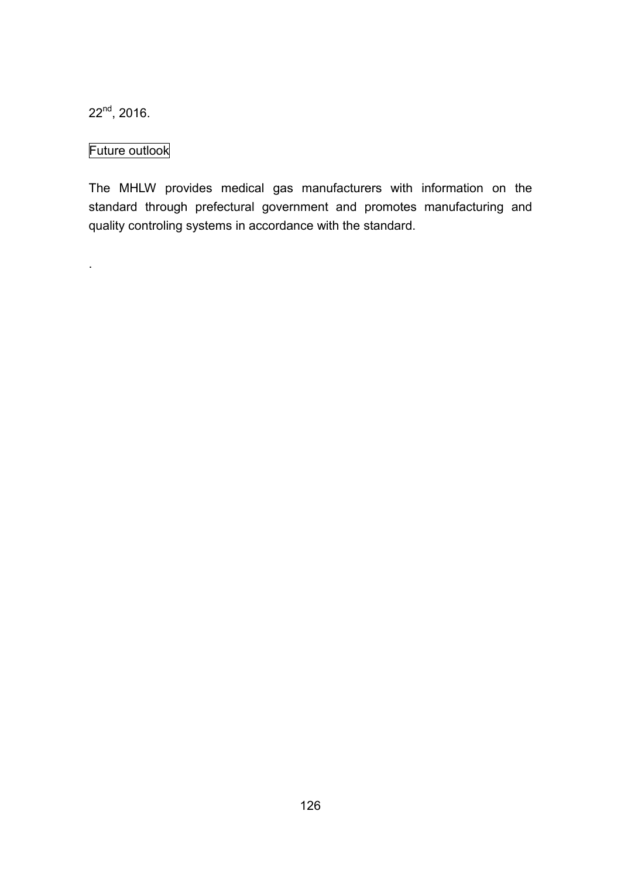22nd, 2016.

Future outlook

The MHLW provides medical gas manufacturers with information on the standard through prefectural government and promotes manufacturing and quality controling systems in accordance with the standard.

.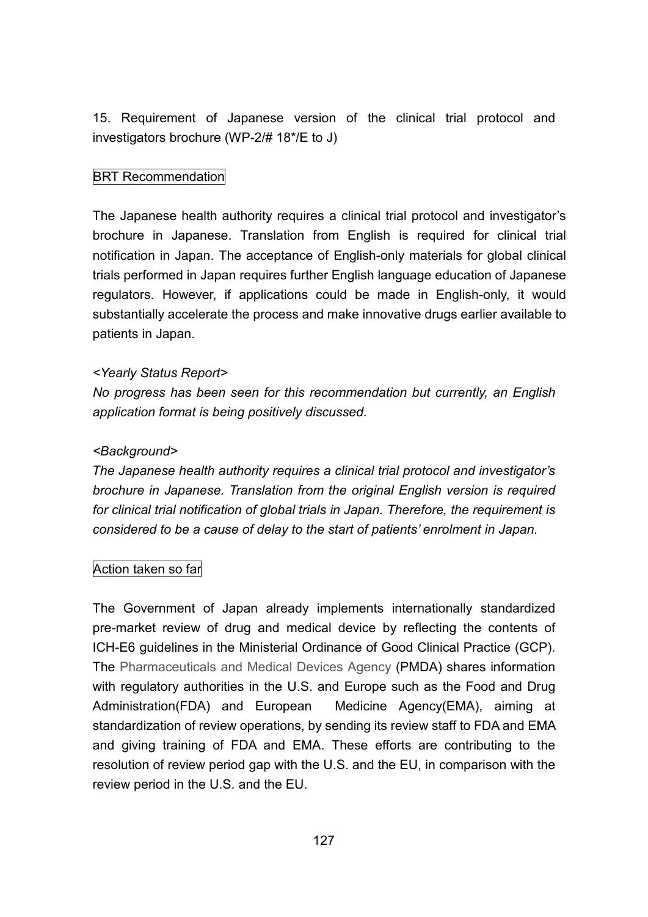15. Requirement of Japanese version of the clinical trial protocol and investigators brochure (WP-2/# 18*/E to J)

BRT Recommendation

The Japanese health authority requires a clinical trial protocol and investigator's brochure in Japanese. Translation from English is required for clinical trial notification in Japan. The acceptance of English-only materials for global clinical trials performed in Japan requires further English language education of Japanese regulators. However, if applications could be made in English-only, it would substantially accelerate the process and make innovative drugs earlier available to patients in Japan.

*<Yearly Status Report>*

*No progress has been seen for this recommendation but currently, an English application format is being positively discussed.*

*<Background>*

*The Japanese health authority requires a clinical trial protocol and investigator's brochure in Japanese. Translation from the original English version is required for clinical trial notification of global trials in Japan. Therefore, the requirement is considered to be a cause of delay to the start of patients' enrolment in Japan.*

Action taken so far

The Government of Japan already implements internationally standardized pre-market review of drug and medical device by reflecting the contents of ICH-E6 guidelines in the Ministerial Ordinance of Good Clinical Practice (GCP). The Pharmaceuticals and Medical Devices Agency (PMDA) shares information with regulatory authorities in the U.S. and Europe such as the Food and Drug Administration(FDA) and European Medicine Agency(EMA), aiming at standardization of review operations, by sending its review staff to FDA and EMA and giving training of FDA and EMA. These efforts are contributing to the resolution of review period gap with the U.S. and the EU, in comparison with the review period in the U.S. and the EU.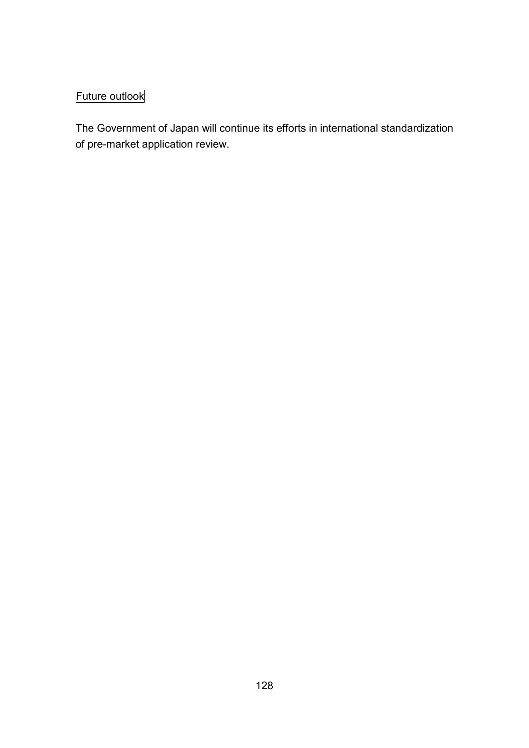Future outlook

The Government of Japan will continue its efforts in international standardization of pre-market application review.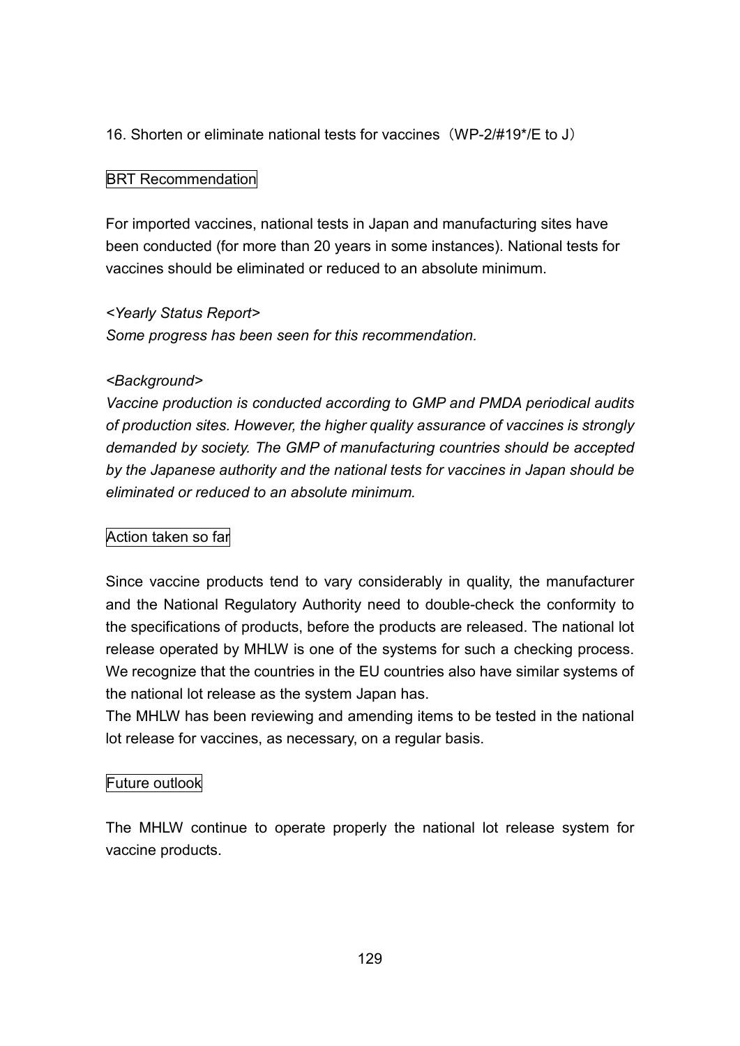16. Shorten or eliminate national tests for vaccines（WP-2/#19*/E to J）

BRT Recommendation

For imported vaccines, national tests in Japan and manufacturing sites have been conducted (for more than 20 years in some instances). National tests for vaccines should be eliminated or reduced to an absolute minimum.

*<Yearly Status Report>*
*Some progress has been seen for this recommendation.*

*<Background>*
*Vaccine production is conducted according to GMP and PMDA periodical audits of production sites. However, the higher quality assurance of vaccines is strongly demanded by society. The GMP of manufacturing countries should be accepted by the Japanese authority and the national tests for vaccines in Japan should be eliminated or reduced to an absolute minimum.*

Action taken so far

Since vaccine products tend to vary considerably in quality, the manufacturer and the National Regulatory Authority need to double-check the conformity to the specifications of products, before the products are released. The national lot release operated by MHLW is one of the systems for such a checking process. We recognize that the countries in the EU countries also have similar systems of the national lot release as the system Japan has.
The MHLW has been reviewing and amending items to be tested in the national lot release for vaccines, as necessary, on a regular basis.

Future outlook

The MHLW continue to operate properly the national lot release system for vaccine products.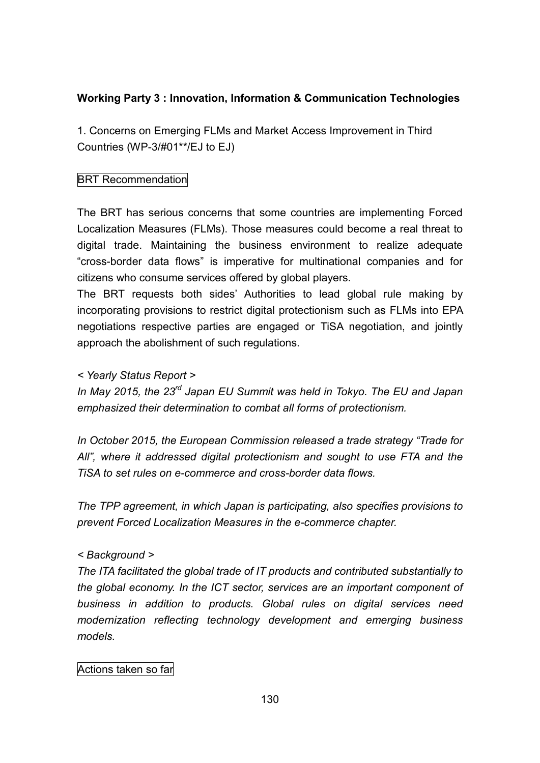## Working Party 3 : Innovation, Information & Communication Technologies

1. Concerns on Emerging FLMs and Market Access Improvement in Third Countries (WP-3/#01**/EJ to EJ)

BRT Recommendation

The BRT has serious concerns that some countries are implementing Forced Localization Measures (FLMs). Those measures could become a real threat to digital trade. Maintaining the business environment to realize adequate "cross-border data flows" is imperative for multinational companies and for citizens who consume services offered by global players.

The BRT requests both sides' Authorities to lead global rule making by incorporating provisions to restrict digital protectionism such as FLMs into EPA negotiations respective parties are engaged or TiSA negotiation, and jointly approach the abolishment of such regulations.

*< Yearly Status Report >*

*In May 2015, the 23rd Japan EU Summit was held in Tokyo. The EU and Japan emphasized their determination to combat all forms of protectionism.*

*In October 2015, the European Commission released a trade strategy "Trade for All", where it addressed digital protectionism and sought to use FTA and the TiSA to set rules on e-commerce and cross-border data flows.*

*The TPP agreement, in which Japan is participating, also specifies provisions to prevent Forced Localization Measures in the e-commerce chapter.*

*< Background >*

*The ITA facilitated the global trade of IT products and contributed substantially to the global economy. In the ICT sector, services are an important component of business in addition to products. Global rules on digital services need modernization reflecting technology development and emerging business models.*

Actions taken so far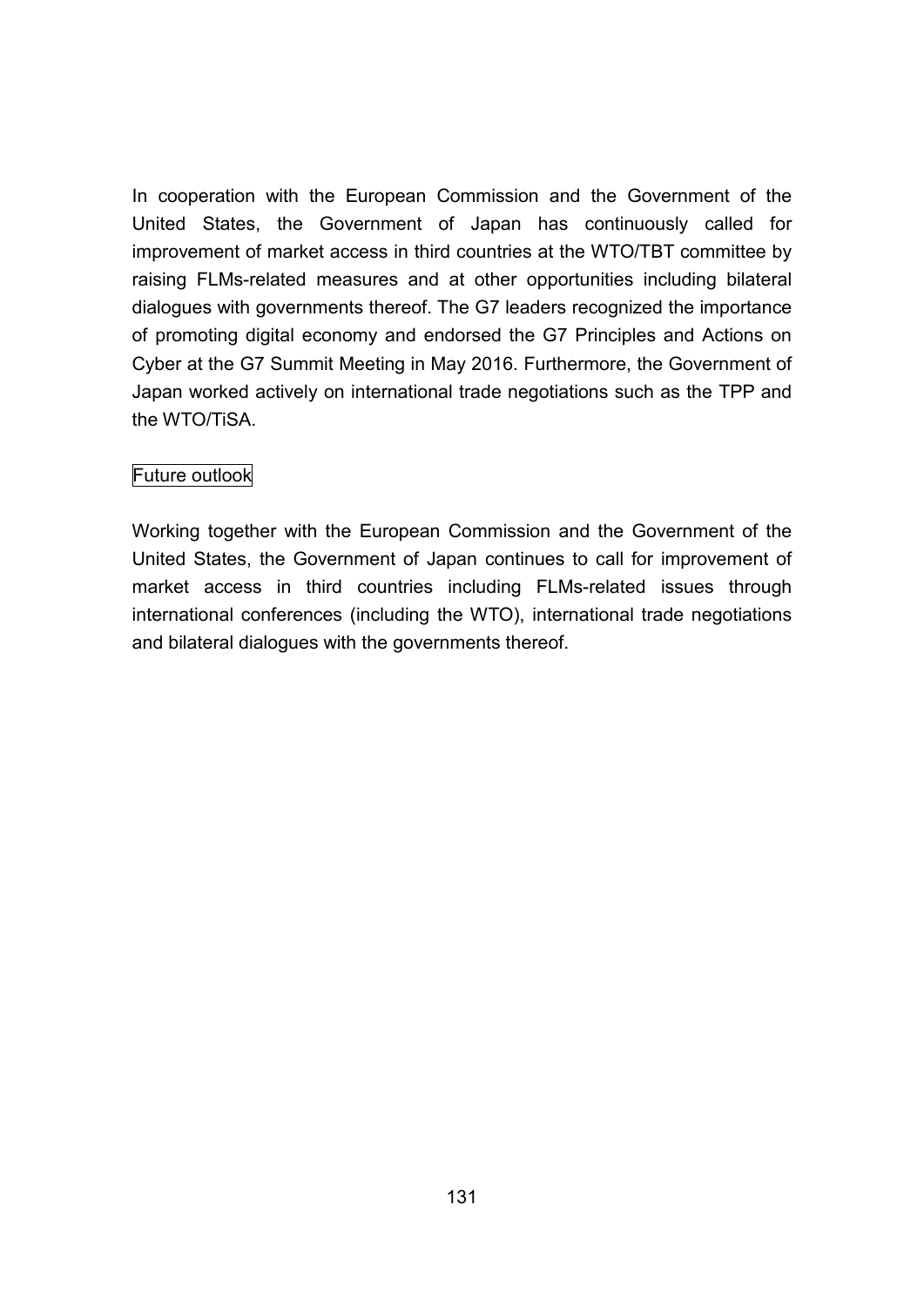In cooperation with the European Commission and the Government of the United States, the Government of Japan has continuously called for improvement of market access in third countries at the WTO/TBT committee by raising FLMs-related measures and at other opportunities including bilateral dialogues with governments thereof. The G7 leaders recognized the importance of promoting digital economy and endorsed the G7 Principles and Actions on Cyber at the G7 Summit Meeting in May 2016. Furthermore, the Government of Japan worked actively on international trade negotiations such as the TPP and the WTO/TiSA.

Future outlook

Working together with the European Commission and the Government of the United States, the Government of Japan continues to call for improvement of market access in third countries including FLMs-related issues through international conferences (including the WTO), international trade negotiations and bilateral dialogues with the governments thereof.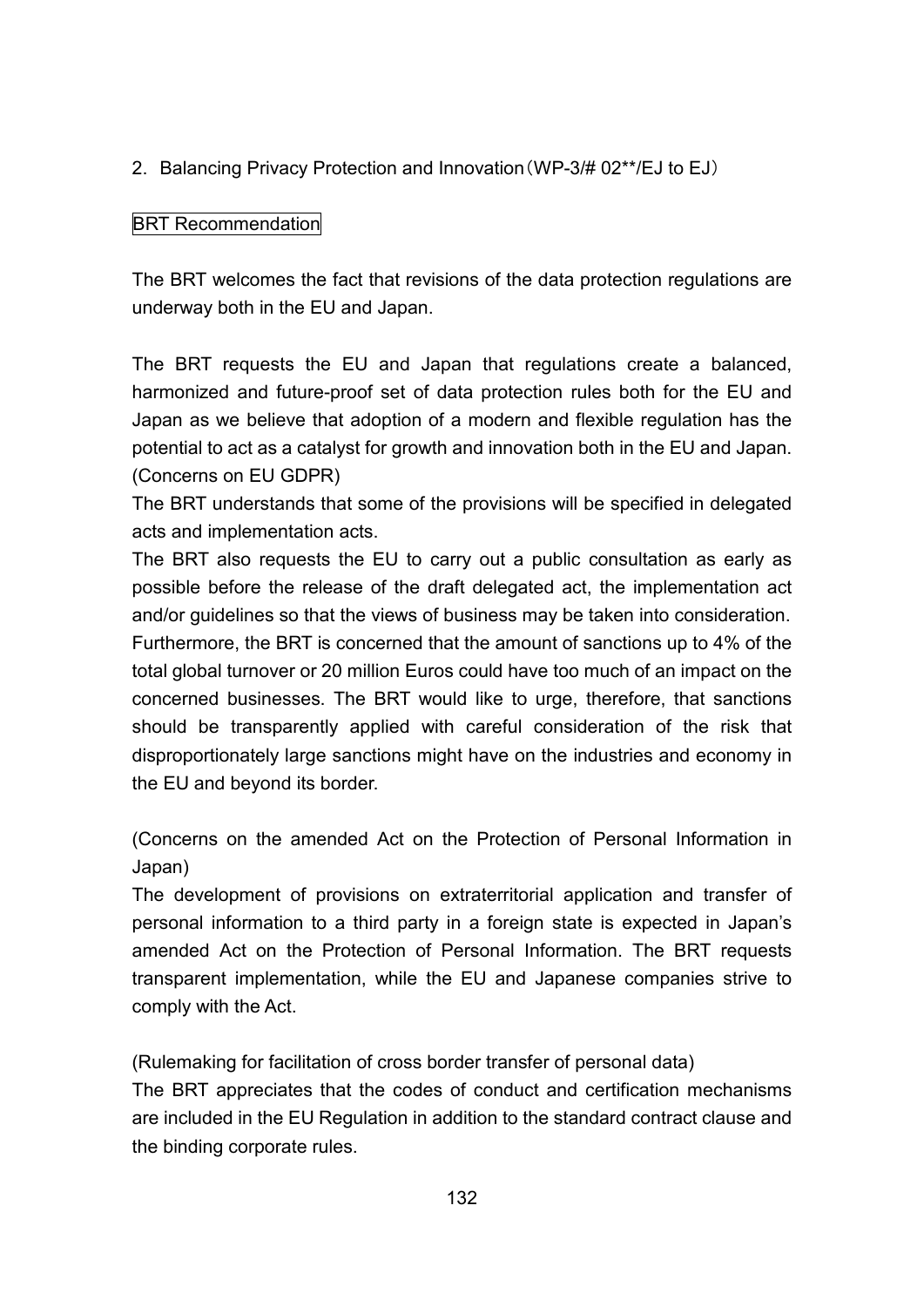## 2. Balancing Privacy Protection and Innovation（WP-3/# 02**/EJ to EJ）

**BRT Recommendation**

The BRT welcomes the fact that revisions of the data protection regulations are underway both in the EU and Japan.

The BRT requests the EU and Japan that regulations create a balanced, harmonized and future-proof set of data protection rules both for the EU and Japan as we believe that adoption of a modern and flexible regulation has the potential to act as a catalyst for growth and innovation both in the EU and Japan.
(Concerns on EU GDPR)
The BRT understands that some of the provisions will be specified in delegated acts and implementation acts.
The BRT also requests the EU to carry out a public consultation as early as possible before the release of the draft delegated act, the implementation act and/or guidelines so that the views of business may be taken into consideration.
Furthermore, the BRT is concerned that the amount of sanctions up to 4% of the total global turnover or 20 million Euros could have too much of an impact on the concerned businesses. The BRT would like to urge, therefore, that sanctions should be transparently applied with careful consideration of the risk that disproportionately large sanctions might have on the industries and economy in the EU and beyond its border.

(Concerns on the amended Act on the Protection of Personal Information in Japan)
The development of provisions on extraterritorial application and transfer of personal information to a third party in a foreign state is expected in Japan's amended Act on the Protection of Personal Information. The BRT requests transparent implementation, while the EU and Japanese companies strive to comply with the Act.

(Rulemaking for facilitation of cross border transfer of personal data)
The BRT appreciates that the codes of conduct and certification mechanisms are included in the EU Regulation in addition to the standard contract clause and the binding corporate rules.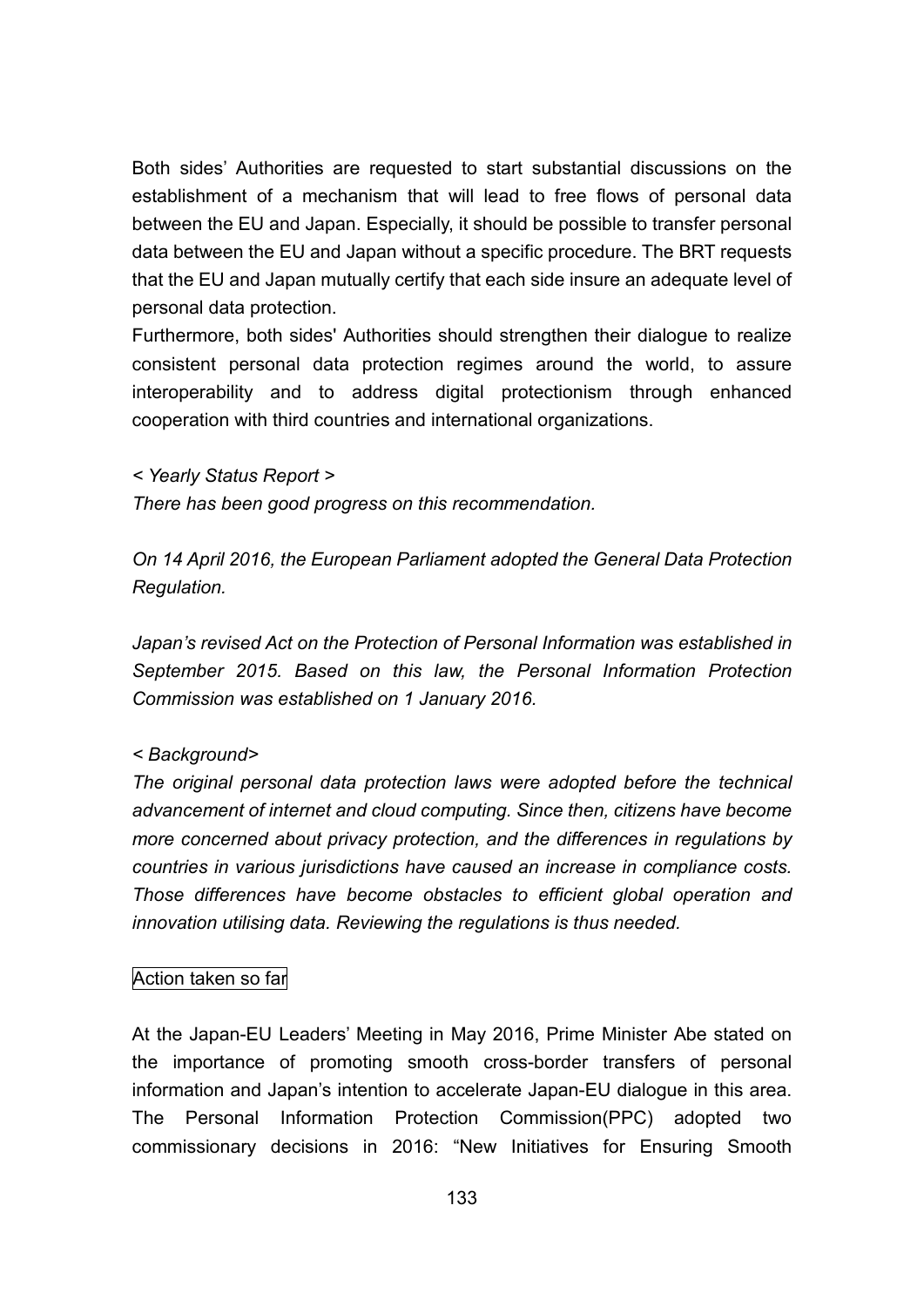Both sides' Authorities are requested to start substantial discussions on the establishment of a mechanism that will lead to free flows of personal data between the EU and Japan. Especially, it should be possible to transfer personal data between the EU and Japan without a specific procedure. The BRT requests that the EU and Japan mutually certify that each side insure an adequate level of personal data protection.

Furthermore, both sides' Authorities should strengthen their dialogue to realize consistent personal data protection regimes around the world, to assure interoperability and to address digital protectionism through enhanced cooperation with third countries and international organizations.

*< Yearly Status Report >*

*There has been good progress on this recommendation.*

*On 14 April 2016, the European Parliament adopted the General Data Protection Regulation.*

*Japan's revised Act on the Protection of Personal Information was established in September 2015. Based on this law, the Personal Information Protection Commission was established on 1 January 2016.*

*< Background>*

*The original personal data protection laws were adopted before the technical advancement of internet and cloud computing. Since then, citizens have become more concerned about privacy protection, and the differences in regulations by countries in various jurisdictions have caused an increase in compliance costs. Those differences have become obstacles to efficient global operation and innovation utilising data. Reviewing the regulations is thus needed.*

Action taken so far

At the Japan-EU Leaders' Meeting in May 2016, Prime Minister Abe stated on the importance of promoting smooth cross-border transfers of personal information and Japan's intention to accelerate Japan-EU dialogue in this area. The Personal Information Protection Commission(PPC) adopted two commissionary decisions in 2016: "New Initiatives for Ensuring Smooth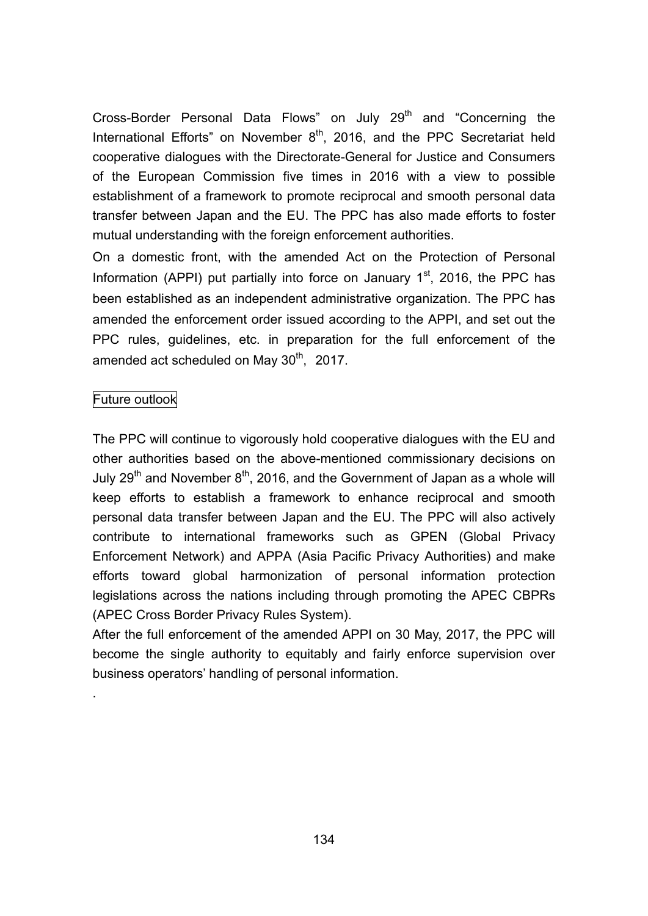Cross-Border Personal Data Flows" on July 29th and "Concerning the International Efforts" on November 8th, 2016, and the PPC Secretariat held cooperative dialogues with the Directorate-General for Justice and Consumers of the European Commission five times in 2016 with a view to possible establishment of a framework to promote reciprocal and smooth personal data transfer between Japan and the EU. The PPC has also made efforts to foster mutual understanding with the foreign enforcement authorities.

On a domestic front, with the amended Act on the Protection of Personal Information (APPI) put partially into force on January 1st, 2016, the PPC has been established as an independent administrative organization. The PPC has amended the enforcement order issued according to the APPI, and set out the PPC rules, guidelines, etc. in preparation for the full enforcement of the amended act scheduled on May 30th, 2017.

Future outlook

The PPC will continue to vigorously hold cooperative dialogues with the EU and other authorities based on the above-mentioned commissionary decisions on July 29th and November 8th, 2016, and the Government of Japan as a whole will keep efforts to establish a framework to enhance reciprocal and smooth personal data transfer between Japan and the EU. The PPC will also actively contribute to international frameworks such as GPEN (Global Privacy Enforcement Network) and APPA (Asia Pacific Privacy Authorities) and make efforts toward global harmonization of personal information protection legislations across the nations including through promoting the APEC CBPRs (APEC Cross Border Privacy Rules System).

After the full enforcement of the amended APPI on 30 May, 2017, the PPC will become the single authority to equitably and fairly enforce supervision over business operators' handling of personal information.

.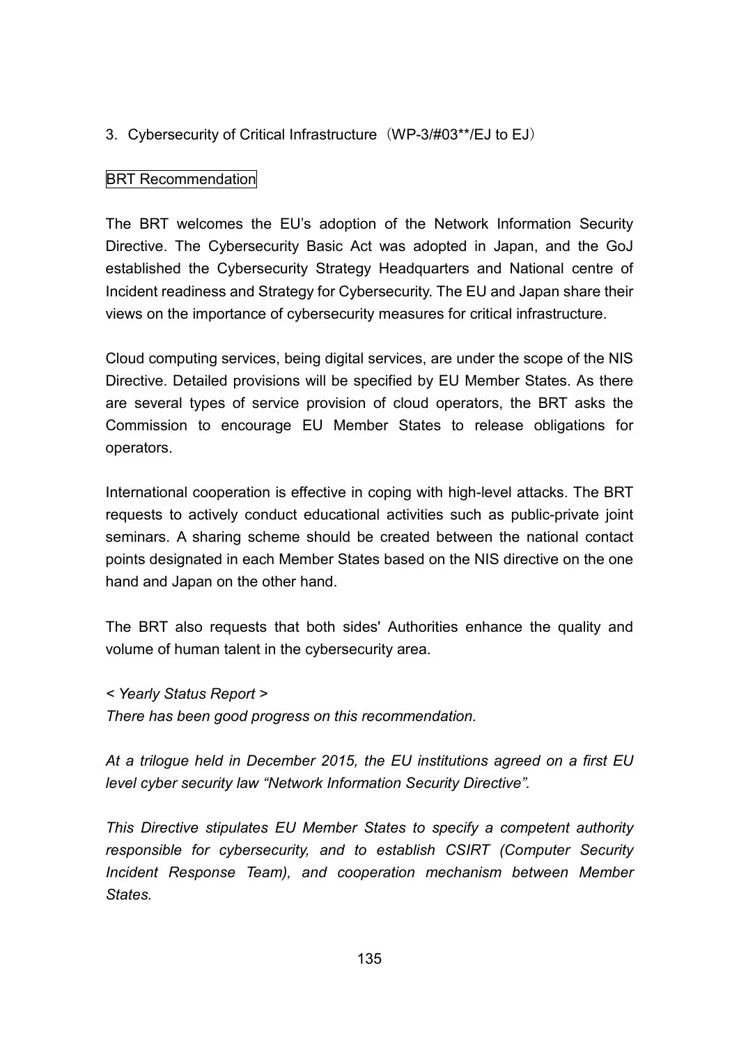## 3. Cybersecurity of Critical Infrastructure（WP-3/#03**/EJ to EJ）

BRT Recommendation

The BRT welcomes the EU's adoption of the Network Information Security Directive. The Cybersecurity Basic Act was adopted in Japan, and the GoJ established the Cybersecurity Strategy Headquarters and National centre of Incident readiness and Strategy for Cybersecurity. The EU and Japan share their views on the importance of cybersecurity measures for critical infrastructure.

Cloud computing services, being digital services, are under the scope of the NIS Directive. Detailed provisions will be specified by EU Member States. As there are several types of service provision of cloud operators, the BRT asks the Commission to encourage EU Member States to release obligations for operators.

International cooperation is effective in coping with high-level attacks. The BRT requests to actively conduct educational activities such as public-private joint seminars. A sharing scheme should be created between the national contact points designated in each Member States based on the NIS directive on the one hand and Japan on the other hand.

The BRT also requests that both sides' Authorities enhance the quality and volume of human talent in the cybersecurity area.

*< Yearly Status Report >*

*There has been good progress on this recommendation.*

*At a trilogue held in December 2015, the EU institutions agreed on a first EU level cyber security law "Network Information Security Directive".*

*This Directive stipulates EU Member States to specify a competent authority responsible for cybersecurity, and to establish CSIRT (Computer Security Incident Response Team), and cooperation mechanism between Member States.*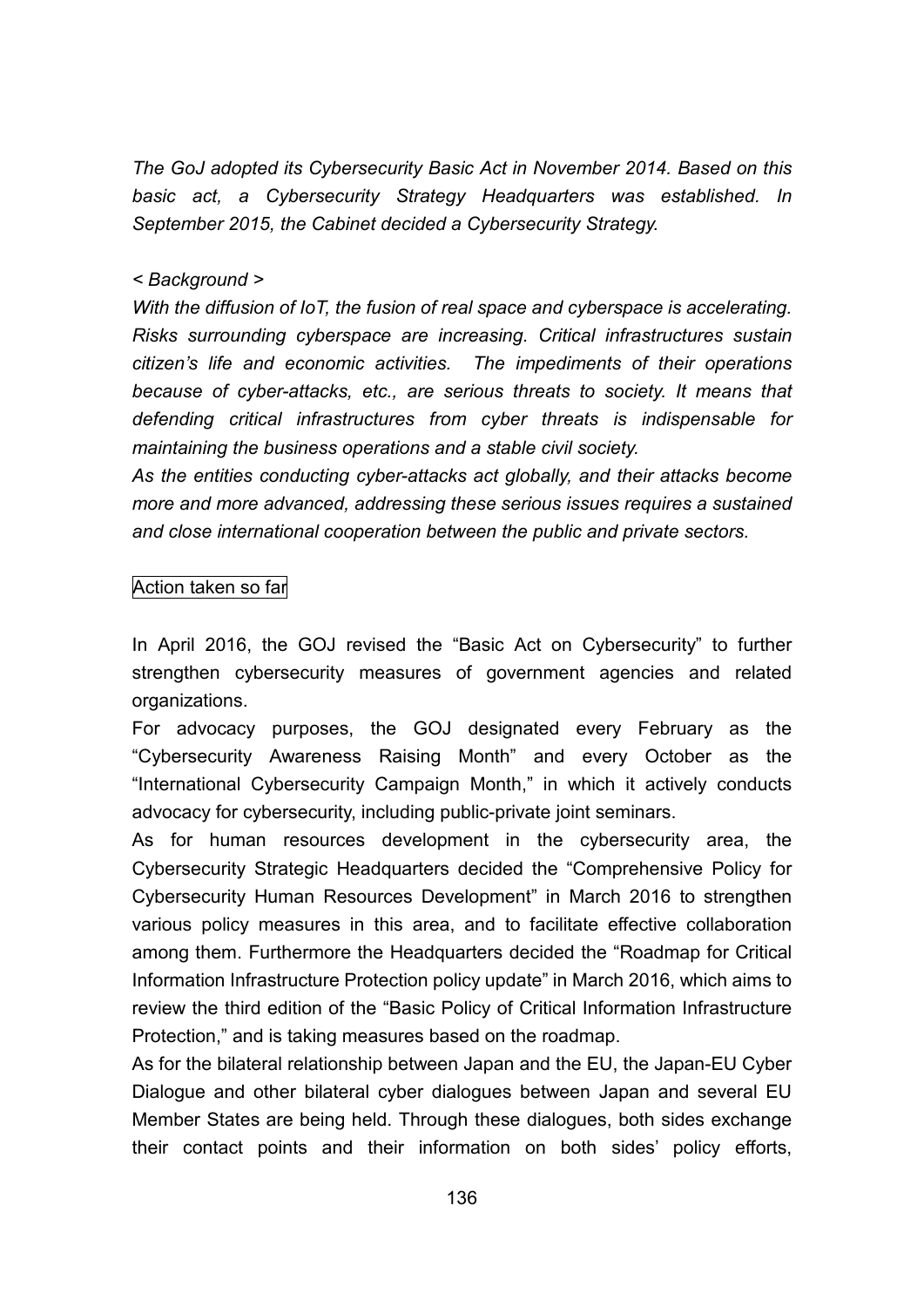*The GoJ adopted its Cybersecurity Basic Act in November 2014. Based on this basic act, a Cybersecurity Strategy Headquarters was established. In September 2015, the Cabinet decided a Cybersecurity Strategy.*

*< Background >*

*With the diffusion of IoT, the fusion of real space and cyberspace is accelerating. Risks surrounding cyberspace are increasing. Critical infrastructures sustain citizen's life and economic activities. The impediments of their operations because of cyber-attacks, etc., are serious threats to society. It means that defending critical infrastructures from cyber threats is indispensable for maintaining the business operations and a stable civil society.*

*As the entities conducting cyber-attacks act globally, and their attacks become more and more advanced, addressing these serious issues requires a sustained and close international cooperation between the public and private sectors.*

Action taken so far

In April 2016, the GOJ revised the "Basic Act on Cybersecurity" to further strengthen cybersecurity measures of government agencies and related organizations.

For advocacy purposes, the GOJ designated every February as the "Cybersecurity Awareness Raising Month" and every October as the "International Cybersecurity Campaign Month," in which it actively conducts advocacy for cybersecurity, including public-private joint seminars.

As for human resources development in the cybersecurity area, the Cybersecurity Strategic Headquarters decided the "Comprehensive Policy for Cybersecurity Human Resources Development" in March 2016 to strengthen various policy measures in this area, and to facilitate effective collaboration among them. Furthermore the Headquarters decided the "Roadmap for Critical Information Infrastructure Protection policy update" in March 2016, which aims to review the third edition of the "Basic Policy of Critical Information Infrastructure Protection," and is taking measures based on the roadmap.

As for the bilateral relationship between Japan and the EU, the Japan-EU Cyber Dialogue and other bilateral cyber dialogues between Japan and several EU Member States are being held. Through these dialogues, both sides exchange their contact points and their information on both sides' policy efforts,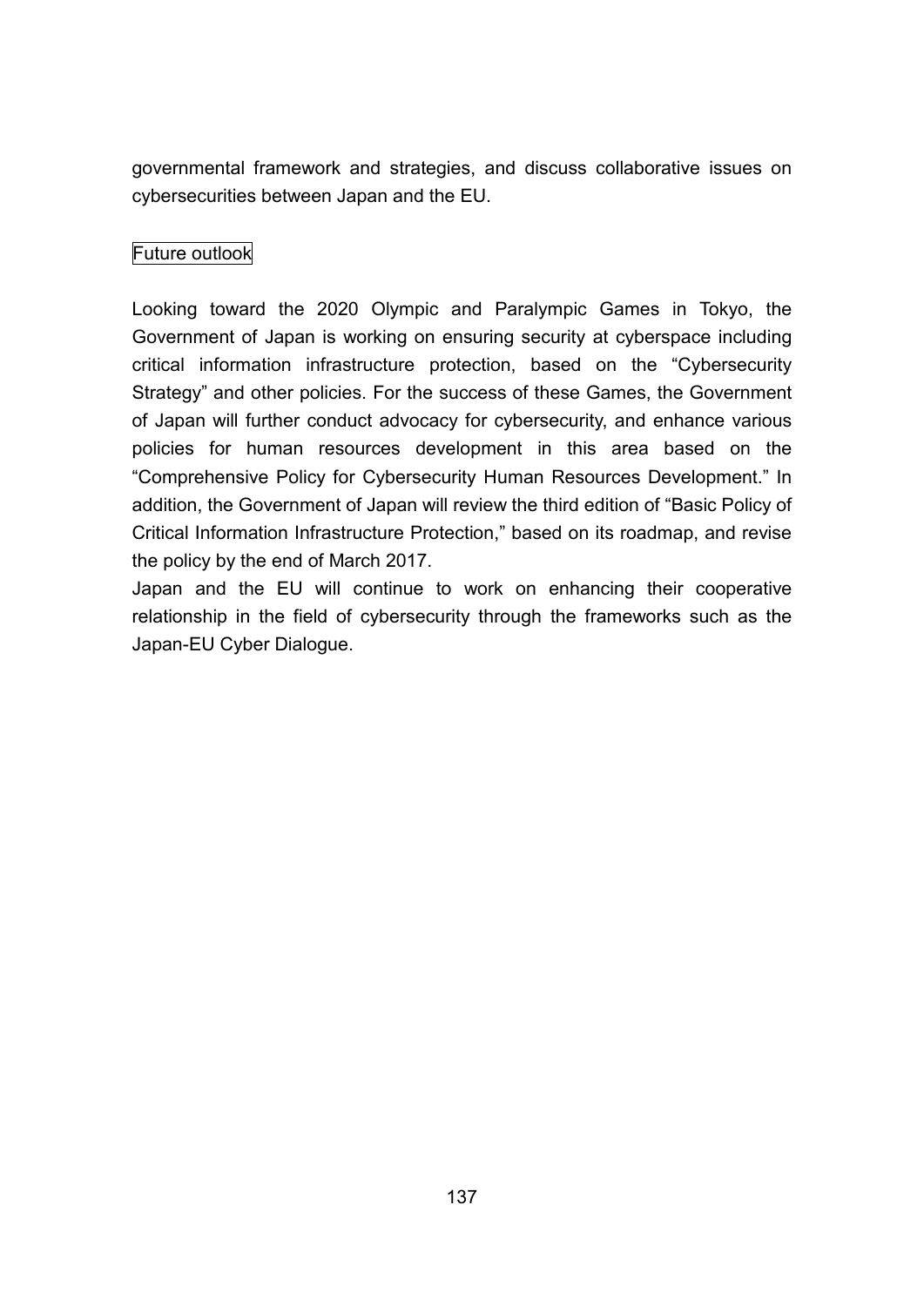governmental framework and strategies, and discuss collaborative issues on cybersecurities between Japan and the EU.

### Future outlook

Looking toward the 2020 Olympic and Paralympic Games in Tokyo, the Government of Japan is working on ensuring security at cyberspace including critical information infrastructure protection, based on the “Cybersecurity Strategy” and other policies. For the success of these Games, the Government of Japan will further conduct advocacy for cybersecurity, and enhance various policies for human resources development in this area based on the “Comprehensive Policy for Cybersecurity Human Resources Development.” In addition, the Government of Japan will review the third edition of “Basic Policy of Critical Information Infrastructure Protection,” based on its roadmap, and revise the policy by the end of March 2017.

Japan and the EU will continue to work on enhancing their cooperative relationship in the field of cybersecurity through the frameworks such as the Japan-EU Cyber Dialogue.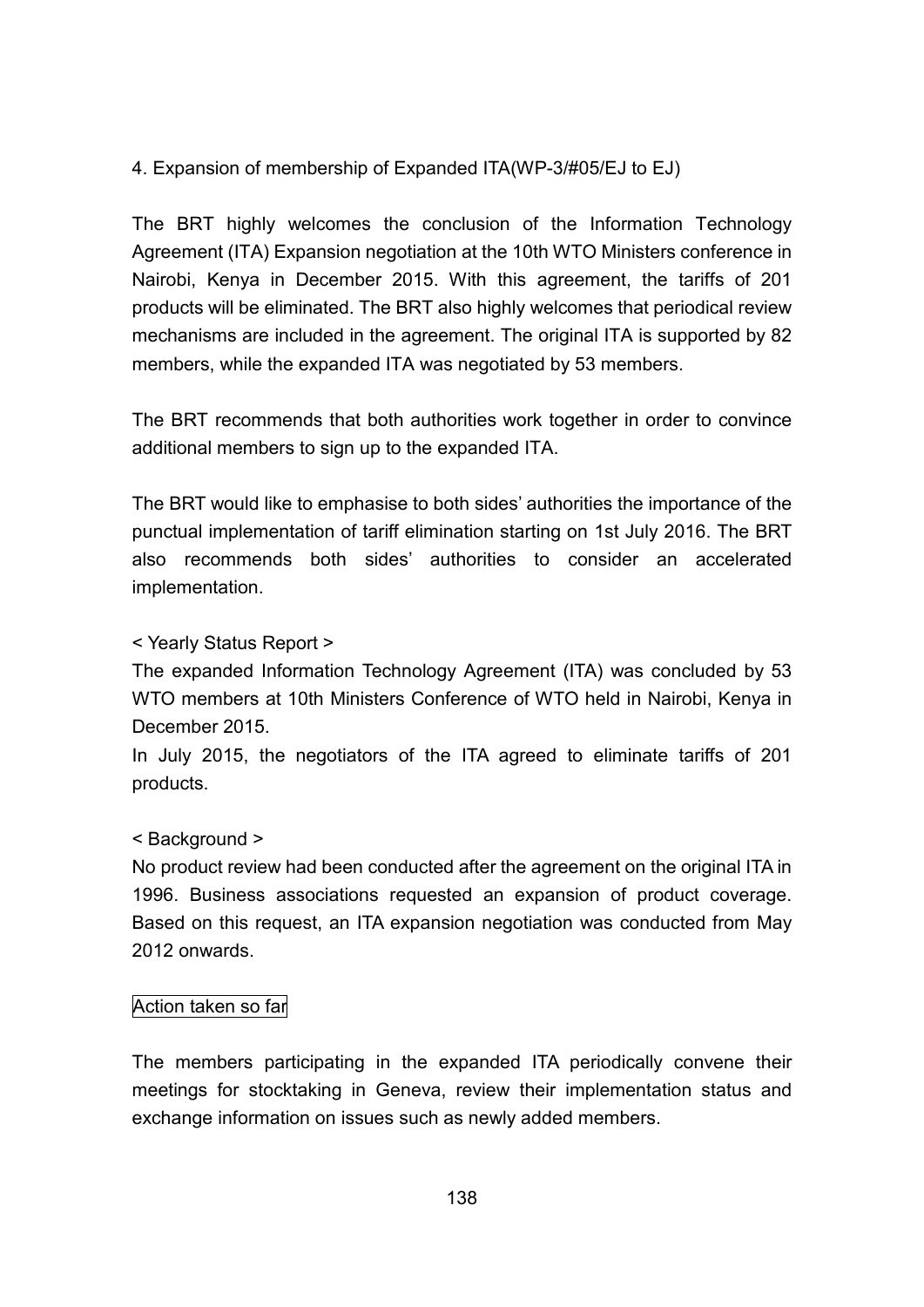## 4. Expansion of membership of Expanded ITA(WP-3/#05/EJ to EJ)

The BRT highly welcomes the conclusion of the Information Technology Agreement (ITA) Expansion negotiation at the 10th WTO Ministers conference in Nairobi, Kenya in December 2015. With this agreement, the tariffs of 201 products will be eliminated. The BRT also highly welcomes that periodical review mechanisms are included in the agreement. The original ITA is supported by 82 members, while the expanded ITA was negotiated by 53 members.

The BRT recommends that both authorities work together in order to convince additional members to sign up to the expanded ITA.

The BRT would like to emphasise to both sides' authorities the importance of the punctual implementation of tariff elimination starting on 1st July 2016. The BRT also recommends both sides' authorities to consider an accelerated implementation.

< Yearly Status Report >
The expanded Information Technology Agreement (ITA) was concluded by 53 WTO members at 10th Ministers Conference of WTO held in Nairobi, Kenya in December 2015.
In July 2015, the negotiators of the ITA agreed to eliminate tariffs of 201 products.

< Background >
No product review had been conducted after the agreement on the original ITA in 1996. Business associations requested an expansion of product coverage. Based on this request, an ITA expansion negotiation was conducted from May 2012 onwards.

Action taken so far

The members participating in the expanded ITA periodically convene their meetings for stocktaking in Geneva, review their implementation status and exchange information on issues such as newly added members.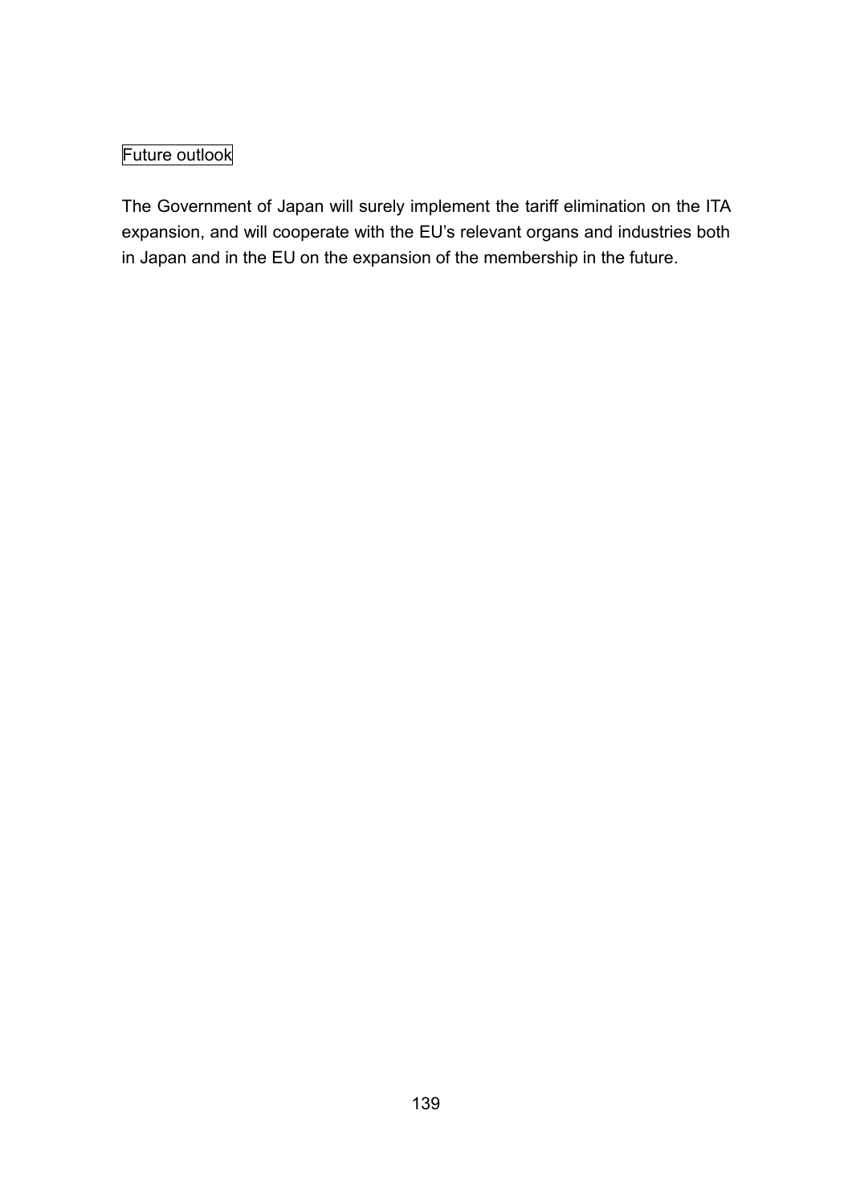Future outlook

The Government of Japan will surely implement the tariff elimination on the ITA expansion, and will cooperate with the EU's relevant organs and industries both in Japan and in the EU on the expansion of the membership in the future.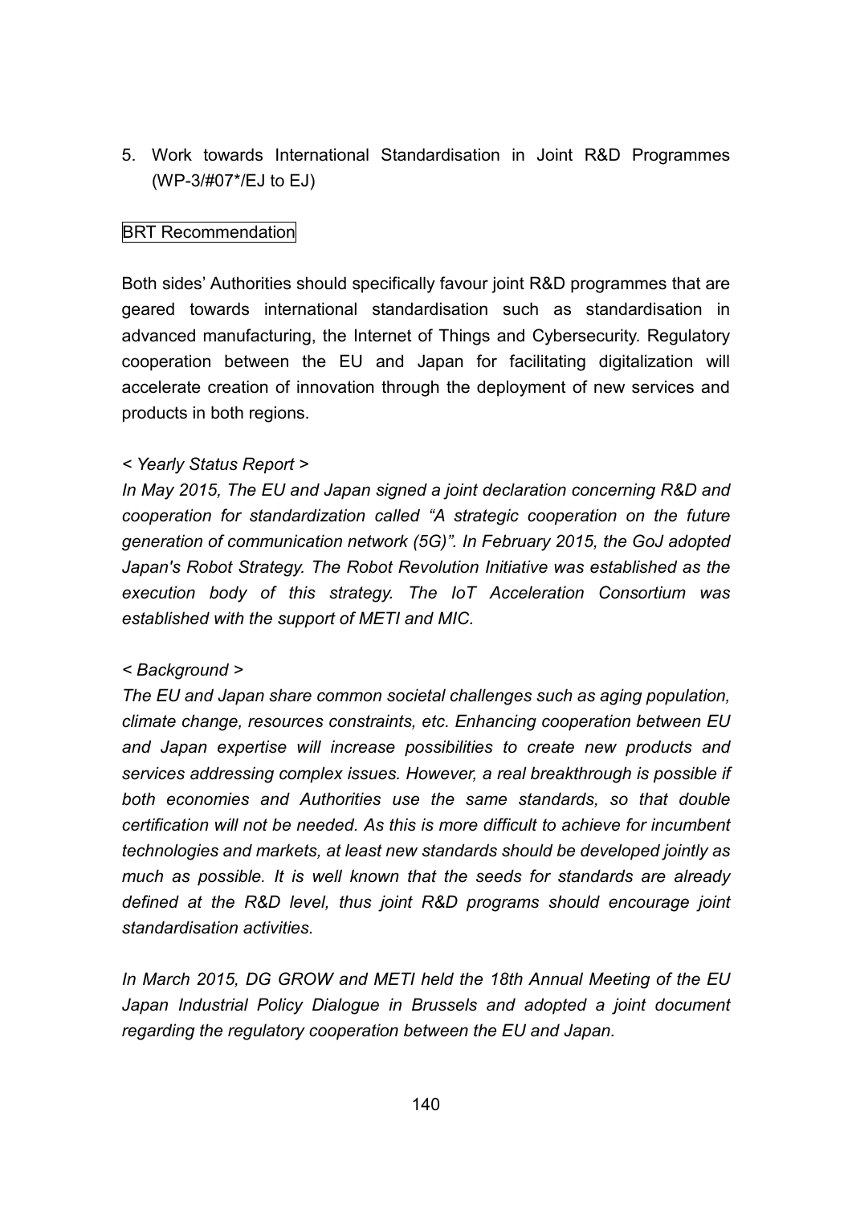5. Work towards International Standardisation in Joint R&D Programmes (WP-3/#07*/EJ to EJ)

BRT Recommendation

Both sides' Authorities should specifically favour joint R&D programmes that are geared towards international standardisation such as standardisation in advanced manufacturing, the Internet of Things and Cybersecurity. Regulatory cooperation between the EU and Japan for facilitating digitalization will accelerate creation of innovation through the deployment of new services and products in both regions.

*< Yearly Status Report >*

*In May 2015, The EU and Japan signed a joint declaration concerning R&D and cooperation for standardization called "A strategic cooperation on the future generation of communication network (5G)". In February 2015, the GoJ adopted Japan's Robot Strategy. The Robot Revolution Initiative was established as the execution body of this strategy. The IoT Acceleration Consortium was established with the support of METI and MIC.*

*< Background >*

*The EU and Japan share common societal challenges such as aging population, climate change, resources constraints, etc. Enhancing cooperation between EU and Japan expertise will increase possibilities to create new products and services addressing complex issues. However, a real breakthrough is possible if both economies and Authorities use the same standards, so that double certification will not be needed. As this is more difficult to achieve for incumbent technologies and markets, at least new standards should be developed jointly as much as possible. It is well known that the seeds for standards are already defined at the R&D level, thus joint R&D programs should encourage joint standardisation activities.*

*In March 2015, DG GROW and METI held the 18th Annual Meeting of the EU Japan Industrial Policy Dialogue in Brussels and adopted a joint document regarding the regulatory cooperation between the EU and Japan.*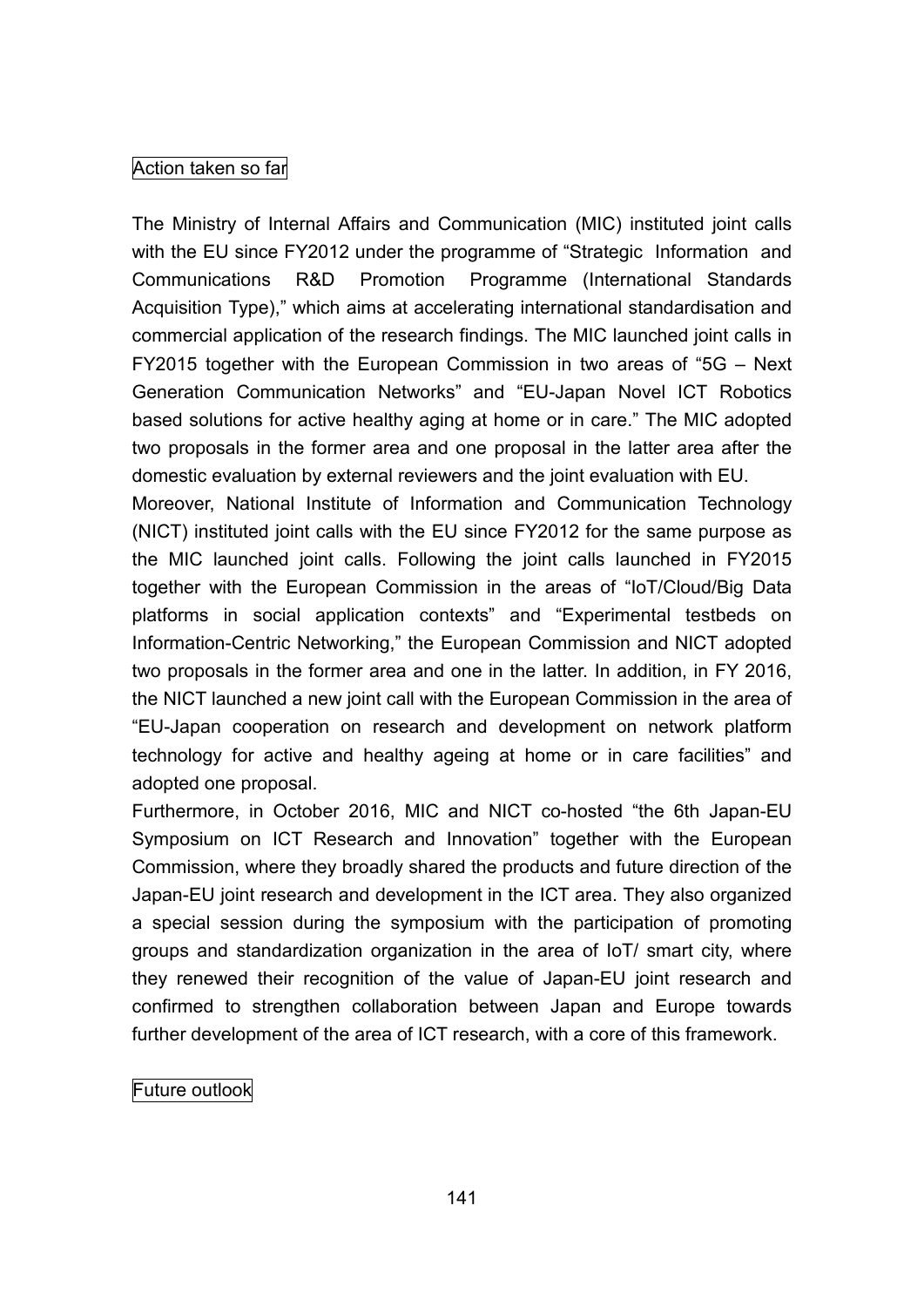## Action taken so far

The Ministry of Internal Affairs and Communication (MIC) instituted joint calls with the EU since FY2012 under the programme of "Strategic Information and Communications R&D Promotion Programme (International Standards Acquisition Type)," which aims at accelerating international standardisation and commercial application of the research findings. The MIC launched joint calls in FY2015 together with the European Commission in two areas of "5G – Next Generation Communication Networks" and "EU-Japan Novel ICT Robotics based solutions for active healthy aging at home or in care." The MIC adopted two proposals in the former area and one proposal in the latter area after the domestic evaluation by external reviewers and the joint evaluation with EU.

Moreover, National Institute of Information and Communication Technology (NICT) instituted joint calls with the EU since FY2012 for the same purpose as the MIC launched joint calls. Following the joint calls launched in FY2015 together with the European Commission in the areas of "IoT/Cloud/Big Data platforms in social application contexts" and "Experimental testbeds on Information-Centric Networking," the European Commission and NICT adopted two proposals in the former area and one in the latter. In addition, in FY 2016, the NICT launched a new joint call with the European Commission in the area of "EU-Japan cooperation on research and development on network platform technology for active and healthy ageing at home or in care facilities" and adopted one proposal.

Furthermore, in October 2016, MIC and NICT co-hosted "the 6th Japan-EU Symposium on ICT Research and Innovation" together with the European Commission, where they broadly shared the products and future direction of the Japan-EU joint research and development in the ICT area. They also organized a special session during the symposium with the participation of promoting groups and standardization organization in the area of IoT/ smart city, where they renewed their recognition of the value of Japan-EU joint research and confirmed to strengthen collaboration between Japan and Europe towards further development of the area of ICT research, with a core of this framework.

## Future outlook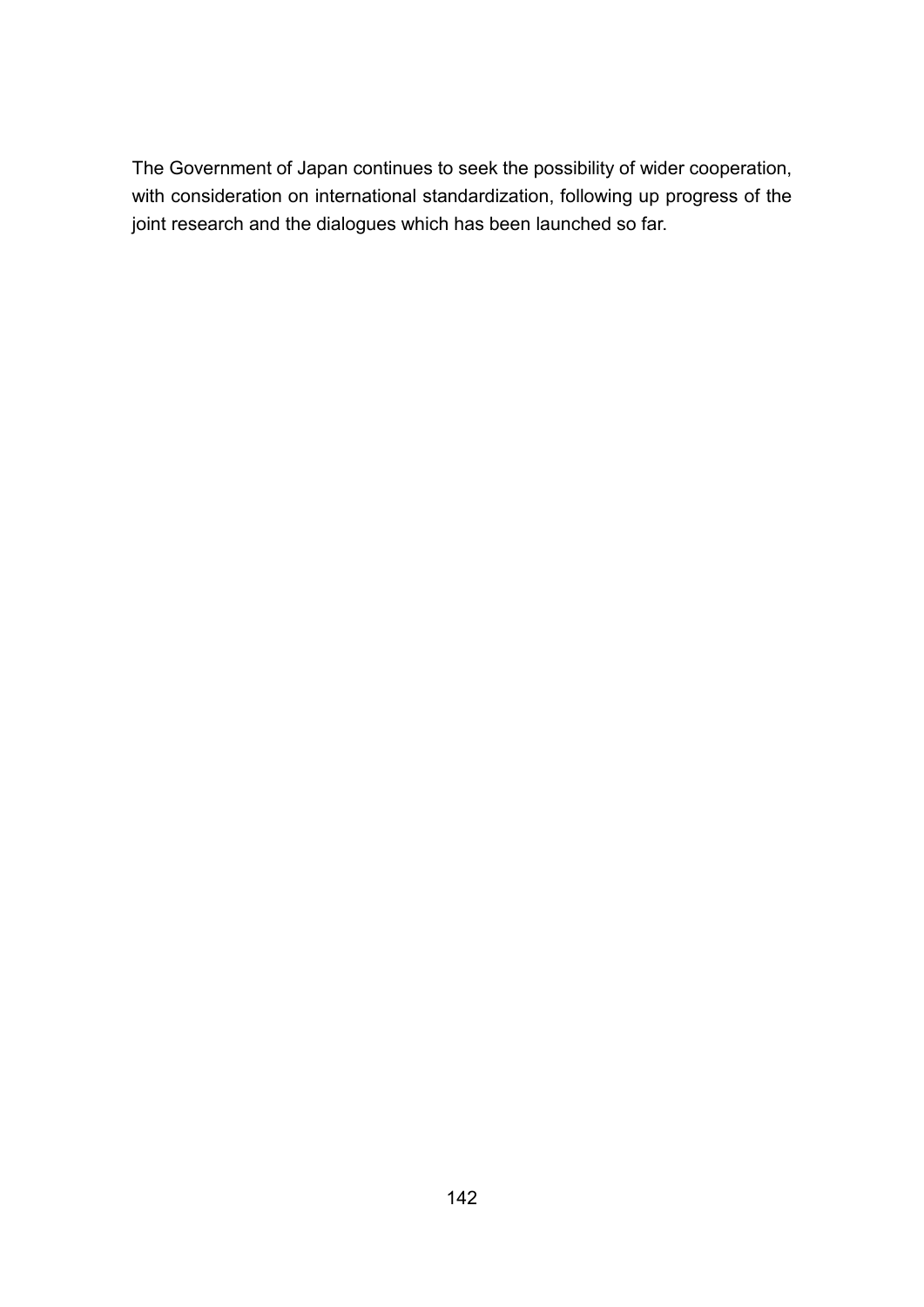The Government of Japan continues to seek the possibility of wider cooperation, with consideration on international standardization, following up progress of the joint research and the dialogues which has been launched so far.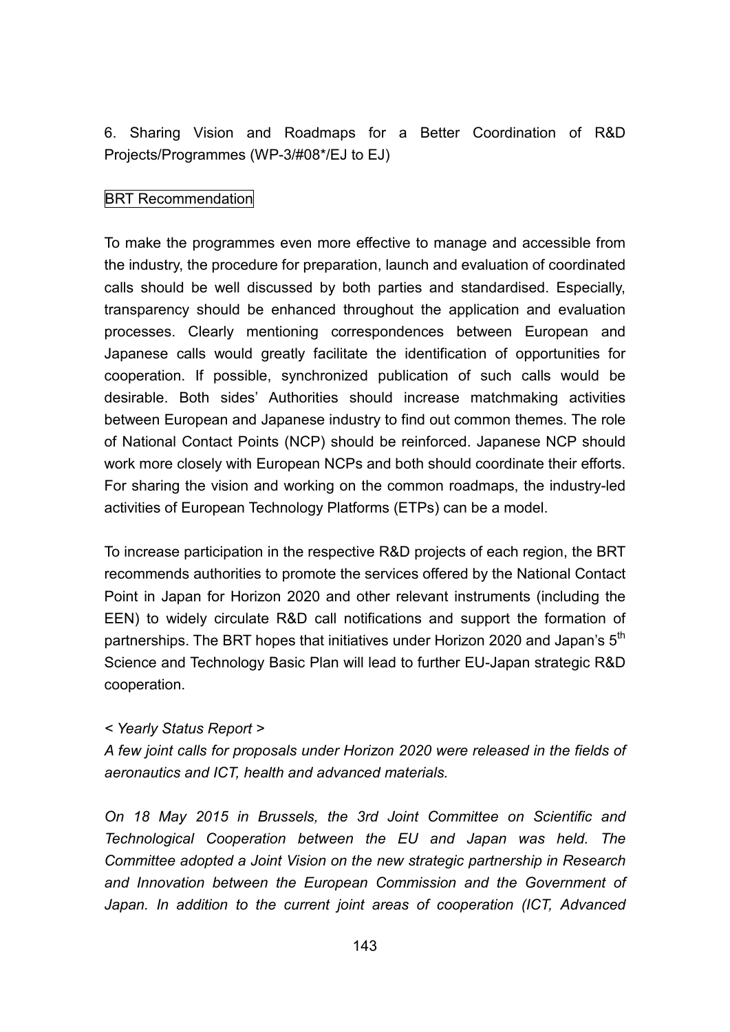## 6. Sharing Vision and Roadmaps for a Better Coordination of R&D Projects/Programmes (WP-3/#08*/EJ to EJ)

BRT Recommendation

To make the programmes even more effective to manage and accessible from the industry, the procedure for preparation, launch and evaluation of coordinated calls should be well discussed by both parties and standardised. Especially, transparency should be enhanced throughout the application and evaluation processes. Clearly mentioning correspondences between European and Japanese calls would greatly facilitate the identification of opportunities for cooperation. If possible, synchronized publication of such calls would be desirable. Both sides' Authorities should increase matchmaking activities between European and Japanese industry to find out common themes. The role of National Contact Points (NCP) should be reinforced. Japanese NCP should work more closely with European NCPs and both should coordinate their efforts. For sharing the vision and working on the common roadmaps, the industry-led activities of European Technology Platforms (ETPs) can be a model.

To increase participation in the respective R&D projects of each region, the BRT recommends authorities to promote the services offered by the National Contact Point in Japan for Horizon 2020 and other relevant instruments (including the EEN) to widely circulate R&D call notifications and support the formation of partnerships. The BRT hopes that initiatives under Horizon 2020 and Japan's 5th Science and Technology Basic Plan will lead to further EU-Japan strategic R&D cooperation.

*< Yearly Status Report >*

*A few joint calls for proposals under Horizon 2020 were released in the fields of aeronautics and ICT, health and advanced materials.*

*On 18 May 2015 in Brussels, the 3rd Joint Committee on Scientific and Technological Cooperation between the EU and Japan was held. The Committee adopted a Joint Vision on the new strategic partnership in Research and Innovation between the European Commission and the Government of Japan. In addition to the current joint areas of cooperation (ICT, Advanced*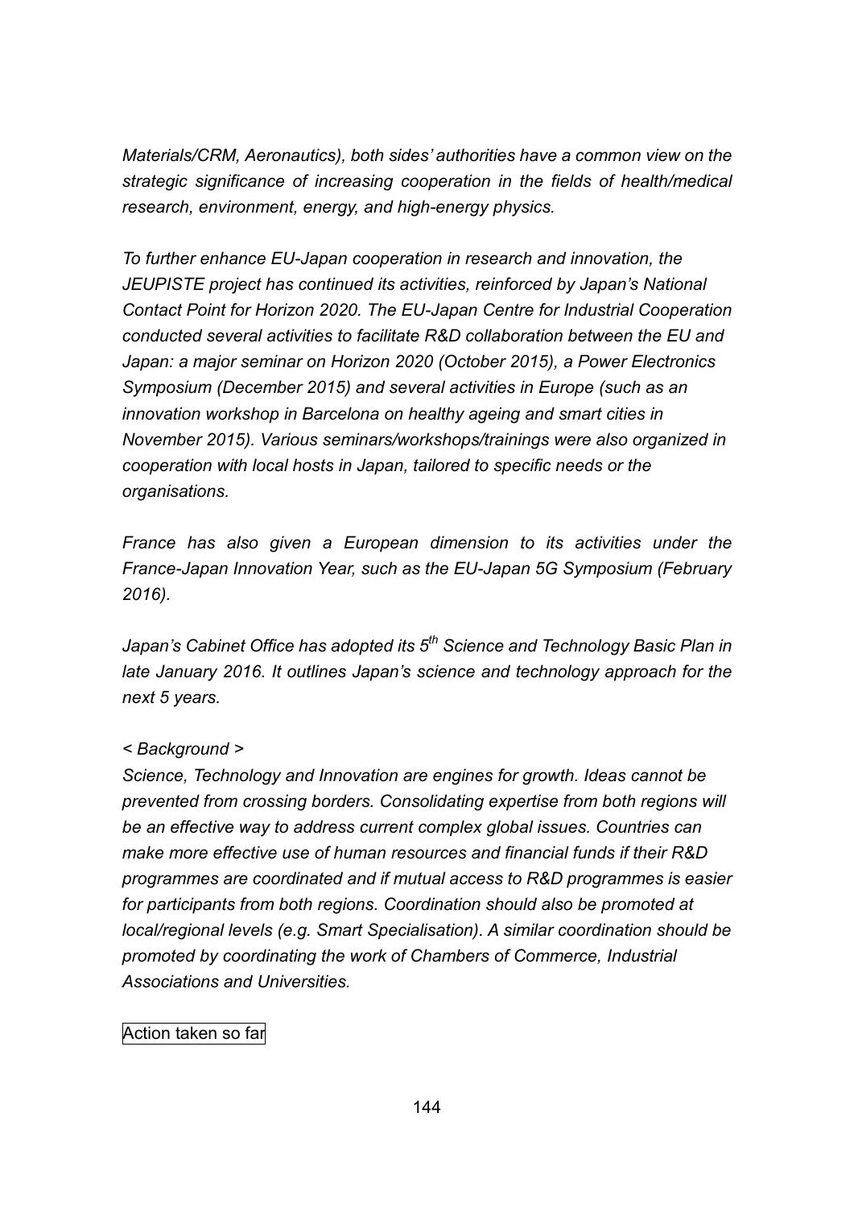*Materials/CRM, Aeronautics), both sides' authorities have a common view on the strategic significance of increasing cooperation in the fields of health/medical research, environment, energy, and high-energy physics.*

*To further enhance EU-Japan cooperation in research and innovation, the JEUPISTE project has continued its activities, reinforced by Japan's National Contact Point for Horizon 2020. The EU-Japan Centre for Industrial Cooperation conducted several activities to facilitate R&D collaboration between the EU and Japan: a major seminar on Horizon 2020 (October 2015), a Power Electronics Symposium (December 2015) and several activities in Europe (such as an innovation workshop in Barcelona on healthy ageing and smart cities in November 2015). Various seminars/workshops/trainings were also organized in cooperation with local hosts in Japan, tailored to specific needs or the organisations.*

*France has also given a European dimension to its activities under the France-Japan Innovation Year, such as the EU-Japan 5G Symposium (February 2016).*

*Japan's Cabinet Office has adopted its 5th Science and Technology Basic Plan in late January 2016. It outlines Japan's science and technology approach for the next 5 years.*

*< Background >*
*Science, Technology and Innovation are engines for growth. Ideas cannot be prevented from crossing borders. Consolidating expertise from both regions will be an effective way to address current complex global issues. Countries can make more effective use of human resources and financial funds if their R&D programmes are coordinated and if mutual access to R&D programmes is easier for participants from both regions. Coordination should also be promoted at local/regional levels (e.g. Smart Specialisation). A similar coordination should be promoted by coordinating the work of Chambers of Commerce, Industrial Associations and Universities.*

Action taken so far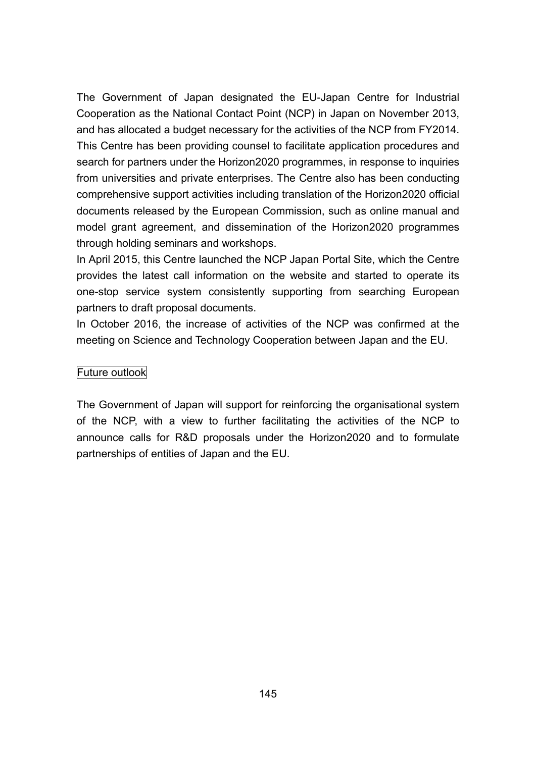The Government of Japan designated the EU-Japan Centre for Industrial Cooperation as the National Contact Point (NCP) in Japan on November 2013, and has allocated a budget necessary for the activities of the NCP from FY2014. This Centre has been providing counsel to facilitate application procedures and search for partners under the Horizon2020 programmes, in response to inquiries from universities and private enterprises. The Centre also has been conducting comprehensive support activities including translation of the Horizon2020 official documents released by the European Commission, such as online manual and model grant agreement, and dissemination of the Horizon2020 programmes through holding seminars and workshops.

In April 2015, this Centre launched the NCP Japan Portal Site, which the Centre provides the latest call information on the website and started to operate its one-stop service system consistently supporting from searching European partners to draft proposal documents.

In October 2016, the increase of activities of the NCP was confirmed at the meeting on Science and Technology Cooperation between Japan and the EU.

Future outlook

The Government of Japan will support for reinforcing the organisational system of the NCP, with a view to further facilitating the activities of the NCP to announce calls for R&D proposals under the Horizon2020 and to formulate partnerships of entities of Japan and the EU.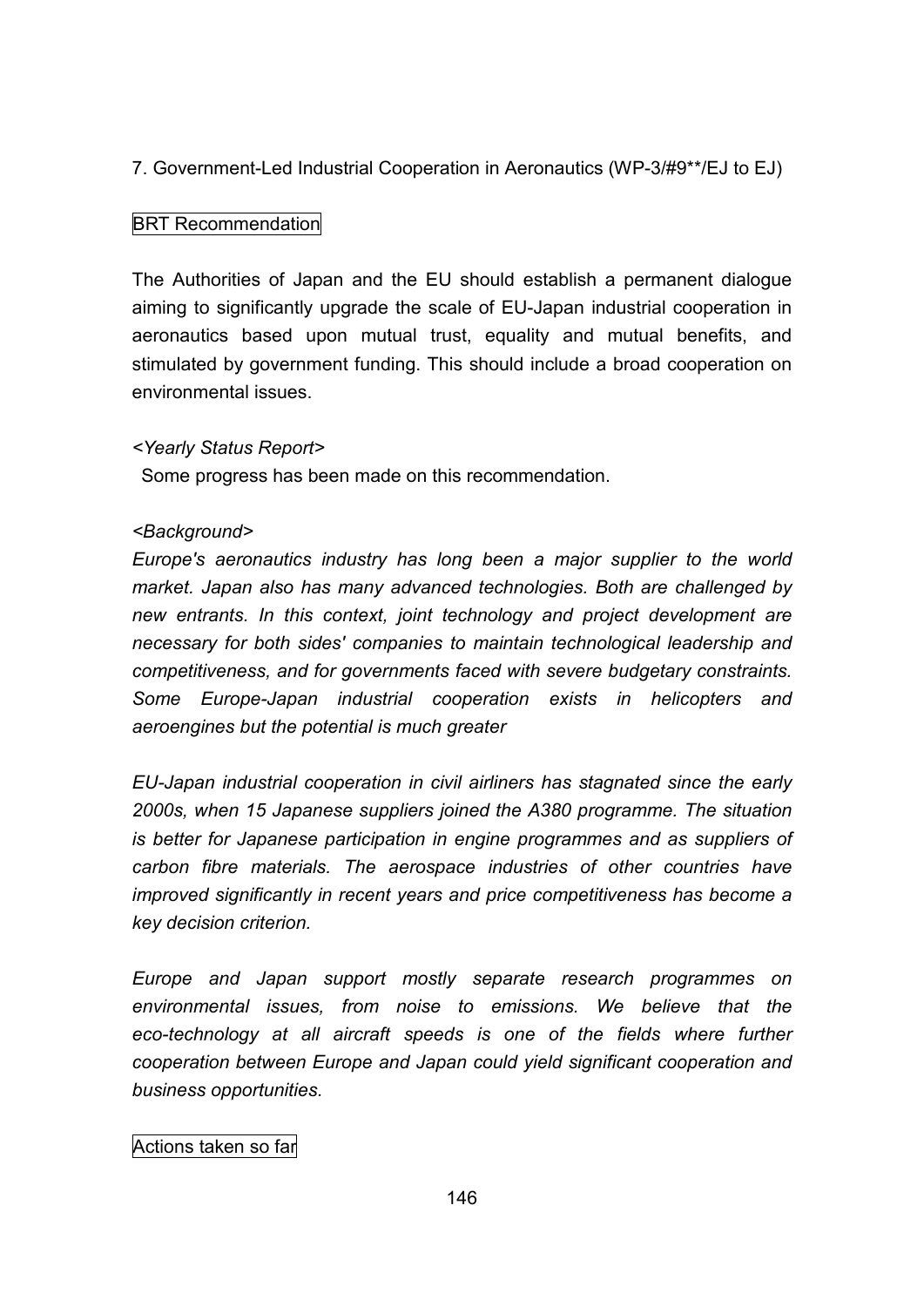7. Government-Led Industrial Cooperation in Aeronautics (WP-3/#9**/EJ to EJ)

BRT Recommendation

The Authorities of Japan and the EU should establish a permanent dialogue aiming to significantly upgrade the scale of EU-Japan industrial cooperation in aeronautics based upon mutual trust, equality and mutual benefits, and stimulated by government funding. This should include a broad cooperation on environmental issues.

*<Yearly Status Report>*

Some progress has been made on this recommendation.

*<Background>*

*Europe's aeronautics industry has long been a major supplier to the world market. Japan also has many advanced technologies. Both are challenged by new entrants. In this context, joint technology and project development are necessary for both sides' companies to maintain technological leadership and competitiveness, and for governments faced with severe budgetary constraints. Some Europe-Japan industrial cooperation exists in helicopters and aeroengines but the potential is much greater*

*EU-Japan industrial cooperation in civil airliners has stagnated since the early 2000s, when 15 Japanese suppliers joined the A380 programme. The situation is better for Japanese participation in engine programmes and as suppliers of carbon fibre materials. The aerospace industries of other countries have improved significantly in recent years and price competitiveness has become a key decision criterion.*

*Europe and Japan support mostly separate research programmes on environmental issues, from noise to emissions. We believe that the eco-technology at all aircraft speeds is one of the fields where further cooperation between Europe and Japan could yield significant cooperation and business opportunities.*

Actions taken so far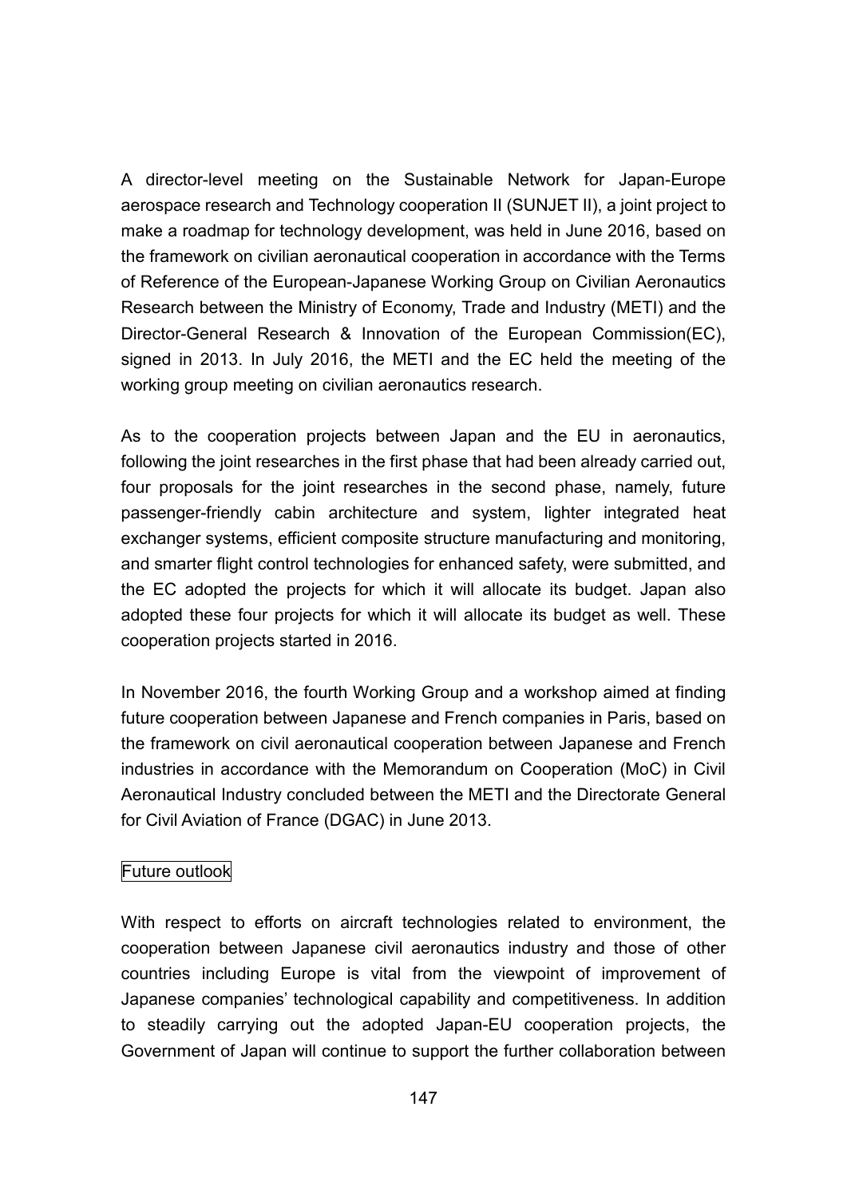A director-level meeting on the Sustainable Network for Japan-Europe aerospace research and Technology cooperation II (SUNJET II), a joint project to make a roadmap for technology development, was held in June 2016, based on the framework on civilian aeronautical cooperation in accordance with the Terms of Reference of the European-Japanese Working Group on Civilian Aeronautics Research between the Ministry of Economy, Trade and Industry (METI) and the Director-General Research & Innovation of the European Commission(EC), signed in 2013. In July 2016, the METI and the EC held the meeting of the working group meeting on civilian aeronautics research.

As to the cooperation projects between Japan and the EU in aeronautics, following the joint researches in the first phase that had been already carried out, four proposals for the joint researches in the second phase, namely, future passenger-friendly cabin architecture and system, lighter integrated heat exchanger systems, efficient composite structure manufacturing and monitoring, and smarter flight control technologies for enhanced safety, were submitted, and the EC adopted the projects for which it will allocate its budget. Japan also adopted these four projects for which it will allocate its budget as well. These cooperation projects started in 2016.

In November 2016, the fourth Working Group and a workshop aimed at finding future cooperation between Japanese and French companies in Paris, based on the framework on civil aeronautical cooperation between Japanese and French industries in accordance with the Memorandum on Cooperation (MoC) in Civil Aeronautical Industry concluded between the METI and the Directorate General for Civil Aviation of France (DGAC) in June 2013.

Future outlook

With respect to efforts on aircraft technologies related to environment, the cooperation between Japanese civil aeronautics industry and those of other countries including Europe is vital from the viewpoint of improvement of Japanese companies' technological capability and competitiveness. In addition to steadily carrying out the adopted Japan-EU cooperation projects, the Government of Japan will continue to support the further collaboration between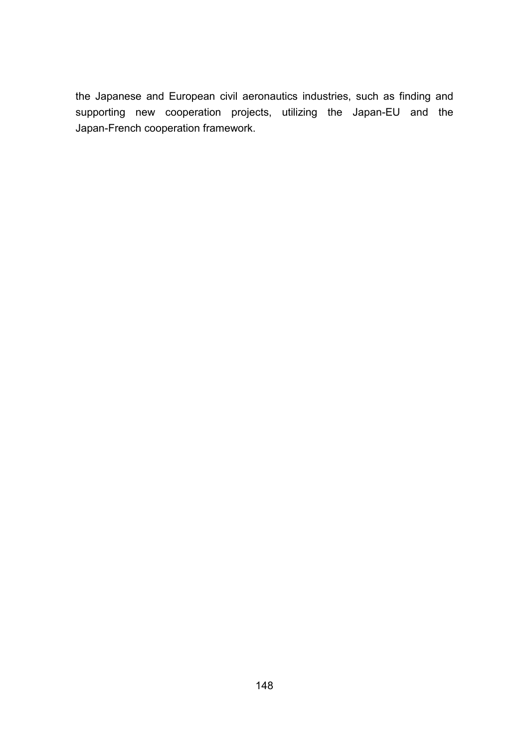the Japanese and European civil aeronautics industries, such as finding and supporting new cooperation projects, utilizing the Japan-EU and the Japan-French cooperation framework.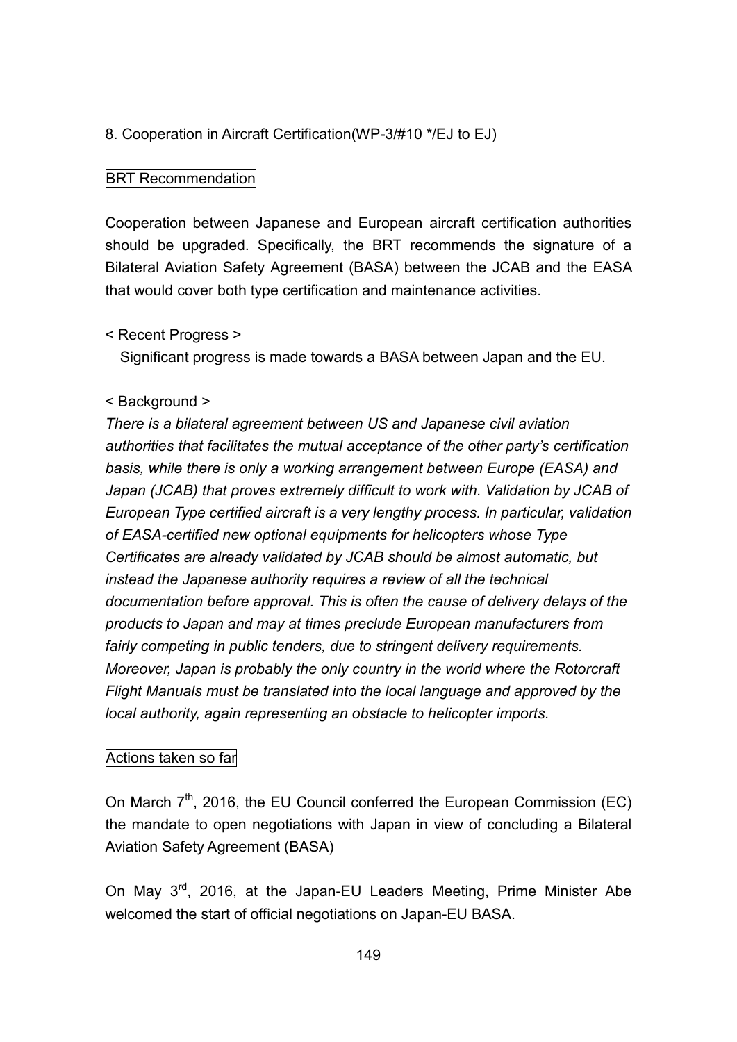## 8. Cooperation in Aircraft Certification(WP-3/#10 */EJ to EJ)

### BRT Recommendation

Cooperation between Japanese and European aircraft certification authorities should be upgraded. Specifically, the BRT recommends the signature of a Bilateral Aviation Safety Agreement (BASA) between the JCAB and the EASA that would cover both type certification and maintenance activities.

< Recent Progress >

Significant progress is made towards a BASA between Japan and the EU.

< Background >

*There is a bilateral agreement between US and Japanese civil aviation authorities that facilitates the mutual acceptance of the other party's certification basis, while there is only a working arrangement between Europe (EASA) and Japan (JCAB) that proves extremely difficult to work with. Validation by JCAB of European Type certified aircraft is a very lengthy process. In particular, validation of EASA-certified new optional equipments for helicopters whose Type Certificates are already validated by JCAB should be almost automatic, but instead the Japanese authority requires a review of all the technical documentation before approval. This is often the cause of delivery delays of the products to Japan and may at times preclude European manufacturers from fairly competing in public tenders, due to stringent delivery requirements. Moreover, Japan is probably the only country in the world where the Rotorcraft Flight Manuals must be translated into the local language and approved by the local authority, again representing an obstacle to helicopter imports.*

### Actions taken so far

On March 7th, 2016, the EU Council conferred the European Commission (EC) the mandate to open negotiations with Japan in view of concluding a Bilateral Aviation Safety Agreement (BASA)

On May 3rd, 2016, at the Japan-EU Leaders Meeting, Prime Minister Abe welcomed the start of official negotiations on Japan-EU BASA.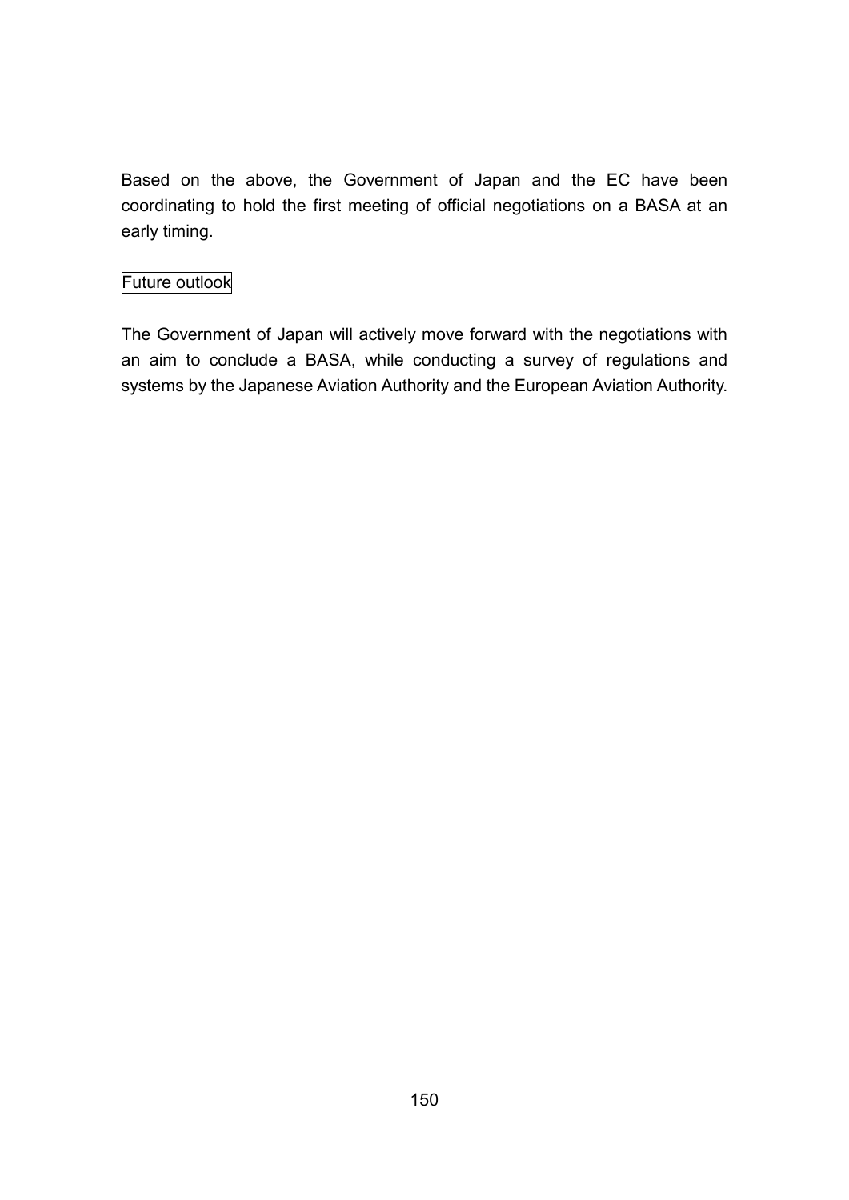Based on the above, the Government of Japan and the EC have been coordinating to hold the first meeting of official negotiations on a BASA at an early timing.

Future outlook

The Government of Japan will actively move forward with the negotiations with an aim to conclude a BASA, while conducting a survey of regulations and systems by the Japanese Aviation Authority and the European Aviation Authority.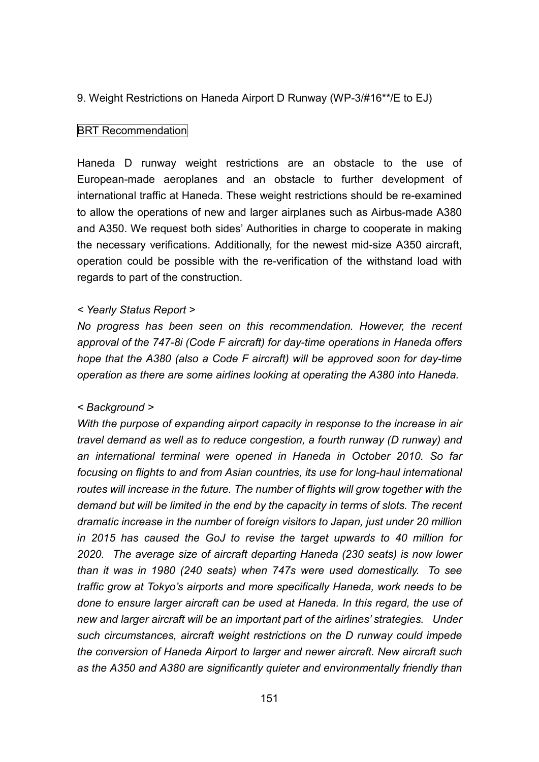9. Weight Restrictions on Haneda Airport D Runway (WP-3/#16**/E to EJ)

BRT Recommendation

Haneda D runway weight restrictions are an obstacle to the use of European-made aeroplanes and an obstacle to further development of international traffic at Haneda. These weight restrictions should be re-examined to allow the operations of new and larger airplanes such as Airbus-made A380 and A350. We request both sides' Authorities in charge to cooperate in making the necessary verifications. Additionally, for the newest mid-size A350 aircraft, operation could be possible with the re-verification of the withstand load with regards to part of the construction.

*< Yearly Status Report >*

*No progress has been seen on this recommendation. However, the recent approval of the 747-8i (Code F aircraft) for day-time operations in Haneda offers hope that the A380 (also a Code F aircraft) will be approved soon for day-time operation as there are some airlines looking at operating the A380 into Haneda.*

*< Background >*

*With the purpose of expanding airport capacity in response to the increase in air travel demand as well as to reduce congestion, a fourth runway (D runway) and an international terminal were opened in Haneda in October 2010. So far focusing on flights to and from Asian countries, its use for long-haul international routes will increase in the future. The number of flights will grow together with the demand but will be limited in the end by the capacity in terms of slots. The recent dramatic increase in the number of foreign visitors to Japan, just under 20 million in 2015 has caused the GoJ to revise the target upwards to 40 million for 2020. The average size of aircraft departing Haneda (230 seats) is now lower than it was in 1980 (240 seats) when 747s were used domestically. To see traffic grow at Tokyo's airports and more specifically Haneda, work needs to be done to ensure larger aircraft can be used at Haneda. In this regard, the use of new and larger aircraft will be an important part of the airlines' strategies. Under such circumstances, aircraft weight restrictions on the D runway could impede the conversion of Haneda Airport to larger and newer aircraft. New aircraft such as the A350 and A380 are significantly quieter and environmentally friendly than*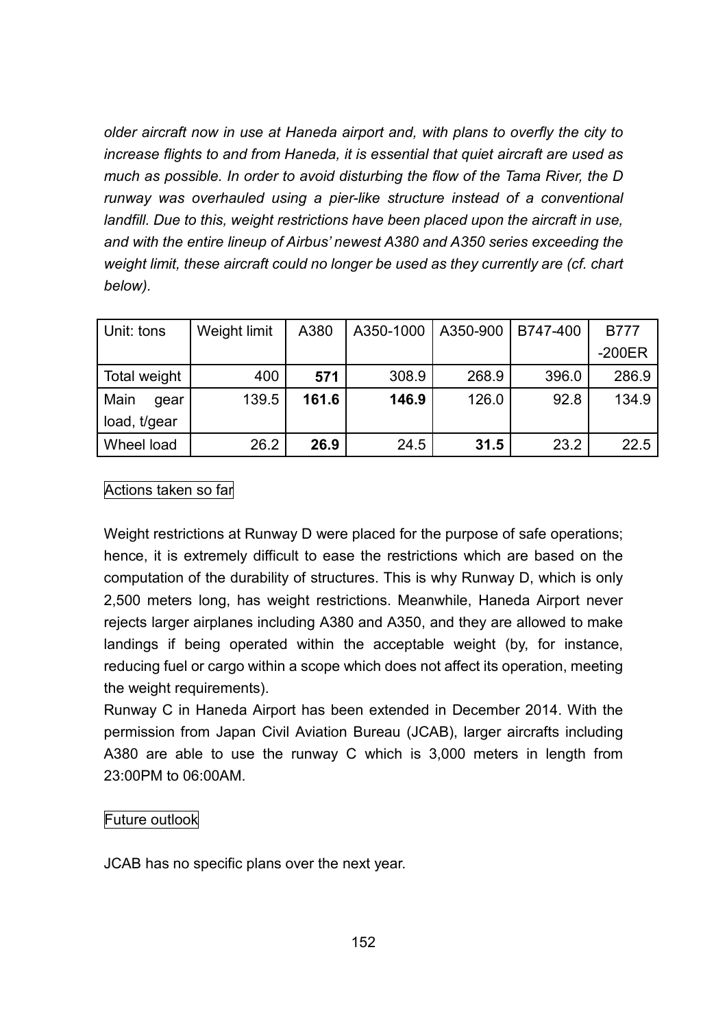*older aircraft now in use at Haneda airport and, with plans to overfly the city to increase flights to and from Haneda, it is essential that quiet aircraft are used as much as possible. In order to avoid disturbing the flow of the Tama River, the D runway was overhauled using a pier-like structure instead of a conventional landfill. Due to this, weight restrictions have been placed upon the aircraft in use, and with the entire lineup of Airbus' newest A380 and A350 series exceeding the weight limit, these aircraft could no longer be used as they currently are (cf. chart below).*

| Unit: tons | Weight limit | A380 | A350-1000 | A350-900 | B747-400 | B777 -200ER |
|---|---|---|---|---|---|---|
| Total weight | 400 | **571** | 308.9 | 268.9 | 396.0 | 286.9 |
| Main gear load, t/gear | 139.5 | **161.6** | **146.9** | 126.0 | 92.8 | 134.9 |
| Wheel load | 26.2 | **26.9** | 24.5 | **31.5** | 23.2 | 22.5 |

Actions taken so far

Weight restrictions at Runway D were placed for the purpose of safe operations; hence, it is extremely difficult to ease the restrictions which are based on the computation of the durability of structures. This is why Runway D, which is only 2,500 meters long, has weight restrictions. Meanwhile, Haneda Airport never rejects larger airplanes including A380 and A350, and they are allowed to make landings if being operated within the acceptable weight (by, for instance, reducing fuel or cargo within a scope which does not affect its operation, meeting the weight requirements).
Runway C in Haneda Airport has been extended in December 2014. With the permission from Japan Civil Aviation Bureau (JCAB), larger aircrafts including A380 are able to use the runway C which is 3,000 meters in length from 23:00PM to 06:00AM.

Future outlook

JCAB has no specific plans over the next year.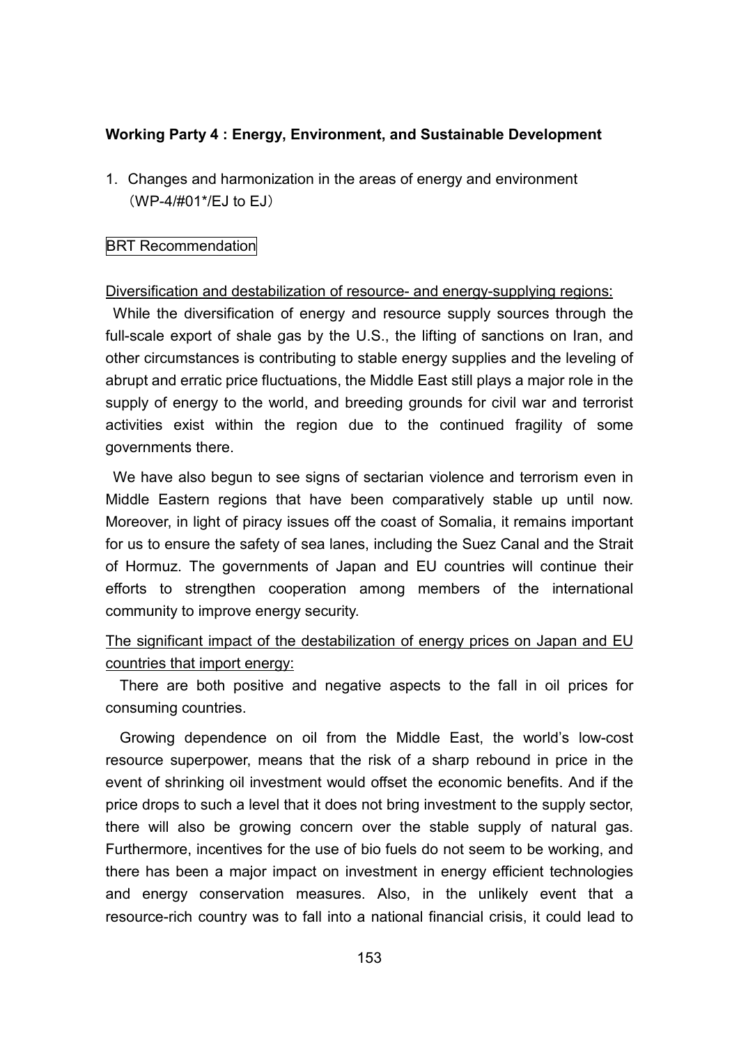**Working Party 4 : Energy, Environment, and Sustainable Development**

1. Changes and harmonization in the areas of energy and environment （WP-4/#01*/EJ to EJ）

BRT Recommendation

Diversification and destabilization of resource- and energy-supplying regions:

While the diversification of energy and resource supply sources through the full-scale export of shale gas by the U.S., the lifting of sanctions on Iran, and other circumstances is contributing to stable energy supplies and the leveling of abrupt and erratic price fluctuations, the Middle East still plays a major role in the supply of energy to the world, and breeding grounds for civil war and terrorist activities exist within the region due to the continued fragility of some governments there.

We have also begun to see signs of sectarian violence and terrorism even in Middle Eastern regions that have been comparatively stable up until now. Moreover, in light of piracy issues off the coast of Somalia, it remains important for us to ensure the safety of sea lanes, including the Suez Canal and the Strait of Hormuz. The governments of Japan and EU countries will continue their efforts to strengthen cooperation among members of the international community to improve energy security.

The significant impact of the destabilization of energy prices on Japan and EU countries that import energy:

There are both positive and negative aspects to the fall in oil prices for consuming countries.

Growing dependence on oil from the Middle East, the world's low-cost resource superpower, means that the risk of a sharp rebound in price in the event of shrinking oil investment would offset the economic benefits. And if the price drops to such a level that it does not bring investment to the supply sector, there will also be growing concern over the stable supply of natural gas. Furthermore, incentives for the use of bio fuels do not seem to be working, and there has been a major impact on investment in energy efficient technologies and energy conservation measures. Also, in the unlikely event that a resource-rich country was to fall into a national financial crisis, it could lead to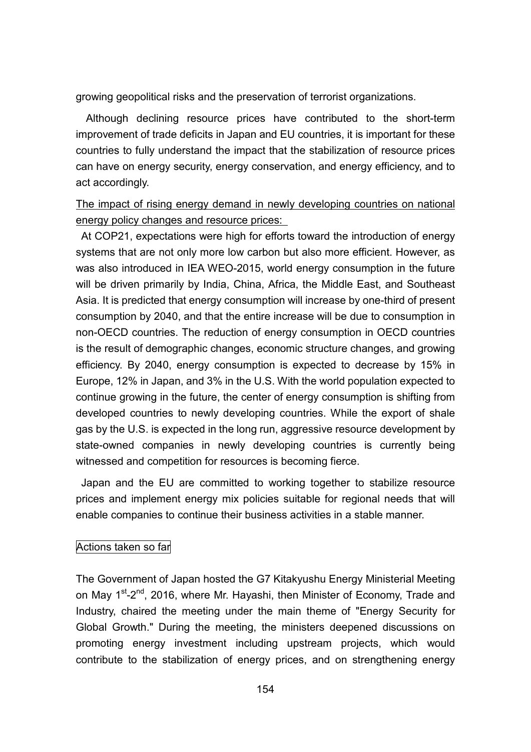growing geopolitical risks and the preservation of terrorist organizations.

Although declining resource prices have contributed to the short-term improvement of trade deficits in Japan and EU countries, it is important for these countries to fully understand the impact that the stabilization of resource prices can have on energy security, energy conservation, and energy efficiency, and to act accordingly.

The impact of rising energy demand in newly developing countries on national energy policy changes and resource prices:

At COP21, expectations were high for efforts toward the introduction of energy systems that are not only more low carbon but also more efficient. However, as was also introduced in IEA WEO-2015, world energy consumption in the future will be driven primarily by India, China, Africa, the Middle East, and Southeast Asia. It is predicted that energy consumption will increase by one-third of present consumption by 2040, and that the entire increase will be due to consumption in non-OECD countries. The reduction of energy consumption in OECD countries is the result of demographic changes, economic structure changes, and growing efficiency. By 2040, energy consumption is expected to decrease by 15% in Europe, 12% in Japan, and 3% in the U.S. With the world population expected to continue growing in the future, the center of energy consumption is shifting from developed countries to newly developing countries. While the export of shale gas by the U.S. is expected in the long run, aggressive resource development by state-owned companies in newly developing countries is currently being witnessed and competition for resources is becoming fierce.

Japan and the EU are committed to working together to stabilize resource prices and implement energy mix policies suitable for regional needs that will enable companies to continue their business activities in a stable manner.

Actions taken so far

The Government of Japan hosted the G7 Kitakyushu Energy Ministerial Meeting on May 1st-2nd, 2016, where Mr. Hayashi, then Minister of Economy, Trade and Industry, chaired the meeting under the main theme of "Energy Security for Global Growth." During the meeting, the ministers deepened discussions on promoting energy investment including upstream projects, which would contribute to the stabilization of energy prices, and on strengthening energy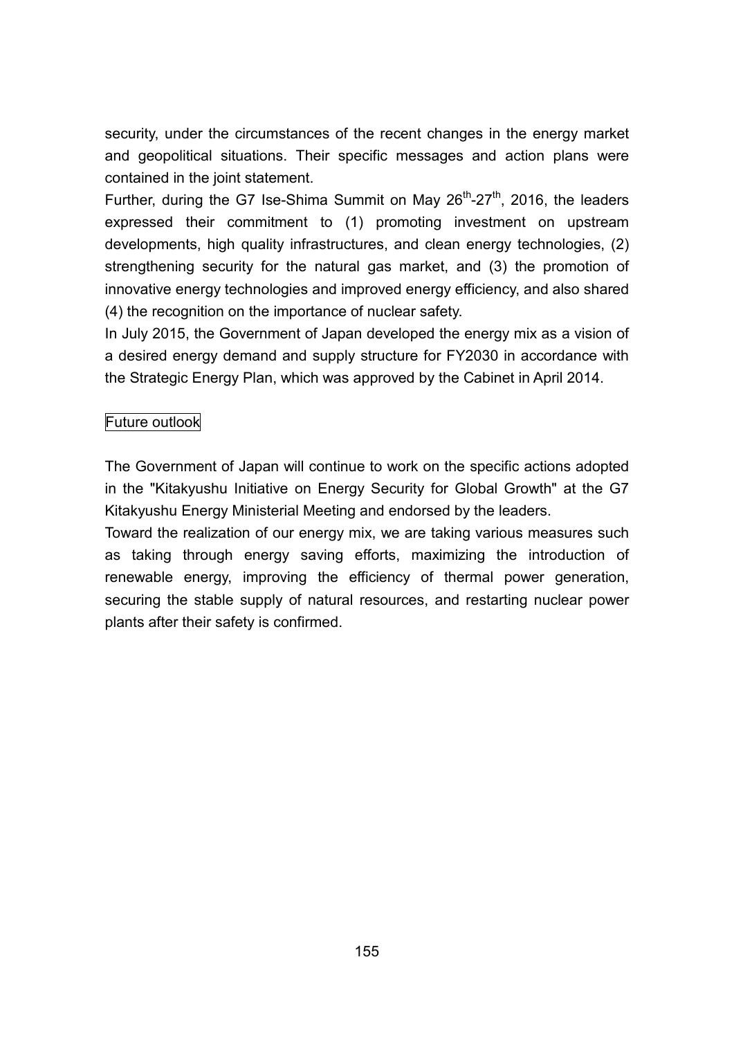security, under the circumstances of the recent changes in the energy market and geopolitical situations. Their specific messages and action plans were contained in the joint statement.

Further, during the G7 Ise-Shima Summit on May 26th-27th, 2016, the leaders expressed their commitment to (1) promoting investment on upstream developments, high quality infrastructures, and clean energy technologies, (2) strengthening security for the natural gas market, and (3) the promotion of innovative energy technologies and improved energy efficiency, and also shared (4) the recognition on the importance of nuclear safety.

In July 2015, the Government of Japan developed the energy mix as a vision of a desired energy demand and supply structure for FY2030 in accordance with the Strategic Energy Plan, which was approved by the Cabinet in April 2014.

### Future outlook

The Government of Japan will continue to work on the specific actions adopted in the "Kitakyushu Initiative on Energy Security for Global Growth" at the G7 Kitakyushu Energy Ministerial Meeting and endorsed by the leaders.

Toward the realization of our energy mix, we are taking various measures such as taking through energy saving efforts, maximizing the introduction of renewable energy, improving the efficiency of thermal power generation, securing the stable supply of natural resources, and restarting nuclear power plants after their safety is confirmed.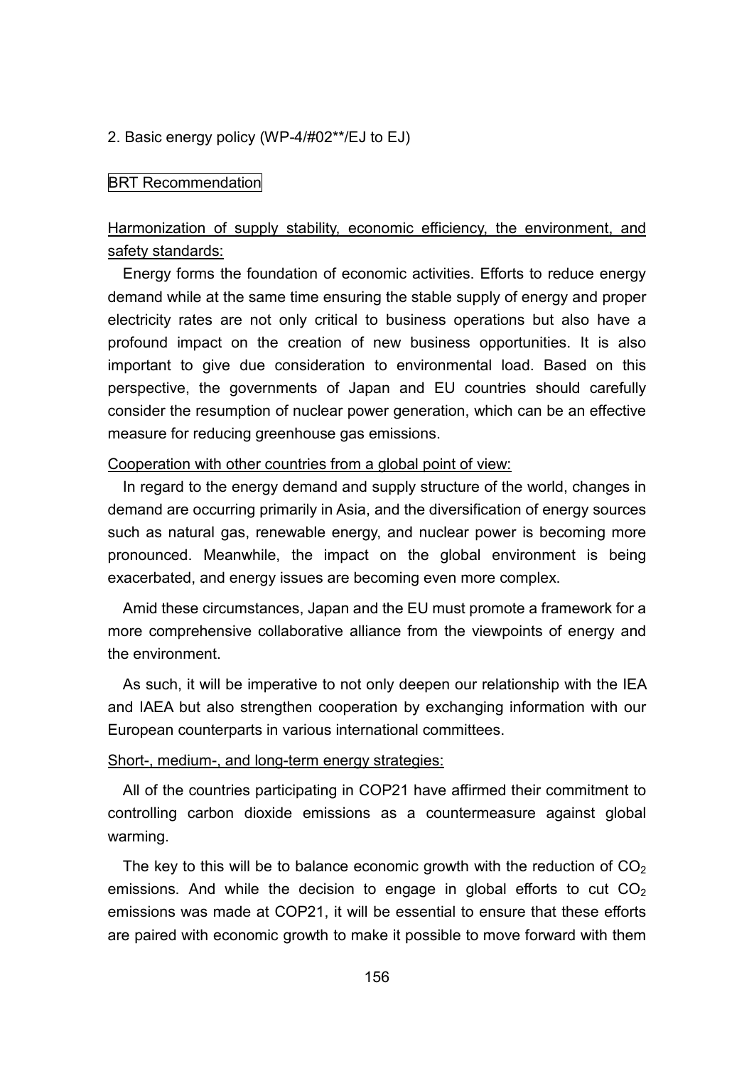## 2. Basic energy policy (WP-4/#02**/EJ to EJ)

BRT Recommendation

Harmonization of supply stability, economic efficiency, the environment, and safety standards:

Energy forms the foundation of economic activities. Efforts to reduce energy demand while at the same time ensuring the stable supply of energy and proper electricity rates are not only critical to business operations but also have a profound impact on the creation of new business opportunities. It is also important to give due consideration to environmental load. Based on this perspective, the governments of Japan and EU countries should carefully consider the resumption of nuclear power generation, which can be an effective measure for reducing greenhouse gas emissions.

Cooperation with other countries from a global point of view:

In regard to the energy demand and supply structure of the world, changes in demand are occurring primarily in Asia, and the diversification of energy sources such as natural gas, renewable energy, and nuclear power is becoming more pronounced. Meanwhile, the impact on the global environment is being exacerbated, and energy issues are becoming even more complex.

Amid these circumstances, Japan and the EU must promote a framework for a more comprehensive collaborative alliance from the viewpoints of energy and the environment.

As such, it will be imperative to not only deepen our relationship with the IEA and IAEA but also strengthen cooperation by exchanging information with our European counterparts in various international committees.

Short-, medium-, and long-term energy strategies:

All of the countries participating in COP21 have affirmed their commitment to controlling carbon dioxide emissions as a countermeasure against global warming.

The key to this will be to balance economic growth with the reduction of $CO_2$ emissions. And while the decision to engage in global efforts to cut $CO_2$ emissions was made at COP21, it will be essential to ensure that these efforts are paired with economic growth to make it possible to move forward with them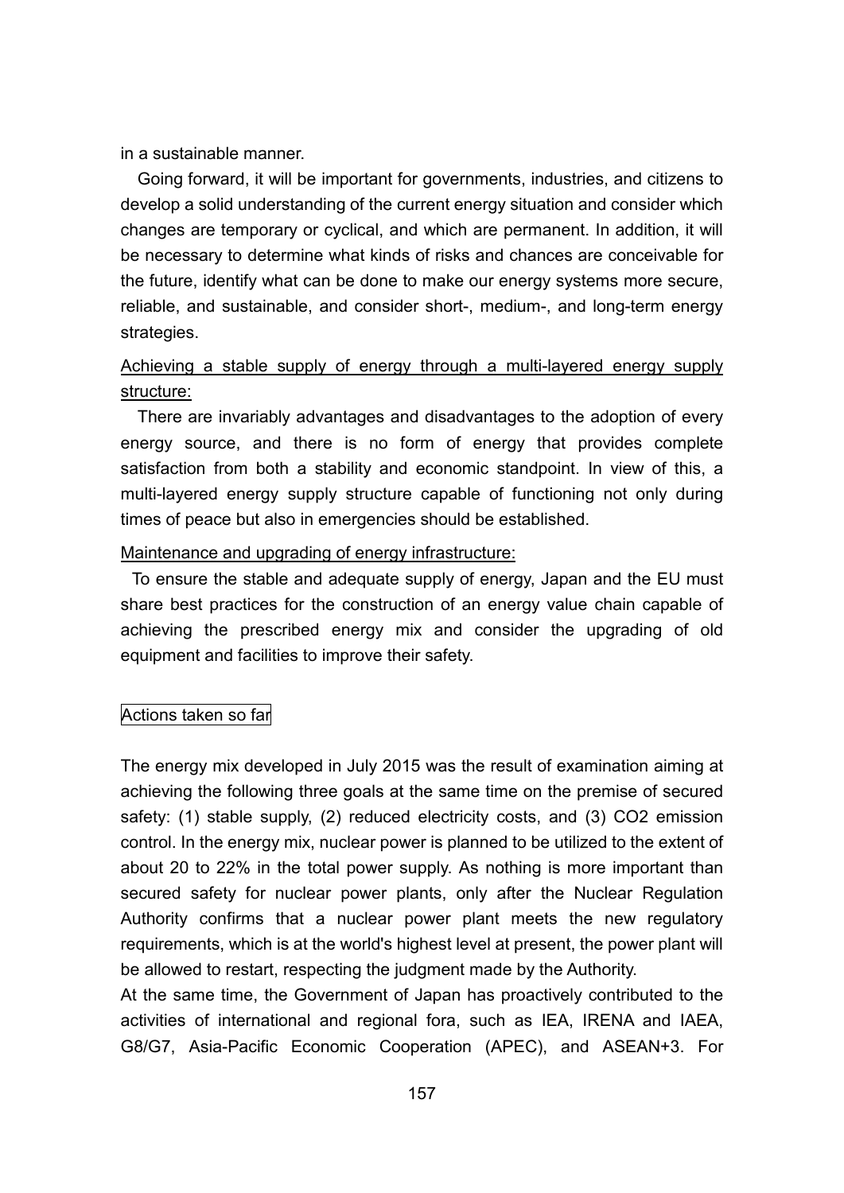in a sustainable manner.

Going forward, it will be important for governments, industries, and citizens to develop a solid understanding of the current energy situation and consider which changes are temporary or cyclical, and which are permanent. In addition, it will be necessary to determine what kinds of risks and chances are conceivable for the future, identify what can be done to make our energy systems more secure, reliable, and sustainable, and consider short-, medium-, and long-term energy strategies.

<u>Achieving a stable supply of energy through a multi-layered energy supply structure:</u>

There are invariably advantages and disadvantages to the adoption of every energy source, and there is no form of energy that provides complete satisfaction from both a stability and economic standpoint. In view of this, a multi-layered energy supply structure capable of functioning not only during times of peace but also in emergencies should be established.

<u>Maintenance and upgrading of energy infrastructure:</u>

To ensure the stable and adequate supply of energy, Japan and the EU must share best practices for the construction of an energy value chain capable of achieving the prescribed energy mix and consider the upgrading of old equipment and facilities to improve their safety.

### Actions taken so far

The energy mix developed in July 2015 was the result of examination aiming at achieving the following three goals at the same time on the premise of secured safety: (1) stable supply, (2) reduced electricity costs, and (3) $CO_2$ emission control. In the energy mix, nuclear power is planned to be utilized to the extent of about 20 to 22% in the total power supply. As nothing is more important than secured safety for nuclear power plants, only after the Nuclear Regulation Authority confirms that a nuclear power plant meets the new regulatory requirements, which is at the world's highest level at present, the power plant will be allowed to restart, respecting the judgment made by the Authority.

At the same time, the Government of Japan has proactively contributed to the activities of international and regional fora, such as IEA, IRENA and IAEA, G8/G7, Asia-Pacific Economic Cooperation (APEC), and ASEAN+3. For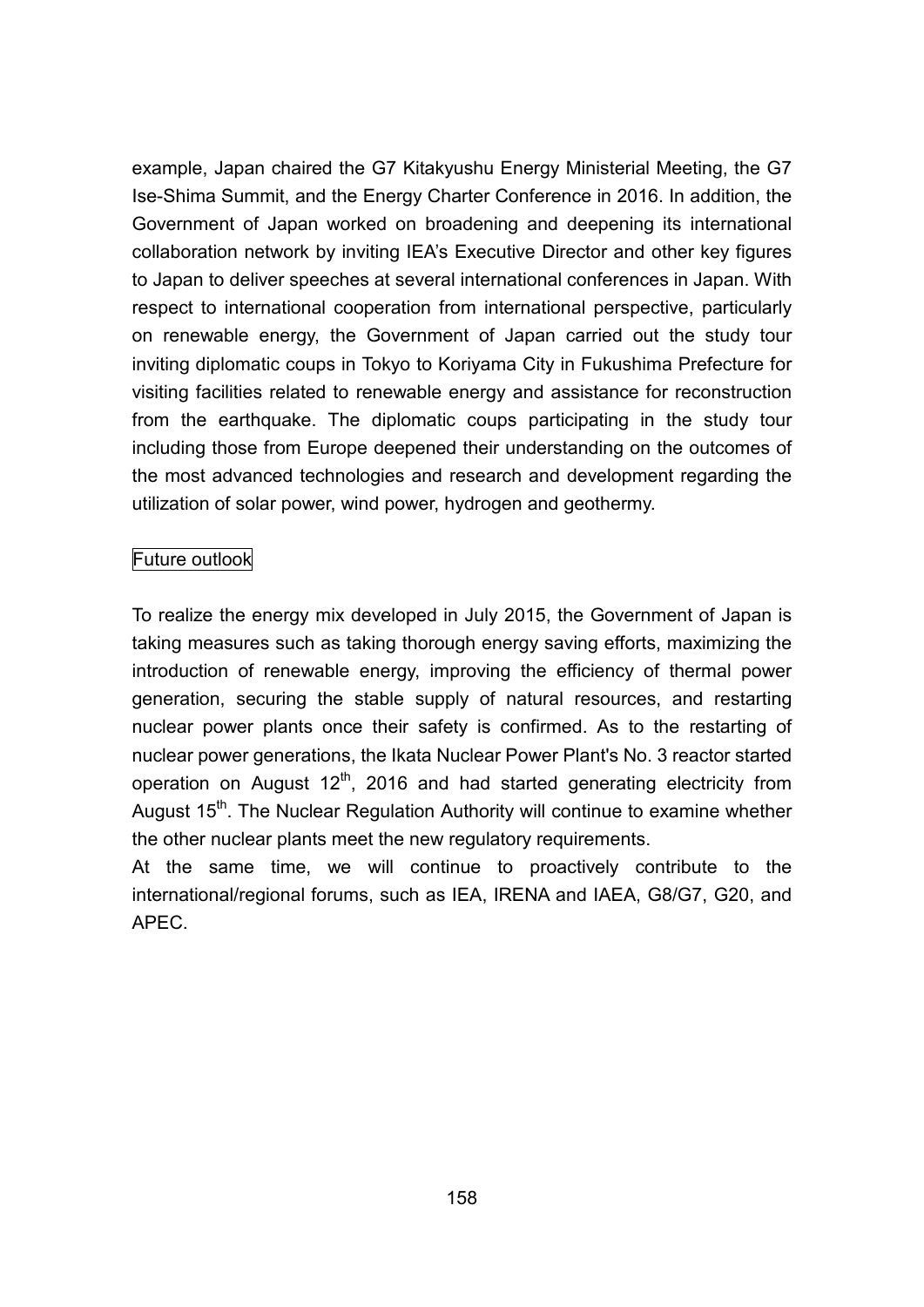example, Japan chaired the G7 Kitakyushu Energy Ministerial Meeting, the G7 Ise-Shima Summit, and the Energy Charter Conference in 2016. In addition, the Government of Japan worked on broadening and deepening its international collaboration network by inviting IEA's Executive Director and other key figures to Japan to deliver speeches at several international conferences in Japan. With respect to international cooperation from international perspective, particularly on renewable energy, the Government of Japan carried out the study tour inviting diplomatic coups in Tokyo to Koriyama City in Fukushima Prefecture for visiting facilities related to renewable energy and assistance for reconstruction from the earthquake. The diplomatic coups participating in the study tour including those from Europe deepened their understanding on the outcomes of the most advanced technologies and research and development regarding the utilization of solar power, wind power, hydrogen and geothermy.

Future outlook

To realize the energy mix developed in July 2015, the Government of Japan is taking measures such as taking thorough energy saving efforts, maximizing the introduction of renewable energy, improving the efficiency of thermal power generation, securing the stable supply of natural resources, and restarting nuclear power plants once their safety is confirmed. As to the restarting of nuclear power generations, the Ikata Nuclear Power Plant's No. 3 reactor started operation on August 12th, 2016 and had started generating electricity from August 15th. The Nuclear Regulation Authority will continue to examine whether the other nuclear plants meet the new regulatory requirements.

At the same time, we will continue to proactively contribute to the international/regional forums, such as IEA, IRENA and IAEA, G8/G7, G20, and APEC.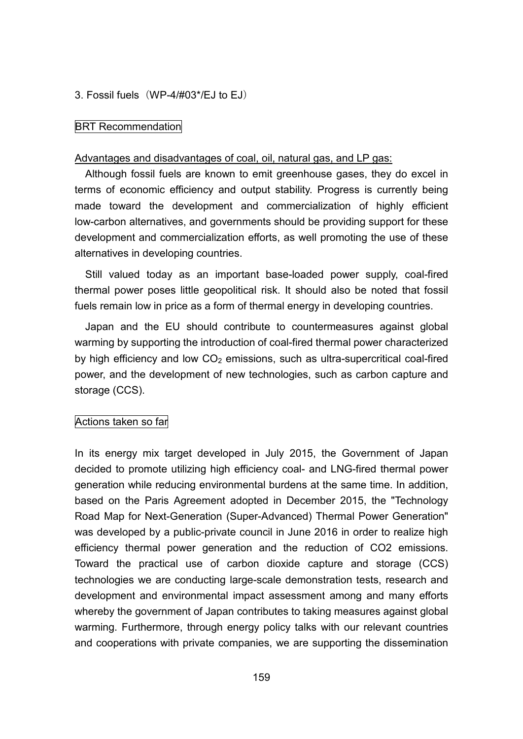## 3. Fossil fuels（WP-4/#03*/EJ to EJ）

### BRT Recommendation

Advantages and disadvantages of coal, oil, natural gas, and LP gas:

Although fossil fuels are known to emit greenhouse gases, they do excel in terms of economic efficiency and output stability. Progress is currently being made toward the development and commercialization of highly efficient low-carbon alternatives, and governments should be providing support for these development and commercialization efforts, as well promoting the use of these alternatives in developing countries.

Still valued today as an important base-loaded power supply, coal-fired thermal power poses little geopolitical risk. It should also be noted that fossil fuels remain low in price as a form of thermal energy in developing countries.

Japan and the EU should contribute to countermeasures against global warming by supporting the introduction of coal-fired thermal power characterized by high efficiency and low $CO_2$ emissions, such as ultra-supercritical coal-fired power, and the development of new technologies, such as carbon capture and storage (CCS).

### Actions taken so far

In its energy mix target developed in July 2015, the Government of Japan decided to promote utilizing high efficiency coal- and LNG-fired thermal power generation while reducing environmental burdens at the same time. In addition, based on the Paris Agreement adopted in December 2015, the "Technology Road Map for Next-Generation (Super-Advanced) Thermal Power Generation" was developed by a public-private council in June 2016 in order to realize high efficiency thermal power generation and the reduction of CO2 emissions. Toward the practical use of carbon dioxide capture and storage (CCS) technologies we are conducting large-scale demonstration tests, research and development and environmental impact assessment among and many efforts whereby the government of Japan contributes to taking measures against global warming. Furthermore, through energy policy talks with our relevant countries and cooperations with private companies, we are supporting the dissemination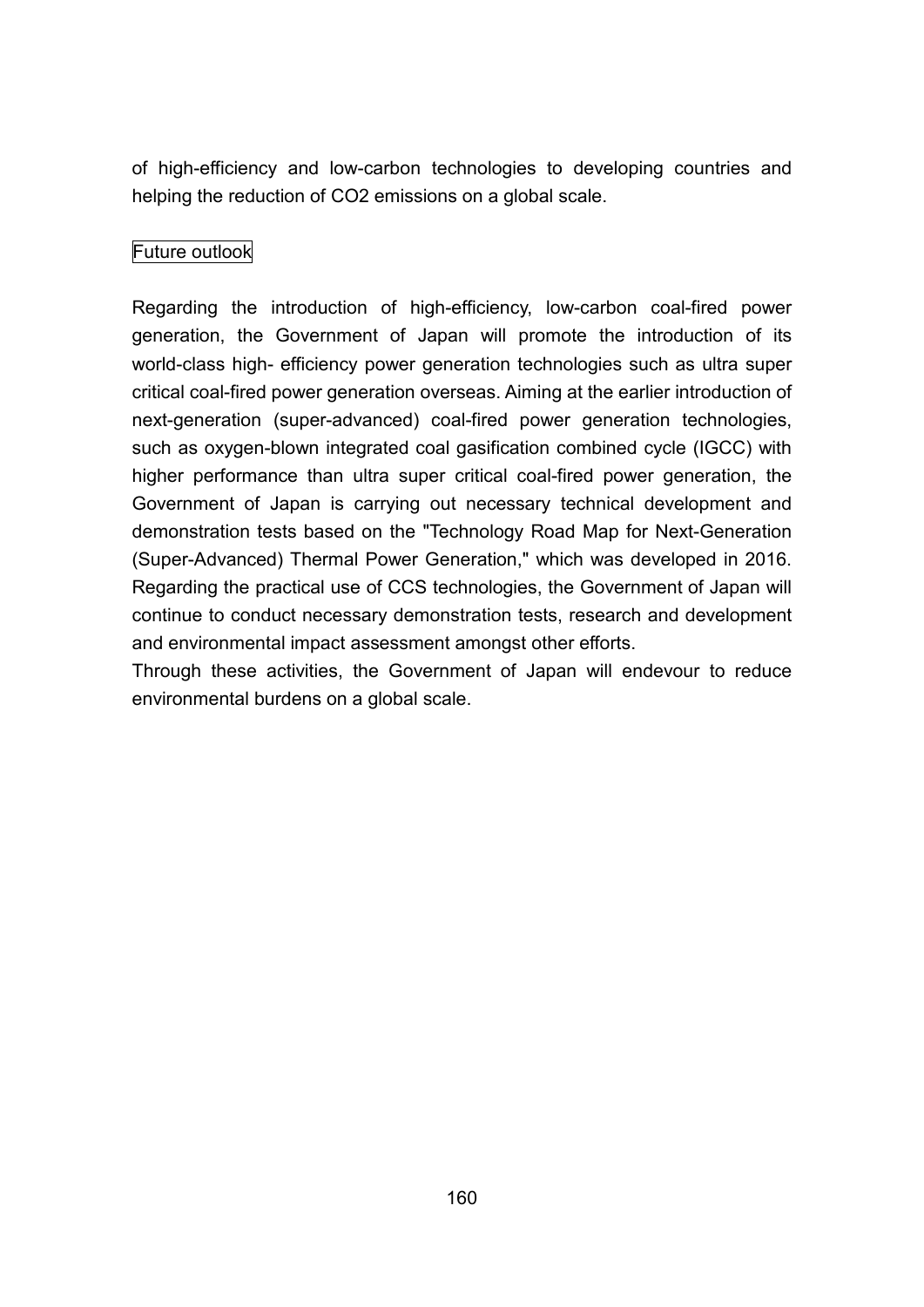of high-efficiency and low-carbon technologies to developing countries and helping the reduction of $CO_2$ emissions on a global scale.

## Future outlook

Regarding the introduction of high-efficiency, low-carbon coal-fired power generation, the Government of Japan will promote the introduction of its world-class high- efficiency power generation technologies such as ultra super critical coal-fired power generation overseas. Aiming at the earlier introduction of next-generation (super-advanced) coal-fired power generation technologies, such as oxygen-blown integrated coal gasification combined cycle (IGCC) with higher performance than ultra super critical coal-fired power generation, the Government of Japan is carrying out necessary technical development and demonstration tests based on the "Technology Road Map for Next-Generation (Super-Advanced) Thermal Power Generation," which was developed in 2016. Regarding the practical use of CCS technologies, the Government of Japan will continue to conduct necessary demonstration tests, research and development and environmental impact assessment amongst other efforts.

Through these activities, the Government of Japan will endevour to reduce environmental burdens on a global scale.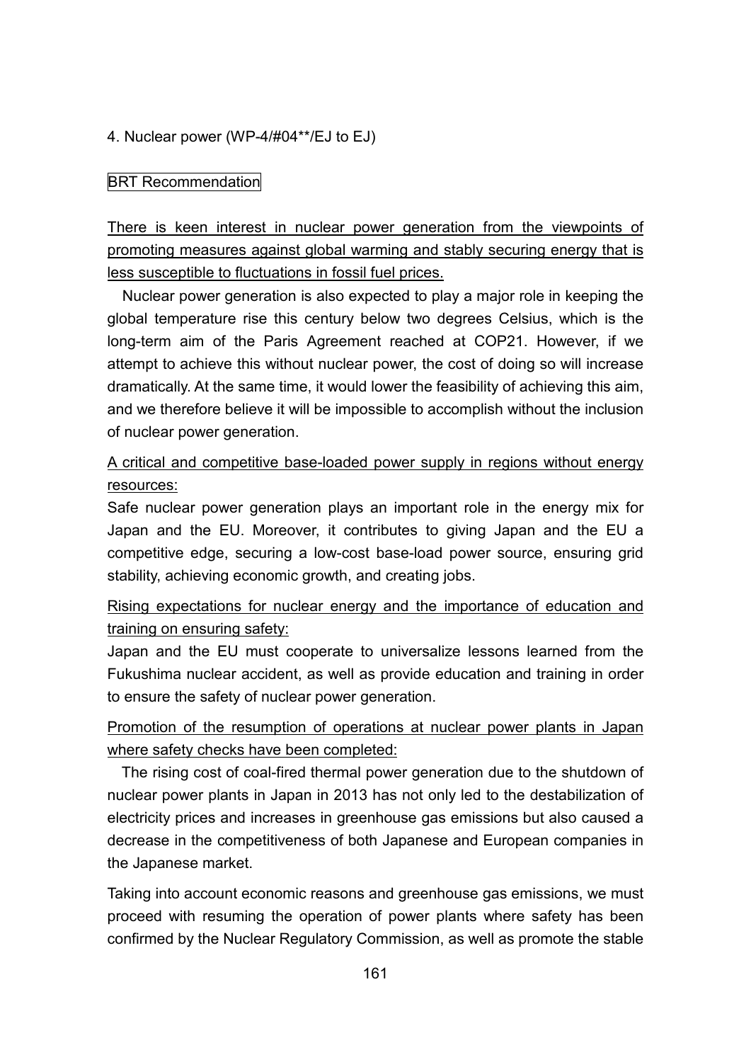4. Nuclear power (WP-4/#04**/EJ to EJ)

BRT Recommendation

<u>There is keen interest in nuclear power generation from the viewpoints of promoting measures against global warming and stably securing energy that is less susceptible to fluctuations in fossil fuel prices.</u>

Nuclear power generation is also expected to play a major role in keeping the global temperature rise this century below two degrees Celsius, which is the long-term aim of the Paris Agreement reached at COP21. However, if we attempt to achieve this without nuclear power, the cost of doing so will increase dramatically. At the same time, it would lower the feasibility of achieving this aim, and we therefore believe it will be impossible to accomplish without the inclusion of nuclear power generation.

<u>A critical and competitive base-loaded power supply in regions without energy resources:</u>

Safe nuclear power generation plays an important role in the energy mix for Japan and the EU. Moreover, it contributes to giving Japan and the EU a competitive edge, securing a low-cost base-load power source, ensuring grid stability, achieving economic growth, and creating jobs.

<u>Rising expectations for nuclear energy and the importance of education and training on ensuring safety:</u>

Japan and the EU must cooperate to universalize lessons learned from the Fukushima nuclear accident, as well as provide education and training in order to ensure the safety of nuclear power generation.

<u>Promotion of the resumption of operations at nuclear power plants in Japan where safety checks have been completed:</u>

The rising cost of coal-fired thermal power generation due to the shutdown of nuclear power plants in Japan in 2013 has not only led to the destabilization of electricity prices and increases in greenhouse gas emissions but also caused a decrease in the competitiveness of both Japanese and European companies in the Japanese market.

Taking into account economic reasons and greenhouse gas emissions, we must proceed with resuming the operation of power plants where safety has been confirmed by the Nuclear Regulatory Commission, as well as promote the stable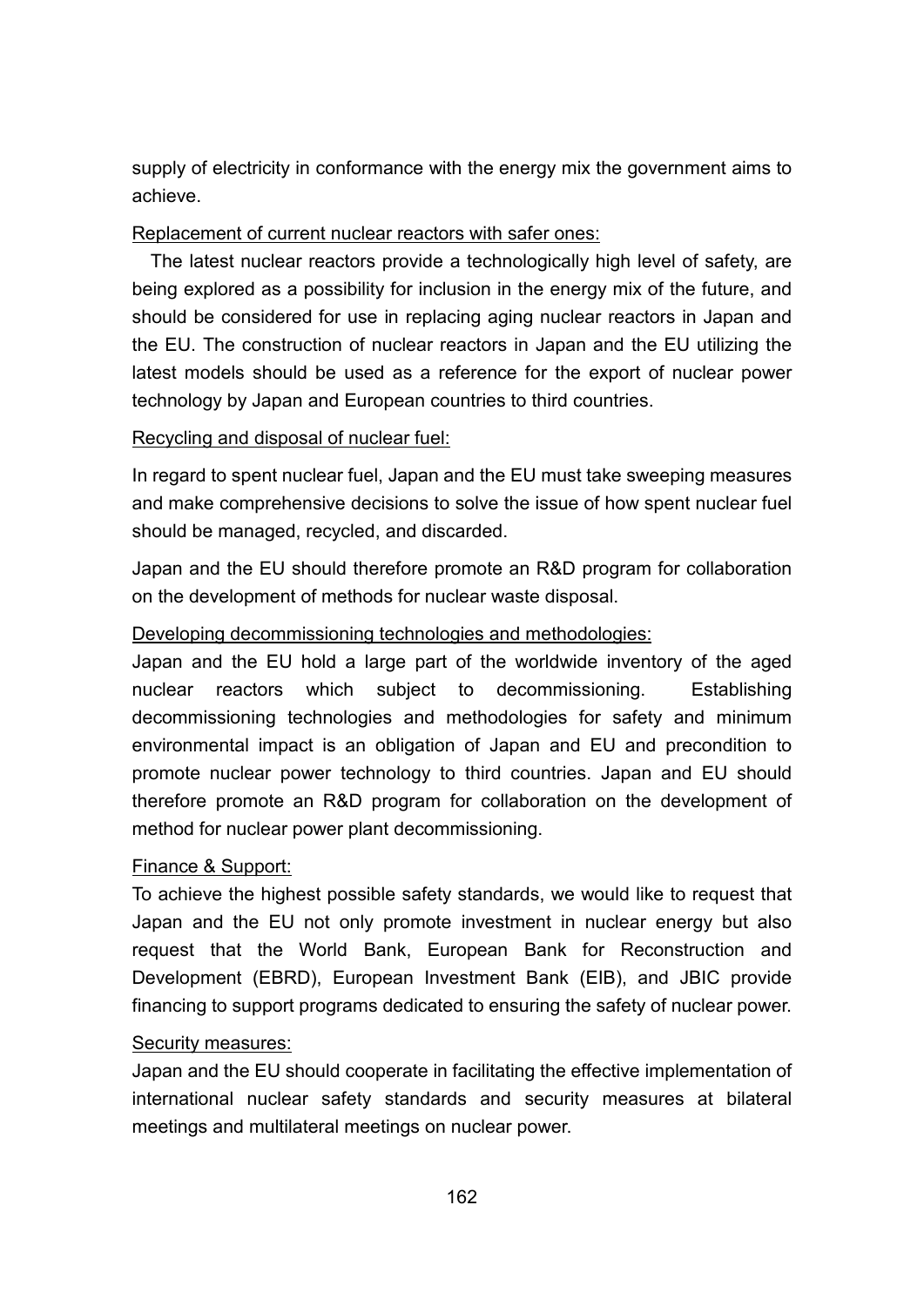supply of electricity in conformance with the energy mix the government aims to achieve.

<u>Replacement of current nuclear reactors with safer ones:</u>

The latest nuclear reactors provide a technologically high level of safety, are being explored as a possibility for inclusion in the energy mix of the future, and should be considered for use in replacing aging nuclear reactors in Japan and the EU. The construction of nuclear reactors in Japan and the EU utilizing the latest models should be used as a reference for the export of nuclear power technology by Japan and European countries to third countries.

<u>Recycling and disposal of nuclear fuel:</u>

In regard to spent nuclear fuel, Japan and the EU must take sweeping measures and make comprehensive decisions to solve the issue of how spent nuclear fuel should be managed, recycled, and discarded.

Japan and the EU should therefore promote an R&D program for collaboration on the development of methods for nuclear waste disposal.

<u>Developing decommissioning technologies and methodologies:</u>

Japan and the EU hold a large part of the worldwide inventory of the aged nuclear reactors which subject to decommissioning. Establishing decommissioning technologies and methodologies for safety and minimum environmental impact is an obligation of Japan and EU and precondition to promote nuclear power technology to third countries. Japan and EU should therefore promote an R&D program for collaboration on the development of method for nuclear power plant decommissioning.

<u>Finance & Support:</u>

To achieve the highest possible safety standards, we would like to request that Japan and the EU not only promote investment in nuclear energy but also request that the World Bank, European Bank for Reconstruction and Development (EBRD), European Investment Bank (EIB), and JBIC provide financing to support programs dedicated to ensuring the safety of nuclear power.

<u>Security measures:</u>

Japan and the EU should cooperate in facilitating the effective implementation of international nuclear safety standards and security measures at bilateral meetings and multilateral meetings on nuclear power.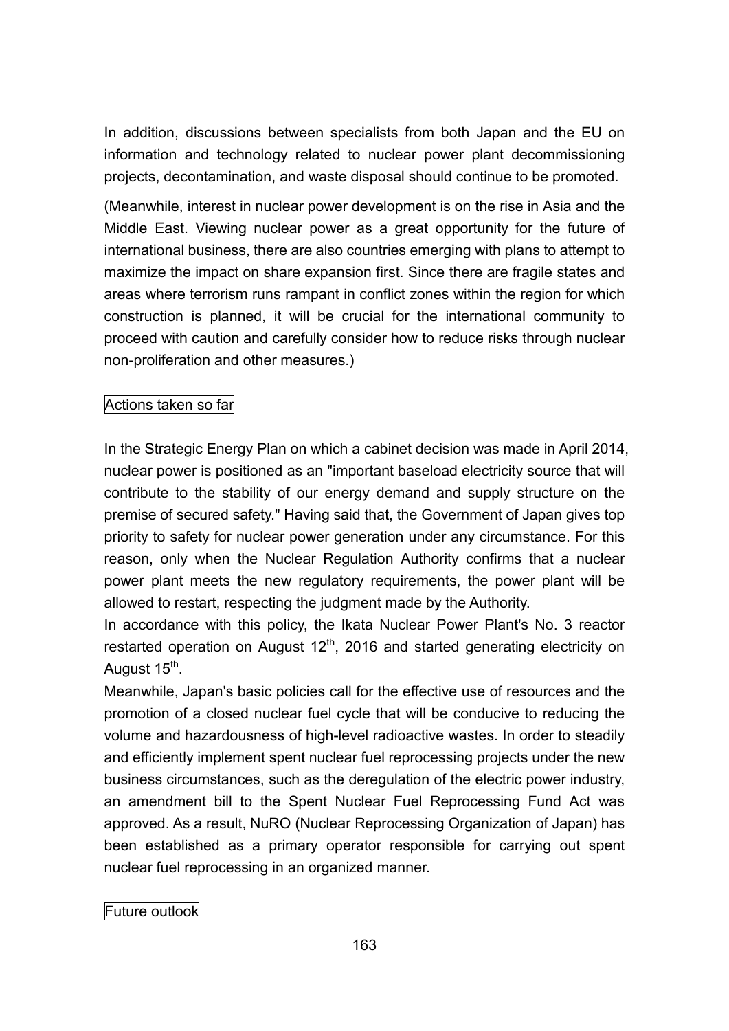In addition, discussions between specialists from both Japan and the EU on information and technology related to nuclear power plant decommissioning projects, decontamination, and waste disposal should continue to be promoted.

(Meanwhile, interest in nuclear power development is on the rise in Asia and the Middle East. Viewing nuclear power as a great opportunity for the future of international business, there are also countries emerging with plans to attempt to maximize the impact on share expansion first. Since there are fragile states and areas where terrorism runs rampant in conflict zones within the region for which construction is planned, it will be crucial for the international community to proceed with caution and carefully consider how to reduce risks through nuclear non-proliferation and other measures.)

### Actions taken so far

In the Strategic Energy Plan on which a cabinet decision was made in April 2014, nuclear power is positioned as an "important baseload electricity source that will contribute to the stability of our energy demand and supply structure on the premise of secured safety." Having said that, the Government of Japan gives top priority to safety for nuclear power generation under any circumstance. For this reason, only when the Nuclear Regulation Authority confirms that a nuclear power plant meets the new regulatory requirements, the power plant will be allowed to restart, respecting the judgment made by the Authority.

In accordance with this policy, the Ikata Nuclear Power Plant's No. 3 reactor restarted operation on August 12th, 2016 and started generating electricity on August 15th.

Meanwhile, Japan's basic policies call for the effective use of resources and the promotion of a closed nuclear fuel cycle that will be conducive to reducing the volume and hazardousness of high-level radioactive wastes. In order to steadily and efficiently implement spent nuclear fuel reprocessing projects under the new business circumstances, such as the deregulation of the electric power industry, an amendment bill to the Spent Nuclear Fuel Reprocessing Fund Act was approved. As a result, NuRO (Nuclear Reprocessing Organization of Japan) has been established as a primary operator responsible for carrying out spent nuclear fuel reprocessing in an organized manner.

### Future outlook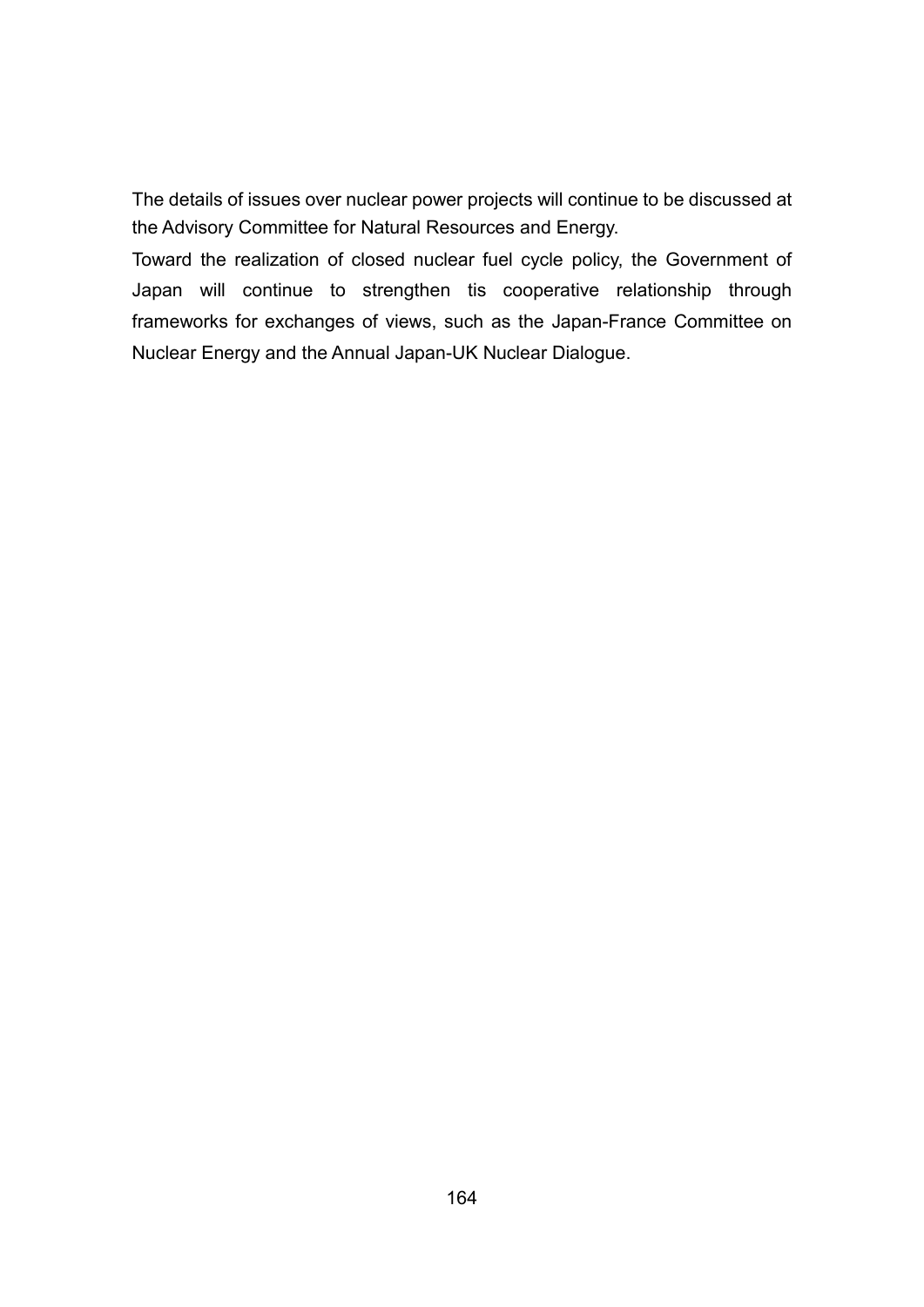The details of issues over nuclear power projects will continue to be discussed at the Advisory Committee for Natural Resources and Energy.

Toward the realization of closed nuclear fuel cycle policy, the Government of Japan will continue to strengthen tis cooperative relationship through frameworks for exchanges of views, such as the Japan-France Committee on Nuclear Energy and the Annual Japan-UK Nuclear Dialogue.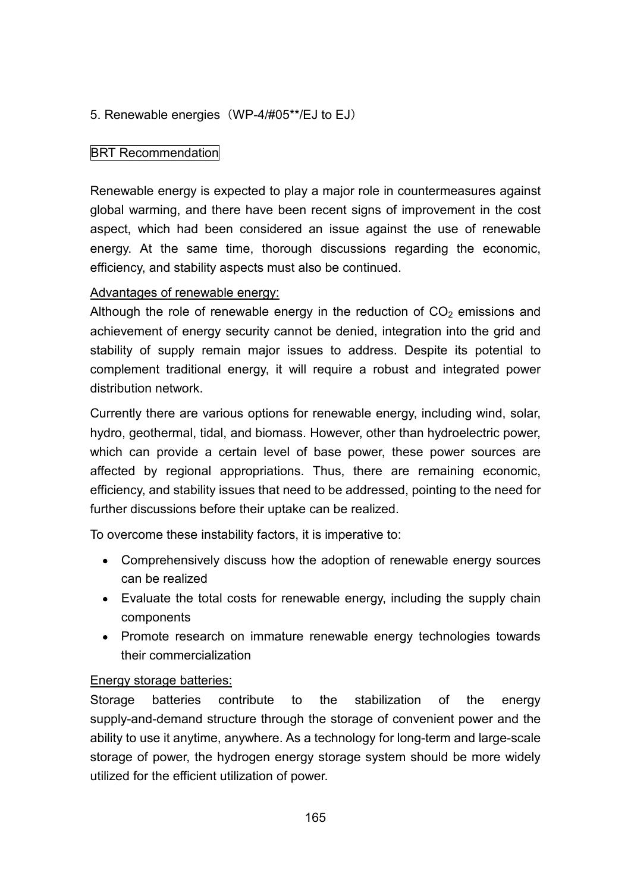## 5. Renewable energies（WP-4/#05**/EJ to EJ）

### BRT Recommendation

Renewable energy is expected to play a major role in countermeasures against global warming, and there have been recent signs of improvement in the cost aspect, which had been considered an issue against the use of renewable energy. At the same time, thorough discussions regarding the economic, efficiency, and stability aspects must also be continued.

Advantages of renewable energy:

Although the role of renewable energy in the reduction of $CO_2$ emissions and achievement of energy security cannot be denied, integration into the grid and stability of supply remain major issues to address. Despite its potential to complement traditional energy, it will require a robust and integrated power distribution network.

Currently there are various options for renewable energy, including wind, solar, hydro, geothermal, tidal, and biomass. However, other than hydroelectric power, which can provide a certain level of base power, these power sources are affected by regional appropriations. Thus, there are remaining economic, efficiency, and stability issues that need to be addressed, pointing to the need for further discussions before their uptake can be realized.

To overcome these instability factors, it is imperative to:

- Comprehensively discuss how the adoption of renewable energy sources can be realized
- Evaluate the total costs for renewable energy, including the supply chain components
- Promote research on immature renewable energy technologies towards their commercialization

Energy storage batteries:

Storage batteries contribute to the stabilization of the energy supply-and-demand structure through the storage of convenient power and the ability to use it anytime, anywhere. As a technology for long-term and large-scale storage of power, the hydrogen energy storage system should be more widely utilized for the efficient utilization of power.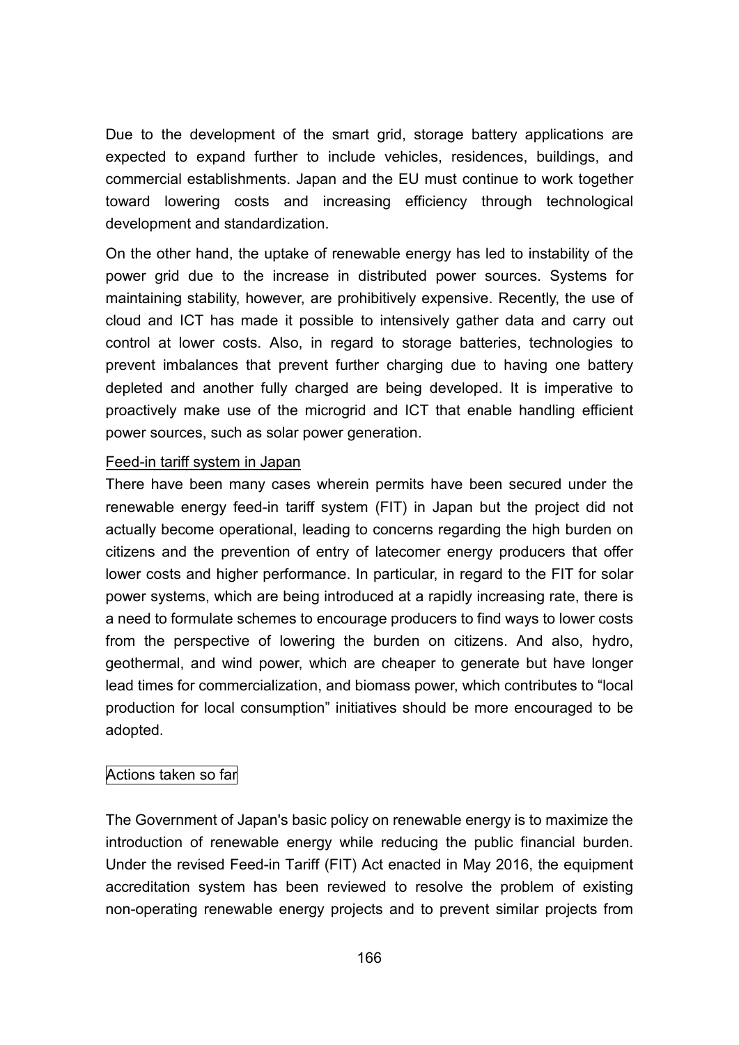Due to the development of the smart grid, storage battery applications are expected to expand further to include vehicles, residences, buildings, and commercial establishments. Japan and the EU must continue to work together toward lowering costs and increasing efficiency through technological development and standardization.

On the other hand, the uptake of renewable energy has led to instability of the power grid due to the increase in distributed power sources. Systems for maintaining stability, however, are prohibitively expensive. Recently, the use of cloud and ICT has made it possible to intensively gather data and carry out control at lower costs. Also, in regard to storage batteries, technologies to prevent imbalances that prevent further charging due to having one battery depleted and another fully charged are being developed. It is imperative to proactively make use of the microgrid and ICT that enable handling efficient power sources, such as solar power generation.

Feed-in tariff system in Japan

There have been many cases wherein permits have been secured under the renewable energy feed-in tariff system (FIT) in Japan but the project did not actually become operational, leading to concerns regarding the high burden on citizens and the prevention of entry of latecomer energy producers that offer lower costs and higher performance. In particular, in regard to the FIT for solar power systems, which are being introduced at a rapidly increasing rate, there is a need to formulate schemes to encourage producers to find ways to lower costs from the perspective of lowering the burden on citizens. And also, hydro, geothermal, and wind power, which are cheaper to generate but have longer lead times for commercialization, and biomass power, which contributes to "local production for local consumption" initiatives should be more encouraged to be adopted.

Actions taken so far

The Government of Japan's basic policy on renewable energy is to maximize the introduction of renewable energy while reducing the public financial burden. Under the revised Feed-in Tariff (FIT) Act enacted in May 2016, the equipment accreditation system has been reviewed to resolve the problem of existing non-operating renewable energy projects and to prevent similar projects from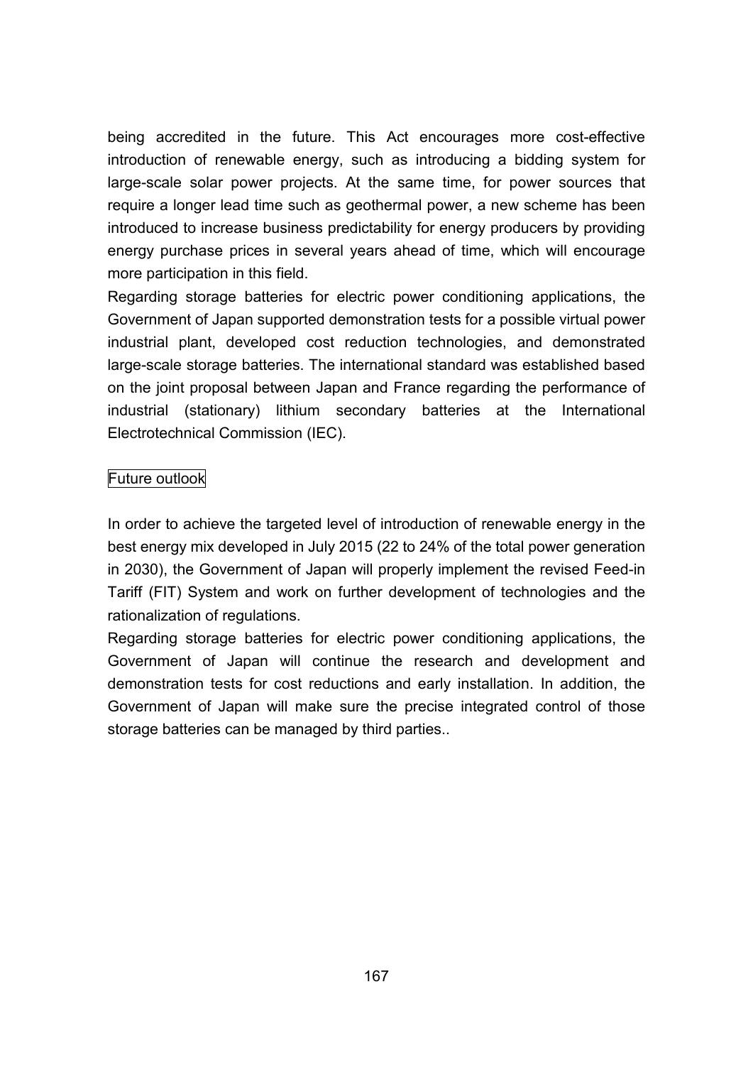being accredited in the future. This Act encourages more cost-effective introduction of renewable energy, such as introducing a bidding system for large-scale solar power projects. At the same time, for power sources that require a longer lead time such as geothermal power, a new scheme has been introduced to increase business predictability for energy producers by providing energy purchase prices in several years ahead of time, which will encourage more participation in this field.

Regarding storage batteries for electric power conditioning applications, the Government of Japan supported demonstration tests for a possible virtual power industrial plant, developed cost reduction technologies, and demonstrated large-scale storage batteries. The international standard was established based on the joint proposal between Japan and France regarding the performance of industrial (stationary) lithium secondary batteries at the International Electrotechnical Commission (IEC).

### Future outlook

In order to achieve the targeted level of introduction of renewable energy in the best energy mix developed in July 2015 (22 to 24% of the total power generation in 2030), the Government of Japan will properly implement the revised Feed-in Tariff (FIT) System and work on further development of technologies and the rationalization of regulations.

Regarding storage batteries for electric power conditioning applications, the Government of Japan will continue the research and development and demonstration tests for cost reductions and early installation. In addition, the Government of Japan will make sure the precise integrated control of those storage batteries can be managed by third parties..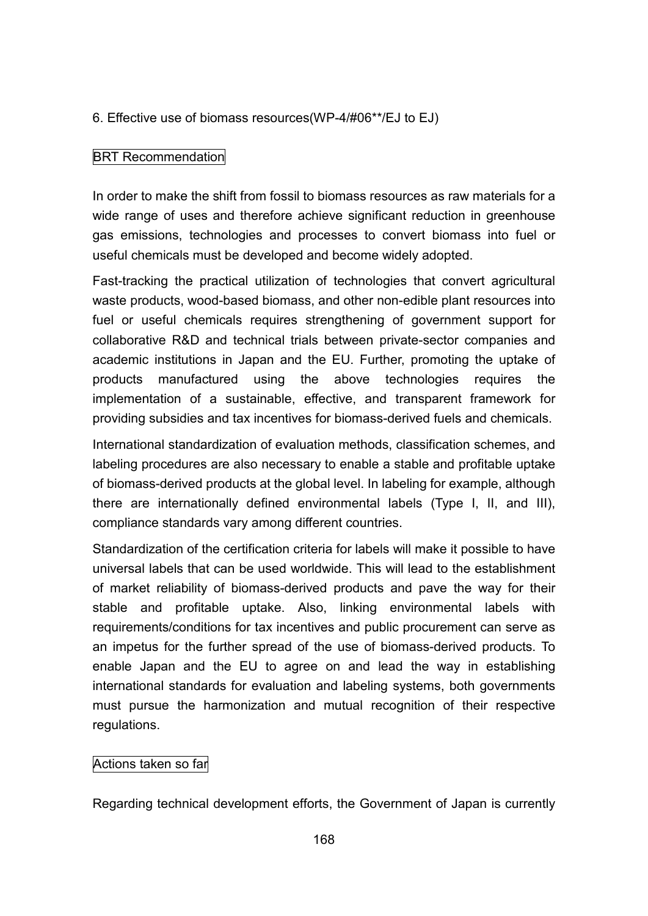## 6. Effective use of biomass resources(WP-4/#06**/EJ to EJ)

### BRT Recommendation

In order to make the shift from fossil to biomass resources as raw materials for a wide range of uses and therefore achieve significant reduction in greenhouse gas emissions, technologies and processes to convert biomass into fuel or useful chemicals must be developed and become widely adopted.

Fast-tracking the practical utilization of technologies that convert agricultural waste products, wood-based biomass, and other non-edible plant resources into fuel or useful chemicals requires strengthening of government support for collaborative R&D and technical trials between private-sector companies and academic institutions in Japan and the EU. Further, promoting the uptake of products manufactured using the above technologies requires the implementation of a sustainable, effective, and transparent framework for providing subsidies and tax incentives for biomass-derived fuels and chemicals.

International standardization of evaluation methods, classification schemes, and labeling procedures are also necessary to enable a stable and profitable uptake of biomass-derived products at the global level. In labeling for example, although there are internationally defined environmental labels (Type I, II, and III), compliance standards vary among different countries.

Standardization of the certification criteria for labels will make it possible to have universal labels that can be used worldwide. This will lead to the establishment of market reliability of biomass-derived products and pave the way for their stable and profitable uptake. Also, linking environmental labels with requirements/conditions for tax incentives and public procurement can serve as an impetus for the further spread of the use of biomass-derived products. To enable Japan and the EU to agree on and lead the way in establishing international standards for evaluation and labeling systems, both governments must pursue the harmonization and mutual recognition of their respective regulations.

### Actions taken so far

Regarding technical development efforts, the Government of Japan is currently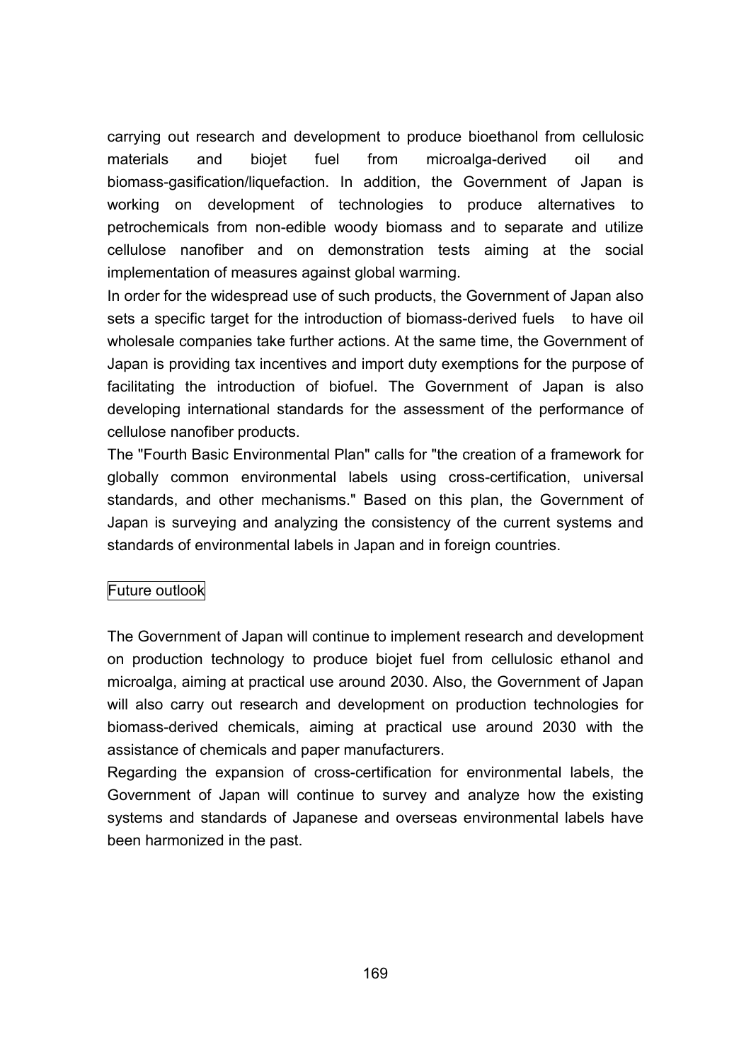carrying out research and development to produce bioethanol from cellulosic materials and biojet fuel from microalga-derived oil and biomass-gasification/liquefaction. In addition, the Government of Japan is working on development of technologies to produce alternatives to petrochemicals from non-edible woody biomass and to separate and utilize cellulose nanofiber and on demonstration tests aiming at the social implementation of measures against global warming.

In order for the widespread use of such products, the Government of Japan also sets a specific target for the introduction of biomass-derived fuels to have oil wholesale companies take further actions. At the same time, the Government of Japan is providing tax incentives and import duty exemptions for the purpose of facilitating the introduction of biofuel. The Government of Japan is also developing international standards for the assessment of the performance of cellulose nanofiber products.

The "Fourth Basic Environmental Plan" calls for "the creation of a framework for globally common environmental labels using cross-certification, universal standards, and other mechanisms." Based on this plan, the Government of Japan is surveying and analyzing the consistency of the current systems and standards of environmental labels in Japan and in foreign countries.

Future outlook

The Government of Japan will continue to implement research and development on production technology to produce biojet fuel from cellulosic ethanol and microalga, aiming at practical use around 2030. Also, the Government of Japan will also carry out research and development on production technologies for biomass-derived chemicals, aiming at practical use around 2030 with the assistance of chemicals and paper manufacturers.

Regarding the expansion of cross-certification for environmental labels, the Government of Japan will continue to survey and analyze how the existing systems and standards of Japanese and overseas environmental labels have been harmonized in the past.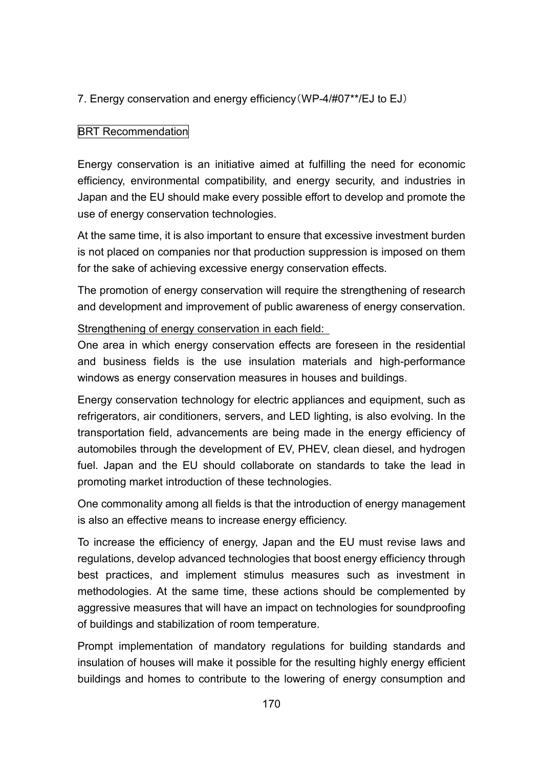7. Energy conservation and energy efficiency（WP-4/#07**/EJ to EJ）

BRT Recommendation

Energy conservation is an initiative aimed at fulfilling the need for economic efficiency, environmental compatibility, and energy security, and industries in Japan and the EU should make every possible effort to develop and promote the use of energy conservation technologies.

At the same time, it is also important to ensure that excessive investment burden is not placed on companies nor that production suppression is imposed on them for the sake of achieving excessive energy conservation effects.

The promotion of energy conservation will require the strengthening of research and development and improvement of public awareness of energy conservation.

Strengthening of energy conservation in each field:

One area in which energy conservation effects are foreseen in the residential and business fields is the use insulation materials and high-performance windows as energy conservation measures in houses and buildings.

Energy conservation technology for electric appliances and equipment, such as refrigerators, air conditioners, servers, and LED lighting, is also evolving. In the transportation field, advancements are being made in the energy efficiency of automobiles through the development of EV, PHEV, clean diesel, and hydrogen fuel. Japan and the EU should collaborate on standards to take the lead in promoting market introduction of these technologies.

One commonality among all fields is that the introduction of energy management is also an effective means to increase energy efficiency.

To increase the efficiency of energy, Japan and the EU must revise laws and regulations, develop advanced technologies that boost energy efficiency through best practices, and implement stimulus measures such as investment in methodologies. At the same time, these actions should be complemented by aggressive measures that will have an impact on technologies for soundproofing of buildings and stabilization of room temperature.

Prompt implementation of mandatory regulations for building standards and insulation of houses will make it possible for the resulting highly energy efficient buildings and homes to contribute to the lowering of energy consumption and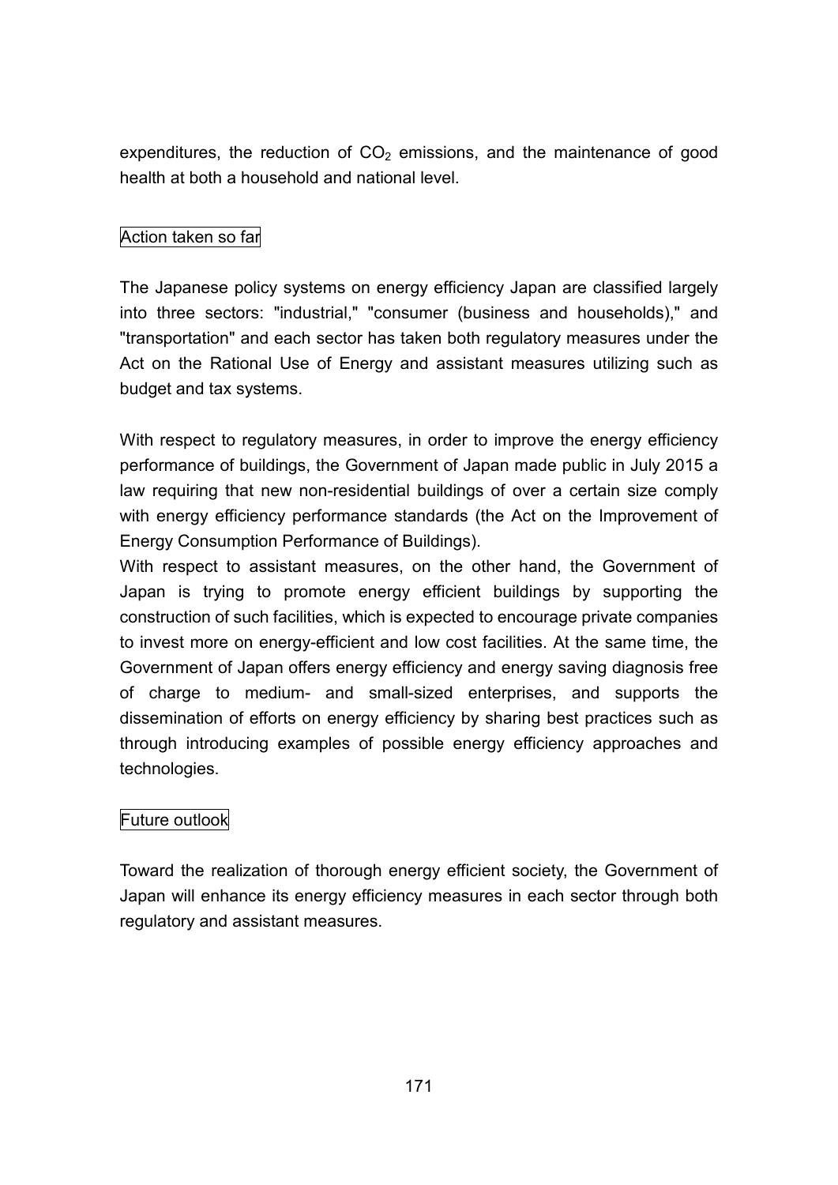expenditures, the reduction of $CO_2$ emissions, and the maintenance of good health at both a household and national level.

### Action taken so far

The Japanese policy systems on energy efficiency Japan are classified largely into three sectors: "industrial," "consumer (business and households)," and "transportation" and each sector has taken both regulatory measures under the Act on the Rational Use of Energy and assistant measures utilizing such as budget and tax systems.

With respect to regulatory measures, in order to improve the energy efficiency performance of buildings, the Government of Japan made public in July 2015 a law requiring that new non-residential buildings of over a certain size comply with energy efficiency performance standards (the Act on the Improvement of Energy Consumption Performance of Buildings).

With respect to assistant measures, on the other hand, the Government of Japan is trying to promote energy efficient buildings by supporting the construction of such facilities, which is expected to encourage private companies to invest more on energy-efficient and low cost facilities. At the same time, the Government of Japan offers energy efficiency and energy saving diagnosis free of charge to medium- and small-sized enterprises, and supports the dissemination of efforts on energy efficiency by sharing best practices such as through introducing examples of possible energy efficiency approaches and technologies.

### Future outlook

Toward the realization of thorough energy efficient society, the Government of Japan will enhance its energy efficiency measures in each sector through both regulatory and assistant measures.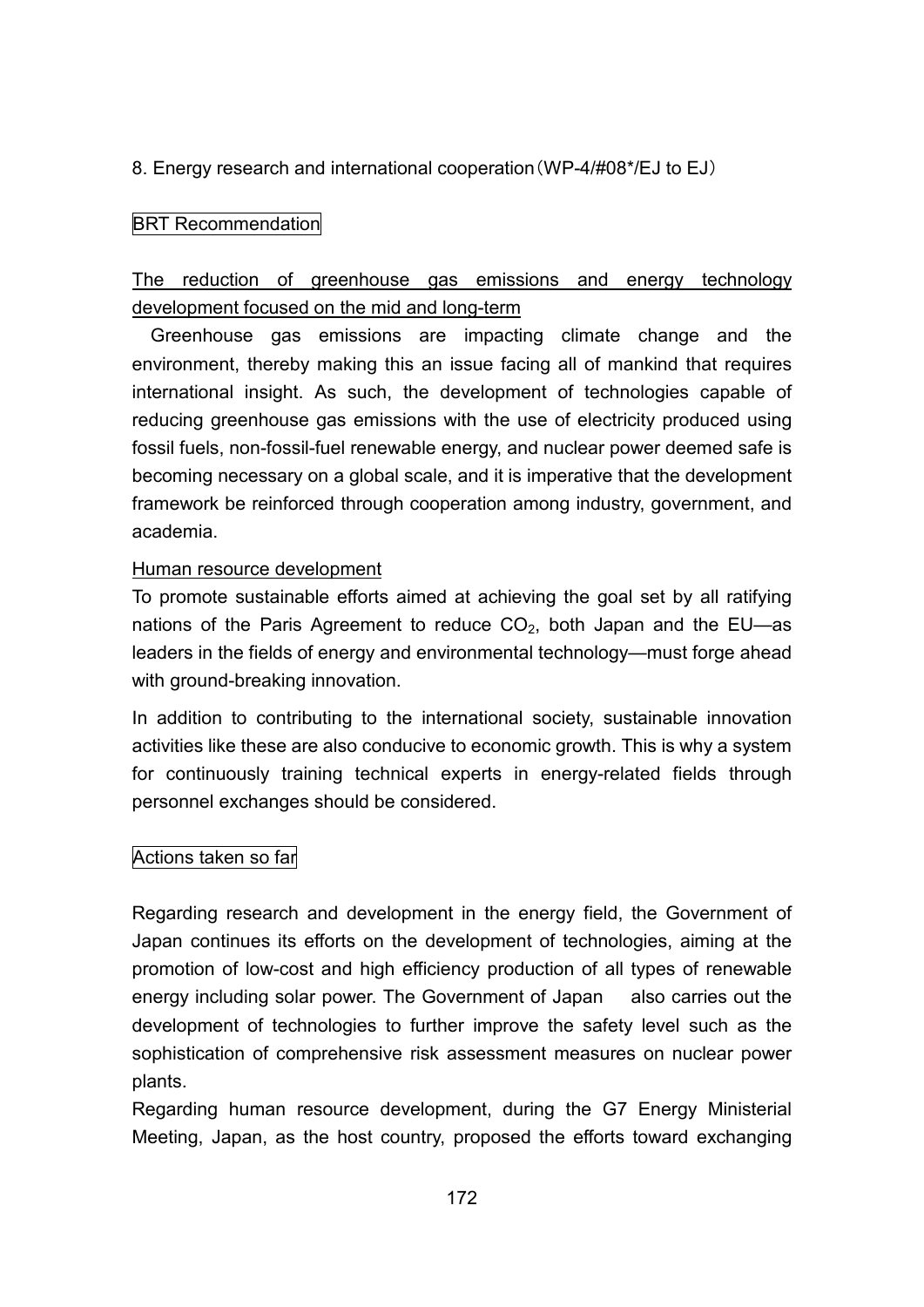8. Energy research and international cooperation（WP-4/#08*/EJ to EJ）

BRT Recommendation

The reduction of greenhouse gas emissions and energy technology development focused on the mid and long-term

Greenhouse gas emissions are impacting climate change and the environment, thereby making this an issue facing all of mankind that requires international insight. As such, the development of technologies capable of reducing greenhouse gas emissions with the use of electricity produced using fossil fuels, non-fossil-fuel renewable energy, and nuclear power deemed safe is becoming necessary on a global scale, and it is imperative that the development framework be reinforced through cooperation among industry, government, and academia.

Human resource development

To promote sustainable efforts aimed at achieving the goal set by all ratifying nations of the Paris Agreement to reduce $CO_2$, both Japan and the EU—as leaders in the fields of energy and environmental technology—must forge ahead with ground-breaking innovation.

In addition to contributing to the international society, sustainable innovation activities like these are also conducive to economic growth. This is why a system for continuously training technical experts in energy-related fields through personnel exchanges should be considered.

Actions taken so far

Regarding research and development in the energy field, the Government of Japan continues its efforts on the development of technologies, aiming at the promotion of low-cost and high efficiency production of all types of renewable energy including solar power. The Government of Japan also carries out the development of technologies to further improve the safety level such as the sophistication of comprehensive risk assessment measures on nuclear power plants.

Regarding human resource development, during the G7 Energy Ministerial Meeting, Japan, as the host country, proposed the efforts toward exchanging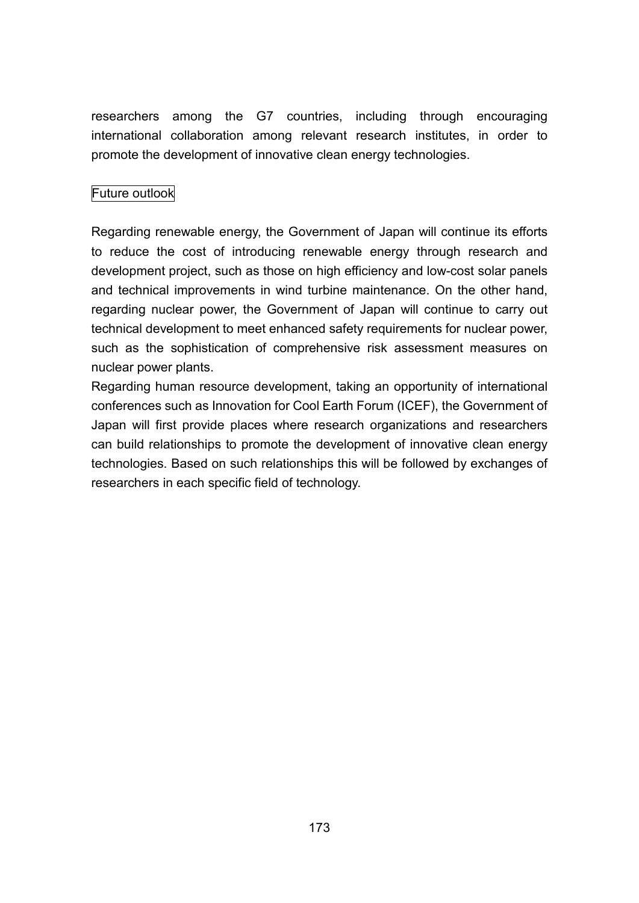researchers among the G7 countries, including through encouraging international collaboration among relevant research institutes, in order to promote the development of innovative clean energy technologies.

### Future outlook

Regarding renewable energy, the Government of Japan will continue its efforts to reduce the cost of introducing renewable energy through research and development project, such as those on high efficiency and low-cost solar panels and technical improvements in wind turbine maintenance. On the other hand, regarding nuclear power, the Government of Japan will continue to carry out technical development to meet enhanced safety requirements for nuclear power, such as the sophistication of comprehensive risk assessment measures on nuclear power plants.

Regarding human resource development, taking an opportunity of international conferences such as Innovation for Cool Earth Forum (ICEF), the Government of Japan will first provide places where research organizations and researchers can build relationships to promote the development of innovative clean energy technologies. Based on such relationships this will be followed by exchanges of researchers in each specific field of technology.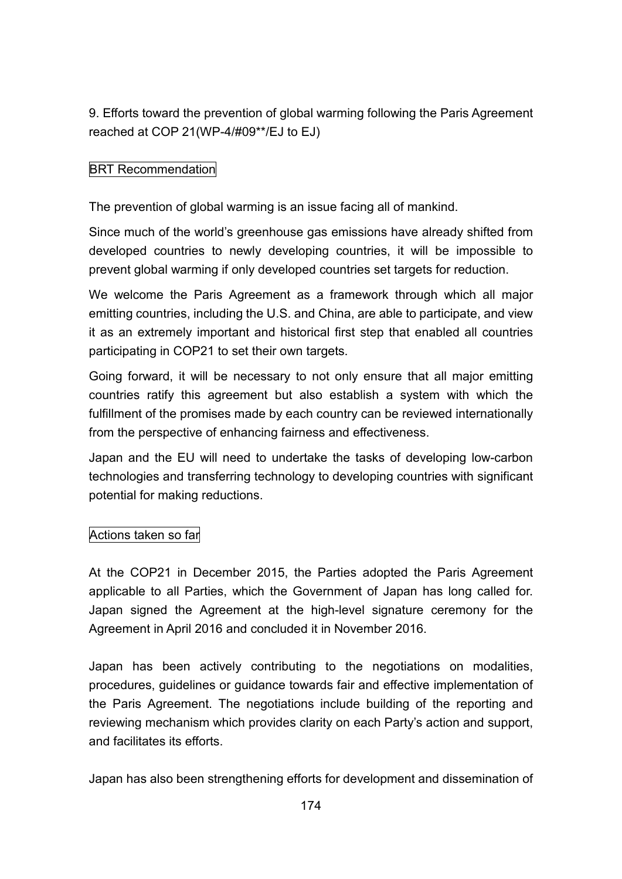9. Efforts toward the prevention of global warming following the Paris Agreement reached at COP 21(WP-4/#09**/EJ to EJ)

BRT Recommendation

The prevention of global warming is an issue facing all of mankind.

Since much of the world's greenhouse gas emissions have already shifted from developed countries to newly developing countries, it will be impossible to prevent global warming if only developed countries set targets for reduction.

We welcome the Paris Agreement as a framework through which all major emitting countries, including the U.S. and China, are able to participate, and view it as an extremely important and historical first step that enabled all countries participating in COP21 to set their own targets.

Going forward, it will be necessary to not only ensure that all major emitting countries ratify this agreement but also establish a system with which the fulfillment of the promises made by each country can be reviewed internationally from the perspective of enhancing fairness and effectiveness.

Japan and the EU will need to undertake the tasks of developing low-carbon technologies and transferring technology to developing countries with significant potential for making reductions.

Actions taken so far

At the COP21 in December 2015, the Parties adopted the Paris Agreement applicable to all Parties, which the Government of Japan has long called for. Japan signed the Agreement at the high-level signature ceremony for the Agreement in April 2016 and concluded it in November 2016.

Japan has been actively contributing to the negotiations on modalities, procedures, guidelines or guidance towards fair and effective implementation of the Paris Agreement. The negotiations include building of the reporting and reviewing mechanism which provides clarity on each Party's action and support, and facilitates its efforts.

Japan has also been strengthening efforts for development and dissemination of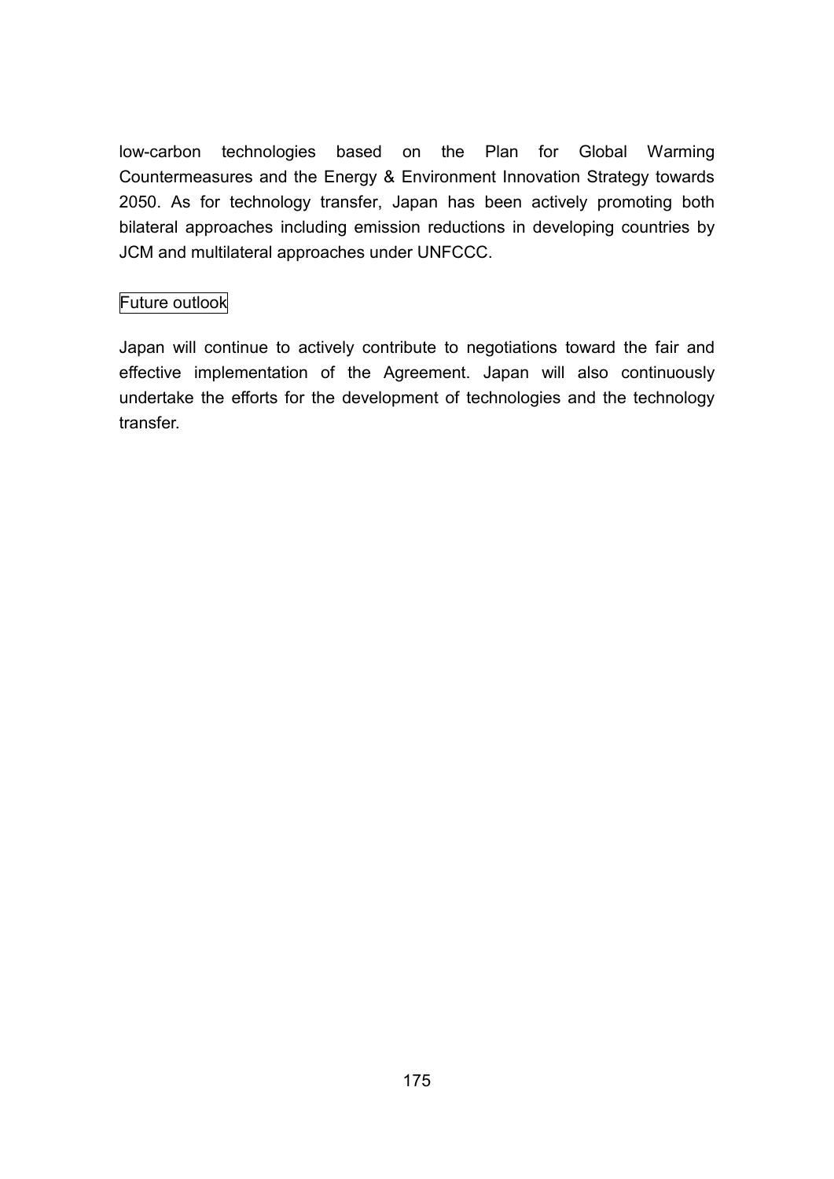low-carbon technologies based on the Plan for Global Warming Countermeasures and the Energy & Environment Innovation Strategy towards 2050. As for technology transfer, Japan has been actively promoting both bilateral approaches including emission reductions in developing countries by JCM and multilateral approaches under UNFCCC.

### Future outlook

Japan will continue to actively contribute to negotiations toward the fair and effective implementation of the Agreement. Japan will also continuously undertake the efforts for the development of technologies and the technology transfer.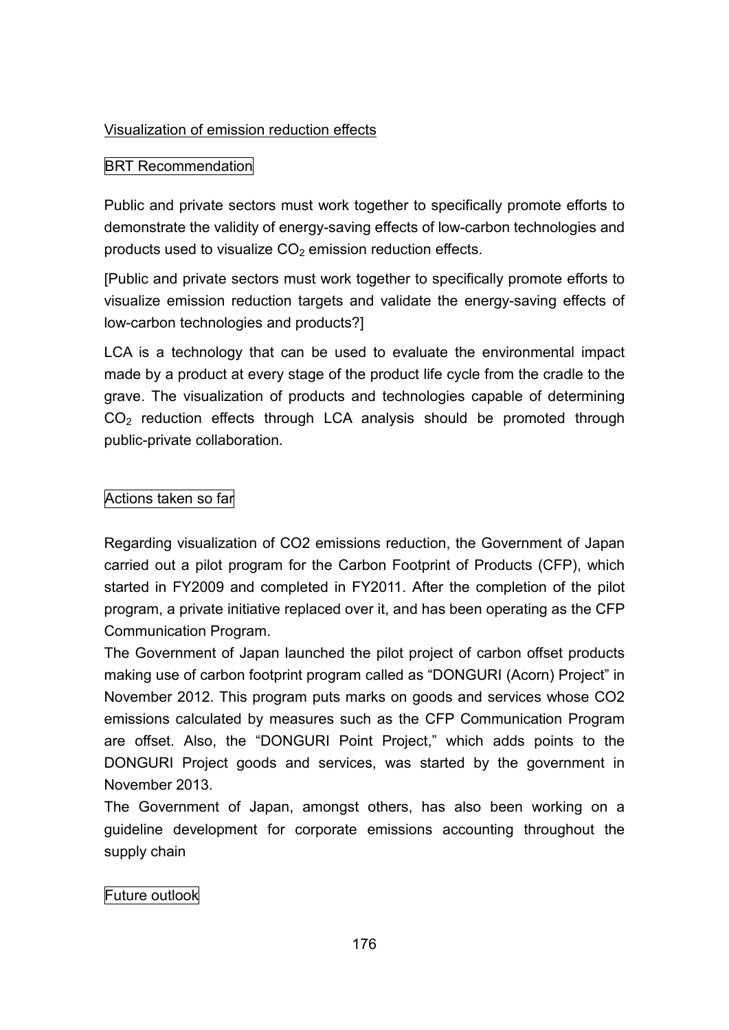Visualization of emission reduction effects

BRT Recommendation

Public and private sectors must work together to specifically promote efforts to demonstrate the validity of energy-saving effects of low-carbon technologies and products used to visualize $CO_2$ emission reduction effects.

[Public and private sectors must work together to specifically promote efforts to visualize emission reduction targets and validate the energy-saving effects of low-carbon technologies and products?]

LCA is a technology that can be used to evaluate the environmental impact made by a product at every stage of the product life cycle from the cradle to the grave. The visualization of products and technologies capable of determining $CO_2$ reduction effects through LCA analysis should be promoted through public-private collaboration.

Actions taken so far

Regarding visualization of CO2 emissions reduction, the Government of Japan carried out a pilot program for the Carbon Footprint of Products (CFP), which started in FY2009 and completed in FY2011. After the completion of the pilot program, a private initiative replaced over it, and has been operating as the CFP Communication Program.

The Government of Japan launched the pilot project of carbon offset products making use of carbon footprint program called as "DONGURI (Acorn) Project" in November 2012. This program puts marks on goods and services whose CO2 emissions calculated by measures such as the CFP Communication Program are offset. Also, the "DONGURI Point Project," which adds points to the DONGURI Project goods and services, was started by the government in November 2013.

The Government of Japan, amongst others, has also been working on a guideline development for corporate emissions accounting throughout the supply chain

Future outlook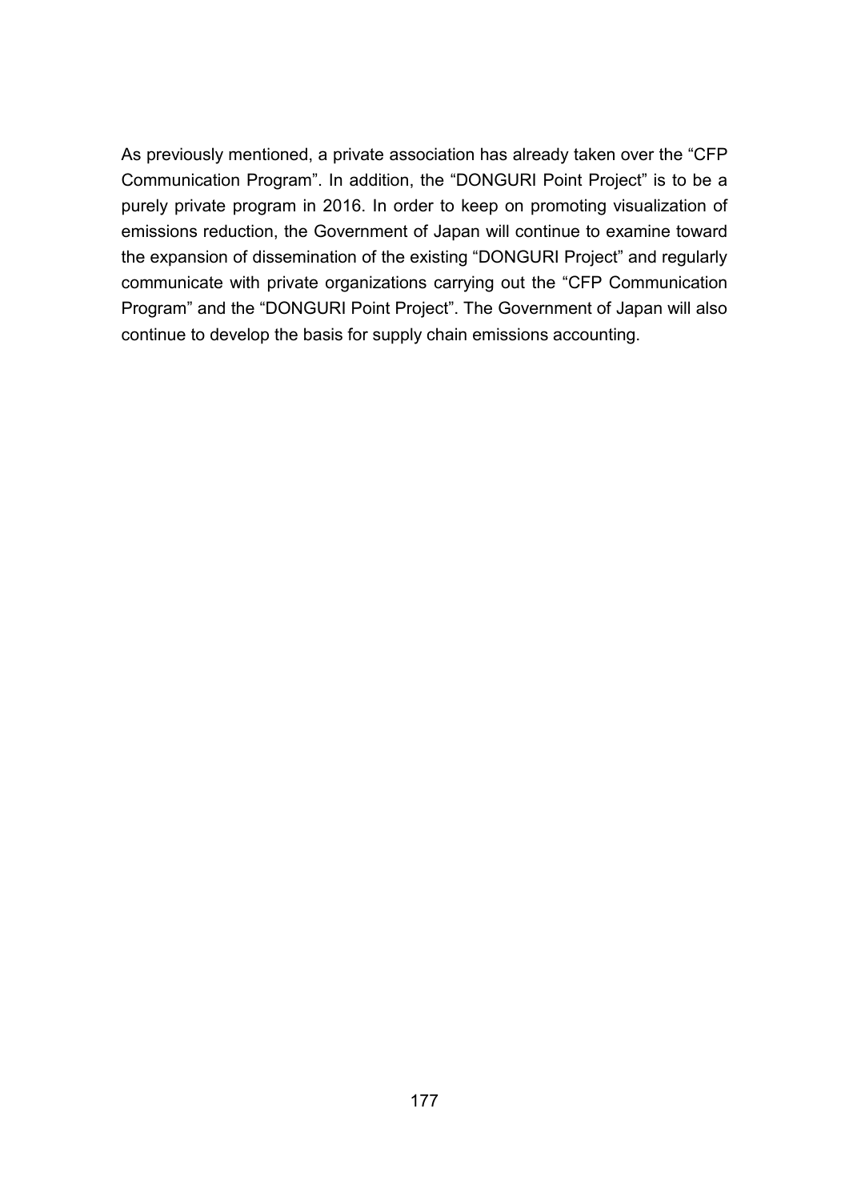As previously mentioned, a private association has already taken over the "CFP Communication Program". In addition, the "DONGURI Point Project" is to be a purely private program in 2016. In order to keep on promoting visualization of emissions reduction, the Government of Japan will continue to examine toward the expansion of dissemination of the existing "DONGURI Project" and regularly communicate with private organizations carrying out the "CFP Communication Program" and the "DONGURI Point Project". The Government of Japan will also continue to develop the basis for supply chain emissions accounting.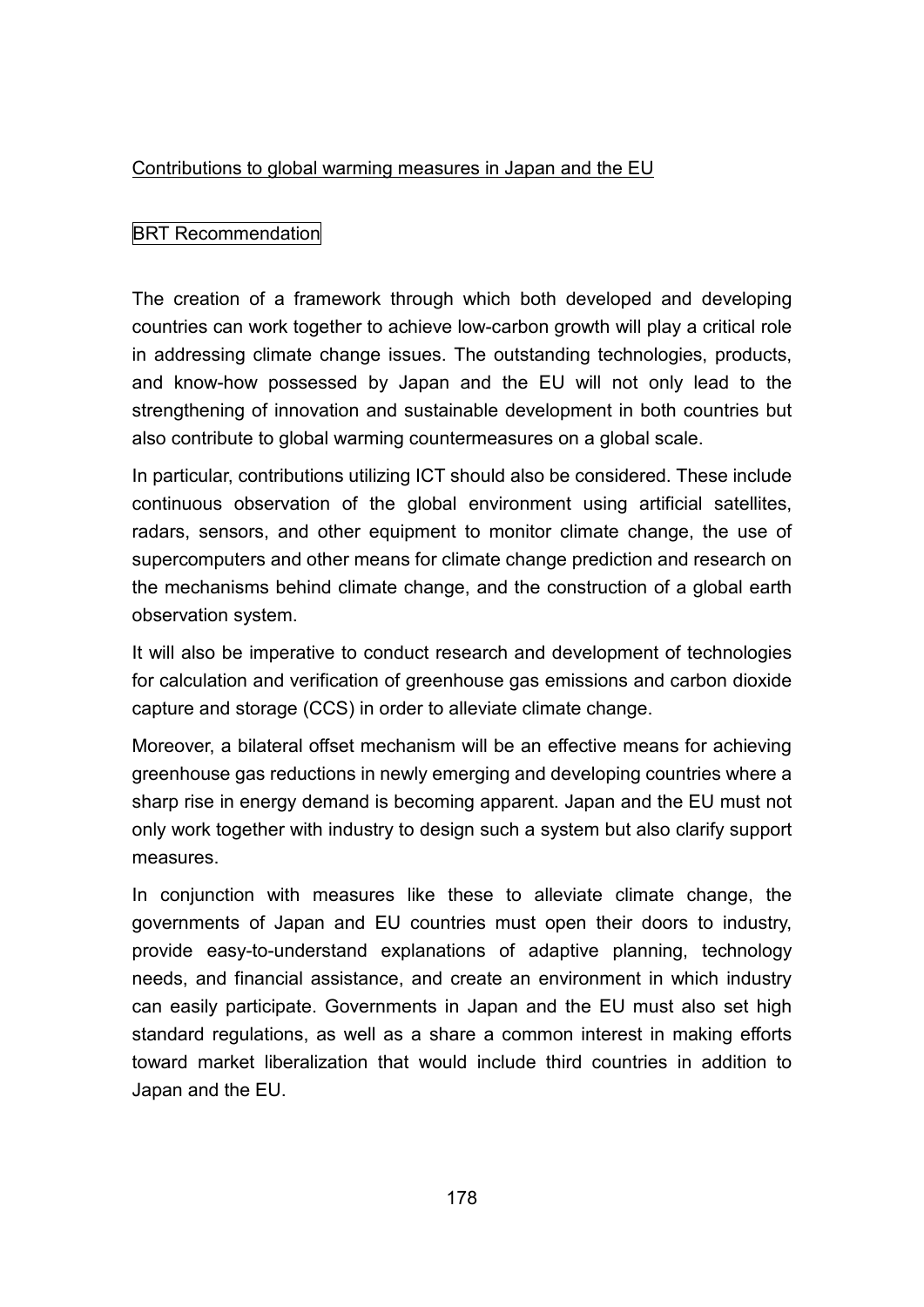Contributions to global warming measures in Japan and the EU

BRT Recommendation

The creation of a framework through which both developed and developing countries can work together to achieve low-carbon growth will play a critical role in addressing climate change issues. The outstanding technologies, products, and know-how possessed by Japan and the EU will not only lead to the strengthening of innovation and sustainable development in both countries but also contribute to global warming countermeasures on a global scale.

In particular, contributions utilizing ICT should also be considered. These include continuous observation of the global environment using artificial satellites, radars, sensors, and other equipment to monitor climate change, the use of supercomputers and other means for climate change prediction and research on the mechanisms behind climate change, and the construction of a global earth observation system.

It will also be imperative to conduct research and development of technologies for calculation and verification of greenhouse gas emissions and carbon dioxide capture and storage (CCS) in order to alleviate climate change.

Moreover, a bilateral offset mechanism will be an effective means for achieving greenhouse gas reductions in newly emerging and developing countries where a sharp rise in energy demand is becoming apparent. Japan and the EU must not only work together with industry to design such a system but also clarify support measures.

In conjunction with measures like these to alleviate climate change, the governments of Japan and EU countries must open their doors to industry, provide easy-to-understand explanations of adaptive planning, technology needs, and financial assistance, and create an environment in which industry can easily participate. Governments in Japan and the EU must also set high standard regulations, as well as a share a common interest in making efforts toward market liberalization that would include third countries in addition to Japan and the EU.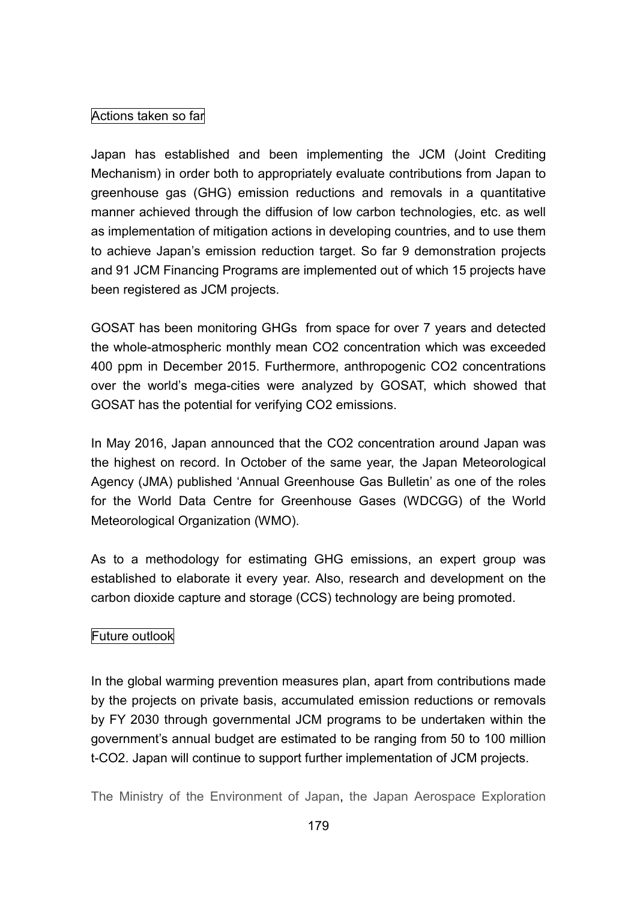Actions taken so far

Japan has established and been implementing the JCM (Joint Crediting Mechanism) in order both to appropriately evaluate contributions from Japan to greenhouse gas (GHG) emission reductions and removals in a quantitative manner achieved through the diffusion of low carbon technologies, etc. as well as implementation of mitigation actions in developing countries, and to use them to achieve Japan's emission reduction target. So far 9 demonstration projects and 91 JCM Financing Programs are implemented out of which 15 projects have been registered as JCM projects.

GOSAT has been monitoring GHGs from space for over 7 years and detected the whole-atmospheric monthly mean CO2 concentration which was exceeded 400 ppm in December 2015. Furthermore, anthropogenic CO2 concentrations over the world's mega-cities were analyzed by GOSAT, which showed that GOSAT has the potential for verifying CO2 emissions.

In May 2016, Japan announced that the CO2 concentration around Japan was the highest on record. In October of the same year, the Japan Meteorological Agency (JMA) published 'Annual Greenhouse Gas Bulletin' as one of the roles for the World Data Centre for Greenhouse Gases (WDCGG) of the World Meteorological Organization (WMO).

As to a methodology for estimating GHG emissions, an expert group was established to elaborate it every year. Also, research and development on the carbon dioxide capture and storage (CCS) technology are being promoted.

Future outlook

In the global warming prevention measures plan, apart from contributions made by the projects on private basis, accumulated emission reductions or removals by FY 2030 through governmental JCM programs to be undertaken within the government's annual budget are estimated to be ranging from 50 to 100 million t-CO2. Japan will continue to support further implementation of JCM projects.

The Ministry of the Environment of Japan, the Japan Aerospace Exploration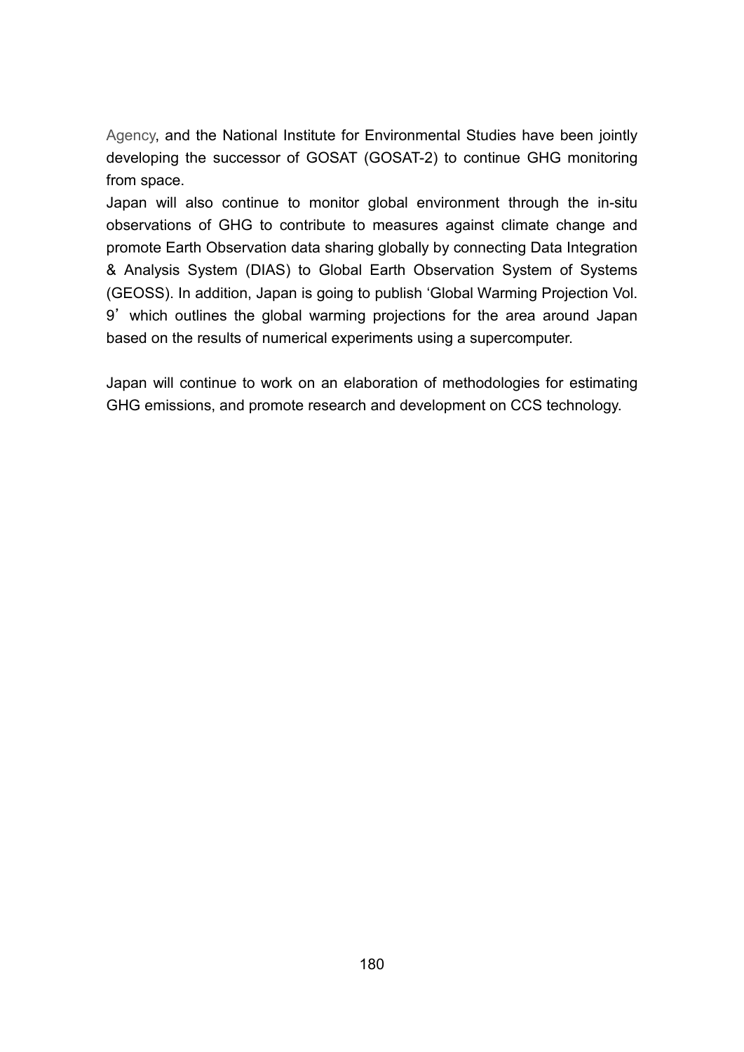Agency, and the National Institute for Environmental Studies have been jointly developing the successor of GOSAT (GOSAT-2) to continue GHG monitoring from space.

Japan will also continue to monitor global environment through the in-situ observations of GHG to contribute to measures against climate change and promote Earth Observation data sharing globally by connecting Data Integration & Analysis System (DIAS) to Global Earth Observation System of Systems (GEOSS). In addition, Japan is going to publish 'Global Warming Projection Vol. 9' which outlines the global warming projections for the area around Japan based on the results of numerical experiments using a supercomputer.

Japan will continue to work on an elaboration of methodologies for estimating GHG emissions, and promote research and development on CCS technology.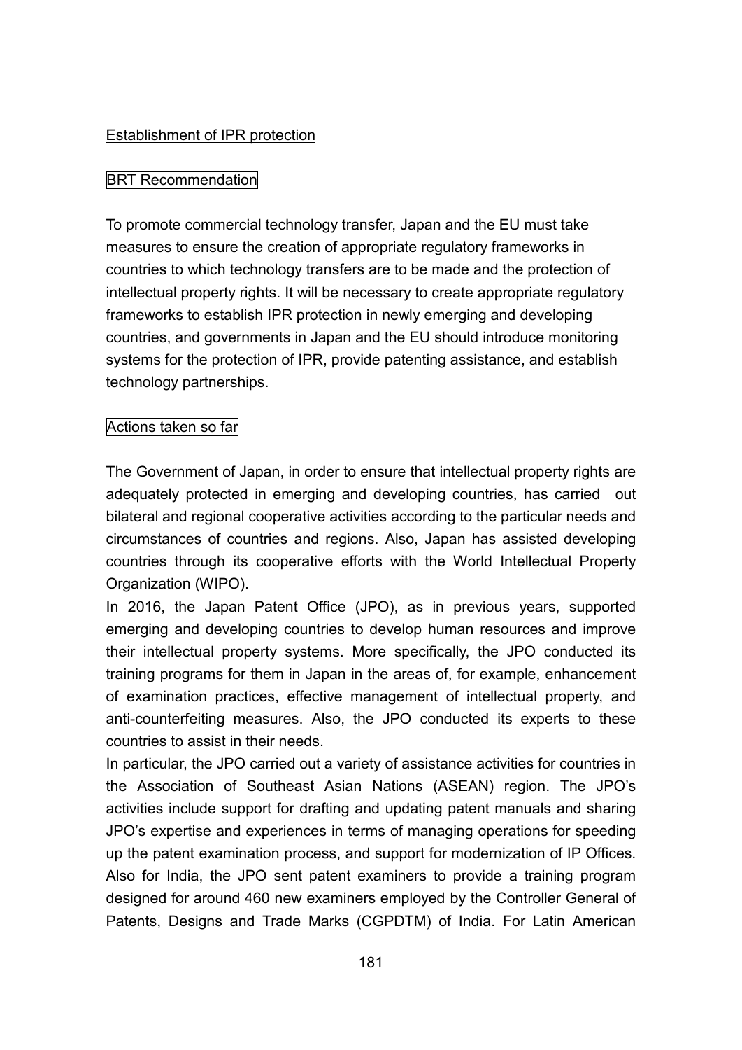## Establishment of IPR protection

### BRT Recommendation

To promote commercial technology transfer, Japan and the EU must take measures to ensure the creation of appropriate regulatory frameworks in countries to which technology transfers are to be made and the protection of intellectual property rights. It will be necessary to create appropriate regulatory frameworks to establish IPR protection in newly emerging and developing countries, and governments in Japan and the EU should introduce monitoring systems for the protection of IPR, provide patenting assistance, and establish technology partnerships.

### Actions taken so far

The Government of Japan, in order to ensure that intellectual property rights are adequately protected in emerging and developing countries, has carried out bilateral and regional cooperative activities according to the particular needs and circumstances of countries and regions. Also, Japan has assisted developing countries through its cooperative efforts with the World Intellectual Property Organization (WIPO).

In 2016, the Japan Patent Office (JPO), as in previous years, supported emerging and developing countries to develop human resources and improve their intellectual property systems. More specifically, the JPO conducted its training programs for them in Japan in the areas of, for example, enhancement of examination practices, effective management of intellectual property, and anti-counterfeiting measures. Also, the JPO conducted its experts to these countries to assist in their needs.

In particular, the JPO carried out a variety of assistance activities for countries in the Association of Southeast Asian Nations (ASEAN) region. The JPO's activities include support for drafting and updating patent manuals and sharing JPO's expertise and experiences in terms of managing operations for speeding up the patent examination process, and support for modernization of IP Offices. Also for India, the JPO sent patent examiners to provide a training program designed for around 460 new examiners employed by the Controller General of Patents, Designs and Trade Marks (CGPDTM) of India. For Latin American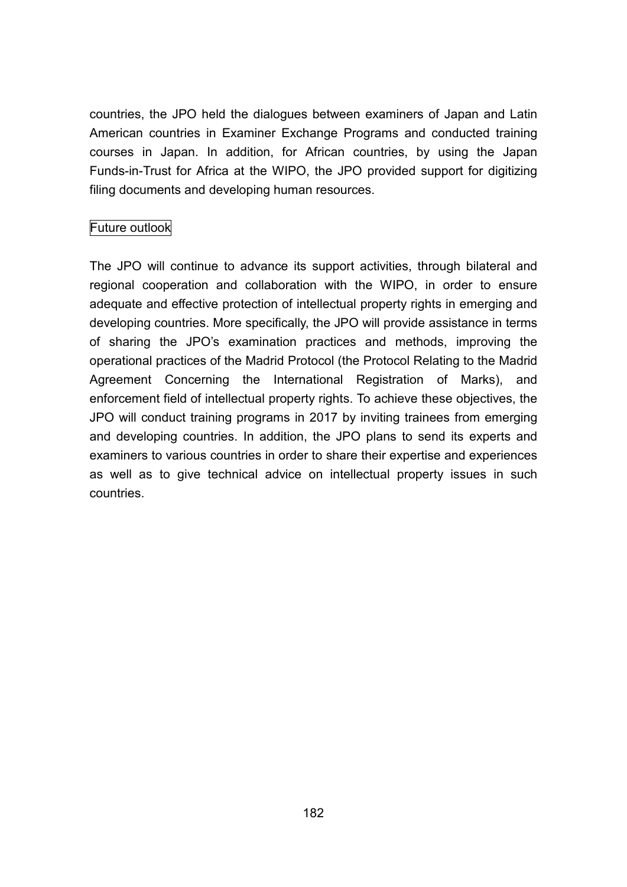countries, the JPO held the dialogues between examiners of Japan and Latin American countries in Examiner Exchange Programs and conducted training courses in Japan. In addition, for African countries, by using the Japan Funds-in-Trust for Africa at the WIPO, the JPO provided support for digitizing filing documents and developing human resources.

### Future outlook

The JPO will continue to advance its support activities, through bilateral and regional cooperation and collaboration with the WIPO, in order to ensure adequate and effective protection of intellectual property rights in emerging and developing countries. More specifically, the JPO will provide assistance in terms of sharing the JPO's examination practices and methods, improving the operational practices of the Madrid Protocol (the Protocol Relating to the Madrid Agreement Concerning the International Registration of Marks), and enforcement field of intellectual property rights. To achieve these objectives, the JPO will conduct training programs in 2017 by inviting trainees from emerging and developing countries. In addition, the JPO plans to send its experts and examiners to various countries in order to share their expertise and experiences as well as to give technical advice on intellectual property issues in such countries.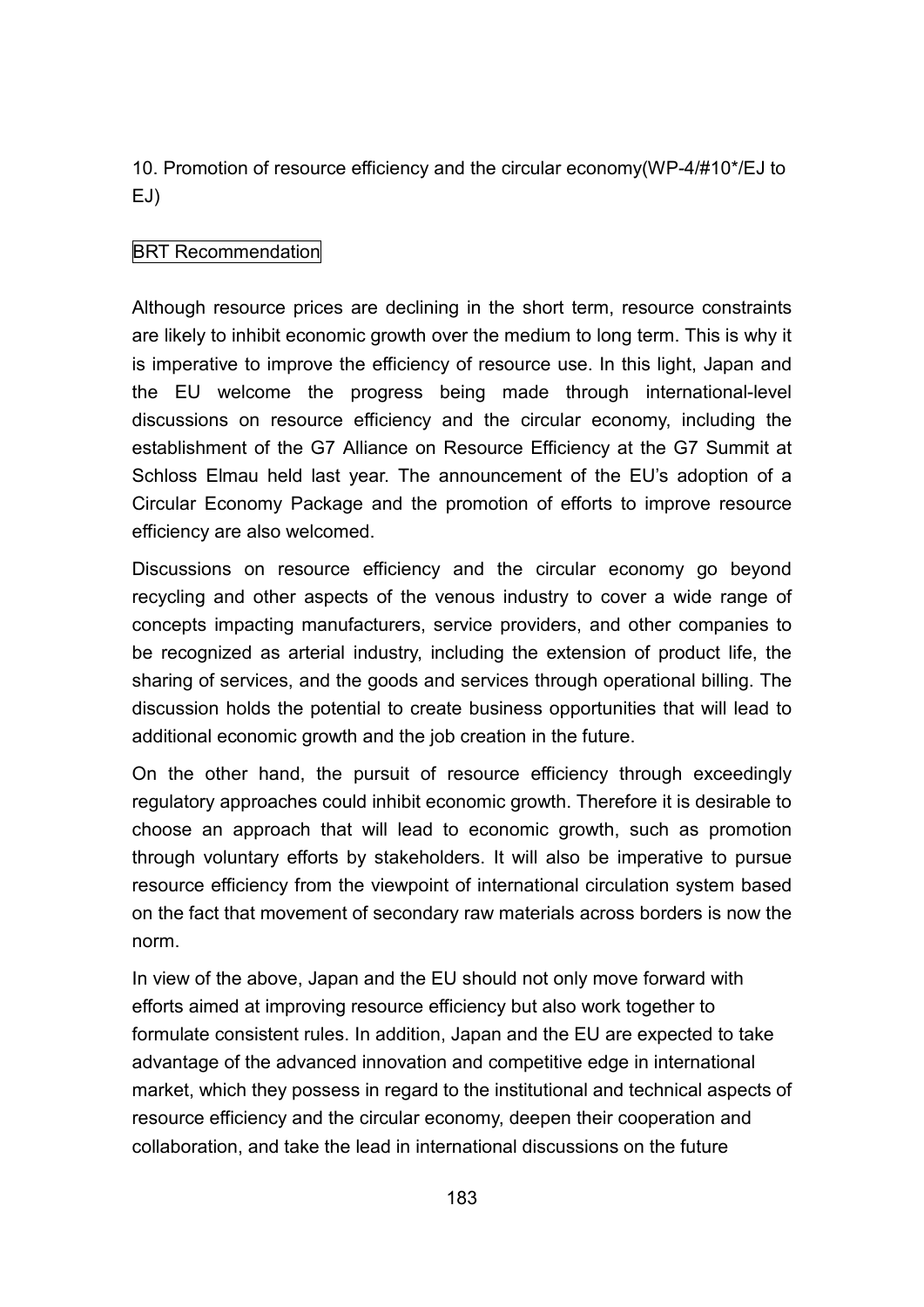10. Promotion of resource efficiency and the circular economy(WP-4/#10*/EJ to EJ)

BRT Recommendation

Although resource prices are declining in the short term, resource constraints are likely to inhibit economic growth over the medium to long term. This is why it is imperative to improve the efficiency of resource use. In this light, Japan and the EU welcome the progress being made through international-level discussions on resource efficiency and the circular economy, including the establishment of the G7 Alliance on Resource Efficiency at the G7 Summit at Schloss Elmau held last year. The announcement of the EU's adoption of a Circular Economy Package and the promotion of efforts to improve resource efficiency are also welcomed.

Discussions on resource efficiency and the circular economy go beyond recycling and other aspects of the venous industry to cover a wide range of concepts impacting manufacturers, service providers, and other companies to be recognized as arterial industry, including the extension of product life, the sharing of services, and the goods and services through operational billing. The discussion holds the potential to create business opportunities that will lead to additional economic growth and the job creation in the future.

On the other hand, the pursuit of resource efficiency through exceedingly regulatory approaches could inhibit economic growth. Therefore it is desirable to choose an approach that will lead to economic growth, such as promotion through voluntary efforts by stakeholders. It will also be imperative to pursue resource efficiency from the viewpoint of international circulation system based on the fact that movement of secondary raw materials across borders is now the norm.

In view of the above, Japan and the EU should not only move forward with efforts aimed at improving resource efficiency but also work together to formulate consistent rules. In addition, Japan and the EU are expected to take advantage of the advanced innovation and competitive edge in international market, which they possess in regard to the institutional and technical aspects of resource efficiency and the circular economy, deepen their cooperation and collaboration, and take the lead in international discussions on the future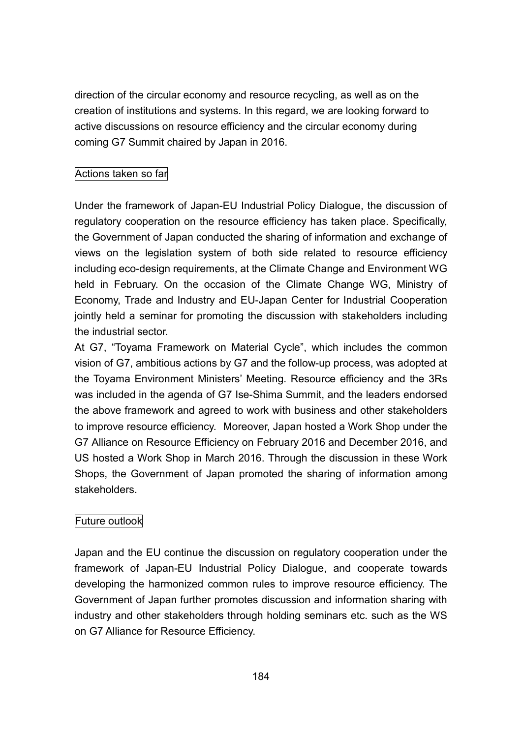direction of the circular economy and resource recycling, as well as on the creation of institutions and systems. In this regard, we are looking forward to active discussions on resource efficiency and the circular economy during coming G7 Summit chaired by Japan in 2016.

### Actions taken so far

Under the framework of Japan-EU Industrial Policy Dialogue, the discussion of regulatory cooperation on the resource efficiency has taken place. Specifically, the Government of Japan conducted the sharing of information and exchange of views on the legislation system of both side related to resource efficiency including eco-design requirements, at the Climate Change and Environment WG held in February. On the occasion of the Climate Change WG, Ministry of Economy, Trade and Industry and EU-Japan Center for Industrial Cooperation jointly held a seminar for promoting the discussion with stakeholders including the industrial sector.

At G7, "Toyama Framework on Material Cycle", which includes the common vision of G7, ambitious actions by G7 and the follow-up process, was adopted at the Toyama Environment Ministers' Meeting. Resource efficiency and the 3Rs was included in the agenda of G7 Ise-Shima Summit, and the leaders endorsed the above framework and agreed to work with business and other stakeholders to improve resource efficiency. Moreover, Japan hosted a Work Shop under the G7 Alliance on Resource Efficiency on February 2016 and December 2016, and US hosted a Work Shop in March 2016. Through the discussion in these Work Shops, the Government of Japan promoted the sharing of information among stakeholders.

### Future outlook

Japan and the EU continue the discussion on regulatory cooperation under the framework of Japan-EU Industrial Policy Dialogue, and cooperate towards developing the harmonized common rules to improve resource efficiency. The Government of Japan further promotes discussion and information sharing with industry and other stakeholders through holding seminars etc. such as the WS on G7 Alliance for Resource Efficiency.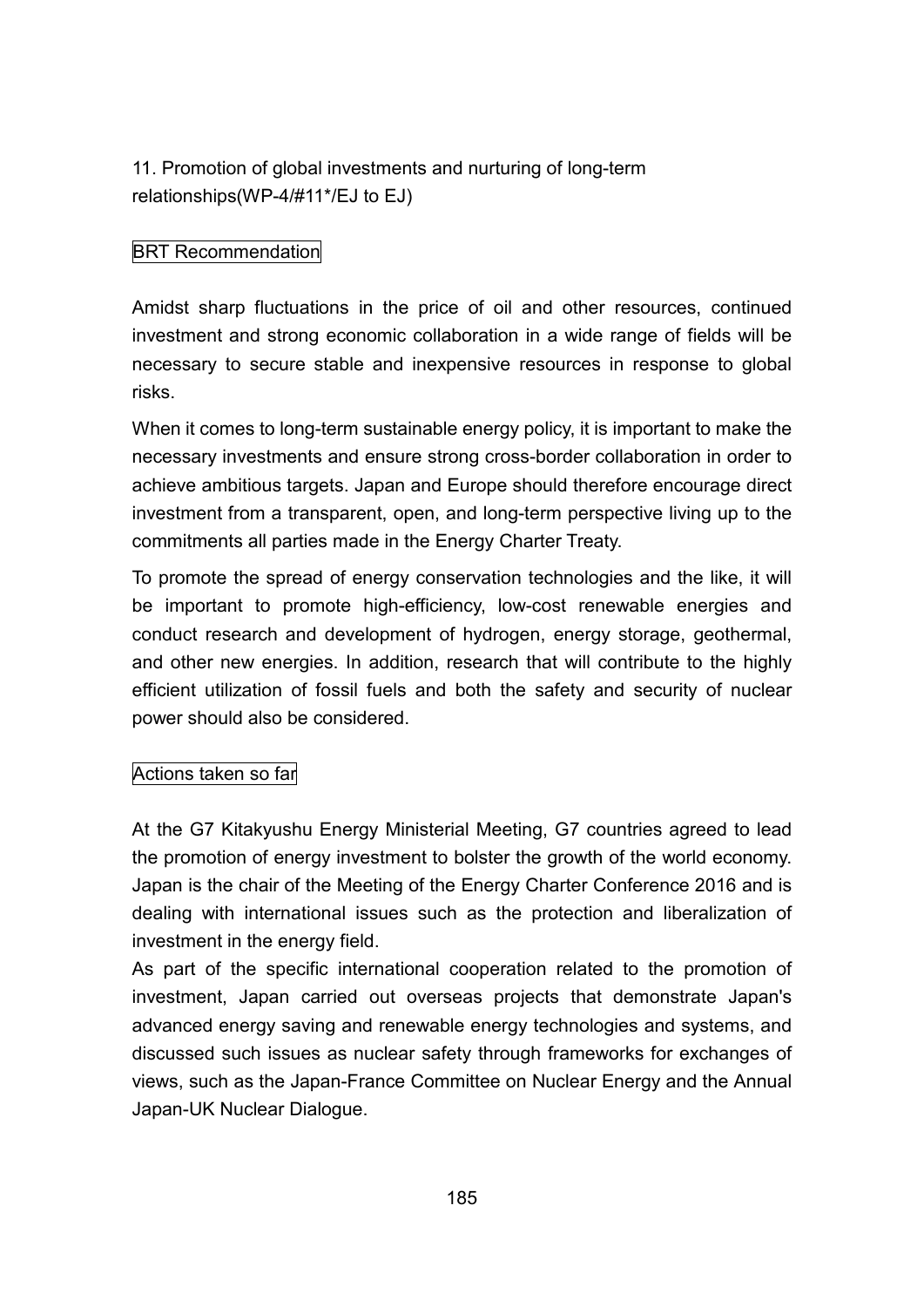## 11. Promotion of global investments and nurturing of long-term relationships(WP-4/#11*/EJ to EJ)

### BRT Recommendation

Amidst sharp fluctuations in the price of oil and other resources, continued investment and strong economic collaboration in a wide range of fields will be necessary to secure stable and inexpensive resources in response to global risks.

When it comes to long-term sustainable energy policy, it is important to make the necessary investments and ensure strong cross-border collaboration in order to achieve ambitious targets. Japan and Europe should therefore encourage direct investment from a transparent, open, and long-term perspective living up to the commitments all parties made in the Energy Charter Treaty.

To promote the spread of energy conservation technologies and the like, it will be important to promote high-efficiency, low-cost renewable energies and conduct research and development of hydrogen, energy storage, geothermal, and other new energies. In addition, research that will contribute to the highly efficient utilization of fossil fuels and both the safety and security of nuclear power should also be considered.

### Actions taken so far

At the G7 Kitakyushu Energy Ministerial Meeting, G7 countries agreed to lead the promotion of energy investment to bolster the growth of the world economy. Japan is the chair of the Meeting of the Energy Charter Conference 2016 and is dealing with international issues such as the protection and liberalization of investment in the energy field.

As part of the specific international cooperation related to the promotion of investment, Japan carried out overseas projects that demonstrate Japan's advanced energy saving and renewable energy technologies and systems, and discussed such issues as nuclear safety through frameworks for exchanges of views, such as the Japan-France Committee on Nuclear Energy and the Annual Japan-UK Nuclear Dialogue.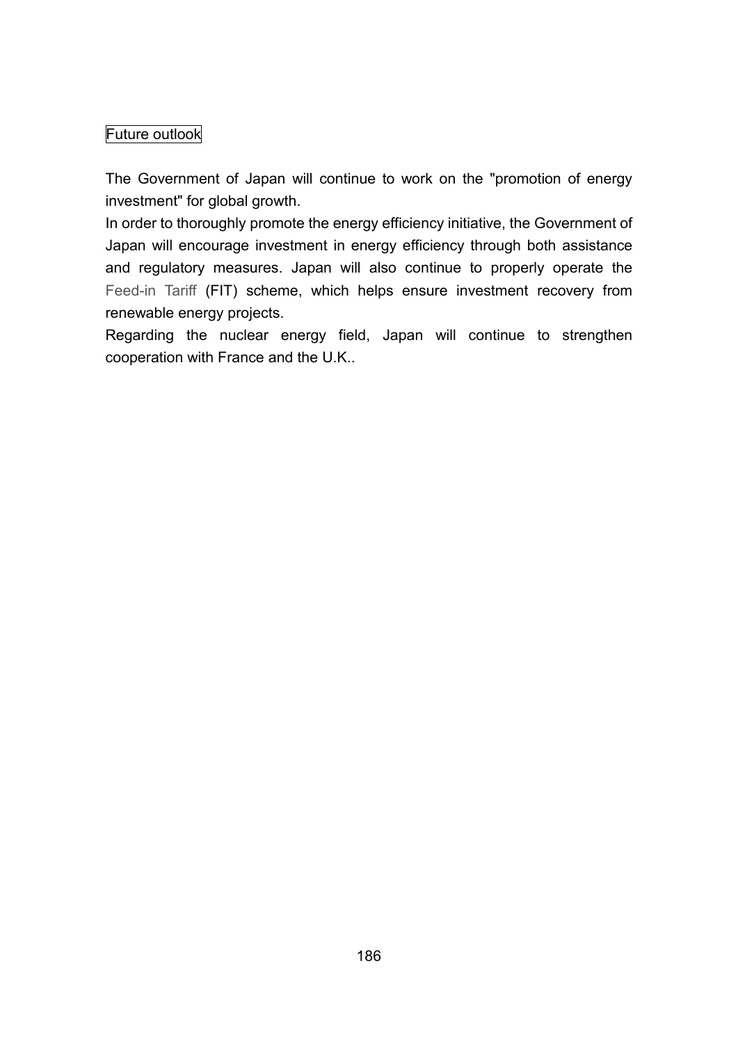## Future outlook

The Government of Japan will continue to work on the "promotion of energy investment" for global growth.

In order to thoroughly promote the energy efficiency initiative, the Government of Japan will encourage investment in energy efficiency through both assistance and regulatory measures. Japan will also continue to properly operate the Feed-in Tariff (FIT) scheme, which helps ensure investment recovery from renewable energy projects.

Regarding the nuclear energy field, Japan will continue to strengthen cooperation with France and the U.K..